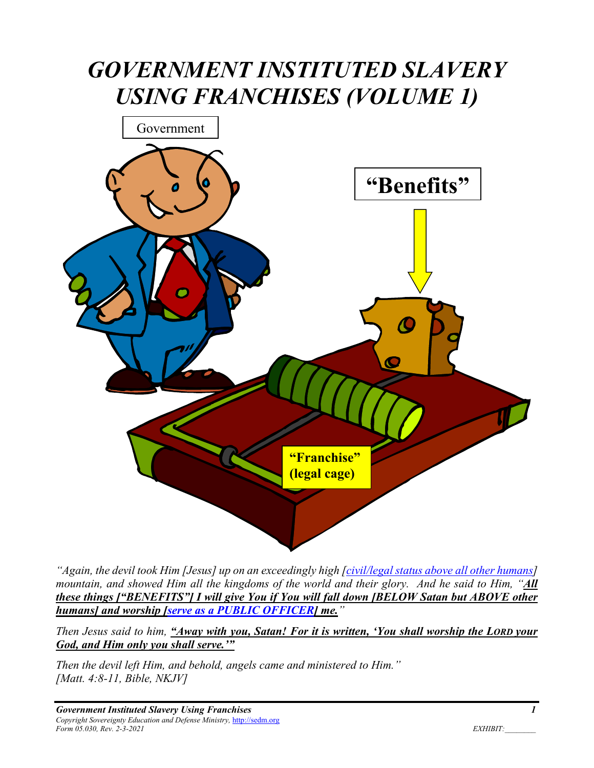# GOVERNMENT INSTITUTED SLAVERY USING FRANCHISES (VOLUME 1)

*"Again, the devil took Him [Jesus] up on an exceedingly high [civil/legal status above all other humans] mountain, and showed Him all the kingdoms of the world and their glory. And he said to Him, "**All these things ["BENEFITS"] I will give You if You will fall down [BELOW Satan but ABOVE other humans] and worship [serve as a PUBLIC OFFICER] me.**"*

*Then Jesus said to him, **"Away with you, Satan! For it is written, 'You shall worship the LORD your God, and Him only you shall serve.'"***

*Then the devil left Him, and behold, angels came and ministered to Him."*
*[Matt. 4:8-11, Bible, NKJV]*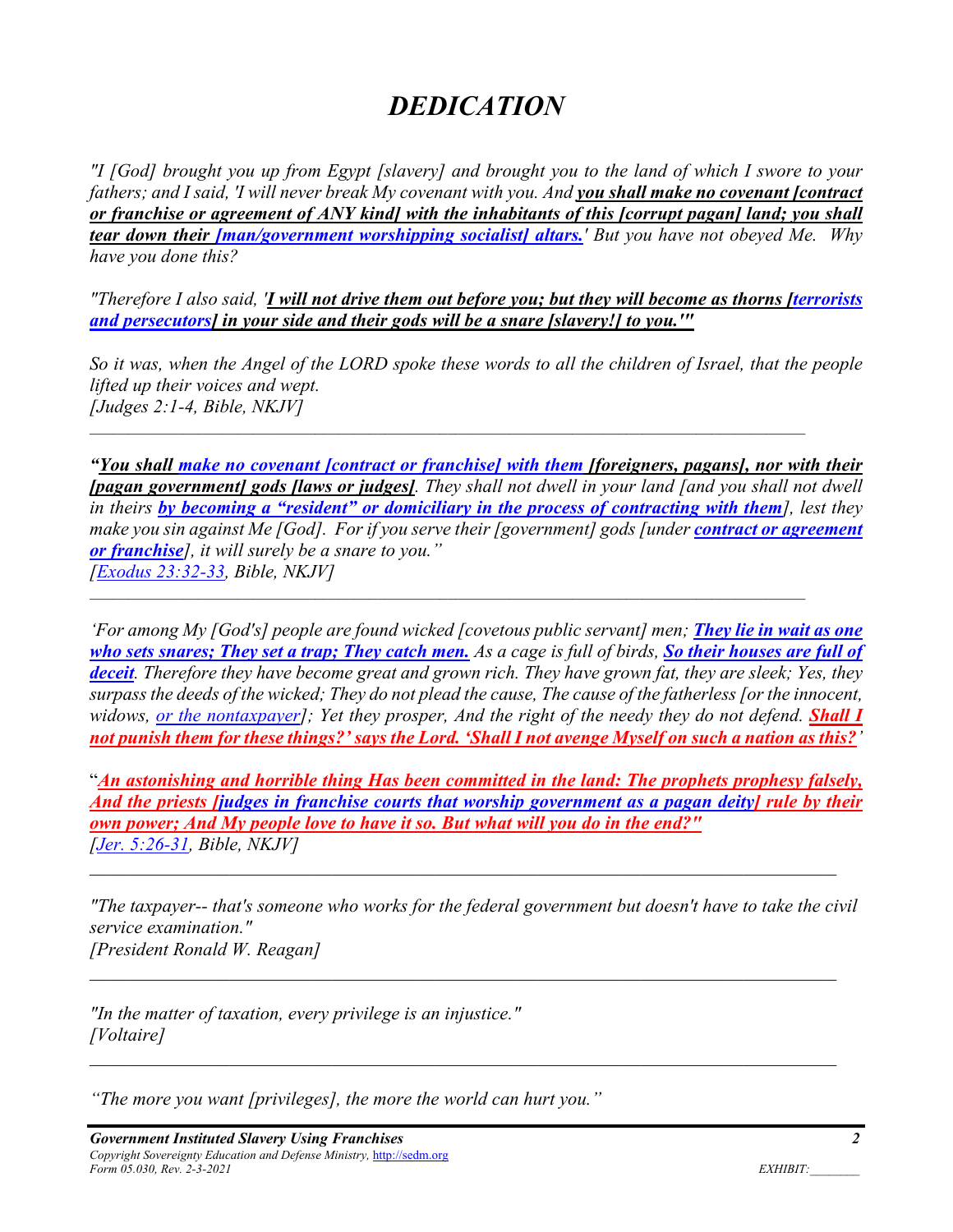# DEDICATION

*"I [God] brought you up from Egypt [slavery] and brought you to the land of which I swore to your fathers; and I said, 'I will never break My covenant with you. And **you shall make no covenant [contract or franchise or agreement of ANY kind] with the inhabitants of this [corrupt pagan] land; you shall tear down their [man/government worshipping socialist] altars.**' But you have not obeyed Me. Why have you done this?*

*"Therefore I also said, '**I will not drive them out before you; but they will become as thorns [terrorists and persecutors] in your side and their gods will be a snare [slavery!] to you.'"***

*So it was, when the Angel of the LORD spoke these words to all the children of Israel, that the people lifted up their voices and wept.*
*[Judges 2:1-4, Bible, NKJV]*

---

*"**You shall make no covenant [contract or franchise] with them [foreigners, pagans], nor with their [pagan government] gods [laws or judges]**. They shall not dwell in your land [and you shall not dwell in theirs **by becoming a "resident" or domiciliary in the process of contracting with them**], lest they make you sin against Me [God]. For if you serve their [government] gods [under **contract or agreement or franchise**], it will surely be a snare to you."*
*[Exodus 23:32-33, Bible, NKJV]*

---

*'For among My [God's] people are found wicked [covetous public servant] men; **They lie in wait as one who sets snares; They set a trap; They catch men.** As a cage is full of birds, **So their houses are full of deceit**. Therefore they have become great and grown rich. They have grown fat, they are sleek; Yes, they surpass the deeds of the wicked; They do not plead the cause, The cause of the fatherless [or the innocent, widows, or the nontaxpayer]; Yet they prosper, And the right of the needy they do not defend. **Shall I not punish them for these things?' says the Lord. 'Shall I not avenge Myself on such a nation as this?**'*

*"**An astonishing and horrible thing Has been committed in the land: The prophets prophesy falsely, And the priests [judges in franchise courts that worship government as a pagan deity] rule by their own power; And My people love to have it so. But what will you do in the end?"***
*[Jer. 5:26-31, Bible, NKJV]*

---

*"The taxpayer-- that's someone who works for the federal government but doesn't have to take the civil service examination."*
*[President Ronald W. Reagan]*

---

*"In the matter of taxation, every privilege is an injustice."*
*[Voltaire]*

---

*"The more you want [privileges], the more the world can hurt you."*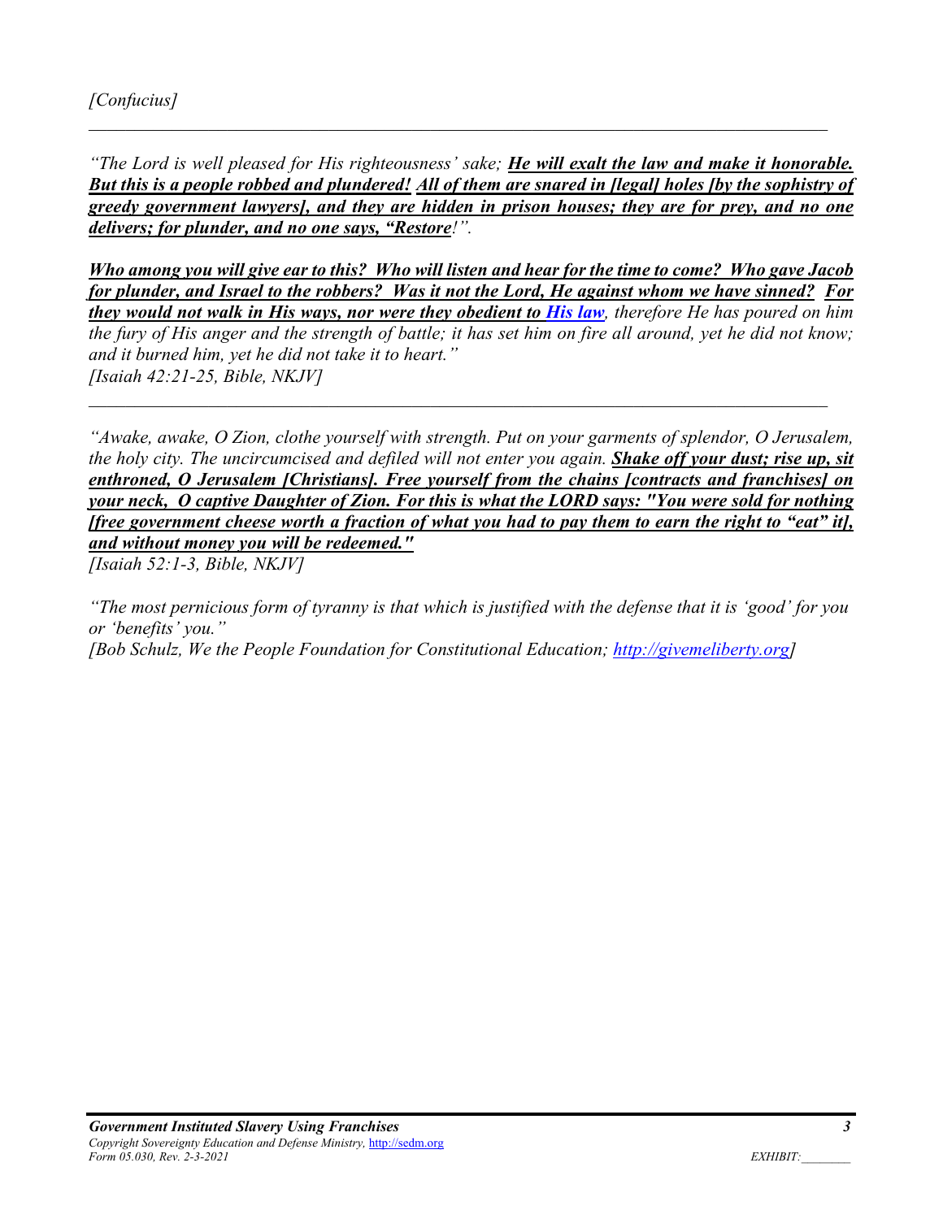*[Confucius]*

---

*"The Lord is well pleased for His righteousness' sake;* ***He will exalt the law and make it honorable. But this is a people robbed and plundered! All of them are snared in [legal] holes [by the sophistry of greedy government lawyers], and they are hidden in prison houses; they are for prey, and no one delivers; for plunder, and no one says, "Restore****!".*

***Who among you will give ear to this? Who will listen and hear for the time to come? Who gave Jacob for plunder, and Israel to the robbers? Was it not the Lord, He against whom we have sinned? For they would not walk in His ways, nor were they obedient to His law****, therefore He has poured on him the fury of His anger and the strength of battle; it has set him on fire all around, yet he did not know; and it burned him, yet he did not take it to heart."*
*[Isaiah 42:21-25, Bible, NKJV]*

---

*"Awake, awake, O Zion, clothe yourself with strength. Put on your garments of splendor, O Jerusalem, the holy city. The uncircumcised and defiled will not enter you again.* ***Shake off your dust; rise up, sit enthroned, O Jerusalem [Christians]. Free yourself from the chains [contracts and franchises] on your neck, O captive Daughter of Zion. For this is what the LORD says: "You were sold for nothing [free government cheese worth a fraction of what you had to pay them to earn the right to "eat" it], and without money you will be redeemed."***
*[Isaiah 52:1-3, Bible, NKJV]*

*"The most pernicious form of tyranny is that which is justified with the defense that it is 'good' for you or 'benefits' you."*
*[Bob Schulz, We the People Foundation for Constitutional Education; http://givemeliberty.org]*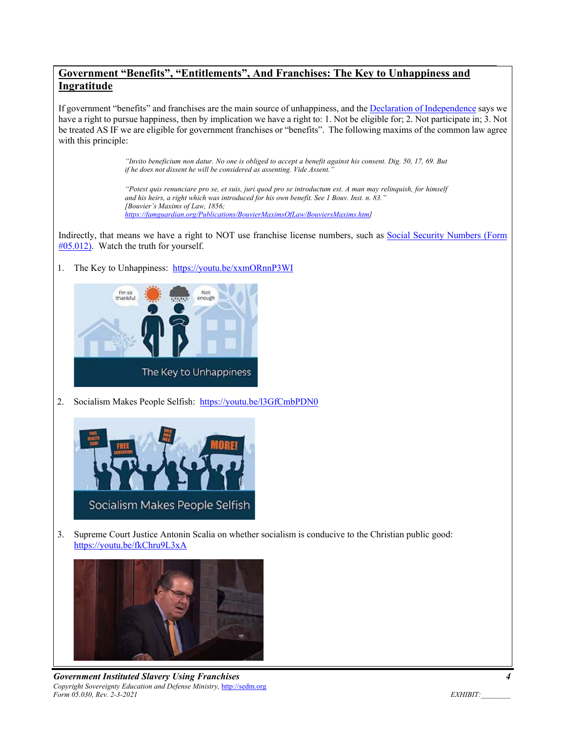## Government "Benefits", "Entitlements", And Franchises: The Key to Unhappiness and Ingratitude

If government "benefits" and franchises are the main source of unhappiness, and the Declaration of Independence says we have a right to pursue happiness, then by implication we have a right to: 1. Not be eligible for; 2. Not participate in; 3. Not be treated AS IF we are eligible for government franchises or "benefits". The following maxims of the common law agree with this principle:

> *"Invito beneficium non datur. No one is obliged to accept a benefit against his consent. Dig. 50, 17, 69. But if he does not dissent he will be considered as assenting. Vide Assent."*
>
> *"Potest quis renunciare pro se, et suis, juri quod pro se introductum est. A man may relinquish, for himself and his heirs, a right which was introduced for his own benefit. See 1 Bouv. Inst. n. 83."*
> *[Bouvier's Maxims of Law, 1856; https://famguardian.org/Publications/BouvierMaximsOfLaw/BouviersMaxims.htm]*

Indirectly, that means we have a right to NOT use franchise license numbers, such as Social Security Numbers (Form #05.012). Watch the truth for yourself.

1. The Key to Unhappiness: https://youtu.be/xxmORnnP3WI

2. Socialism Makes People Selfish: https://youtu.be/l3GfCmbPDN0

3. Supreme Court Justice Antonin Scalia on whether socialism is conducive to the Christian public good: https://youtu.be/fkChru9L3xA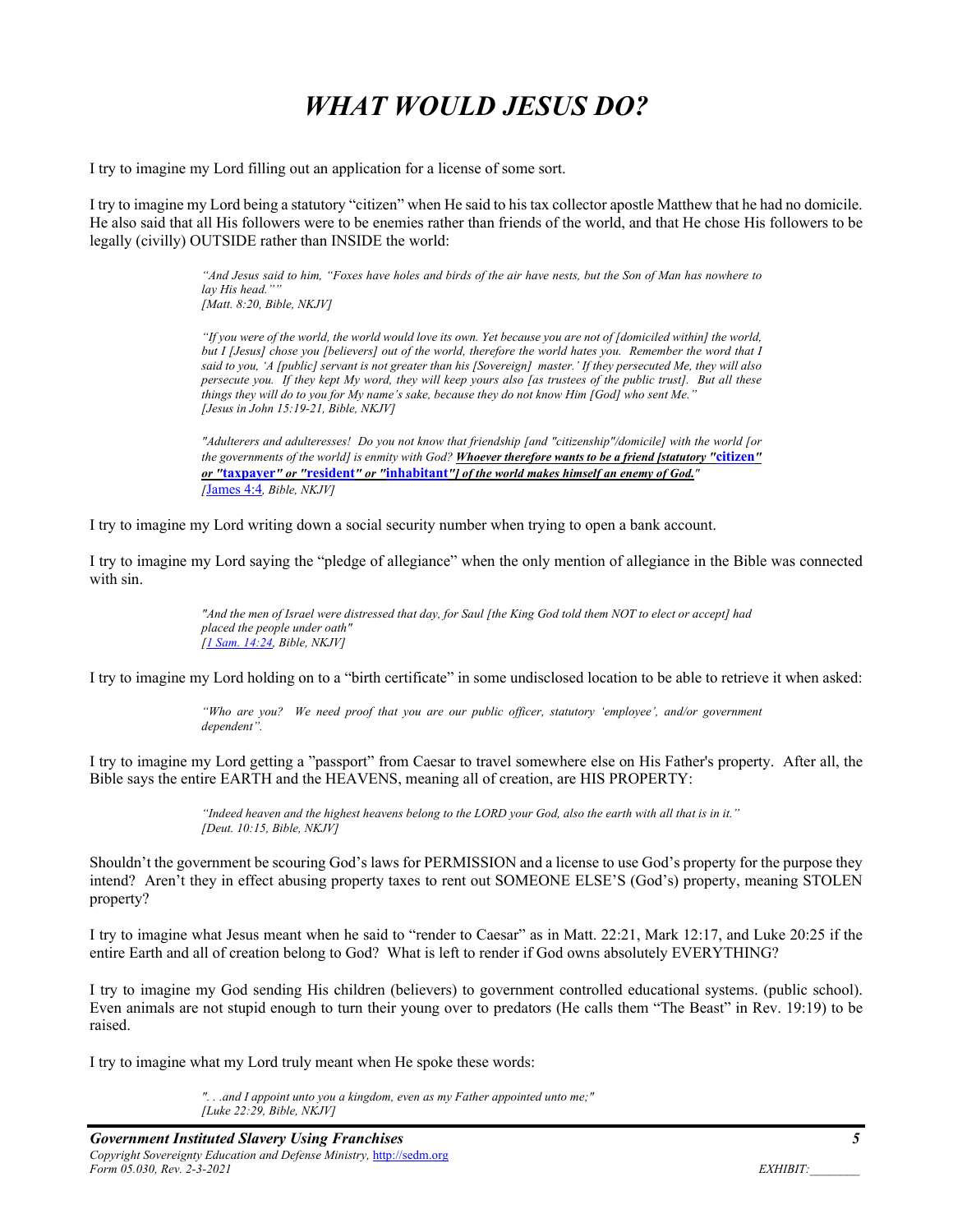// WHAT WOULD JESUS DO?

# *WHAT WOULD JESUS DO?*

I try to imagine my Lord filling out an application for a license of some sort.

I try to imagine my Lord being a statutory "citizen" when He said to his tax collector apostle Matthew that he had no domicile. He also said that all His followers were to be enemies rather than friends of the world, and that He chose His followers to be legally (civilly) OUTSIDE rather than INSIDE the world:

> *"And Jesus said to him, "Foxes have holes and birds of the air have nests, but the Son of Man has nowhere to lay His head.""*
> *[Matt. 8:20, Bible, NKJV]*

> *"If you were of the world, the world would love its own. Yet because you are not of [domiciled within] the world, but I [Jesus] chose you [believers] out of the world, therefore the world hates you. Remember the word that I said to you, 'A [public] servant is not greater than his [Sovereign] master.' If they persecuted Me, they will also persecute you. If they kept My word, they will keep yours also [as trustees of the public trust]. But all these things they will do to you for My name's sake, because they do not know Him [God] who sent Me."*
> *[Jesus in John 15:19-21, Bible, NKJV]*

> *"Adulterers and adulteresses! Do you not know that friendship [and "citizenship"/domicile] with the world [or the governments of the world] is enmity with God? **Whoever therefore wants to be a friend [statutory "citizen" or "taxpayer" or "resident" or "inhabitant"] of the world makes himself an enemy of God.**"*
> *[James 4:4, Bible, NKJV]*

I try to imagine my Lord writing down a social security number when trying to open a bank account.

I try to imagine my Lord saying the "pledge of allegiance" when the only mention of allegiance in the Bible was connected with sin.

> *"And the men of Israel were distressed that day, for Saul [the King God told them NOT to elect or accept] had placed the people under oath"*
> *[1 Sam. 14:24, Bible, NKJV]*

I try to imagine my Lord holding on to a "birth certificate" in some undisclosed location to be able to retrieve it when asked:

> *"Who are you? We need proof that you are our public officer, statutory 'employee', and/or government dependent".*

I try to imagine my Lord getting a "passport" from Caesar to travel somewhere else on His Father's property. After all, the Bible says the entire EARTH and the HEAVENS, meaning all of creation, are HIS PROPERTY:

> *"Indeed heaven and the highest heavens belong to the LORD your God, also the earth with all that is in it."*
> *[Deut. 10:15, Bible, NKJV]*

Shouldn't the government be scouring God's laws for PERMISSION and a license to use God's property for the purpose they intend? Aren't they in effect abusing property taxes to rent out SOMEONE ELSE'S (God's) property, meaning STOLEN property?

I try to imagine what Jesus meant when he said to "render to Caesar" as in Matt. 22:21, Mark 12:17, and Luke 20:25 if the entire Earth and all of creation belong to God? What is left to render if God owns absolutely EVERYTHING?

I try to imagine my God sending His children (believers) to government controlled educational systems. (public school). Even animals are not stupid enough to turn their young over to predators (He calls them "The Beast" in Rev. 19:19) to be raised.

I try to imagine what my Lord truly meant when He spoke these words:

> *". . .and I appoint unto you a kingdom, even as my Father appointed unto me;"*
> *[Luke 22:29, Bible, NKJV]*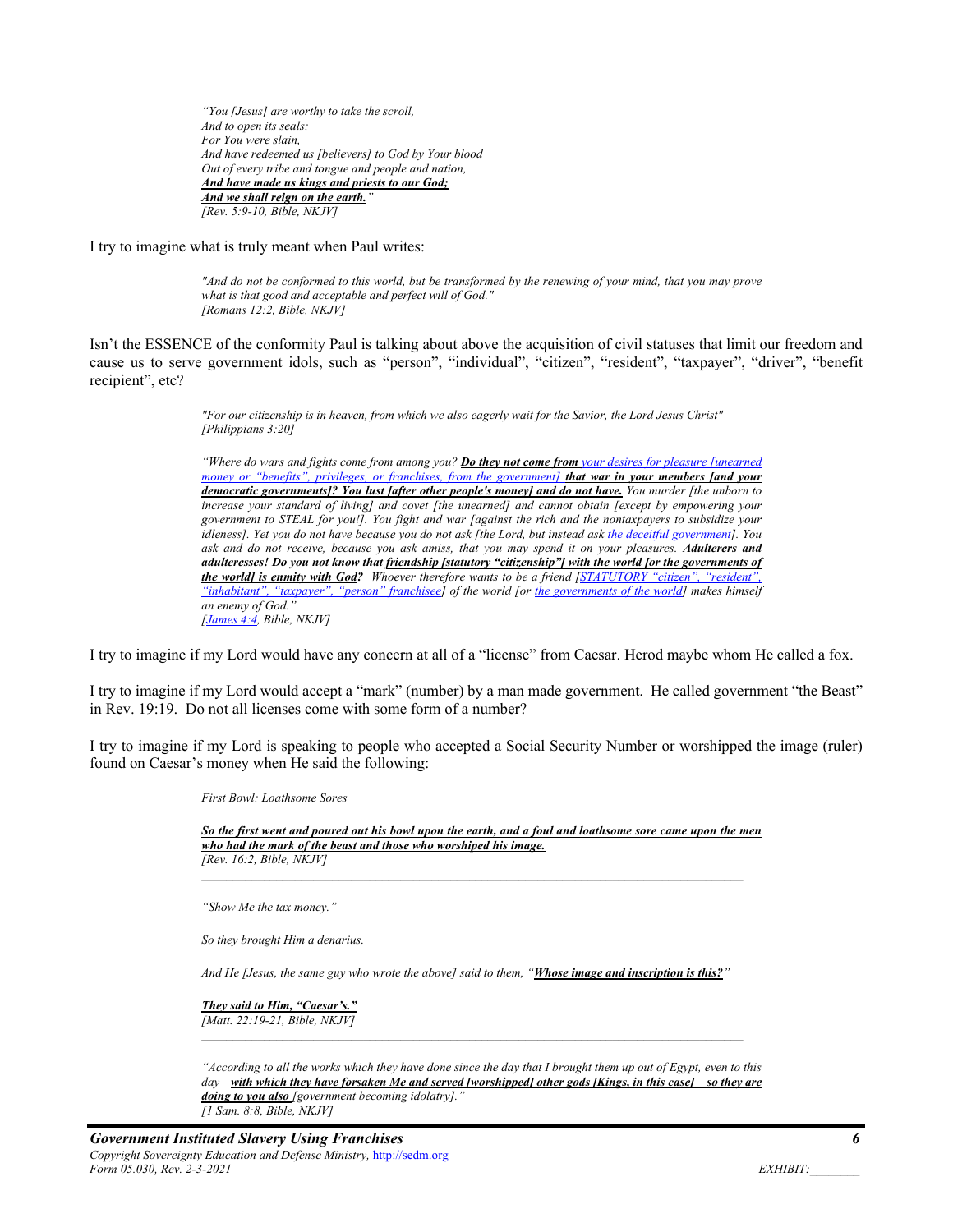> *"You [Jesus] are worthy to take the scroll,*
> *And to open its seals;*
> *For You were slain,*
> *And have redeemed us [believers] to God by Your blood*
> *Out of every tribe and tongue and people and nation,*
> ***And have made us kings and priests to our God;***
> ***And we shall reign on the earth.****"*
> *[Rev. 5:9-10, Bible, NKJV]*

I try to imagine what is truly meant when Paul writes:

> *"And do not be conformed to this world, but be transformed by the renewing of your mind, that you may prove what is that good and acceptable and perfect will of God."*
> *[Romans 12:2, Bible, NKJV]*

Isn't the ESSENCE of the conformity Paul is talking about above the acquisition of civil statuses that limit our freedom and cause us to serve government idols, such as "person", "individual", "citizen", "resident", "taxpayer", "driver", "benefit recipient", etc?

> *"For our citizenship is in heaven, from which we also eagerly wait for the Savior, the Lord Jesus Christ"*
> *[Philippians 3:20]*

> *"Where do wars and fights come from among you? **Do they not come from** your desires for pleasure [unearned money or "benefits", privileges, or franchises, from the government] **that war in your members [and your democratic governments]? You lust [after other people's money] and do not have.** You murder [the unborn to increase your standard of living] and covet [the unearned] and cannot obtain [except by empowering your government to STEAL for you!]. You fight and war [against the rich and the nontaxpayers to subsidize your idleness]. Yet you do not have because you do not ask [the Lord, but instead ask the deceitful government]. You ask and do not receive, because you ask amiss, that you may spend it on your pleasures. **Adulterers and adulteresses! Do you not know that friendship [statutory "citizenship"] with the world [or the governments of the world] is enmity with God?** Whoever therefore wants to be a friend [STATUTORY "citizen", "resident", "inhabitant", "taxpayer", "person" franchisee] of the world [or the governments of the world] makes himself an enemy of God."*
> *[James 4:4, Bible, NKJV]*

I try to imagine if my Lord would have any concern at all of a "license" from Caesar. Herod maybe whom He called a fox.

I try to imagine if my Lord would accept a "mark" (number) by a man made government. He called government "the Beast" in Rev. 19:19. Do not all licenses come with some form of a number?

I try to imagine if my Lord is speaking to people who accepted a Social Security Number or worshipped the image (ruler) found on Caesar's money when He said the following:

> *First Bowl: Loathsome Sores*
>
> ***So the first went and poured out his bowl upon the earth, and a foul and loathsome sore came upon the men who had the mark of the beast and those who worshiped his image.***
> *[Rev. 16:2, Bible, NKJV]*

---

> *"Show Me the tax money."*
>
> *So they brought Him a denarius.*
>
> *And He [Jesus, the same guy who wrote the above] said to them, "**Whose image and inscription is this?**"*
>
> ***They said to Him, "Caesar's."***
> *[Matt. 22:19-21, Bible, NKJV]*

---

> *"According to all the works which they have done since the day that I brought them up out of Egypt, even to this day—**with which they have forsaken Me and served [worshipped] other gods [Kings, in this case]—so they are doing to you also** [government becoming idolatry]."*
> *[1 Sam. 8:8, Bible, NKJV]*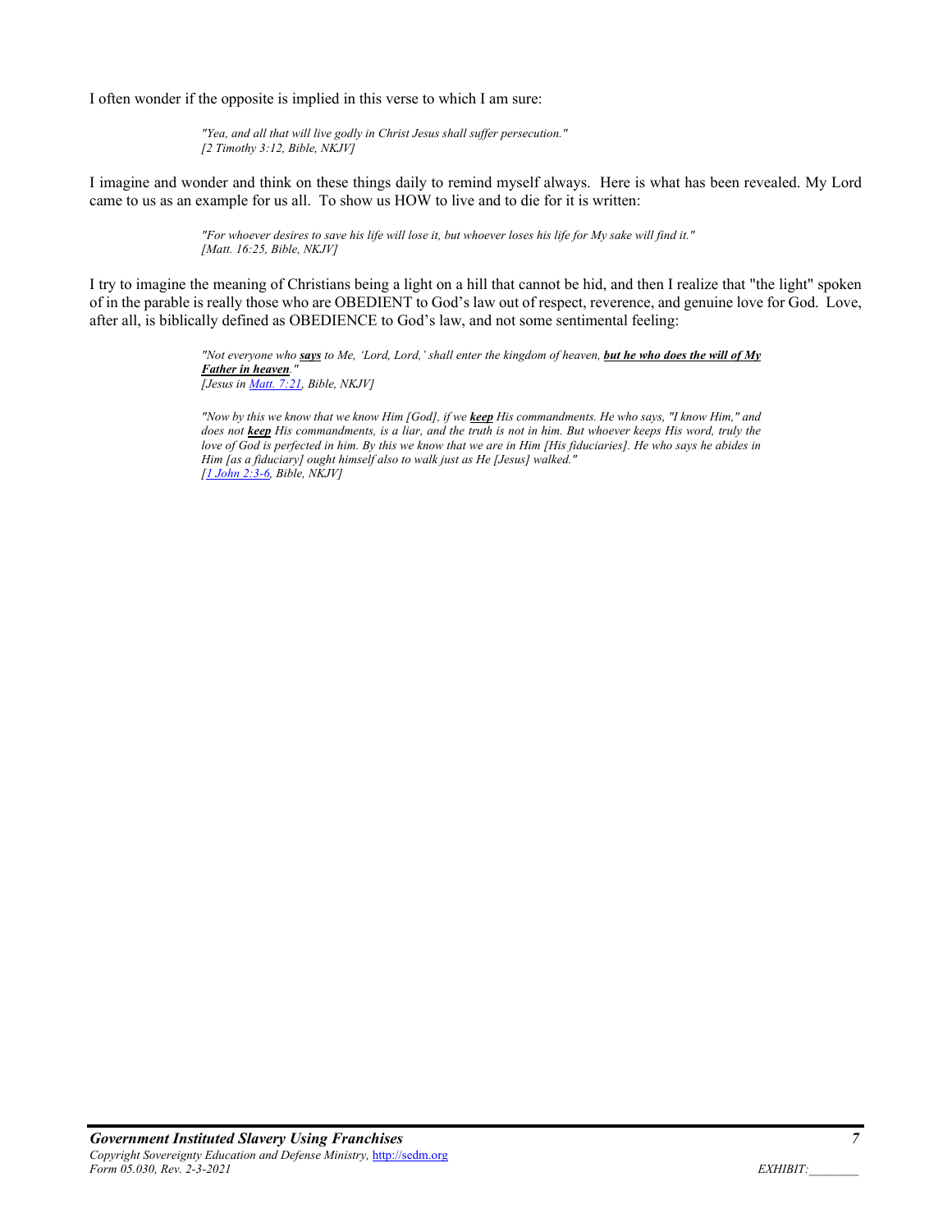I often wonder if the opposite is implied in this verse to which I am sure:

> *"Yea, and all that will live godly in Christ Jesus shall suffer persecution."*
> *[2 Timothy 3:12, Bible, NKJV]*

I imagine and wonder and think on these things daily to remind myself always. Here is what has been revealed. My Lord came to us as an example for us all. To show us HOW to live and to die for it is written:

> *"For whoever desires to save his life will lose it, but whoever loses his life for My sake will find it."*
> *[Matt. 16:25, Bible, NKJV]*

I try to imagine the meaning of Christians being a light on a hill that cannot be hid, and then I realize that "the light" spoken of in the parable is really those who are OBEDIENT to God's law out of respect, reverence, and genuine love for God. Love, after all, is biblically defined as OBEDIENCE to God's law, and not some sentimental feeling:

> *"Not everyone who* ***says*** *to Me, 'Lord, Lord,' shall enter the kingdom of heaven,* ***but he who does the will of My Father in heaven****."*
> *[Jesus in Matt. 7:21, Bible, NKJV]*

> *"Now by this we know that we know Him [God], if we* ***keep*** *His commandments. He who says, "I know Him," and does not* ***keep*** *His commandments, is a liar, and the truth is not in him. But whoever keeps His word, truly the love of God is perfected in him. By this we know that we are in Him [His fiduciaries]. He who says he abides in Him [as a fiduciary] ought himself also to walk just as He [Jesus] walked."*
> *[1 John 2:3-6, Bible, NKJV]*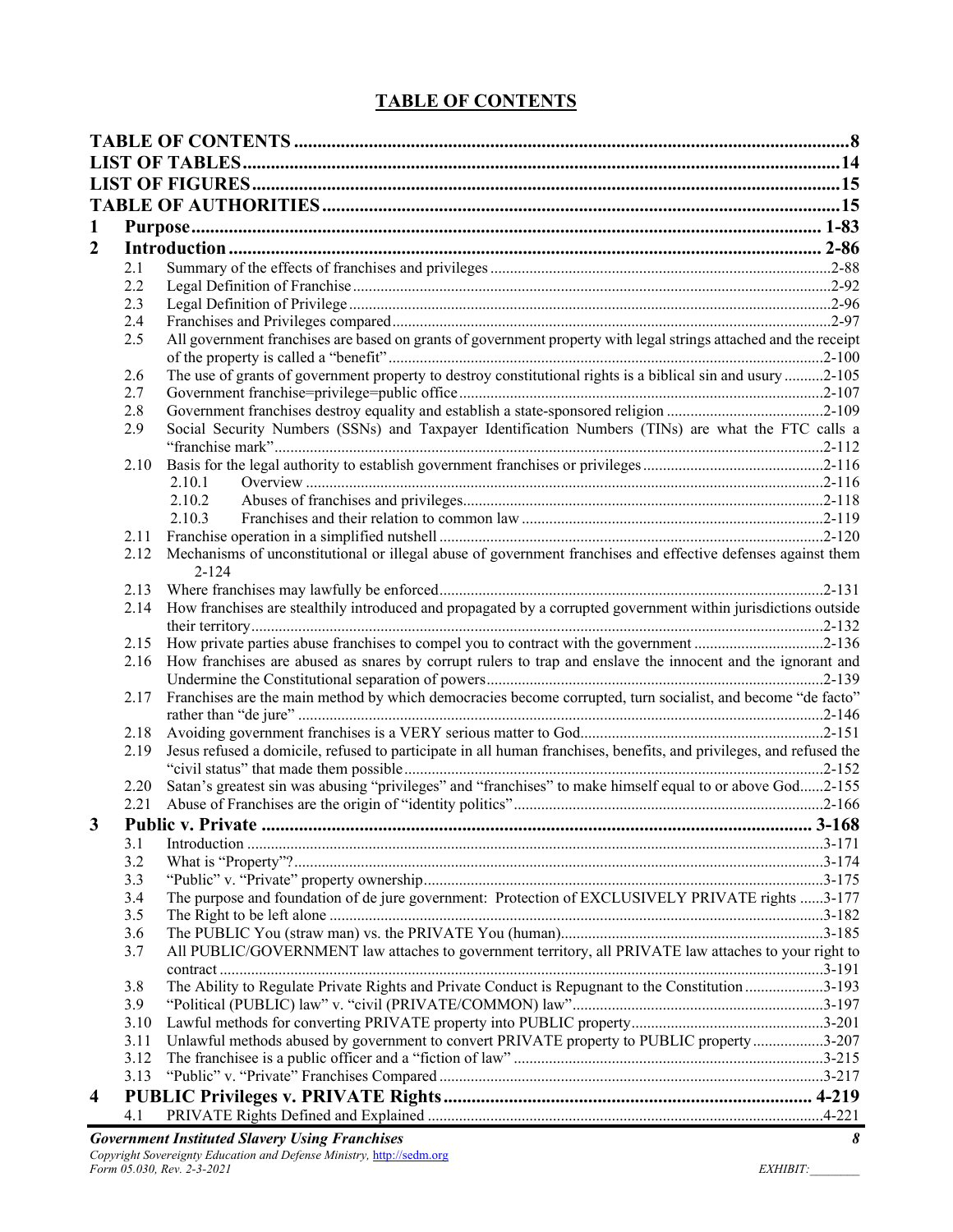# TABLE OF CONTENTS

**TABLE OF CONTENTS** .......... 8
**LIST OF TABLES** .......... 14
**LIST OF FIGURES** .......... 15
**TABLE OF AUTHORITIES** .......... 15

**1 Purpose** .......... 1-83

**2 Introduction** .......... 2-86

- 2.1 Summary of the effects of franchises and privileges .......... 2-88
- 2.2 Legal Definition of Franchise .......... 2-92
- 2.3 Legal Definition of Privilege .......... 2-96
- 2.4 Franchises and Privileges compared .......... 2-97
- 2.5 All government franchises are based on grants of government property with legal strings attached and the receipt of the property is called a "benefit" .......... 2-100
- 2.6 The use of grants of government property to destroy constitutional rights is a biblical sin and usury .......... 2-105
- 2.7 Government franchise=privilege=public office .......... 2-107
- 2.8 Government franchises destroy equality and establish a state-sponsored religion .......... 2-109
- 2.9 Social Security Numbers (SSNs) and Taxpayer Identification Numbers (TINs) are what the FTC calls a "franchise mark" .......... 2-112
- 2.10 Basis for the legal authority to establish government franchises or privileges .......... 2-116
  - 2.10.1 Overview .......... 2-116
  - 2.10.2 Abuses of franchises and privileges .......... 2-118
  - 2.10.3 Franchises and their relation to common law .......... 2-119
- 2.11 Franchise operation in a simplified nutshell .......... 2-120
- 2.12 Mechanisms of unconstitutional or illegal abuse of government franchises and effective defenses against them 2-124
- 2.13 Where franchises may lawfully be enforced .......... 2-131
- 2.14 How franchises are stealthily introduced and propagated by a corrupted government within jurisdictions outside their territory .......... 2-132
- 2.15 How private parties abuse franchises to compel you to contract with the government .......... 2-136
- 2.16 How franchises are abused as snares by corrupt rulers to trap and enslave the innocent and the ignorant and Undermine the Constitutional separation of powers .......... 2-139
- 2.17 Franchises are the main method by which democracies become corrupted, turn socialist, and become "de facto" rather than "de jure" .......... 2-146
- 2.18 Avoiding government franchises is a VERY serious matter to God .......... 2-151
- 2.19 Jesus refused a domicile, refused to participate in all human franchises, benefits, and privileges, and refused the "civil status" that made them possible .......... 2-152
- 2.20 Satan's greatest sin was abusing "privileges" and "franchises" to make himself equal to or above God .......... 2-155
- 2.21 Abuse of Franchises are the origin of "identity politics" .......... 2-166

**3 Public v. Private** .......... 3-168

- 3.1 Introduction .......... 3-171
- 3.2 What is "Property"? .......... 3-174
- 3.3 "Public" v. "Private" property ownership .......... 3-175
- 3.4 The purpose and foundation of de jure government: Protection of EXCLUSIVELY PRIVATE rights .......... 3-177
- 3.5 The Right to be left alone .......... 3-182
- 3.6 The PUBLIC You (straw man) vs. the PRIVATE You (human) .......... 3-185
- 3.7 All PUBLIC/GOVERNMENT law attaches to government territory, all PRIVATE law attaches to your right to contract .......... 3-191
- 3.8 The Ability to Regulate Private Rights and Private Conduct is Repugnant to the Constitution .......... 3-193
- 3.9 "Political (PUBLIC) law" v. "civil (PRIVATE/COMMON) law" .......... 3-197
- 3.10 Lawful methods for converting PRIVATE property into PUBLIC property .......... 3-201
- 3.11 Unlawful methods abused by government to convert PRIVATE property to PUBLIC property .......... 3-207
- 3.12 The franchisee is a public officer and a "fiction of law" .......... 3-215
- 3.13 "Public" v. "Private" Franchises Compared .......... 3-217

**4 PUBLIC Privileges v. PRIVATE Rights** .......... 4-219

- 4.1 PRIVATE Rights Defined and Explained .......... 4-221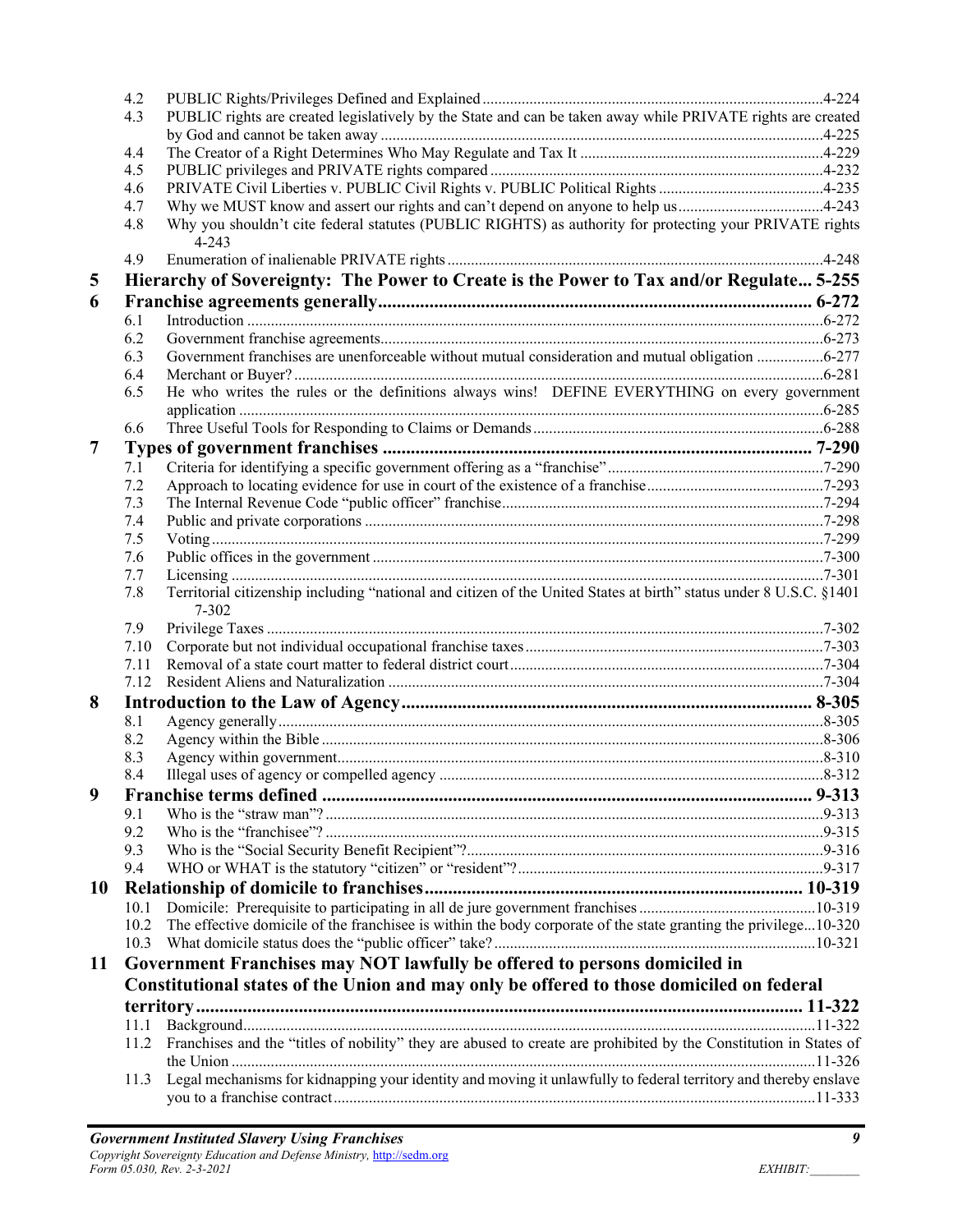4.2 PUBLIC Rights/Privileges Defined and Explained ....................................................................................4-224
4.3 PUBLIC rights are created legislatively by the State and can be taken away while PRIVATE rights are created by God and cannot be taken away ..............................................................................................................4-225
4.4 The Creator of a Right Determines Who May Regulate and Tax It ...........................................................4-229
4.5 PUBLIC privileges and PRIVATE rights compared ..................................................................................4-232
4.6 PRIVATE Civil Liberties v. PUBLIC Civil Rights v. PUBLIC Political Rights ........................................4-235
4.7 Why we MUST know and assert our rights and can't depend on anyone to help us...................................4-243
4.8 Why you shouldn't cite federal statutes (PUBLIC RIGHTS) as authority for protecting your PRIVATE rights 4-243
4.9 Enumeration of inalienable PRIVATE rights ..............................................................................................4-248

**5 Hierarchy of Sovereignty: The Power to Create is the Power to Tax and/or Regulate... 5-255**

**6 Franchise agreements generally............................................................................................ 6-272**

6.1 Introduction ................................................................................................................................................6-272
6.2 Government franchise agreements...............................................................................................................6-273
6.3 Government franchises are unenforceable without mutual consideration and mutual obligation ................6-277
6.4 Merchant or Buyer? ....................................................................................................................................6-281
6.5 He who writes the rules or the definitions always wins! DEFINE EVERYTHING on every government application ...................................................................................................................................................6-285
6.6 Three Useful Tools for Responding to Claims or Demands........................................................................6-288

**7 Types of government franchises ......................................................................................... 7-290**

7.1 Criteria for identifying a specific government offering as a "franchise" .....................................................7-290
7.2 Approach to locating evidence for use in court of the existence of a franchise............................................7-293
7.3 The Internal Revenue Code "public officer" franchise................................................................................7-294
7.4 Public and private corporations ...................................................................................................................7-298
7.5 Voting.........................................................................................................................................................7-299
7.6 Public offices in the government .................................................................................................................7-300
7.7 Licensing ....................................................................................................................................................7-301
7.8 Territorial citizenship including "national and citizen of the United States at birth" status under 8 U.S.C. §1401 7-302
7.9 Privilege Taxes ...........................................................................................................................................7-302
7.10 Corporate but not individual occupational franchise taxes ..........................................................................7-303
7.11 Removal of a state court matter to federal district court..............................................................................7-304
7.12 Resident Aliens and Naturalization .............................................................................................................7-304

**8 Introduction to the Law of Agency..................................................................................... 8-305**

8.1 Agency generally........................................................................................................................................8-305
8.2 Agency within the Bible .............................................................................................................................8-306
8.3 Agency within government.........................................................................................................................8-310
8.4 Illegal uses of agency or compelled agency ................................................................................................8-312

**9 Franchise terms defined ...................................................................................................... 9-313**

9.1 Who is the "straw man"? ............................................................................................................................9-313
9.2 Who is the "franchisee"? ............................................................................................................................9-315
9.3 Who is the "Social Security Benefit Recipient"?.........................................................................................9-316
9.4 WHO or WHAT is the statutory "citizen" or "resident"?............................................................................9-317

**10 Relationship of domicile to franchises............................................................................... 10-319**

10.1 Domicile: Prerequisite to participating in all de jure government franchises ...........................................10-319
10.2 The effective domicile of the franchisee is within the body corporate of the state granting the privilege...10-320
10.3 What domicile status does the "public officer" take? ................................................................................10-321

**11 Government Franchises may NOT lawfully be offered to persons domiciled in Constitutional states of the Union and may only be offered to those domiciled on federal territory ................................................................................................................................ 11-322**

11.1 Background..............................................................................................................................................11-322
11.2 Franchises and the "titles of nobility" they are abused to create are prohibited by the Constitution in States of the Union ..................................................................................................................................................11-326
11.3 Legal mechanisms for kidnapping your identity and moving it unlawfully to federal territory and thereby enslave you to a franchise contract........................................................................................................................11-333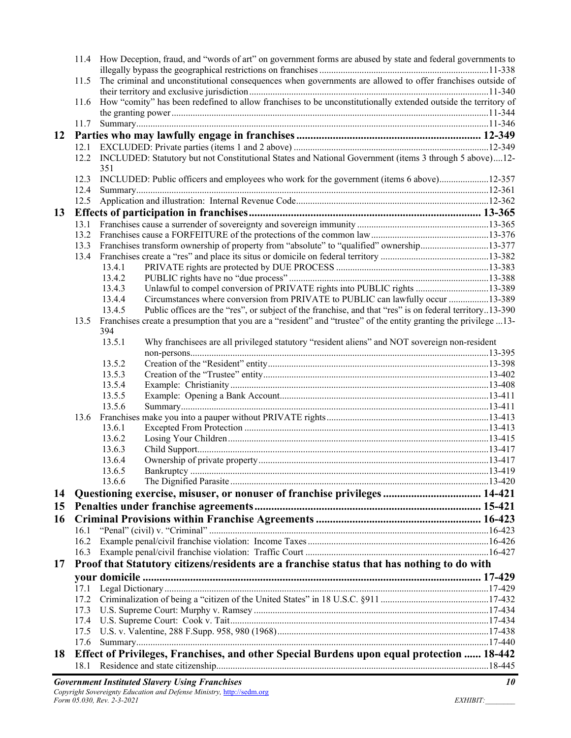11.4 How Deception, fraud, and "words of art" on government forms are abused by state and federal governments to illegally bypass the geographical restrictions on franchises ....................................................................... 11-338
11.5 The criminal and unconstitutional consequences when governments are allowed to offer franchises outside of their territory and exclusive jurisdiction ..................................................................................................... 11-340
11.6 How "comity" has been redefined to allow franchises to be unconstitutionally extended outside the territory of the granting power ...................................................................................................................................... 11-344
11.7 Summary ..................................................................................................................................................... 11-346

**12 Parties who may lawfully engage in franchises ................................................................. 12-349**

12.1 EXCLUDED: Private parties (items 1 and 2 above) ................................................................................... 12-349
12.2 INCLUDED: Statutory but not Constitutional States and National Government (items 3 through 5 above) .... 12-351
12.3 INCLUDED: Public officers and employees who work for the government (items 6 above) ..................... 12-357
12.4 Summary ..................................................................................................................................................... 12-361
12.5 Application and illustration: Internal Revenue Code .................................................................................. 12-362

**13 Effects of participation in franchises ................................................................................. 13-365**

13.1 Franchises cause a surrender of sovereignty and sovereign immunity ........................................................ 13-365
13.2 Franchises cause a FORFEITURE of the protections of the common law ................................................. 13-376
13.3 Franchises transform ownership of property from "absolute" to "qualified" ownership ............................. 13-377
13.4 Franchises create a "res" and place its situs or domicile on federal territory ............................................. 13-382
- 13.4.1 PRIVATE rights are protected by DUE PROCESS ................................................................... 13-383
- 13.4.2 PUBLIC rights have no "due process" ....................................................................................... 13-388
- 13.4.3 Unlawful to compel conversion of PRIVATE rights into PUBLIC rights ................................ 13-389
- 13.4.4 Circumstances where conversion from PRIVATE to PUBLIC can lawfully occur ................. 13-389
- 13.4.5 Public offices are the "res", or subject of the franchise, and that "res" is on federal territory .. 13-390

13.5 Franchises create a presumption that you are a "resident" and "trustee" of the entity granting the privilege ... 13-394
- 13.5.1 Why franchisees are all privileged statutory "resident aliens" and NOT sovereign non-resident non-persons ................................................................................................................................ 13-395
- 13.5.2 Creation of the "Resident" entity ............................................................................................... 13-398
- 13.5.3 Creation of the "Trustee" entity ................................................................................................. 13-402
- 13.5.4 Example: Christianity ................................................................................................................ 13-408
- 13.5.5 Example: Opening a Bank Account ........................................................................................... 13-411
- 13.5.6 Summary .................................................................................................................................... 13-411

13.6 Franchises make you into a pauper without PRIVATE rights ..................................................................... 13-413
- 13.6.1 Excepted From Protection .......................................................................................................... 13-413
- 13.6.2 Losing Your Children ................................................................................................................. 13-415
- 13.6.3 Child Support .............................................................................................................................. 13-417
- 13.6.4 Ownership of private property .................................................................................................... 13-417
- 13.6.5 Bankruptcy ................................................................................................................................. 13-419
- 13.6.6 The Dignified Parasite ................................................................................................................ 13-420

**14 Questioning exercise, misuser, or nonuser of franchise privileges .................................. 14-421**

**15 Penalties under franchise agreements ................................................................................. 15-421**

**16 Criminal Provisions within Franchise Agreements ........................................................... 16-423**

16.1 "Penal" (civil) v. "Criminal" ...................................................................................................................... 16-423
16.2 Example penal/civil franchise violation: Income Taxes ............................................................................. 16-426
16.3 Example penal/civil franchise violation: Traffic Court .............................................................................. 16-427

**17 Proof that Statutory citizens/residents are a franchise status that has nothing to do with your domicile ......................................................................................................................... 17-429**

17.1 Legal Dictionary ......................................................................................................................................... 17-429
17.2 Criminalization of being a "citizen of the United States" in 18 U.S.C. §911 ............................................. 17-432
17.3 U.S. Supreme Court: Murphy v. Ramsey ................................................................................................... 17-434
17.4 U.S. Supreme Court: Cook v. Tait .............................................................................................................. 17-434
17.5 U.S. v. Valentine, 288 F.Supp. 958, 980 (1968) ......................................................................................... 17-438
17.6 Summary ..................................................................................................................................................... 17-440

**18 Effect of Privileges, Franchises, and other Special Burdens upon equal protection ...... 18-442**

18.1 Residence and state citizenship ................................................................................................................... 18-445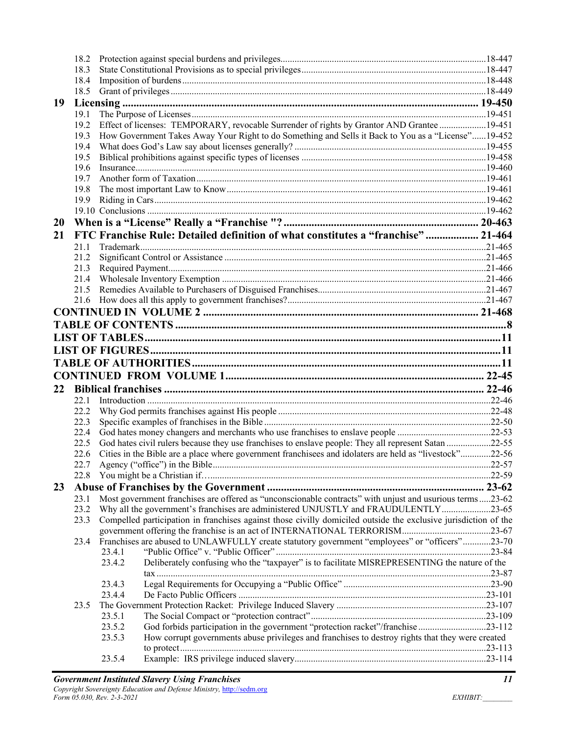18.2 Protection against special burdens and privileges ........ 18-447
18.3 State Constitutional Provisions as to special privileges ........ 18-447
18.4 Imposition of burdens ........ 18-448
18.5 Grant of privileges ........ 18-449

**19 Licensing ........ 19-450**

19.1 The Purpose of Licenses ........ 19-451
19.2 Effect of licenses: TEMPORARY, revocable Surrender of rights by Grantor AND Grantee ........ 19-451
19.3 How Government Takes Away Your Right to do Something and Sells it Back to You as a "License" ........ 19-452
19.4 What does God's Law say about licenses generally? ........ 19-455
19.5 Biblical prohibitions against specific types of licenses ........ 19-458
19.6 Insurance ........ 19-460
19.7 Another form of Taxation ........ 19-461
19.8 The most important Law to Know ........ 19-461
19.9 Riding in Cars ........ 19-462
19.10 Conclusions ........ 19-462

**20 When is a "License" Really a "Franchise "? ........ 20-463**

**21 FTC Franchise Rule: Detailed definition of what constitutes a "franchise" ........ 21-464**

21.1 Trademark ........ 21-465
21.2 Significant Control or Assistance ........ 21-465
21.3 Required Payment ........ 21-466
21.4 Wholesale Inventory Exemption ........ 21-466
21.5 Remedies Available to Purchasers of Disguised Franchises ........ 21-467
21.6 How does all this apply to government franchises? ........ 21-467

**CONTINUED IN VOLUME 2 ........ 21-468**

**TABLE OF CONTENTS ........ 8**

**LIST OF TABLES ........ 11**

**LIST OF FIGURES ........ 11**

**TABLE OF AUTHORITIES ........ 11**

**CONTINUED FROM VOLUME 1 ........ 22-45**

**22 Biblical franchises ........ 22-46**

22.1 Introduction ........ 22-46
22.2 Why God permits franchises against His people ........ 22-48
22.3 Specific examples of franchises in the Bible ........ 22-50
22.4 God hates money changers and merchants who use franchises to enslave people ........ 22-53
22.5 God hates civil rulers because they use franchises to enslave people: They all represent Satan ........ 22-55
22.6 Cities in the Bible are a place where government franchisees and idolaters are held as "livestock" ........ 22-56
22.7 Agency ("office") in the Bible ........ 22-57
22.8 You might be a Christian if… ........ 22-59

**23 Abuse of Franchises by the Government ........ 23-62**

23.1 Most government franchises are offered as "unconscionable contracts" with unjust and usurious terms ........ 23-62
23.2 Why all the government's franchises are administered UNJUSTLY and FRAUDULENTLY ........ 23-65
23.3 Compelled participation in franchises against those civilly domiciled outside the exclusive jurisdiction of the government offering the franchise is an act of INTERNATIONAL TERRORISM ........ 23-67
23.4 Franchises are abused to UNLAWFULLY create statutory government "employees" or "officers" ........ 23-70
23.4.1 "Public Office" v. "Public Officer" ........ 23-84
23.4.2 Deliberately confusing who the "taxpayer" is to facilitate MISREPRESENTING the nature of the tax ........ 23-87
23.4.3 Legal Requirements for Occupying a "Public Office" ........ 23-90
23.4.4 De Facto Public Officers ........ 23-101
23.5 The Government Protection Racket: Privilege Induced Slavery ........ 23-107
23.5.1 The Social Compact or "protection contract" ........ 23-109
23.5.2 God forbids participation in the government "protection racket"/franchise ........ 23-112
23.5.3 How corrupt governments abuse privileges and franchises to destroy rights that they were created to protect ........ 23-113
23.5.4 Example: IRS privilege induced slavery ........ 23-114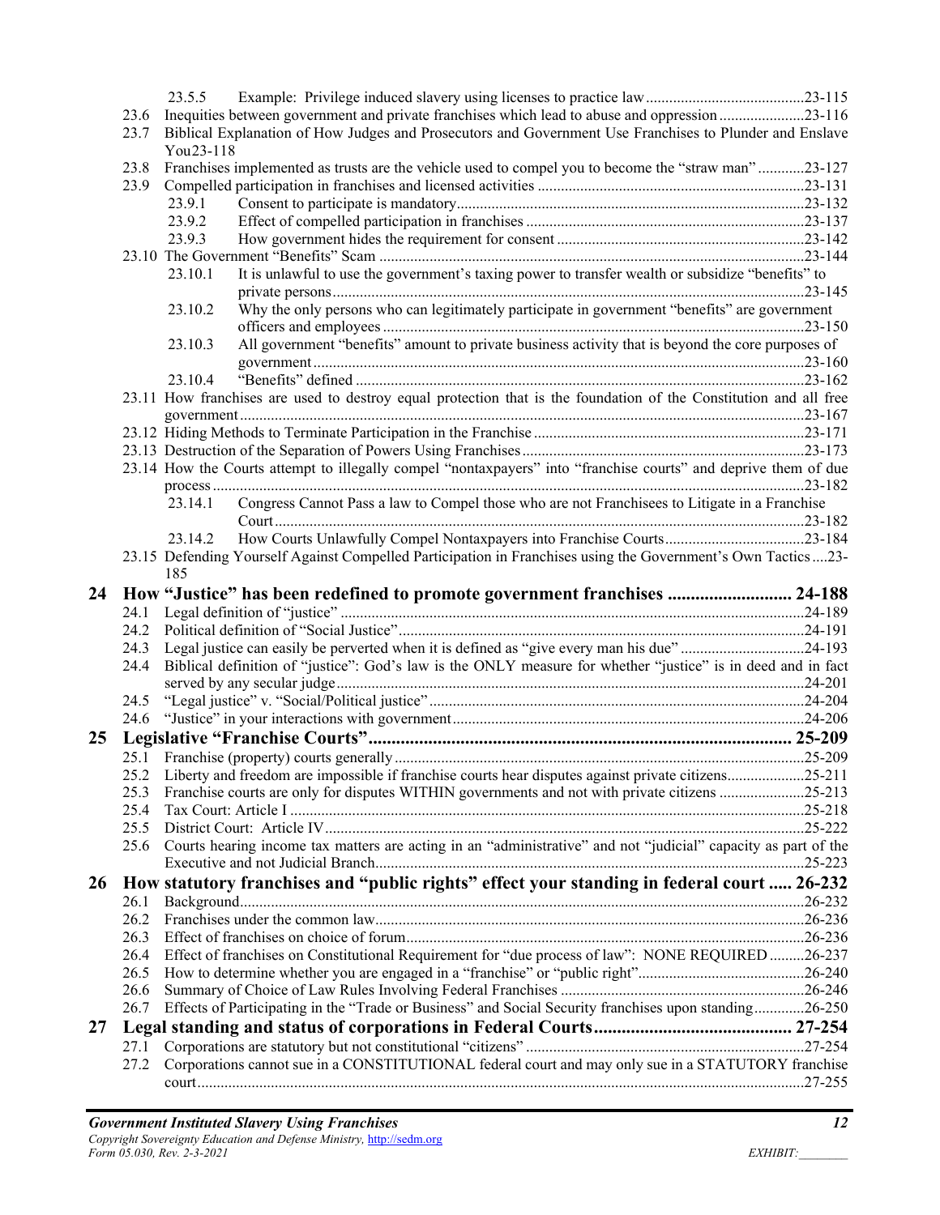- 23.5.5 Example: Privilege induced slavery using licenses to practice law ....23-115
- 23.6 Inequities between government and private franchises which lead to abuse and oppression ....23-116
- 23.7 Biblical Explanation of How Judges and Prosecutors and Government Use Franchises to Plunder and Enslave You23-118
- 23.8 Franchises implemented as trusts are the vehicle used to compel you to become the "straw man" ....23-127
- 23.9 Compelled participation in franchises and licensed activities ....23-131
  - 23.9.1 Consent to participate is mandatory....23-132
  - 23.9.2 Effect of compelled participation in franchises ....23-137
  - 23.9.3 How government hides the requirement for consent ....23-142
- 23.10 The Government "Benefits" Scam ....23-144
  - 23.10.1 It is unlawful to use the government's taxing power to transfer wealth or subsidize "benefits" to private persons....23-145
  - 23.10.2 Why the only persons who can legitimately participate in government "benefits" are government officers and employees ....23-150
  - 23.10.3 All government "benefits" amount to private business activity that is beyond the core purposes of government ....23-160
  - 23.10.4 "Benefits" defined ....23-162
- 23.11 How franchises are used to destroy equal protection that is the foundation of the Constitution and all free government....23-167
- 23.12 Hiding Methods to Terminate Participation in the Franchise ....23-171
- 23.13 Destruction of the Separation of Powers Using Franchises....23-173
- 23.14 How the Courts attempt to illegally compel "nontaxpayers" into "franchise courts" and deprive them of due process....23-182
  - 23.14.1 Congress Cannot Pass a law to Compel those who are not Franchisees to Litigate in a Franchise Court....23-182
  - 23.14.2 How Courts Unlawfully Compel Nontaxpayers into Franchise Courts....23-184
- 23.15 Defending Yourself Against Compelled Participation in Franchises using the Government's Own Tactics ....23-185

**24 How "Justice" has been redefined to promote government franchises .... 24-188**

- 24.1 Legal definition of "justice" ....24-189
- 24.2 Political definition of "Social Justice"....24-191
- 24.3 Legal justice can easily be perverted when it is defined as "give every man his due" ....24-193
- 24.4 Biblical definition of "justice": God's law is the ONLY measure for whether "justice" is in deed and in fact served by any secular judge....24-201
- 24.5 "Legal justice" v. "Social/Political justice" ....24-204
- 24.6 "Justice" in your interactions with government....24-206

**25 Legislative "Franchise Courts".... 25-209**

- 25.1 Franchise (property) courts generally ....25-209
- 25.2 Liberty and freedom are impossible if franchise courts hear disputes against private citizens....25-211
- 25.3 Franchise courts are only for disputes WITHIN governments and not with private citizens ....25-213
- 25.4 Tax Court: Article I ....25-218
- 25.5 District Court: Article IV....25-222
- 25.6 Courts hearing income tax matters are acting in an "administrative" and not "judicial" capacity as part of the Executive and not Judicial Branch....25-223

**26 How statutory franchises and "public rights" effect your standing in federal court .... 26-232**

- 26.1 Background....26-232
- 26.2 Franchises under the common law....26-236
- 26.3 Effect of franchises on choice of forum....26-236
- 26.4 Effect of franchises on Constitutional Requirement for "due process of law": NONE REQUIRED ....26-237
- 26.5 How to determine whether you are engaged in a "franchise" or "public right"....26-240
- 26.6 Summary of Choice of Law Rules Involving Federal Franchises ....26-246
- 26.7 Effects of Participating in the "Trade or Business" and Social Security franchises upon standing....26-250

**27 Legal standing and status of corporations in Federal Courts.... 27-254**

- 27.1 Corporations are statutory but not constitutional "citizens" ....27-254
- 27.2 Corporations cannot sue in a CONSTITUTIONAL federal court and may only sue in a STATUTORY franchise court....27-255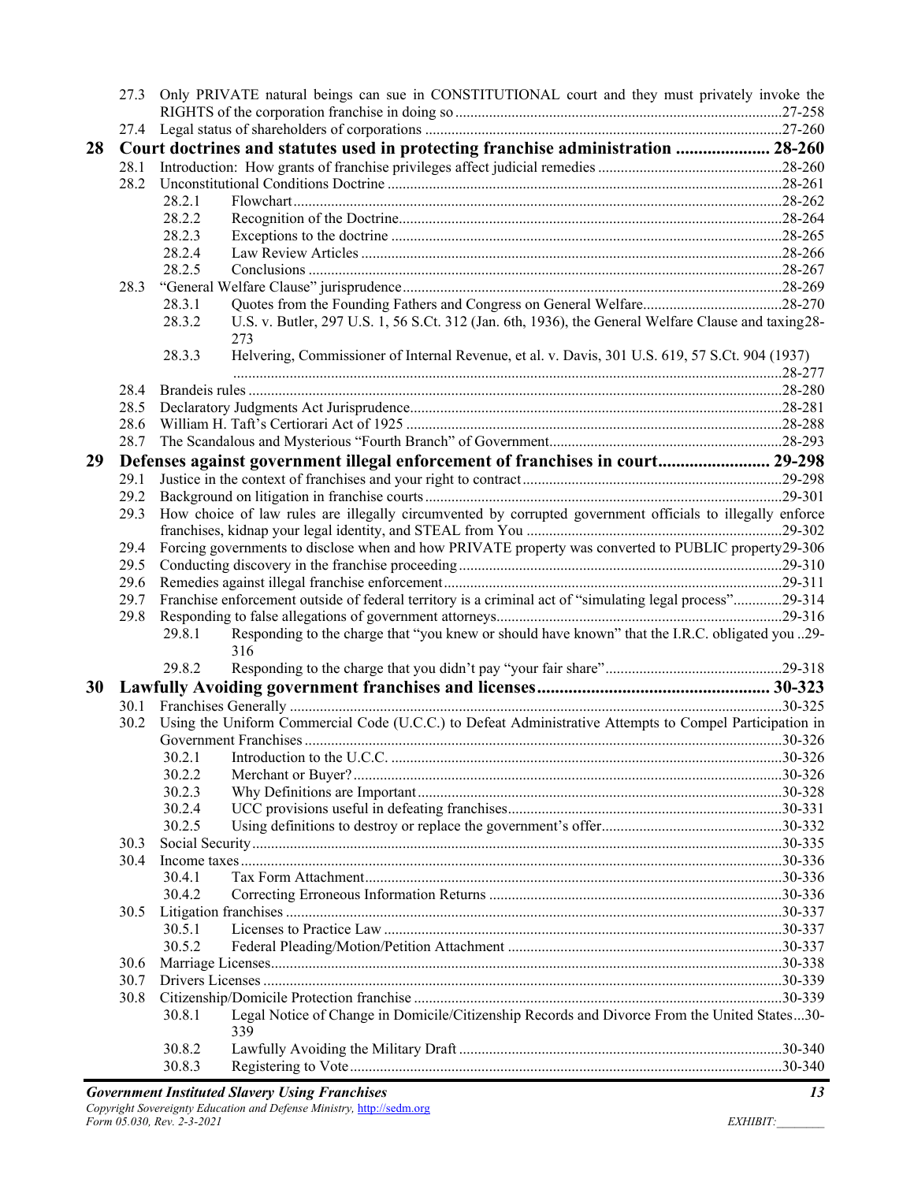27.3 Only PRIVATE natural beings can sue in CONSTITUTIONAL court and they must privately invoke the RIGHTS of the corporation franchise in doing so ........ 27-258

27.4 Legal status of shareholders of corporations ........ 27-260

**28 Court doctrines and statutes used in protecting franchise administration ........ 28-260**

28.1 Introduction: How grants of franchise privileges affect judicial remedies ........ 28-260

28.2 Unconstitutional Conditions Doctrine ........ 28-261

- 28.2.1 Flowchart ........ 28-262
- 28.2.2 Recognition of the Doctrine ........ 28-264
- 28.2.3 Exceptions to the doctrine ........ 28-265
- 28.2.4 Law Review Articles ........ 28-266
- 28.2.5 Conclusions ........ 28-267

28.3 "General Welfare Clause" jurisprudence ........ 28-269

- 28.3.1 Quotes from the Founding Fathers and Congress on General Welfare ........ 28-270
- 28.3.2 U.S. v. Butler, 297 U.S. 1, 56 S.Ct. 312 (Jan. 6th, 1936), the General Welfare Clause and taxing 28-273
- 28.3.3 Helvering, Commissioner of Internal Revenue, et al. v. Davis, 301 U.S. 619, 57 S.Ct. 904 (1937) ........ 28-277

28.4 Brandeis rules ........ 28-280

28.5 Declaratory Judgments Act Jurisprudence ........ 28-281

28.6 William H. Taft's Certiorari Act of 1925 ........ 28-288

28.7 The Scandalous and Mysterious "Fourth Branch" of Government ........ 28-293

**29 Defenses against government illegal enforcement of franchises in court ........ 29-298**

29.1 Justice in the context of franchises and your right to contract ........ 29-298

29.2 Background on litigation in franchise courts ........ 29-301

29.3 How choice of law rules are illegally circumvented by corrupted government officials to illegally enforce franchises, kidnap your legal identity, and STEAL from You ........ 29-302

29.4 Forcing governments to disclose when and how PRIVATE property was converted to PUBLIC property 29-306

29.5 Conducting discovery in the franchise proceeding ........ 29-310

29.6 Remedies against illegal franchise enforcement ........ 29-311

29.7 Franchise enforcement outside of federal territory is a criminal act of "simulating legal process" ........ 29-314

29.8 Responding to false allegations of government attorneys ........ 29-316

- 29.8.1 Responding to the charge that "you knew or should have known" that the I.R.C. obligated you .. 29-316
- 29.8.2 Responding to the charge that you didn't pay "your fair share" ........ 29-318

**30 Lawfully Avoiding government franchises and licenses ........ 30-323**

30.1 Franchises Generally ........ 30-325

30.2 Using the Uniform Commercial Code (U.C.C.) to Defeat Administrative Attempts to Compel Participation in Government Franchises ........ 30-326

- 30.2.1 Introduction to the U.C.C. ........ 30-326
- 30.2.2 Merchant or Buyer? ........ 30-326
- 30.2.3 Why Definitions are Important ........ 30-328
- 30.2.4 UCC provisions useful in defeating franchises ........ 30-331
- 30.2.5 Using definitions to destroy or replace the government's offer ........ 30-332

30.3 Social Security ........ 30-335

30.4 Income taxes ........ 30-336

- 30.4.1 Tax Form Attachment ........ 30-336
- 30.4.2 Correcting Erroneous Information Returns ........ 30-336

30.5 Litigation franchises ........ 30-337

- 30.5.1 Licenses to Practice Law ........ 30-337
- 30.5.2 Federal Pleading/Motion/Petition Attachment ........ 30-337

30.6 Marriage Licenses ........ 30-338

30.7 Drivers Licenses ........ 30-339

30.8 Citizenship/Domicile Protection franchise ........ 30-339

- 30.8.1 Legal Notice of Change in Domicile/Citizenship Records and Divorce From the United States ... 30-339
- 30.8.2 Lawfully Avoiding the Military Draft ........ 30-340
- 30.8.3 Registering to Vote ........ 30-340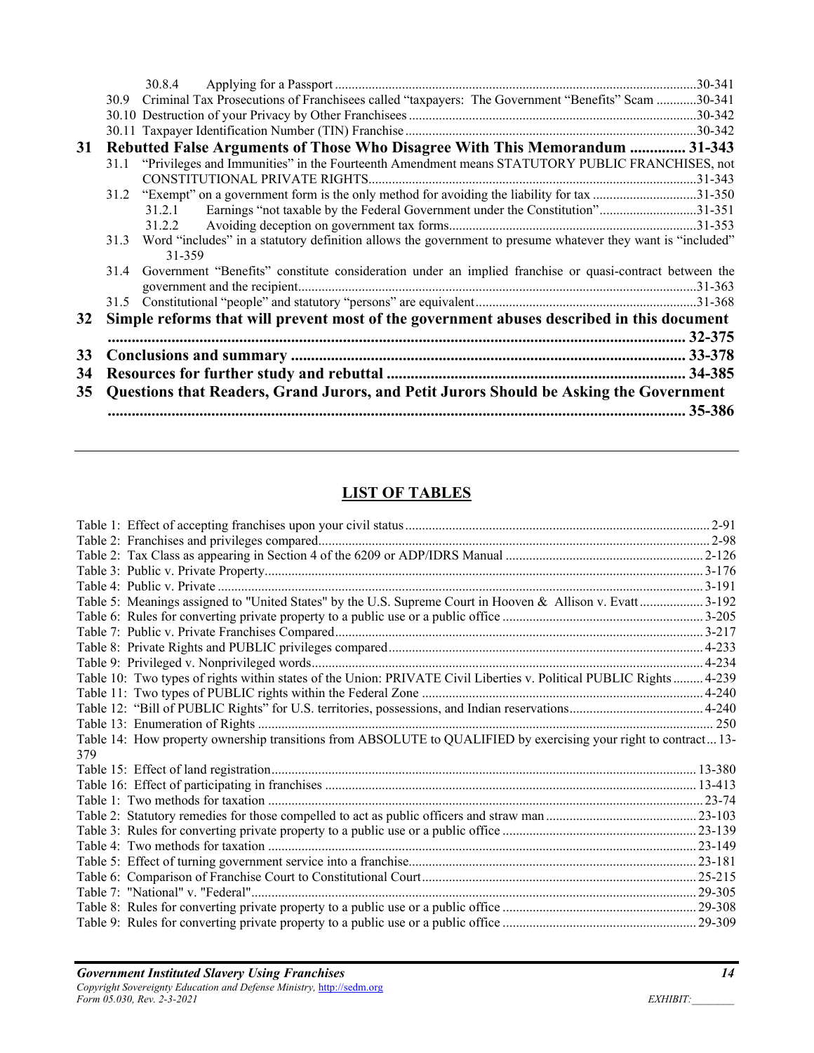30.8.4 Applying for a Passport ........................................................................................................30-341

30.9 Criminal Tax Prosecutions of Franchisees called "taxpayers: The Government "Benefits" Scam ............30-341

30.10 Destruction of your Privacy by Other Franchisees ....................................................................................30-342

30.11 Taxpayer Identification Number (TIN) Franchise ......................................................................................30-342

**31 Rebutted False Arguments of Those Who Disagree With This Memorandum ............. 31-343**

31.1 "Privileges and Immunities" in the Fourteenth Amendment means STATUTORY PUBLIC FRANCHISES, not CONSTITUTIONAL PRIVATE RIGHTS.................................................................................................31-343

31.2 "Exempt" on a government form is the only method for avoiding the liability for tax ..............................31-350

31.2.1 Earnings "not taxable by the Federal Government under the Constitution"............................31-351

31.2.2 Avoiding deception on government tax forms.........................................................................31-353

31.3 Word "includes" in a statutory definition allows the government to presume whatever they want is "included" 31-359

31.4 Government "Benefits" constitute consideration under an implied franchise or quasi-contract between the government and the recipient.....................................................................................................................31-363

31.5 Constitutional "people" and statutory "persons" are equivalent.................................................................31-368

**32 Simple reforms that will prevent most of the government abuses described in this document ............................................................................................................................................ 32-375**

**33 Conclusions and summary ................................................................................................. 33-378**

**34 Resources for further study and rebuttal ......................................................................... 34-385**

**35 Questions that Readers, Grand Jurors, and Petit Jurors Should be Asking the Government ............................................................................................................................................ 35-386**

---

## LIST OF TABLES

Table 1: Effect of accepting franchises upon your civil status..........................................................................................2-91

Table 2: Franchises and privileges compared...................................................................................................................2-98

Table 2: Tax Class as appearing in Section 4 of the 6209 or ADP/IDRS Manual ...........................................................2-126

Table 3: Public v. Private Property..................................................................................................................................3-176

Table 4: Public v. Private ...............................................................................................................................................3-191

Table 5: Meanings assigned to "United States" by the U.S. Supreme Court in Hooven & Allison v. Evatt...................3-192

Table 6: Rules for converting private property to a public use or a public office ............................................................3-205

Table 7: Public v. Private Franchises Compared.............................................................................................................3-217

Table 8: Private Rights and PUBLIC privileges compared.............................................................................................4-233

Table 9: Privileged v. Nonprivileged words....................................................................................................................4-234

Table 10: Two types of rights within states of the Union: PRIVATE Civil Liberties v. Political PUBLIC Rights.........4-239

Table 11: Two types of PUBLIC rights within the Federal Zone ...................................................................................4-240

Table 12: "Bill of PUBLIC Rights" for U.S. territories, possessions, and Indian reservations........................................4-240

Table 13: Enumeration of Rights ...................................................................................................................................... 250

Table 14: How property ownership transitions from ABSOLUTE to QUALIFIED by exercising your right to contract... 13-379

Table 15: Effect of land registration.............................................................................................................................13-380

Table 16: Effect of participating in franchises .............................................................................................................13-413

Table 1: Two methods for taxation ................................................................................................................................23-74

Table 2: Statutory remedies for those compelled to act as public officers and straw man ............................................23-103

Table 3: Rules for converting private property to a public use or a public office .........................................................23-139

Table 4: Two methods for taxation ...............................................................................................................................23-149

Table 5: Effect of turning government service into a franchise.....................................................................................23-181

Table 6: Comparison of Franchise Court to Constitutional Court.................................................................................25-215

Table 7: "National" v. "Federal"...................................................................................................................................29-305

Table 8: Rules for converting private property to a public use or a public office .........................................................29-308

Table 9: Rules for converting private property to a public use or a public office .........................................................29-309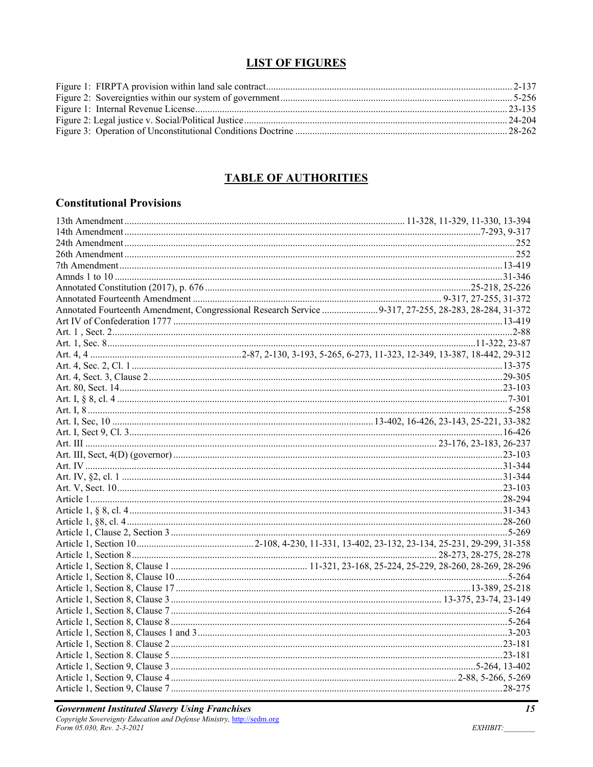## LIST OF FIGURES

Figure 1: FIRPTA provision within land sale contract ........ 2-137
Figure 2: Sovereignties within our system of government ........ 5-256
Figure 1: Internal Revenue License ........ 23-135
Figure 2: Legal justice v. Social/Political Justice ........ 24-204
Figure 3: Operation of Unconstitutional Conditions Doctrine ........ 28-262

## TABLE OF AUTHORITIES

### Constitutional Provisions

13th Amendment ........ 11-328, 11-329, 11-330, 13-394
14th Amendment ........ 7-293, 9-317
24th Amendment ........ 252
26th Amendment ........ 252
7th Amendment ........ 13-419
Amnds 1 to 10 ........ 31-346
Annotated Constitution (2017), p. 676 ........ 25-218, 25-226
Annotated Fourteenth Amendment ........ 9-317, 27-255, 31-372
Annotated Fourteenth Amendment, Congressional Research Service ........ 9-317, 27-255, 28-283, 28-284, 31-372
Art IV of Confederation 1777 ........ 13-419
Art. 1 , Sect. 2 ........ 2-88
Art. 1, Sec. 8 ........ 11-322, 23-87
Art. 4, 4 ........ 2-87, 2-130, 3-193, 5-265, 6-273, 11-323, 12-349, 13-387, 18-442, 29-312
Art. 4, Sec. 2, Cl. 1 ........ 13-375
Art. 4, Sect. 3, Clause 2 ........ 29-305
Art. 80, Sect. 14 ........ 23-103
Art. I, § 8, cl. 4 ........ 7-301
Art. I, 8 ........ 5-258
Art. I, Sec, 10 ........ 13-402, 16-426, 23-143, 25-221, 33-382
Art. I, Sect 9, Cl. 3 ........ 16-426
Art. III ........ 23-176, 23-183, 26-237
Art. III, Sect, 4(D) (governor) ........ 23-103
Art. IV ........ 31-344
Art. IV, §2, cl. 1 ........ 31-344
Art. V, Sect. 10 ........ 23-103
Article 1 ........ 28-294
Article 1, § 8, cl. 4 ........ 31-343
Article 1, §8, cl. 4 ........ 28-260
Article 1, Clause 2, Section 3 ........ 5-269
Article 1, Section 10 ........ 2-108, 4-230, 11-331, 13-402, 23-132, 23-134, 25-231, 29-299, 31-358
Article 1, Section 8 ........ 28-273, 28-275, 28-278
Article 1, Section 8, Clause 1 ........ 11-321, 23-168, 25-224, 25-229, 28-260, 28-269, 28-296
Article 1, Section 8, Clause 10 ........ 5-264
Article 1, Section 8, Clause 17 ........ 13-389, 25-218
Article 1, Section 8, Clause 3 ........ 13-375, 23-74, 23-149
Article 1, Section 8, Clause 7 ........ 5-264
Article 1, Section 8, Clause 8 ........ 5-264
Article 1, Section 8, Clauses 1 and 3 ........ 3-203
Article 1, Section 8. Clause 2 ........ 23-181
Article 1, Section 8. Clause 5 ........ 23-181
Article 1, Section 9, Clause 3 ........ 5-264, 13-402
Article 1, Section 9, Clause 4 ........ 2-88, 5-266, 5-269
Article 1, Section 9, Clause 7 ........ 28-275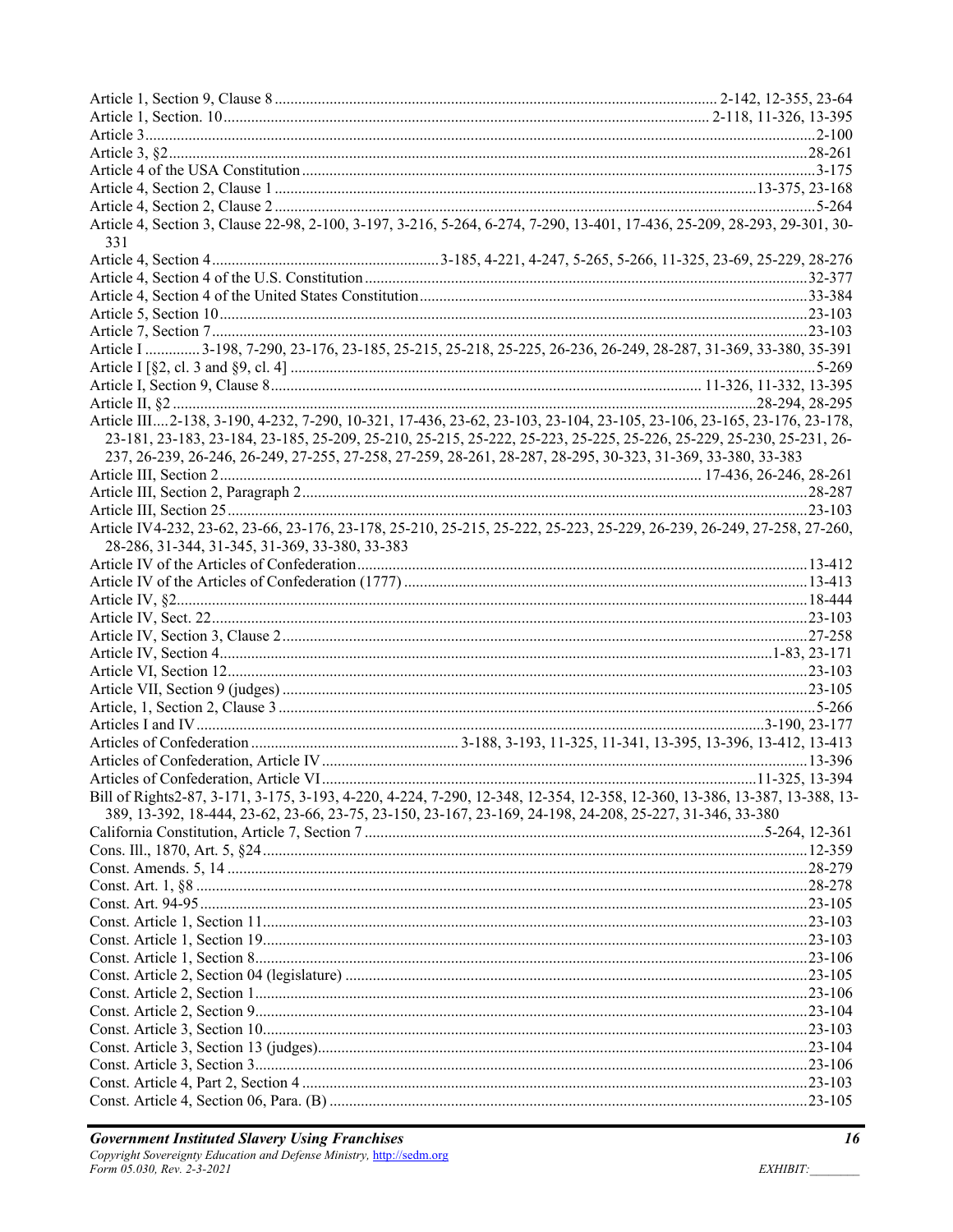Article 1, Section 9, Clause 8 ............................................................................................................. 2-142, 12-355, 23-64
Article 1, Section. 10 ........................................................................................................................... 2-118, 11-326, 13-395
Article 3 ....................................................................................................................................................................... 2-100
Article 3, §2 ............................................................................................................................................................... 28-261
Article 4 of the USA Constitution ............................................................................................................................... 3-175
Article 4, Section 2, Clause 1 .................................................................................................................... 13-375, 23-168
Article 4, Section 2, Clause 2 ...................................................................................................................................... 5-264
Article 4, Section 3, Clause 22-98, 2-100, 3-197, 3-216, 5-264, 6-274, 7-290, 13-401, 17-436, 25-209, 28-293, 29-301, 30-331
Article 4, Section 4 ......................................................... 3-185, 4-221, 4-247, 5-265, 5-266, 11-325, 23-69, 25-229, 28-276
Article 4, Section 4 of the U.S. Constitution ............................................................................................................. 32-377
Article 4, Section 4 of the United States Constitution ............................................................................................... 33-384
Article 5, Section 10 ................................................................................................................................................... 23-103
Article 7, Section 7 ..................................................................................................................................................... 23-103
Article I .............. 3-198, 7-290, 23-176, 23-185, 25-215, 25-218, 25-225, 26-236, 26-249, 28-287, 31-369, 33-380, 35-391
Article I [§2, cl. 3 and §9, cl. 4] .................................................................................................................................. 5-269
Article I, Section 9, Clause 8 ........................................................................................................... 11-326, 11-332, 13-395
Article II, §2 ................................................................................................................................................. 28-294, 28-295
Article III.... 2-138, 3-190, 4-232, 7-290, 10-321, 17-436, 23-62, 23-103, 23-104, 23-105, 23-106, 23-165, 23-176, 23-178, 23-181, 23-183, 23-184, 23-185, 25-209, 25-210, 25-215, 25-222, 25-223, 25-225, 25-226, 25-229, 25-230, 25-231, 26-237, 26-239, 26-246, 26-249, 27-255, 27-258, 27-259, 28-261, 28-287, 28-295, 30-323, 31-369, 33-380, 33-383
Article III, Section 2 ........................................................................................................................ 17-436, 26-246, 28-261
Article III, Section 2, Paragraph 2 ............................................................................................................................. 28-287
Article III, Section 25 ................................................................................................................................................. 23-103
Article IV4-232, 23-62, 23-66, 23-176, 23-178, 25-210, 25-215, 25-222, 25-223, 25-229, 26-239, 26-249, 27-258, 27-260, 28-286, 31-344, 31-345, 31-369, 33-380, 33-383
Article IV of the Articles of Confederation ............................................................................................................... 13-412
Article IV of the Articles of Confederation (1777) ................................................................................................... 13-413
Article IV, §2 ............................................................................................................................................................. 18-444
Article IV, Sect. 22 ..................................................................................................................................................... 23-103
Article IV, Section 3, Clause 2 ................................................................................................................................... 27-258
Article IV, Section 4 ........................................................................................................................................ 1-83, 23-171
Article VI, Section 12 ................................................................................................................................................. 23-103
Article VII, Section 9 (judges) ................................................................................................................................... 23-105
Article, 1, Section 2, Clause 3 ...................................................................................................................................... 5-266
Articles I and IV ................................................................................................................................................ 3-190, 23-177
Articles of Confederation ..................................................... 3-188, 3-193, 11-325, 11-341, 13-395, 13-396, 13-412, 13-413
Articles of Confederation, Article IV ........................................................................................................................ 13-396
Articles of Confederation, Article VI ............................................................................................................ 11-325, 13-394
Bill of Rights2-87, 3-171, 3-175, 3-193, 4-220, 4-224, 7-290, 12-348, 12-354, 12-358, 12-360, 13-386, 13-387, 13-388, 13-389, 13-392, 18-444, 23-62, 23-66, 23-75, 23-150, 23-167, 23-169, 24-198, 24-208, 25-227, 31-346, 33-380
California Constitution, Article 7, Section 7 ................................................................................................... 5-264, 12-361
Cons. Ill., 1870, Art. 5, §24 ....................................................................................................................................... 12-359
Const. Amends. 5, 14 ................................................................................................................................................. 28-279
Const. Art. 1, §8 ......................................................................................................................................................... 28-278
Const. Art. 94-95 ........................................................................................................................................................ 23-105
Const. Article 1, Section 11 ........................................................................................................................................ 23-103
Const. Article 1, Section 19 ........................................................................................................................................ 23-103
Const. Article 1, Section 8 .......................................................................................................................................... 23-106
Const. Article 2, Section 04 (legislature) .................................................................................................................... 23-105
Const. Article 2, Section 1 .......................................................................................................................................... 23-106
Const. Article 2, Section 9 .......................................................................................................................................... 23-104
Const. Article 3, Section 10 ........................................................................................................................................ 23-103
Const. Article 3, Section 13 (judges) .......................................................................................................................... 23-104
Const. Article 3, Section 3 .......................................................................................................................................... 23-106
Const. Article 4, Part 2, Section 4 .............................................................................................................................. 23-103
Const. Article 4, Section 06, Para. (B) ........................................................................................................................ 23-105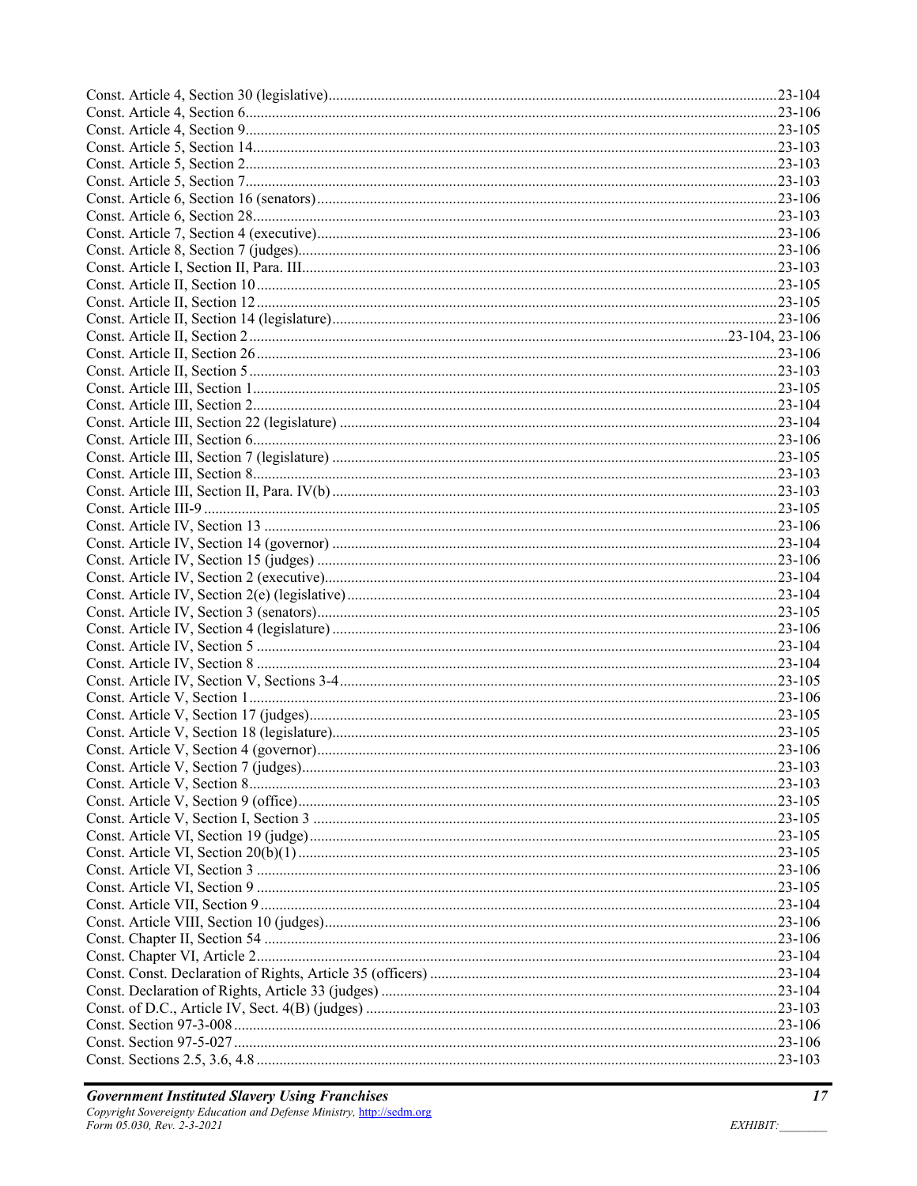Const. Article 4, Section 30 (legislative).....23-104
Const. Article 4, Section 6.....23-106
Const. Article 4, Section 9.....23-105
Const. Article 5, Section 14.....23-103
Const. Article 5, Section 2.....23-103
Const. Article 5, Section 7.....23-103
Const. Article 6, Section 16 (senators).....23-106
Const. Article 6, Section 28.....23-103
Const. Article 7, Section 4 (executive).....23-106
Const. Article 8, Section 7 (judges).....23-106
Const. Article I, Section II, Para. III.....23-103
Const. Article II, Section 10.....23-105
Const. Article II, Section 12.....23-105
Const. Article II, Section 14 (legislature).....23-106
Const. Article II, Section 2.....23-104, 23-106
Const. Article II, Section 26.....23-106
Const. Article II, Section 5.....23-103
Const. Article III, Section 1.....23-105
Const. Article III, Section 2.....23-104
Const. Article III, Section 22 (legislature).....23-104
Const. Article III, Section 6.....23-106
Const. Article III, Section 7 (legislature).....23-105
Const. Article III, Section 8.....23-103
Const. Article III, Section II, Para. IV(b).....23-103
Const. Article III-9.....23-105
Const. Article IV, Section 13.....23-106
Const. Article IV, Section 14 (governor).....23-104
Const. Article IV, Section 15 (judges).....23-106
Const. Article IV, Section 2 (executive).....23-104
Const. Article IV, Section 2(e) (legislative).....23-104
Const. Article IV, Section 3 (senators).....23-105
Const. Article IV, Section 4 (legislature).....23-106
Const. Article IV, Section 5.....23-104
Const. Article IV, Section 8.....23-104
Const. Article IV, Section V, Sections 3-4.....23-105
Const. Article V, Section 1.....23-106
Const. Article V, Section 17 (judges).....23-105
Const. Article V, Section 18 (legislature).....23-105
Const. Article V, Section 4 (governor).....23-106
Const. Article V, Section 7 (judges).....23-103
Const. Article V, Section 8.....23-103
Const. Article V, Section 9 (office).....23-105
Const. Article V, Section I, Section 3.....23-105
Const. Article VI, Section 19 (judge).....23-105
Const. Article VI, Section 20(b)(1).....23-105
Const. Article VI, Section 3.....23-106
Const. Article VI, Section 9.....23-105
Const. Article VII, Section 9.....23-104
Const. Article VIII, Section 10 (judges).....23-106
Const. Chapter II, Section 54.....23-106
Const. Chapter VI, Article 2.....23-104
Const. Const. Declaration of Rights, Article 35 (officers).....23-104
Const. Declaration of Rights, Article 33 (judges).....23-104
Const. of D.C., Article IV, Sect. 4(B) (judges).....23-103
Const. Section 97-3-008.....23-106
Const. Section 97-5-027.....23-106
Const. Sections 2.5, 3.6, 4.8.....23-103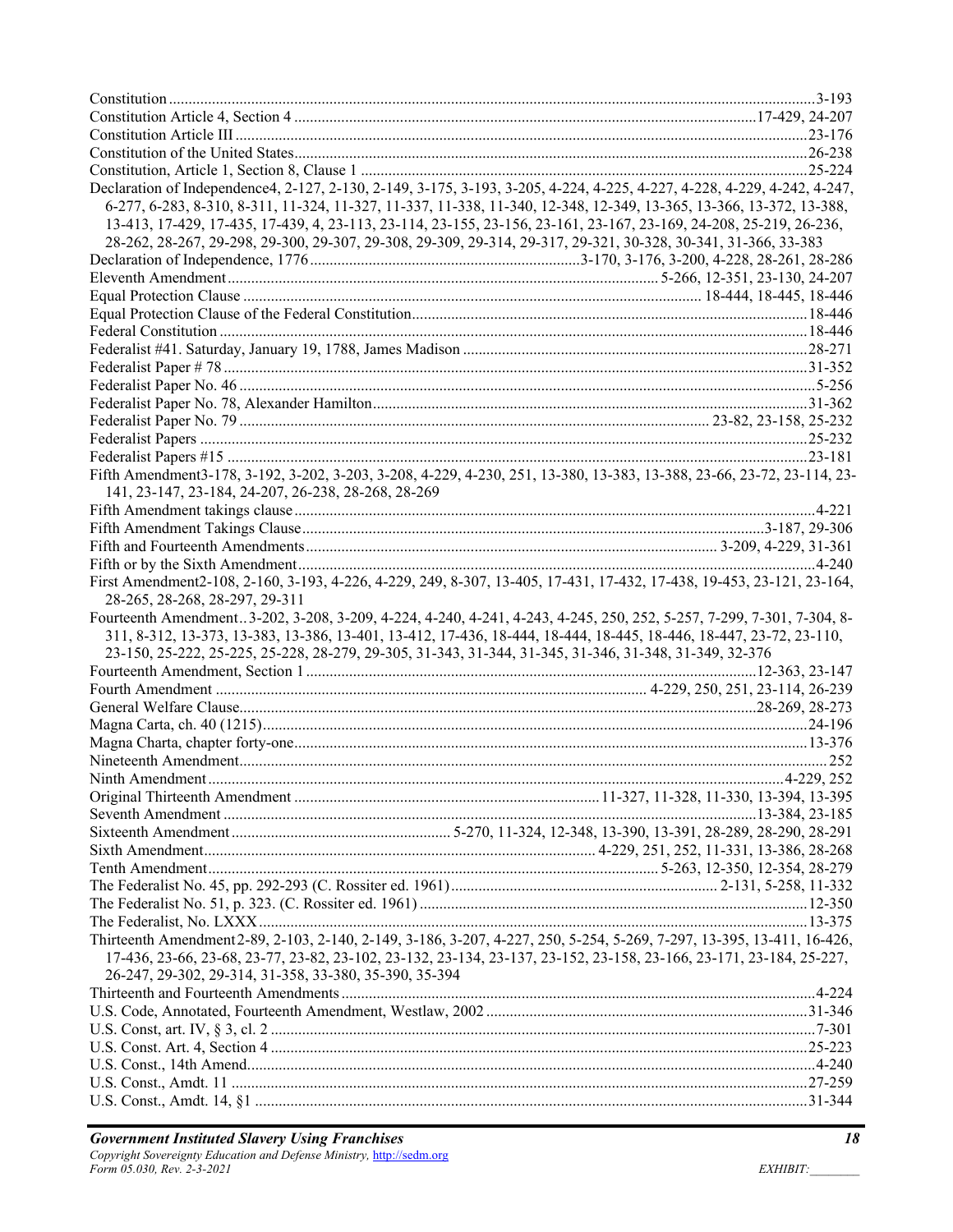Constitution ..................................................................................................................................................3-193
Constitution Article 4, Section 4 ...................................................................................................17-429, 24-207
Constitution Article III ................................................................................................................................23-176
Constitution of the United States.................................................................................................................26-238
Constitution, Article 1, Section 8, Clause 1 ................................................................................................25-224
Declaration of Independence4, 2-127, 2-130, 2-149, 3-175, 3-193, 3-205, 4-224, 4-225, 4-227, 4-228, 4-229, 4-242, 4-247, 6-277, 6-283, 8-310, 8-311, 11-324, 11-327, 11-337, 11-338, 11-340, 12-348, 12-349, 13-365, 13-366, 13-372, 13-388, 13-413, 17-429, 17-435, 17-439, 4, 23-113, 23-114, 23-155, 23-156, 23-161, 23-167, 23-169, 24-208, 25-219, 26-236, 28-262, 28-267, 29-298, 29-300, 29-307, 29-308, 29-309, 29-314, 29-317, 29-321, 30-328, 30-341, 31-366, 33-383
Declaration of Independence, 1776....................................................................3-170, 3-176, 3-200, 4-228, 28-261, 28-286
Eleventh Amendment ............................................................................................ 5-266, 12-351, 23-130, 24-207
Equal Protection Clause .................................................................................................. 18-444, 18-445, 18-446
Equal Protection Clause of the Federal Constitution...................................................................................18-446
Federal Constitution ...................................................................................................................................18-446
Federalist #41. Saturday, January 19, 1788, James Madison ......................................................................28-271
Federalist Paper # 78 ..................................................................................................................................31-352
Federalist Paper No. 46 ................................................................................................................................5-256
Federalist Paper No. 78, Alexander Hamilton............................................................................................31-362
Federalist Paper No. 79 ...................................................................................................... 23-82, 23-158, 25-232
Federalist Papers ........................................................................................................................................25-232
Federalist Papers #15 ..................................................................................................................................23-181
Fifth Amendment3-178, 3-192, 3-202, 3-203, 3-208, 4-229, 4-230, 251, 13-380, 13-383, 13-388, 23-66, 23-72, 23-114, 23-141, 23-147, 23-184, 24-207, 26-238, 28-268, 28-269
Fifth Amendment takings clause ..................................................................................................................4-221
Fifth Amendment Takings Clause...................................................................................................3-187, 29-306
Fifth and Fourteenth Amendments ....................................................................................... 3-209, 4-229, 31-361
Fifth or by the Sixth Amendment..................................................................................................................4-240
First Amendment2-108, 2-160, 3-193, 4-226, 4-229, 249, 8-307, 13-405, 17-431, 17-432, 17-438, 19-453, 23-121, 23-164, 28-265, 28-268, 28-297, 29-311
Fourteenth Amendment..3-202, 3-208, 3-209, 4-224, 4-240, 4-241, 4-243, 4-245, 250, 252, 5-257, 7-299, 7-301, 7-304, 8-311, 8-312, 13-373, 13-383, 13-386, 13-401, 13-412, 17-436, 18-444, 18-444, 18-445, 18-446, 18-447, 23-72, 23-110, 23-150, 25-222, 25-225, 25-228, 28-279, 29-305, 31-343, 31-344, 31-345, 31-346, 31-348, 31-349, 32-376
Fourteenth Amendment, Section 1 .................................................................................................12-363, 23-147
Fourth Amendment ........................................................................................... 4-229, 250, 251, 23-114, 26-239
General Welfare Clause...................................................................................................................28-269, 28-273
Magna Carta, ch. 40 (1215).........................................................................................................................24-196
Magna Charta, chapter forty-one.................................................................................................................13-376
Nineteenth Amendment.....................................................................................................................................252
Ninth Amendment .................................................................................................................................4-229, 252
Original Thirteenth Amendment ............................................................................ 11-327, 11-328, 11-330, 13-394, 13-395
Seventh Amendment ...................................................................................................................13-384, 23-185
Sixteenth Amendment ....................................................... 5-270, 11-324, 12-348, 13-390, 13-391, 28-289, 28-290, 28-291
Sixth Amendment................................................................................... 4-229, 251, 252, 11-331, 13-386, 28-268
Tenth Amendment.......................................................................................... 5-263, 12-350, 12-354, 28-279
The Federalist No. 45, pp. 292-293 (C. Rossiter ed. 1961).................................................................. 2-131, 5-258, 11-332
The Federalist No. 51, p. 323. (C. Rossiter ed. 1961) .................................................................................12-350
The Federalist, No. LXXX.........................................................................................................................13-375
Thirteenth Amendment 2-89, 2-103, 2-140, 2-149, 3-186, 3-207, 4-227, 250, 5-254, 5-269, 7-297, 13-395, 13-411, 16-426, 17-436, 23-66, 23-68, 23-77, 23-82, 23-102, 23-132, 23-134, 23-137, 23-152, 23-158, 23-166, 23-171, 23-184, 25-227, 26-247, 29-302, 29-314, 31-358, 33-380, 35-390, 35-394
Thirteenth and Fourteenth Amendments .......................................................................................................4-224
U.S. Code, Annotated, Fourteenth Amendment, Westlaw, 2002 ................................................................31-346
U.S. Const, art. IV, § 3, cl. 2 ........................................................................................................................7-301
U.S. Const. Art. 4, Section 4 .......................................................................................................................25-223
U.S. Const., 14th Amend..............................................................................................................................4-240
U.S. Const., Amdt. 11 ................................................................................................................................27-259
U.S. Const., Amdt. 14, §1 ...........................................................................................................................31-344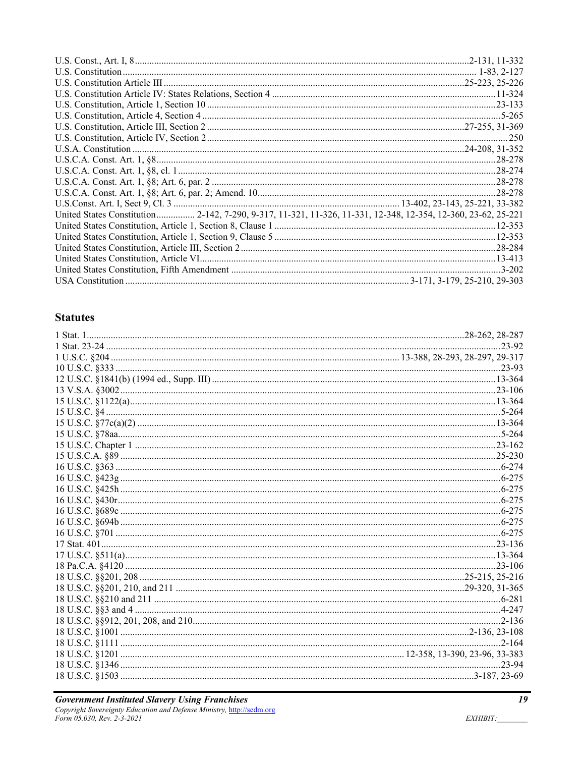U.S. Const., Art. I, 8 ........................................................................................................................................2-131, 11-332
U.S. Constitution ...................................................................................................................................... 1-83, 2-127
U.S. Constitution Article III ...........................................................................................................................25-223, 25-226
U.S. Constitution Article IV: States Relations, Section 4 ...........................................................................................11-324
U.S. Constitution, Article 1, Section 10 ......................................................................................................................23-133
U.S. Constitution, Article 4, Section 4 ..........................................................................................................................5-265
U.S. Constitution, Article III, Section 2 .........................................................................................................27-255, 31-369
U.S. Constitution, Article IV, Section 2 ...........................................................................................................................250
U.S.A. Constitution ......................................................................................................................................24-208, 31-352
U.S.C.A. Const. Art. 1, §8..............................................................................................................................................28-278
U.S.C.A. Const. Art. 1, §8, cl. 1 ....................................................................................................................................28-274
U.S.C.A. Const. Art. 1, §8; Art. 6, par. 2 .....................................................................................................................28-278
U.S.C.A. Const. Art. 1, §8; Art. 6, par. 2; Amend. 10..................................................................................................28-278
U.S.Const. Art. I, Sect 9, Cl. 3 ............................................................................................ 13-402, 23-143, 25-221, 33-382
United States Constitution................ 2-142, 7-290, 9-317, 11-321, 11-326, 11-331, 12-348, 12-354, 12-360, 23-62, 25-221
United States Constitution, Article 1, Section 8, Clause 1 ...........................................................................................12-353
United States Constitution, Article 1, Section 9, Clause 5 ...........................................................................................12-353
United States Constitution, Article III, Section 2 .........................................................................................................28-284
United States Constitution, Article VI..........................................................................................................................13-413
United States Constitution, Fifth Amendment ..............................................................................................................3-202
USA Constitution .................................................................................................................... 3-171, 3-179, 25-210, 29-303

## Statutes

1 Stat. 1......................................................................................................................................................28-262, 28-287
1 Stat. 23-24 ......................................................................................................................................................................23-92
1 U.S.C. §204 ....................................................................................................................... 13-388, 28-293, 28-297, 29-317
10 U.S.C. §333 ..................................................................................................................................................................23-93
12 U.S.C. §1841(b) (1994 ed., Supp. III) .....................................................................................................................13-364
13 V.S.A. §3002 ..............................................................................................................................................................23-106
15 U.S.C. §1122(a)..........................................................................................................................................................13-364
15 U.S.C. §4 ......................................................................................................................................................................5-264
15 U.S.C. §77c(a)(2) ......................................................................................................................................................13-364
15 U.S.C. §78aa.................................................................................................................................................................5-264
15 U.S.C. Chapter 1 ........................................................................................................................................................23-162
15 U.S.C.A. §89 ..............................................................................................................................................................25-230
16 U.S.C. §363 ..................................................................................................................................................................6-274
16 U.S.C. §423g ................................................................................................................................................................6-275
16 U.S.C. §425h ................................................................................................................................................................6-275
16 U.S.C. §430r.................................................................................................................................................................6-275
16 U.S.C. §689c ................................................................................................................................................................6-275
16 U.S.C. §694b ................................................................................................................................................................6-275
16 U.S.C. §701 ..................................................................................................................................................................6-275
17 Stat. 401......................................................................................................................................................................23-136
17 U.S.C. §511(a)............................................................................................................................................................13-364
18 Pa.C.A. §4120 ............................................................................................................................................................23-106
18 U.S.C. §§201, 208 ...........................................................................................................................................25-215, 25-216
18 U.S.C. §§201, 210, and 211 ......................................................................................................................29-320, 31-365
18 U.S.C. §§210 and 211 ..................................................................................................................................................6-281
18 U.S.C. §§3 and 4 ..........................................................................................................................................................4-247
18 U.S.C. §§912, 201, 208, and 210..................................................................................................................................2-136
18 U.S.C. §1001 ......................................................................................................................................................2-136, 23-108
18 U.S.C. §1111 ................................................................................................................................................................2-164
18 U.S.C. §1201 ........................................................................................................................ 12-358, 13-390, 23-96, 33-383
18 U.S.C. §1346 ..............................................................................................................................................................23-94
18 U.S.C. §1503 ................................................................................................................................................3-187, 23-69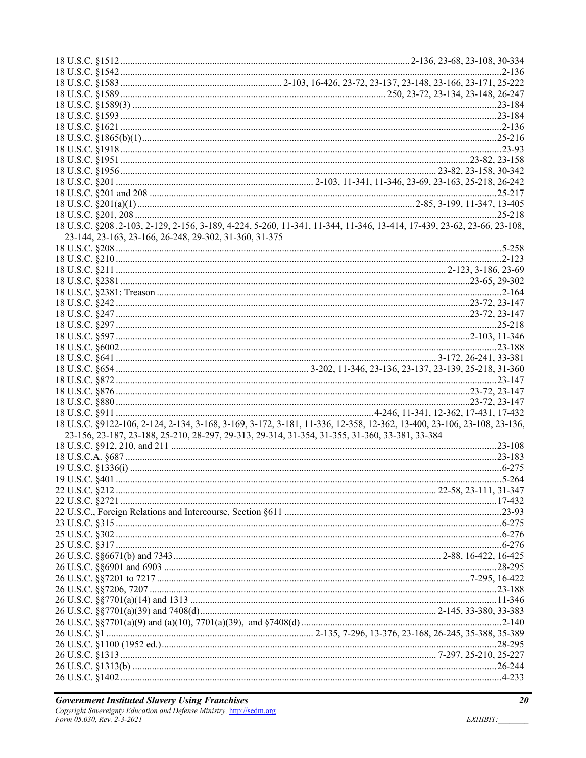18 U.S.C. §1512 ........................................................................................................ 2-136, 23-68, 23-108, 30-334
18 U.S.C. §1542 .........................................................................................................................................2-136
18 U.S.C. §1583 ................................................................. 2-103, 16-426, 23-72, 23-137, 23-148, 23-166, 23-171, 25-222
18 U.S.C. §1589 ............................................................................................... 250, 23-72, 23-134, 23-148, 26-247
18 U.S.C. §1589(3) ....................................................................................................................................23-184
18 U.S.C. §1593 .........................................................................................................................................23-184
18 U.S.C. §1621 ..........................................................................................................................................2-136
18 U.S.C. §1865(b)(1).................................................................................................................................25-216
18 U.S.C. §1918 ...........................................................................................................................................23-93
18 U.S.C. §1951 ..........................................................................................................................23-82, 23-158
18 U.S.C. §1956 .................................................................................................................. 23-82, 23-158, 30-342
18 U.S.C. §201 ................................................................................ 2-103, 11-341, 11-346, 23-69, 23-163, 25-218, 26-242
18 U.S.C. §201 and 208 .............................................................................................................................25-217
18 U.S.C. §201(a)(1) ......................................................................................................... 2-85, 3-199, 11-347, 13-405
18 U.S.C. §201, 208 ...................................................................................................................................25-218
18 U.S.C. §208 .2-103, 2-129, 2-156, 3-189, 4-224, 5-260, 11-341, 11-344, 11-346, 13-414, 17-439, 23-62, 23-66, 23-108, 23-144, 23-163, 23-166, 26-248, 29-302, 31-360, 31-375
18 U.S.C. §208 ..............................................................................................................................................5-258
18 U.S.C. §210 ..............................................................................................................................................2-123
18 U.S.C. §211 ........................................................................................................................ 2-123, 3-186, 23-69
18 U.S.C. §2381 ...................................................................................................................................23-65, 29-302
18 U.S.C. §2381: Treason .............................................................................................................................2-164
18 U.S.C. §242 ...................................................................................................................................23-72, 23-147
18 U.S.C. §247 ...................................................................................................................................23-72, 23-147
18 U.S.C. §297 ..............................................................................................................................................25-218
18 U.S.C. §597 ...................................................................................................................................2-103, 11-346
18 U.S.C. §6002 ............................................................................................................................................23-188
18 U.S.C. §641 ....................................................................................................................... 3-172, 26-241, 33-381
18 U.S.C. §654 ..................................................................................... 3-202, 11-346, 23-136, 23-137, 23-139, 25-218, 31-360
18 U.S.C. §872 ..............................................................................................................................................23-147
18 U.S.C. §876 ...................................................................................................................................23-72, 23-147
18 U.S.C. §880 ...................................................................................................................................23-72, 23-147
18 U.S.C. §911 ............................................................................................................ 4-246, 11-341, 12-362, 17-431, 17-432
18 U.S.C. §9122-106, 2-124, 2-134, 3-168, 3-169, 3-172, 3-181, 11-336, 12-358, 12-362, 13-400, 23-106, 23-108, 23-136, 23-156, 23-187, 23-188, 25-210, 28-297, 29-313, 29-314, 31-354, 31-355, 31-360, 33-381, 33-384
18 U.S.C. §912, 210, and 211 ......................................................................................................................23-108
18 U.S.C.A. §687 ..........................................................................................................................................23-183
19 U.S.C. §1336(i) ...........................................................................................................................................6-275
19 U.S.C. §401 ................................................................................................................................................5-264
22 U.S.C. §212 .................................................................................................................. 22-58, 23-111, 31-347
22 U.S.C. §2721 ............................................................................................................................................17-432
22 U.S.C., Foreign Relations and Intercourse, Section §611 ..........................................................................23-93
23 U.S.C. §315 ................................................................................................................................................6-275
25 U.S.C. §302 ................................................................................................................................................6-276
25 U.S.C. §317 ................................................................................................................................................6-276
26 U.S.C. §§6671(b) and 7343 ............................................................................................ 2-88, 16-422, 16-425
26 U.S.C. §§6901 and 6903 ...........................................................................................................................28-295
26 U.S.C. §§7201 to 7217 ...................................................................................................................7-295, 16-422
26 U.S.C. §§7206, 7207 ...............................................................................................................................23-188
26 U.S.C. §§7701(a)(14) and 1313 ...............................................................................................................11-346
26 U.S.C. §§7701(a)(39) and 7408(d)................................................................................. 2-145, 33-380, 33-383
26 U.S.C. §§7701(a)(9) and (a)(10), 7701(a)(39), and §7408(d) ...................................................................2-140
26 U.S.C. §1 ..................................................................................... 2-135, 7-296, 13-376, 23-168, 26-245, 35-388, 35-389
26 U.S.C. §1100 (1952 ed.)............................................................................................................................28-295
26 U.S.C. §1313 ...................................................................................................................... 7-297, 25-210, 25-227
26 U.S.C. §1313(b) ......................................................................................................................................26-244
26 U.S.C. §1402 ...............................................................................................................................................4-233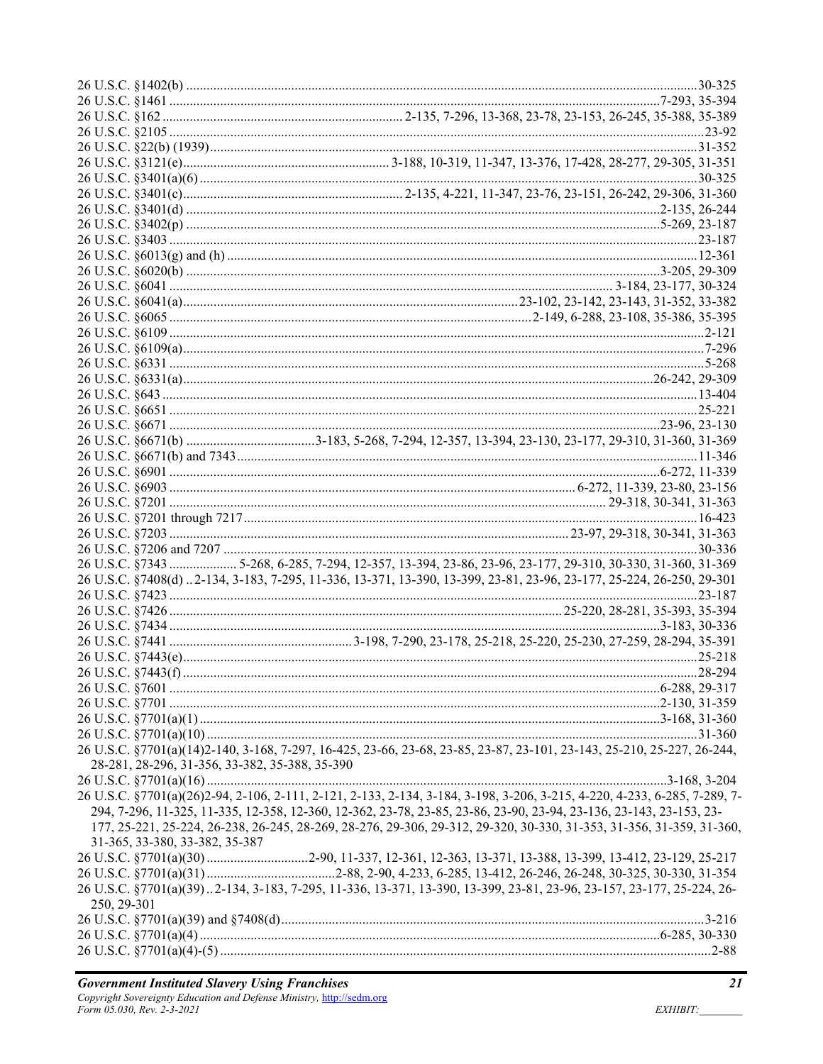26 U.S.C. §1402(b) ....................................................................................................................................30-325
26 U.S.C. §1461 .................................................................................................................................7-293, 35-394
26 U.S.C. §162 ....................................................................... 2-135, 7-296, 13-368, 23-78, 23-153, 26-245, 35-388, 35-389
26 U.S.C. §2105 ...........................................................................................................................................23-92
26 U.S.C. §22(b) (1939).................................................................................................................................31-352
26 U.S.C. §3121(e)............................................................ 3-188, 10-319, 11-347, 13-376, 17-428, 28-277, 29-305, 31-351
26 U.S.C. §3401(a)(6) ..................................................................................................................................30-325
26 U.S.C. §3401(c)................................................................ 2-135, 4-221, 11-347, 23-76, 23-151, 26-242, 29-306, 31-360
26 U.S.C. §3401(d) ...........................................................................................................................2-135, 26-244
26 U.S.C. §3402(p) ...........................................................................................................................5-269, 23-187
26 U.S.C. §3403 ...........................................................................................................................................23-187
26 U.S.C. §6013(g) and (h) ...........................................................................................................................12-361
26 U.S.C. §6020(b) ...........................................................................................................................3-205, 29-309
26 U.S.C. §6041 ....................................................................................................................... 3-184, 23-177, 30-324
26 U.S.C. §6041(a)..................................................................................................23-102, 23-142, 23-143, 31-352, 33-382
26 U.S.C. §6065 ........................................................................................................2-149, 6-288, 23-108, 35-386, 35-395
26 U.S.C. §6109 .............................................................................................................................................2-121
26 U.S.C. §6109(a)..........................................................................................................................................7-296
26 U.S.C. §6331 ..............................................................................................................................................5-268
26 U.S.C. §6331(a)..........................................................................................................................26-242, 29-309
26 U.S.C. §643 ...............................................................................................................................................13-404
26 U.S.C. §6651 .............................................................................................................................................25-221
26 U.S.C. §6671 .............................................................................................................................23-96, 23-130
26 U.S.C. §6671(b) .....................................3-183, 5-268, 7-294, 12-357, 13-394, 23-130, 23-177, 29-310, 31-360, 31-369
26 U.S.C. §6671(b) and 7343 ........................................................................................................................11-346
26 U.S.C. §6901 ..............................................................................................................................6-272, 11-339
26 U.S.C. §6903 ............................................................................................................. 6-272, 11-339, 23-80, 23-156
26 U.S.C. §7201 ................................................................................................................. 29-318, 30-341, 31-363
26 U.S.C. §7201 through 7217.........................................................................................................................16-423
26 U.S.C. §7203 .................................................................................................... 23-97, 29-318, 30-341, 31-363
26 U.S.C. §7206 and 7207 .............................................................................................................................30-336
26 U.S.C. §7343 .................... 5-268, 6-285, 7-294, 12-357, 13-394, 23-86, 23-96, 23-177, 29-310, 30-330, 31-360, 31-369
26 U.S.C. §7408(d) .. 2-134, 3-183, 7-295, 11-336, 13-371, 13-390, 13-399, 23-81, 23-96, 23-177, 25-224, 26-250, 29-301
26 U.S.C. §7423 ...........................................................................................................................................23-187
26 U.S.C. §7426 ................................................................................................... 25-220, 28-281, 35-393, 35-394
26 U.S.C. §7434 ...........................................................................................................................3-183, 30-336
26 U.S.C. §7441 .................................................. 3-198, 7-290, 23-178, 25-218, 25-220, 25-230, 27-259, 28-294, 35-391
26 U.S.C. §7443(e)........................................................................................................................................25-218
26 U.S.C. §7443(f) .........................................................................................................................................28-294
26 U.S.C. §7601 .............................................................................................................................6-288, 29-317
26 U.S.C. §7701 .............................................................................................................................2-130, 31-359
26 U.S.C. §7701(a)(1) ....................................................................................................................3-168, 31-360
26 U.S.C. §7701(a)(10) .................................................................................................................................31-360
26 U.S.C. §7701(a)(14)2-140, 3-168, 7-297, 16-425, 23-66, 23-68, 23-85, 23-87, 23-101, 23-143, 25-210, 25-227, 26-244, 28-281, 28-296, 31-356, 33-382, 35-388, 35-390
26 U.S.C. §7701(a)(16) ......................................................................................................................3-168, 3-204
26 U.S.C. §7701(a)(26)2-94, 2-106, 2-111, 2-121, 2-133, 2-134, 3-184, 3-198, 3-206, 3-215, 4-220, 4-233, 6-285, 7-289, 7-294, 7-296, 11-325, 11-335, 12-358, 12-360, 12-362, 23-78, 23-85, 23-86, 23-90, 23-94, 23-136, 23-143, 23-153, 23-177, 25-221, 25-224, 26-238, 26-245, 28-269, 28-276, 29-306, 29-312, 29-320, 30-330, 31-353, 31-356, 31-359, 31-360, 31-365, 33-380, 33-382, 35-387
26 U.S.C. §7701(a)(30) ..............................2-90, 11-337, 12-361, 12-363, 13-371, 13-388, 13-399, 13-412, 23-129, 25-217
26 U.S.C. §7701(a)(31) ......................................2-88, 2-90, 4-233, 6-285, 13-412, 26-246, 26-248, 30-325, 30-330, 31-354
26 U.S.C. §7701(a)(39) .. 2-134, 3-183, 7-295, 11-336, 13-371, 13-390, 13-399, 23-81, 23-96, 23-157, 23-177, 25-224, 26-250, 29-301
26 U.S.C. §7701(a)(39) and §7408(d)..............................................................................................................3-216
26 U.S.C. §7701(a)(4) ....................................................................................................................6-285, 30-330
26 U.S.C. §7701(a)(4)-(5) ..................................................................................................................................2-88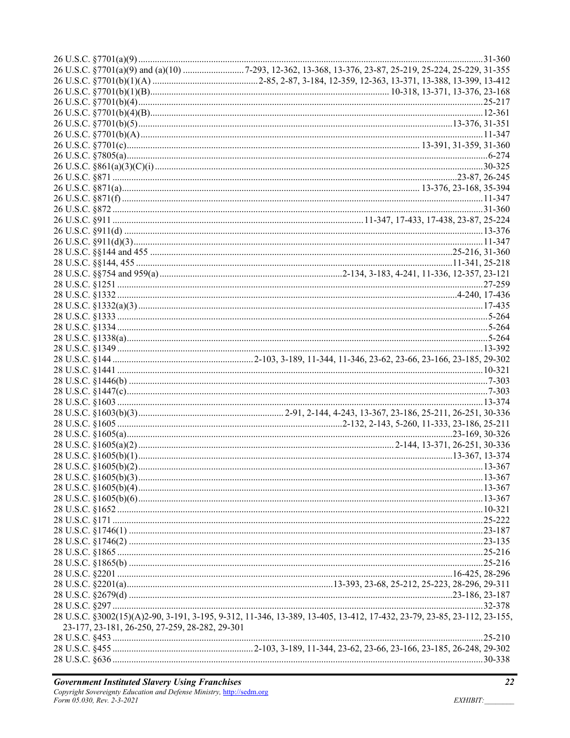26 U.S.C. §7701(a)(9) ........................................................................................................................31-360
26 U.S.C. §7701(a)(9) and (a)(10) ........................... 7-293, 12-362, 13-368, 13-376, 23-87, 25-219, 25-224, 25-229, 31-355
26 U.S.C. §7701(b)(1)(A) ............................................. 2-85, 2-87, 3-184, 12-359, 12-363, 13-371, 13-388, 13-399, 13-412
26 U.S.C. §7701(b)(1)(B).................................................................................................... 10-318, 13-371, 13-376, 23-168
26 U.S.C. §7701(b)(4)........................................................................................................................................25-217
26 U.S.C. §7701(b)(4)(B)....................................................................................................................................12-361
26 U.S.C. §7701(b)(5).................................................................................................................................13-376, 31-351
26 U.S.C. §7701(b)(A)........................................................................................................................................11-347
26 U.S.C. §7701(c)........................................................................................................................ 13-391, 31-359, 31-360
26 U.S.C. §7805(a)..............................................................................................................................................6-274
26 U.S.C. §861(a)(3)(C)(i)..................................................................................................................................30-325
26 U.S.C. §871 ........................................................................................................................................23-87, 26-245
26 U.S.C. §871(a)........................................................................................................................ 13-376, 23-168, 35-394
26 U.S.C. §871(f) ...............................................................................................................................................11-347
26 U.S.C. §872 ...................................................................................................................................................31-360
26 U.S.C. §911 ..................................................................................................................11-347, 17-433, 17-438, 23-87, 25-224
26 U.S.C. §911(d) ..............................................................................................................................................13-376
26 U.S.C. §911(d)(3)..........................................................................................................................................11-347
28 U.S.C. §§144 and 455 ......................................................................................................................25-216, 31-360
28 U.S.C. §§144, 455 ............................................................................................................................11-341, 25-218
28 U.S.C. §§754 and 959(a) ............................................................................2-134, 3-183, 4-241, 11-336, 12-357, 23-121
28 U.S.C. §1251 .................................................................................................................................................27-259
28 U.S.C. §1332 ...........................................................................................................................................4-240, 17-436
28 U.S.C. §1332(a)(3) ........................................................................................................................................17-435
28 U.S.C. §1333 ...................................................................................................................................................5-264
28 U.S.C. §1334 ...................................................................................................................................................5-264
28 U.S.C. §1338(a)...............................................................................................................................................5-264
28 U.S.C. §1349 .................................................................................................................................................13-392
28 U.S.C. §144 ........................................................... 2-103, 3-189, 11-344, 11-346, 23-62, 23-66, 23-166, 23-185, 29-302
28 U.S.C. §1441 .................................................................................................................................................10-321
28 U.S.C. §1446(b) ..............................................................................................................................................7-303
28 U.S.C. §1447(c)...............................................................................................................................................7-303
28 U.S.C. §1603 .................................................................................................................................................13-374
28 U.S.C. §1603(b)(3).............................................................. 2-91, 2-144, 4-243, 13-367, 23-186, 25-211, 26-251, 30-336
28 U.S.C. §1605 ..................................................................................................2-132, 2-143, 5-260, 11-333, 23-186, 25-211
28 U.S.C. §1605(a)...................................................................................................................................23-169, 30-326
28 U.S.C. §1605(a)(2) ......................................................................................................... 2-144, 13-371, 26-251, 30-336
28 U.S.C. §1605(b)(1)..............................................................................................................................13-367, 13-374
28 U.S.C. §1605(b)(2).........................................................................................................................................13-367
28 U.S.C. §1605(b)(3).........................................................................................................................................13-367
28 U.S.C. §1605(b)(4).........................................................................................................................................13-367
28 U.S.C. §1605(b)(6).........................................................................................................................................13-367
28 U.S.C. §1652 .................................................................................................................................................10-321
28 U.S.C. §171 ...................................................................................................................................................25-222
28 U.S.C. §1746(1) .............................................................................................................................................23-187
28 U.S.C. §1746(2) .............................................................................................................................................23-135
28 U.S.C. §1865 .................................................................................................................................................25-216
28 U.S.C. §1865(b) .............................................................................................................................................25-216
28 U.S.C. §2201 .........................................................................................................................................16-425, 28-296
28 U.S.C. §2201(a)....................................................................................13-393, 23-68, 25-212, 25-223, 28-296, 29-311
28 U.S.C. §2679(d) ...................................................................................................................................23-186, 23-187
28 U.S.C. §297 ...................................................................................................................................................32-378
28 U.S.C. §3002(15)(A)2-90, 3-191, 3-195, 9-312, 11-346, 13-389, 13-405, 13-412, 17-432, 23-79, 23-85, 23-112, 23-155, 23-177, 23-181, 26-250, 27-259, 28-282, 29-301
28 U.S.C. §453 ...................................................................................................................................................25-210
28 U.S.C. §455 ........................................................... 2-103, 3-189, 11-344, 23-62, 23-66, 23-166, 23-185, 26-248, 29-302
28 U.S.C. §636 ...................................................................................................................................................30-338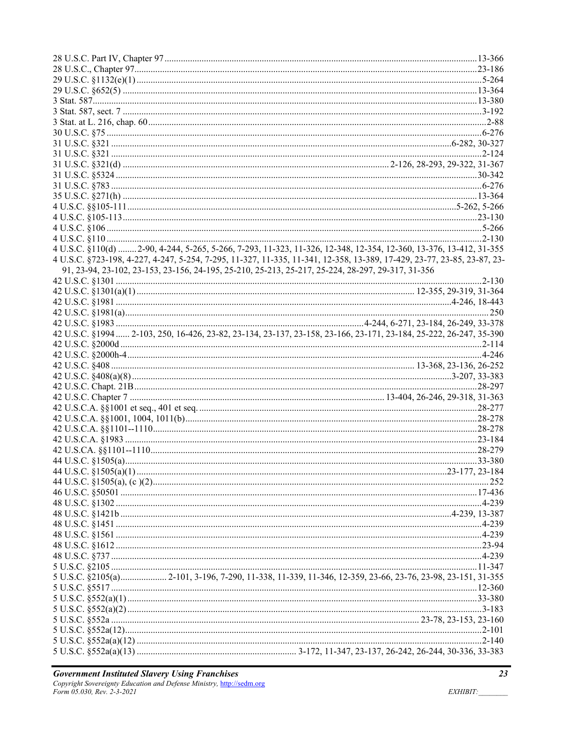28 U.S.C. Part IV, Chapter 97 ....... 13-366
28 U.S.C., Chapter 97 ....... 23-186
29 U.S.C. §1132(e)(1) ....... 5-264
29 U.S.C. §652(5) ....... 13-364
3 Stat. 587 ....... 13-380
3 Stat. 587, sect. 7 ....... 3-192
3 Stat. at L. 216, chap. 60 ....... 2-88
30 U.S.C. §75 ....... 6-276
31 U.S.C. §321 ....... 6-282, 30-327
31 U.S.C. §321 ....... 2-124
31 U.S.C. §321(d) ....... 2-126, 28-293, 29-322, 31-367
31 U.S.C. §5324 ....... 30-342
31 U.S.C. §783 ....... 6-276
35 U.S.C. §271(h) ....... 13-364
4 U.S.C. §§105-111 ....... 5-262, 5-266
4 U.S.C. §105-113 ....... 23-130
4 U.S.C. §106 ....... 5-266
4 U.S.C. §110 ....... 2-130
4 U.S.C. §110(d) ....... 2-90, 4-244, 5-265, 5-266, 7-293, 11-323, 11-326, 12-348, 12-354, 12-360, 13-376, 13-412, 31-355
4 U.S.C. §723-198, 4-227, 4-247, 5-254, 7-295, 11-327, 11-335, 11-341, 12-358, 13-389, 17-429, 23-77, 23-85, 23-87, 23-91, 23-94, 23-102, 23-153, 23-156, 24-195, 25-210, 25-213, 25-217, 25-224, 28-297, 29-317, 31-356
42 U.S.C. §1301 ....... 2-130
42 U.S.C. §1301(a)(1) ....... 12-355, 29-319, 31-364
42 U.S.C. §1981 ....... 4-246, 18-443
42 U.S.C. §1981(a) ....... 250
42 U.S.C. §1983 ....... 4-244, 6-271, 23-184, 26-249, 33-378
42 U.S.C. §1994 ....... 2-103, 250, 16-426, 23-82, 23-134, 23-137, 23-158, 23-166, 23-171, 23-184, 25-222, 26-247, 35-390
42 U.S.C. §2000d ....... 2-114
42 U.S.C. §2000h-4 ....... 4-246
42 U.S.C. §408 ....... 13-368, 23-136, 26-252
42 U.S.C. §408(a)(8) ....... 3-207, 33-383
42 U.S.C. Chapt. 21B ....... 28-297
42 U.S.C. Chapter 7 ....... 13-404, 26-246, 29-318, 31-363
42 U.S.C.A. §§1001 et seq., 401 et seq. ....... 28-277
42 U.S.C.A. §§1001, 1004, 1011(b) ....... 28-278
42 U.S.C.A. §§1101--1110 ....... 28-278
42 U.S.C.A. §1983 ....... 23-184
42 U.S.CA. §§1101--1110 ....... 28-279
44 U.S.C. §1505(a) ....... 33-380
44 U.S.C. §1505(a)(1) ....... 23-177, 23-184
44 U.S.C. §1505(a), (c )(2) ....... 252
46 U.S.C. §50501 ....... 17-436
48 U.S.C. §1302 ....... 4-239
48 U.S.C. §1421b ....... 4-239, 13-387
48 U.S.C. §1451 ....... 4-239
48 U.S.C. §1561 ....... 4-239
48 U.S.C. §1612 ....... 23-94
48 U.S.C. §737 ....... 4-239
5 U.S.C. §2105 ....... 11-347
5 U.S.C. §2105(a) ....... 2-101, 3-196, 7-290, 11-338, 11-339, 11-346, 12-359, 23-66, 23-76, 23-98, 23-151, 31-355
5 U.S.C. §5517 ....... 12-360
5 U.S.C. §552(a)(1) ....... 33-380
5 U.S.C. §552(a)(2) ....... 3-183
5 U.S.C. §552a ....... 23-78, 23-153, 23-160
5 U.S.C. §552a(12) ....... 2-101
5 U.S.C. §552a(a)(12) ....... 2-140
5 U.S.C. §552a(a)(13) ....... 3-172, 11-347, 23-137, 26-242, 26-244, 30-336, 33-383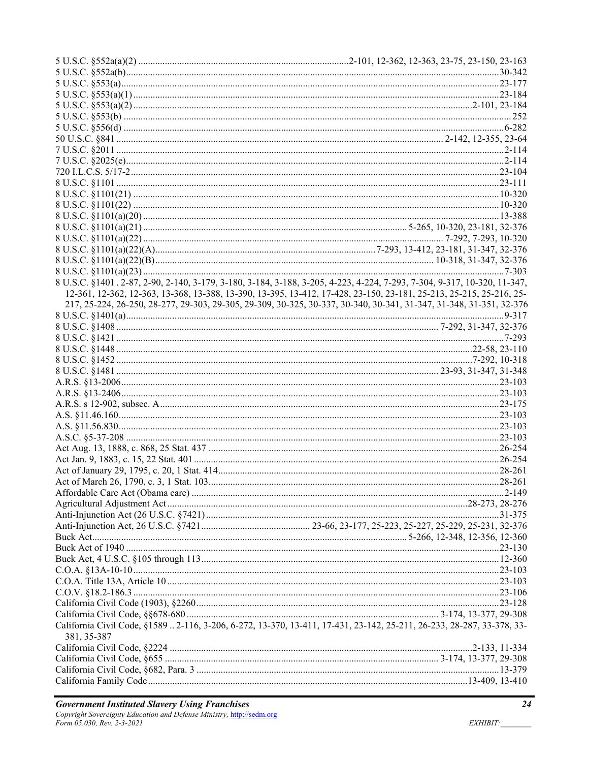5 U.S.C. §552a(a)(2) ....................................................................................2-101, 12-362, 12-363, 23-75, 23-150, 23-163
5 U.S.C. §552a(b)........................................................................................................................................30-342
5 U.S.C. §553(a)..........................................................................................................................................23-177
5 U.S.C. §553(a)(1) .....................................................................................................................................23-184
5 U.S.C. §553(a)(2) ........................................................................................................................2-101, 23-184
5 U.S.C. §553(b) ............................................................................................................................................. 252
5 U.S.C. §556(d) .........................................................................................................................................6-282
50 U.S.C. §841 .................................................................................................................... 2-142, 12-355, 23-64
7 U.S.C. §2011 .............................................................................................................................................2-114
7 U.S.C. §2025(e).........................................................................................................................................2-114
720 I.L.C.S. 5/17-2.....................................................................................................................................23-104
8 U.S.C. §1101 ...........................................................................................................................................23-111
8 U.S.C. §1101(21) .....................................................................................................................................10-320
8 U.S.C. §1101(22) .....................................................................................................................................10-320
8 U.S.C. §1101(a)(20) .................................................................................................................................13-388
8 U.S.C. §1101(a)(21) ........................................................................................... 5-265, 10-320, 23-181, 32-376
8 U.S.C. §1101(a)(22) ............................................................................................................ 7-292, 7-293, 10-320
8 U.S.C. §1101(a)(22)(A)..........................................................................................7-293, 13-412, 23-181, 31-347, 32-376
8 U.S.C. §1101(a)(22)(B)....................................................................................................... 10-318, 31-347, 32-376
8 U.S.C. §1101(a)(23) ...................................................................................................................................7-303
8 U.S.C. §1401 . 2-87, 2-90, 2-140, 3-179, 3-180, 3-184, 3-188, 3-205, 4-223, 4-224, 7-293, 7-304, 9-317, 10-320, 11-347, 12-361, 12-362, 12-363, 13-368, 13-388, 13-390, 13-395, 13-412, 17-428, 23-150, 23-181, 25-213, 25-215, 25-216, 25-217, 25-224, 26-250, 28-277, 29-303, 29-305, 29-309, 30-325, 30-337, 30-340, 30-341, 31-347, 31-348, 31-351, 32-376
8 U.S.C. §1401(a)..........................................................................................................................................9-317
8 U.S.C. §1408 .................................................................................................................... 7-292, 31-347, 32-376
8 U.S.C. §1421 ..............................................................................................................................................7-293
8 U.S.C. §1448 ..................................................................................................................................22-58, 23-110
8 U.S.C. §1452 ...................................................................................................................................7-292, 10-318
8 U.S.C. §1481 .................................................................................................................. 23-93, 31-347, 31-348
A.R.S. §13-2006.........................................................................................................................................23-103
A.R.S. §13-2406.........................................................................................................................................23-103
A.R.S. s 12-902, subsec. A.........................................................................................................................23-175
A.S. §11.46.160..........................................................................................................................................23-103
A.S. §11.56.830..........................................................................................................................................23-103
A.S.C. §5-37-208 ........................................................................................................................................23-103
Act Aug. 13, 1888, c. 868, 25 Stat. 437 ......................................................................................................26-254
Act Jan. 9, 1883, c. 15, 22 Stat. 401 ...........................................................................................................26-254
Act of January 29, 1795, c. 20, 1 Stat. 414..................................................................................................28-261
Act of March 26, 1790, c. 3, 1 Stat. 103......................................................................................................28-261
Affordable Care Act (Obama care) ..............................................................................................................2-149
Agricultural Adjustment Act ........................................................................................................28-273, 28-276
Anti-Injunction Act (26 U.S.C. §7421) .......................................................................................................31-375
Anti-Injunction Act, 26 U.S.C. §7421 ............................................ 23-66, 23-177, 25-223, 25-227, 25-229, 25-231, 32-376
Buck Act................................................................................................................ 5-266, 12-348, 12-356, 12-360
Buck Act of 1940 .......................................................................................................................................23-130
Buck Act, 4 U.S.C. §105 through 113.........................................................................................................12-360
C.O.A. §13A-10-10....................................................................................................................................23-103
C.O.A. Title 13A, Article 10 .......................................................................................................................23-103
C.O.V. §18.2-186.3 ....................................................................................................................................23-106
California Civil Code (1903), §2260..........................................................................................................23-128
California Civil Code, §§678-680 ....................................................................................... 3-174, 13-377, 29-308
California Civil Code, §1589 .. 2-116, 3-206, 6-272, 13-370, 13-411, 17-431, 23-142, 25-211, 26-233, 28-287, 33-378, 33-381, 35-387
California Civil Code, §2224 ..........................................................................................................2-133, 11-334
California Civil Code, §655 .............................................................................................. 3-174, 13-377, 29-308
California Civil Code, §682, Para. 3 ...........................................................................................................13-379
California Family Code.................................................................................................................13-409, 13-410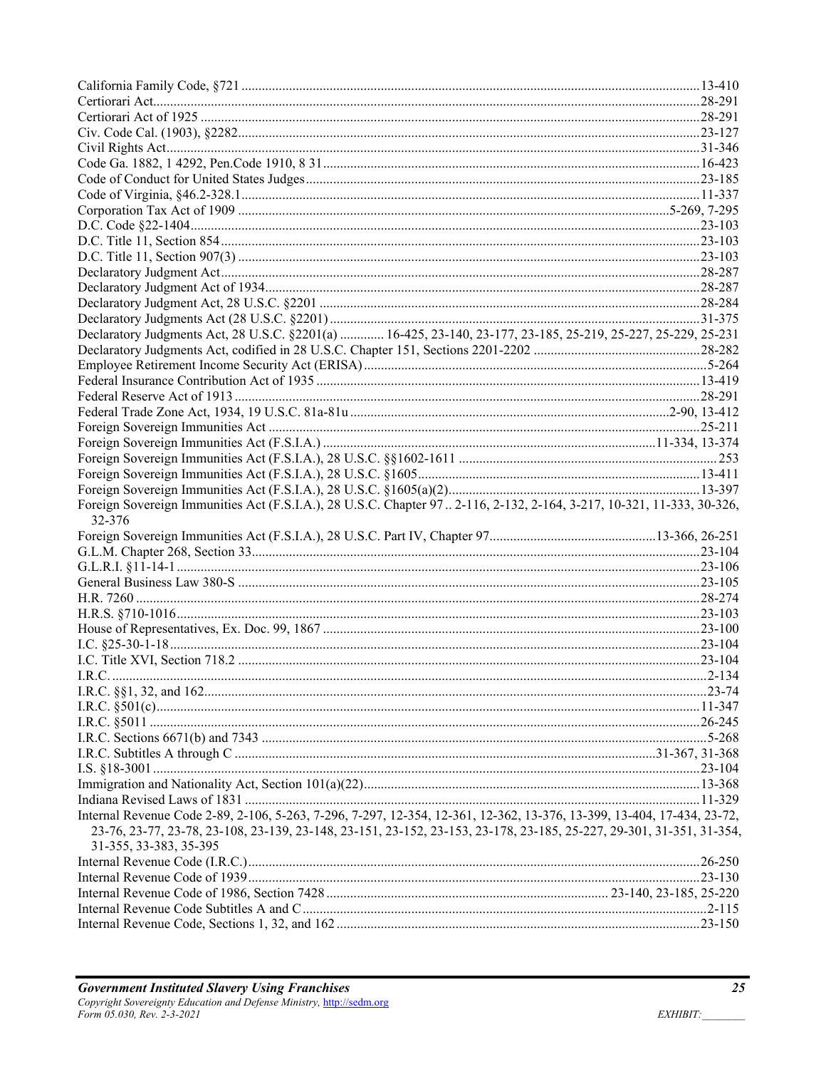California Family Code, §721 ....................................................................................................................13-410
Certiorari Act..............................................................................................................................................28-291
Certiorari Act of 1925 ................................................................................................................................28-291
Civ. Code Cal. (1903), §2282......................................................................................................................23-127
Civil Rights Act...........................................................................................................................................31-346
Code Ga. 1882, 1 4292, Pen.Code 1910, 8 31.............................................................................................16-423
Code of Conduct for United States Judges..................................................................................................23-185
Code of Virginia, §46.2-328.1.....................................................................................................................11-337
Corporation Tax Act of 1909 ........................................................................................................5-269, 7-295
D.C. Code §22-1404....................................................................................................................................23-103
D.C. Title 11, Section 854...........................................................................................................................23-103
D.C. Title 11, Section 907(3) ......................................................................................................................23-103
Declaratory Judgment Act...........................................................................................................................28-287
Declaratory Judgment Act of 1934..............................................................................................................28-287
Declaratory Judgment Act, 28 U.S.C. §2201 ..............................................................................................28-284
Declaratory Judgments Act (28 U.S.C. §2201) ...........................................................................................31-375
Declaratory Judgments Act, 28 U.S.C. §2201(a) ............ 16-425, 23-140, 23-177, 23-185, 25-219, 25-227, 25-229, 25-231
Declaratory Judgments Act, codified in 28 U.S.C. Chapter 151, Sections 2201-2202 ................................28-282
Employee Retirement Income Security Act (ERISA)....................................................................................5-264
Federal Insurance Contribution Act of 1935 ...............................................................................................13-419
Federal Reserve Act of 1913 .......................................................................................................................28-291
Federal Trade Zone Act, 1934, 19 U.S.C. 81a-81u ............................................................................2-90, 13-412
Foreign Sovereign Immunities Act .............................................................................................................25-211
Foreign Sovereign Immunities Act (F.S.I.A.) ........................................................................................11-334, 13-374
Foreign Sovereign Immunities Act (F.S.I.A.), 28 U.S.C. §§1602-1611 ...........................................................253
Foreign Sovereign Immunities Act (F.S.I.A.), 28 U.S.C. §1605..................................................................13-411
Foreign Sovereign Immunities Act (F.S.I.A.), 28 U.S.C. §1605(a)(2).........................................................13-397
Foreign Sovereign Immunities Act (F.S.I.A.), 28 U.S.C. Chapter 97 .. 2-116, 2-132, 2-164, 3-217, 10-321, 11-333, 30-326, 32-376
Foreign Sovereign Immunities Act (F.S.I.A.), 28 U.S.C. Part IV, Chapter 97.................................13-366, 26-251
G.L.M. Chapter 268, Section 33..................................................................................................................23-104
G.L.R.I. §11-14-1 .......................................................................................................................................23-106
General Business Law 380-S .....................................................................................................................23-105
H.R. 7260 ...................................................................................................................................................28-274
H.R.S. §710-1016........................................................................................................................................23-103
House of Representatives, Ex. Doc. 99, 1867 .............................................................................................23-100
I.C. §25-30-1-18..........................................................................................................................................23-104
I.C. Title XVI, Section 718.2 ......................................................................................................................23-104
I.R.C. ...........................................................................................................................................................2-134
I.R.C. §§1, 32, and 162.................................................................................................................................23-74
I.R.C. §501(c)..............................................................................................................................................11-347
I.R.C. §5011 ...............................................................................................................................................26-245
I.R.C. Sections 6671(b) and 7343 .................................................................................................................5-268
I.R.C. Subtitles A through C .........................................................................................................31-367, 31-368
I.S. §18-3001 ...............................................................................................................................................23-104
Immigration and Nationality Act, Section 101(a)(22)..................................................................................13-368
Indiana Revised Laws of 1831 ....................................................................................................................11-329
Internal Revenue Code 2-89, 2-106, 5-263, 7-296, 7-297, 12-354, 12-361, 12-362, 13-376, 13-399, 13-404, 17-434, 23-72, 23-76, 23-77, 23-78, 23-108, 23-139, 23-148, 23-151, 23-152, 23-153, 23-178, 23-185, 25-227, 29-301, 31-351, 31-354, 31-355, 33-383, 35-395
Internal Revenue Code (I.R.C.)...................................................................................................................26-250
Internal Revenue Code of 1939...................................................................................................................23-130
Internal Revenue Code of 1986, Section 7428 ................................................................................. 23-140, 23-185, 25-220
Internal Revenue Code Subtitles A and C.....................................................................................................2-115
Internal Revenue Code, Sections 1, 32, and 162..........................................................................................23-150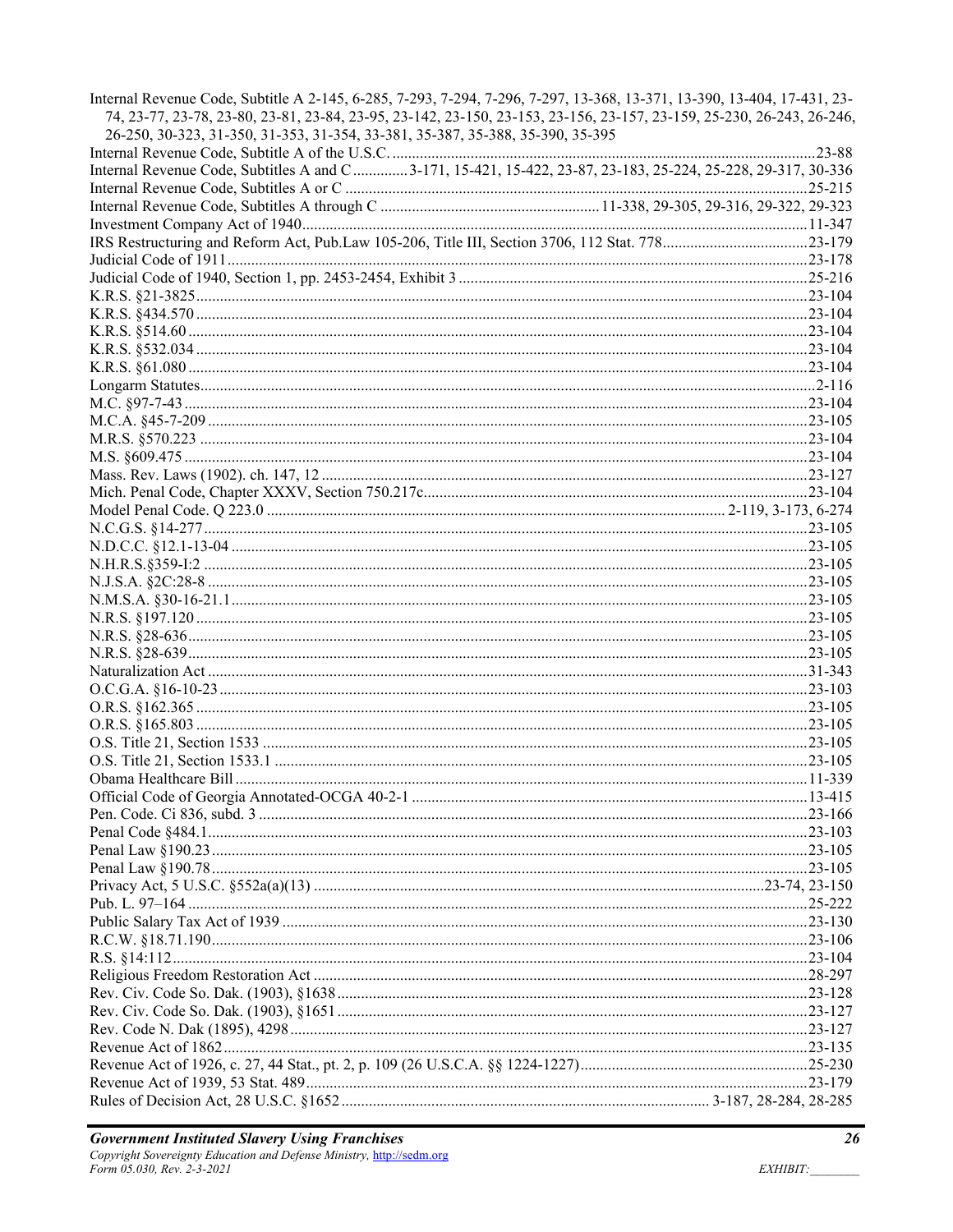Internal Revenue Code, Subtitle A 2-145, 6-285, 7-293, 7-294, 7-296, 7-297, 13-368, 13-371, 13-390, 13-404, 17-431, 23-74, 23-77, 23-78, 23-80, 23-81, 23-84, 23-95, 23-142, 23-150, 23-153, 23-156, 23-157, 23-159, 25-230, 26-243, 26-246, 26-250, 30-323, 31-350, 31-353, 31-354, 33-381, 35-387, 35-388, 35-390, 35-395

Internal Revenue Code, Subtitle A of the U.S.C. ....................23-88

Internal Revenue Code, Subtitles A and C ..............3-171, 15-421, 15-422, 23-87, 23-183, 25-224, 25-228, 29-317, 30-336

Internal Revenue Code, Subtitles A or C ....................25-215

Internal Revenue Code, Subtitles A through C ....................11-338, 29-305, 29-316, 29-322, 29-323

Investment Company Act of 1940....................11-347

IRS Restructuring and Reform Act, Pub.Law 105-206, Title III, Section 3706, 112 Stat. 778....................23-179

Judicial Code of 1911....................23-178

Judicial Code of 1940, Section 1, pp. 2453-2454, Exhibit 3 ....................25-216

K.R.S. §21-3825....................23-104

K.R.S. §434.570 ....................23-104

K.R.S. §514.60 ....................23-104

K.R.S. §532.034 ....................23-104

K.R.S. §61.080 ....................23-104

Longarm Statutes....................2-116

M.C. §97-7-43 ....................23-104

M.C.A. §45-7-209 ....................23-105

M.R.S. §570.223 ....................23-104

M.S. §609.475 ....................23-104

Mass. Rev. Laws (1902). ch. 147, 12 ....................23-127

Mich. Penal Code, Chapter XXXV, Section 750.217c....................23-104

Model Penal Code. Q 223.0 ....................2-119, 3-173, 6-274

N.C.G.S. §14-277....................23-105

N.D.C.C. §12.1-13-04 ....................23-105

N.H.R.S.§359-I:2 ....................23-105

N.J.S.A. §2C:28-8 ....................23-105

N.M.S.A. §30-16-21.1....................23-105

N.R.S. §197.120 ....................23-105

N.R.S. §28-636....................23-105

N.R.S. §28-639....................23-105

Naturalization Act ....................31-343

O.C.G.A. §16-10-23....................23-103

O.R.S. §162.365 ....................23-105

O.R.S. §165.803 ....................23-105

O.S. Title 21, Section 1533 ....................23-105

O.S. Title 21, Section 1533.1 ....................23-105

Obama Healthcare Bill ....................11-339

Official Code of Georgia Annotated-OCGA 40-2-1 ....................13-415

Pen. Code. Ci 836, subd. 3 ....................23-166

Penal Code §484.1....................23-103

Penal Law §190.23....................23-105

Penal Law §190.78....................23-105

Privacy Act, 5 U.S.C. §552a(a)(13) ....................23-74, 23-150

Pub. L. 97–164 ....................25-222

Public Salary Tax Act of 1939 ....................23-130

R.C.W. §18.71.190....................23-106

R.S. §14:112....................23-104

Religious Freedom Restoration Act ....................28-297

Rev. Civ. Code So. Dak. (1903), §1638....................23-128

Rev. Civ. Code So. Dak. (1903), §1651 ....................23-127

Rev. Code N. Dak (1895), 4298....................23-127

Revenue Act of 1862....................23-135

Revenue Act of 1926, c. 27, 44 Stat., pt. 2, p. 109 (26 U.S.C.A. §§ 1224-1227)....................25-230

Revenue Act of 1939, 53 Stat. 489....................23-179

Rules of Decision Act, 28 U.S.C. §1652 ....................3-187, 28-284, 28-285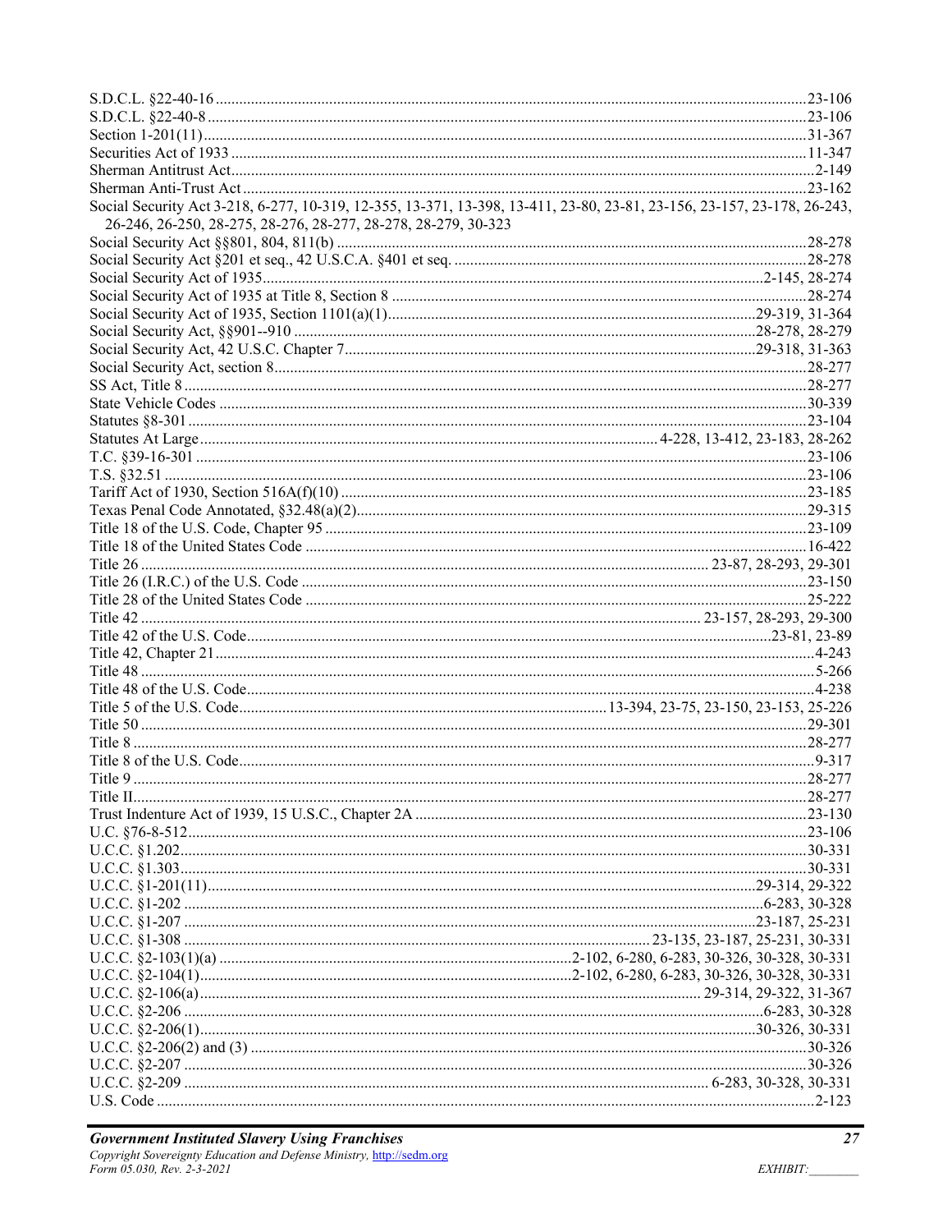S.D.C.L. §22-40-16 .......... 23-106
S.D.C.L. §22-40-8 .......... 23-106
Section 1-201(11) .......... 31-367
Securities Act of 1933 .......... 11-347
Sherman Antitrust Act .......... 2-149
Sherman Anti-Trust Act .......... 23-162
Social Security Act 3-218, 6-277, 10-319, 12-355, 13-371, 13-398, 13-411, 23-80, 23-81, 23-156, 23-157, 23-178, 26-243, 26-246, 26-250, 28-275, 28-276, 28-277, 28-278, 28-279, 30-323
Social Security Act §§801, 804, 811(b) .......... 28-278
Social Security Act §201 et seq., 42 U.S.C.A. §401 et seq. .......... 28-278
Social Security Act of 1935 .......... 2-145, 28-274
Social Security Act of 1935 at Title 8, Section 8 .......... 28-274
Social Security Act of 1935, Section 1101(a)(1) .......... 29-319, 31-364
Social Security Act, §§901--910 .......... 28-278, 28-279
Social Security Act, 42 U.S.C. Chapter 7 .......... 29-318, 31-363
Social Security Act, section 8 .......... 28-277
SS Act, Title 8 .......... 28-277
State Vehicle Codes .......... 30-339
Statutes §8-301 .......... 23-104
Statutes At Large .......... 4-228, 13-412, 23-183, 28-262
T.C. §39-16-301 .......... 23-106
T.S. §32.51 .......... 23-106
Tariff Act of 1930, Section 516A(f)(10) .......... 23-185
Texas Penal Code Annotated, §32.48(a)(2) .......... 29-315
Title 18 of the U.S. Code, Chapter 95 .......... 23-109
Title 18 of the United States Code .......... 16-422
Title 26 .......... 23-87, 28-293, 29-301
Title 26 (I.R.C.) of the U.S. Code .......... 23-150
Title 28 of the United States Code .......... 25-222
Title 42 .......... 23-157, 28-293, 29-300
Title 42 of the U.S. Code .......... 23-81, 23-89
Title 42, Chapter 21 .......... 4-243
Title 48 .......... 5-266
Title 48 of the U.S. Code .......... 4-238
Title 5 of the U.S. Code .......... 13-394, 23-75, 23-150, 23-153, 25-226
Title 50 .......... 29-301
Title 8 .......... 28-277
Title 8 of the U.S. Code .......... 9-317
Title 9 .......... 28-277
Title II .......... 28-277
Trust Indenture Act of 1939, 15 U.S.C., Chapter 2A .......... 23-130
U.C. §76-8-512 .......... 23-106
U.C.C. §1.202 .......... 30-331
U.C.C. §1.303 .......... 30-331
U.C.C. §1-201(11) .......... 29-314, 29-322
U.C.C. §1-202 .......... 6-283, 30-328
U.C.C. §1-207 .......... 23-187, 25-231
U.C.C. §1-308 .......... 23-135, 23-187, 25-231, 30-331
U.C.C. §2-103(1)(a) .......... 2-102, 6-280, 6-283, 30-326, 30-328, 30-331
U.C.C. §2-104(1) .......... 2-102, 6-280, 6-283, 30-326, 30-328, 30-331
U.C.C. §2-106(a) .......... 29-314, 29-322, 31-367
U.C.C. §2-206 .......... 6-283, 30-328
U.C.C. §2-206(1) .......... 30-326, 30-331
U.C.C. §2-206(2) and (3) .......... 30-326
U.C.C. §2-207 .......... 30-326
U.C.C. §2-209 .......... 6-283, 30-328, 30-331
U.S. Code .......... 2-123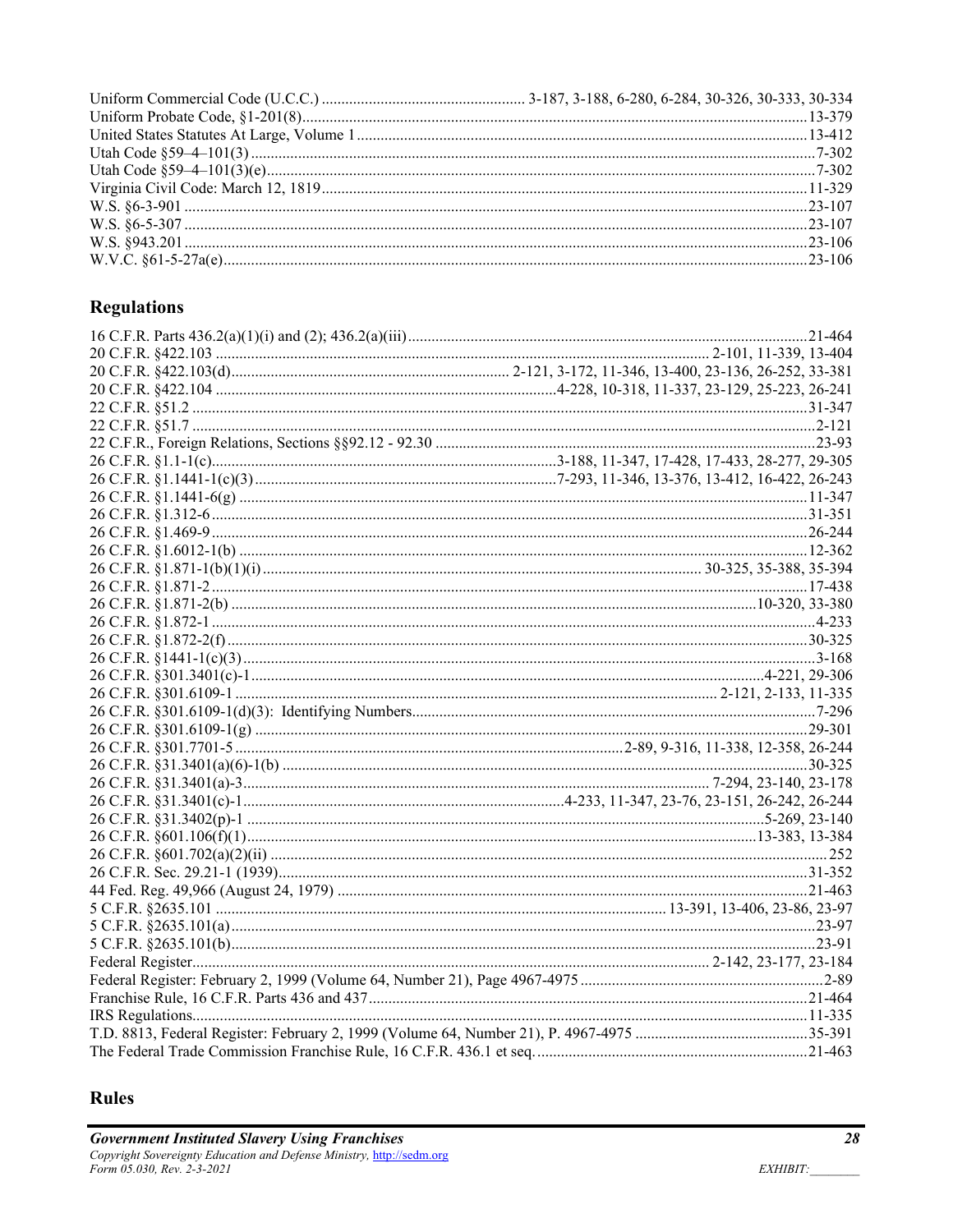Uniform Commercial Code (U.C.C.) .................................................... 3-187, 3-188, 6-280, 6-284, 30-326, 30-333, 30-334
Uniform Probate Code, §1-201(8)..............................................................................................................13-379
United States Statutes At Large, Volume 1.................................................................................................13-412
Utah Code §59–4–101(3)..............................................................................................................................7-302
Utah Code §59–4–101(3)(e)..........................................................................................................................7-302
Virginia Civil Code: March 12, 1819..........................................................................................................11-329
W.S. §6-3-901..............................................................................................................................................23-107
W.S. §6-5-307..............................................................................................................................................23-107
W.S. §943.201..............................................................................................................................................23-106
W.V.C. §61-5-27a(e)....................................................................................................................................23-106

## Regulations

16 C.F.R. Parts 436.2(a)(1)(i) and (2); 436.2(a)(iii)....................................................................................21-464
20 C.F.R. §422.103 ............................................................................................................ 2-101, 11-339, 13-404
20 C.F.R. §422.103(d)...................................................................... 2-121, 3-172, 11-346, 13-400, 23-136, 26-252, 33-381
20 C.F.R. §422.104 ..................................................................................4-228, 10-318, 11-337, 23-129, 25-223, 26-241
22 C.F.R. §51.2 ...........................................................................................................................................31-347
22 C.F.R. §51.7 .............................................................................................................................................2-121
22 C.F.R., Foreign Relations, Sections §§92.12 - 92.30 ................................................................................23-93
26 C.F.R. §1.1-1(c).......................................................................................3-188, 11-347, 17-428, 17-433, 28-277, 29-305
26 C.F.R. §1.1441-1(c)(3)...........................................................................7-293, 11-346, 13-376, 13-412, 16-422, 26-243
26 C.F.R. §1.1441-6(g) ..............................................................................................................................11-347
26 C.F.R. §1.312-6 .....................................................................................................................................31-351
26 C.F.R. §1.469-9 .....................................................................................................................................26-244
26 C.F.R. §1.6012-1(b) ...............................................................................................................................12-362
26 C.F.R. §1.871-1(b)(1)(i)............................................................................................ 30-325, 35-388, 35-394
26 C.F.R. §1.871-2 .....................................................................................................................................17-438
26 C.F.R. §1.871-2(b) ...................................................................................................................10-320, 33-380
26 C.F.R. §1.872-1 .......................................................................................................................................4-233
26 C.F.R. §1.872-2(f)..................................................................................................................................30-325
26 C.F.R. §1441-1(c)(3)................................................................................................................................3-168
26 C.F.R. §301.3401(c)-1..................................................................................................................4-221, 29-306
26 C.F.R. §301.6109-1 ........................................................................................................ 2-121, 2-133, 11-335
26 C.F.R. §301.6109-1(d)(3): Identifying Numbers....................................................................................7-296
26 C.F.R. §301.6109-1(g) ...........................................................................................................................29-301
26 C.F.R. §301.7701-5 ................................................................................2-89, 9-316, 11-338, 12-358, 26-244
26 C.F.R. §31.3401(a)(6)-1(b) ....................................................................................................................30-325
26 C.F.R. §31.3401(a)-3.................................................................................................... 7-294, 23-140, 23-178
26 C.F.R. §31.3401(c)-1.................................................................................4-233, 11-347, 23-76, 23-151, 26-242, 26-244
26 C.F.R. §31.3402(p)-1 .................................................................................................................5-269, 23-140
26 C.F.R. §601.106(f)(1)..............................................................................................................13-383, 13-384
26 C.F.R. §601.702(a)(2)(ii) ..........................................................................................................................252
26 C.F.R. Sec. 29.21-1 (1939)......................................................................................................................31-352
44 Fed. Reg. 49,966 (August 24, 1979) ......................................................................................................21-463
5 C.F.R. §2635.101 .................................................................................................... 13-391, 13-406, 23-86, 23-97
5 C.F.R. §2635.101(a)...................................................................................................................................23-97
5 C.F.R. §2635.101(b)...................................................................................................................................23-91
Federal Register.......................................................................................................... 2-142, 23-177, 23-184
Federal Register: February 2, 1999 (Volume 64, Number 21), Page 4967-4975 .............................................................2-89
Franchise Rule, 16 C.F.R. Parts 436 and 437..............................................................................................21-464
IRS Regulations...........................................................................................................................................11-335
T.D. 8813, Federal Register: February 2, 1999 (Volume 64, Number 21), P. 4967-4975 ...........................................35-391
The Federal Trade Commission Franchise Rule, 16 C.F.R. 436.1 et seq. ....................................................................21-463

## Rules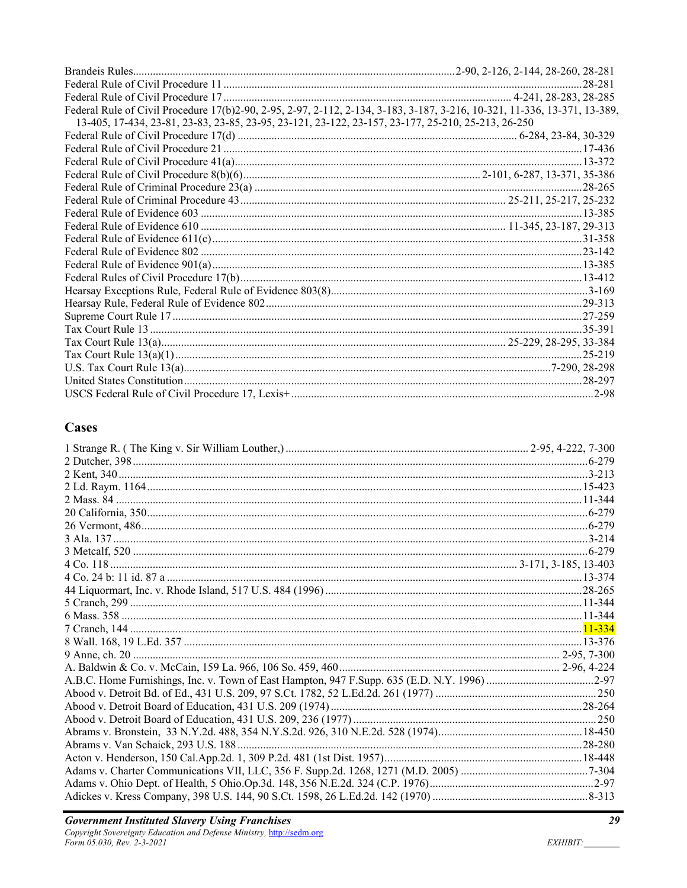Brandeis Rules....................................................................................................2-90, 2-126, 2-144, 28-260, 28-281
Federal Rule of Civil Procedure 11 ....................................................................................................28-281
Federal Rule of Civil Procedure 17 ............................................................................... 4-241, 28-283, 28-285
Federal Rule of Civil Procedure 17(b)2-90, 2-95, 2-97, 2-112, 2-134, 3-183, 3-187, 3-216, 10-321, 11-336, 13-371, 13-389, 13-405, 17-434, 23-81, 23-83, 23-85, 23-95, 23-121, 23-122, 23-157, 23-177, 25-210, 25-213, 26-250
Federal Rule of Civil Procedure 17(d) ........................................................................... 6-284, 23-84, 30-329
Federal Rule of Civil Procedure 21 ....................................................................................................17-436
Federal Rule of Civil Procedure 41(a)..................................................................................................13-372
Federal Rule of Civil Procedure 8(b)(6)............................................................... 2-101, 6-287, 13-371, 35-386
Federal Rule of Criminal Procedure 23(a) ..........................................................................................28-265
Federal Rule of Criminal Procedure 43 .............................................................................. 25-211, 25-217, 25-232
Federal Rule of Evidence 603 .............................................................................................................13-385
Federal Rule of Evidence 610 ............................................................................... 11-345, 23-187, 29-313
Federal Rule of Evidence 611(c).........................................................................................................31-358
Federal Rule of Evidence 802 ............................................................................................................23-142
Federal Rule of Evidence 901(a).........................................................................................................13-385
Federal Rules of Civil Procedure 17(b)...............................................................................................13-412
Hearsay Exceptions Rule, Federal Rule of Evidence 803(8)..................................................................3-169
Hearsay Rule, Federal Rule of Evidence 802......................................................................................29-313
Supreme Court Rule 17 .....................................................................................................................27-259
Tax Court Rule 13 ..............................................................................................................................35-391
Tax Court Rule 13(a)................................................................................................ 25-229, 28-295, 33-384
Tax Court Rule 13(a)(1) .....................................................................................................................25-219
U.S. Tax Court Rule 13(a).....................................................................................................7-290, 28-298
United States Constitution..................................................................................................................28-297
USCS Federal Rule of Civil Procedure 17, Lexis+ ...............................................................................2-98

## Cases

1 Strange R. ( The King v. Sir William Louther,) ........................................................... 2-95, 4-222, 7-300
2 Dutcher, 398 .......................................................................................................................................6-279
2 Kent, 340 ...........................................................................................................................................3-213
2 Ld. Raym. 1164 ...............................................................................................................................15-423
2 Mass. 84 ..........................................................................................................................................11-344
20 California, 350.................................................................................................................................6-279
26 Vermont, 486...................................................................................................................................6-279
3 Ala. 137 .............................................................................................................................................3-214
3 Metcalf, 520 ......................................................................................................................................6-279
4 Co. 118 ....................................................................................................................... 3-171, 3-185, 13-403
4 Co. 24 b: 11 id. 87 a ........................................................................................................................13-374
44 Liquormart, Inc. v. Rhode Island, 517 U.S. 484 (1996) .................................................................28-265
5 Cranch, 299 ......................................................................................................................................11-344
6 Mass. 358 ........................................................................................................................................11-344
7 Cranch, 144 ......................................................................................................................................11-334
8 Wall. 168, 19 L.Ed. 357 ...................................................................................................................13-376
9 Anne, ch. 20 ............................................................................................................................. 2-95, 7-300
A. Baldwin & Co. v. McCain, 159 La. 966, 106 So. 459, 460 ..................................................... 2-96, 4-224
A.B.C. Home Furnishings, Inc. v. Town of East Hampton, 947 F.Supp. 635 (E.D. N.Y. 1996) ......................2-97
Abood v. Detroit Bd. of Ed., 431 U.S. 209, 97 S.Ct. 1782, 52 L.Ed.2d. 261 (1977) .........................................250
Abood v. Detroit Board of Education, 431 U.S. 209 (1974) ..............................................................28-264
Abood v. Detroit Board of Education, 431 U.S. 209, 236 (1977) ...........................................................250
Abrams v. Bronstein, 33 N.Y.2d. 488, 354 N.Y.S.2d. 926, 310 N.E.2d. 528 (1974)...............................18-450
Abrams v. Van Schaick, 293 U.S. 188 ...............................................................................................28-280
Acton v. Henderson, 150 Cal.App.2d. 1, 309 P.2d. 481 (1st Dist. 1957).............................................18-448
Adams v. Charter Communications VII, LLC, 356 F. Supp.2d. 1268, 1271 (M.D. 2005) .............................7-304
Adams v. Ohio Dept. of Health, 5 Ohio.Op.3d. 148, 356 N.E.2d. 324 (C.P. 1976)..........................................2-97
Adickes v. Kress Company, 398 U.S. 144, 90 S.Ct. 1598, 26 L.Ed.2d. 142 (1970) ......................................8-313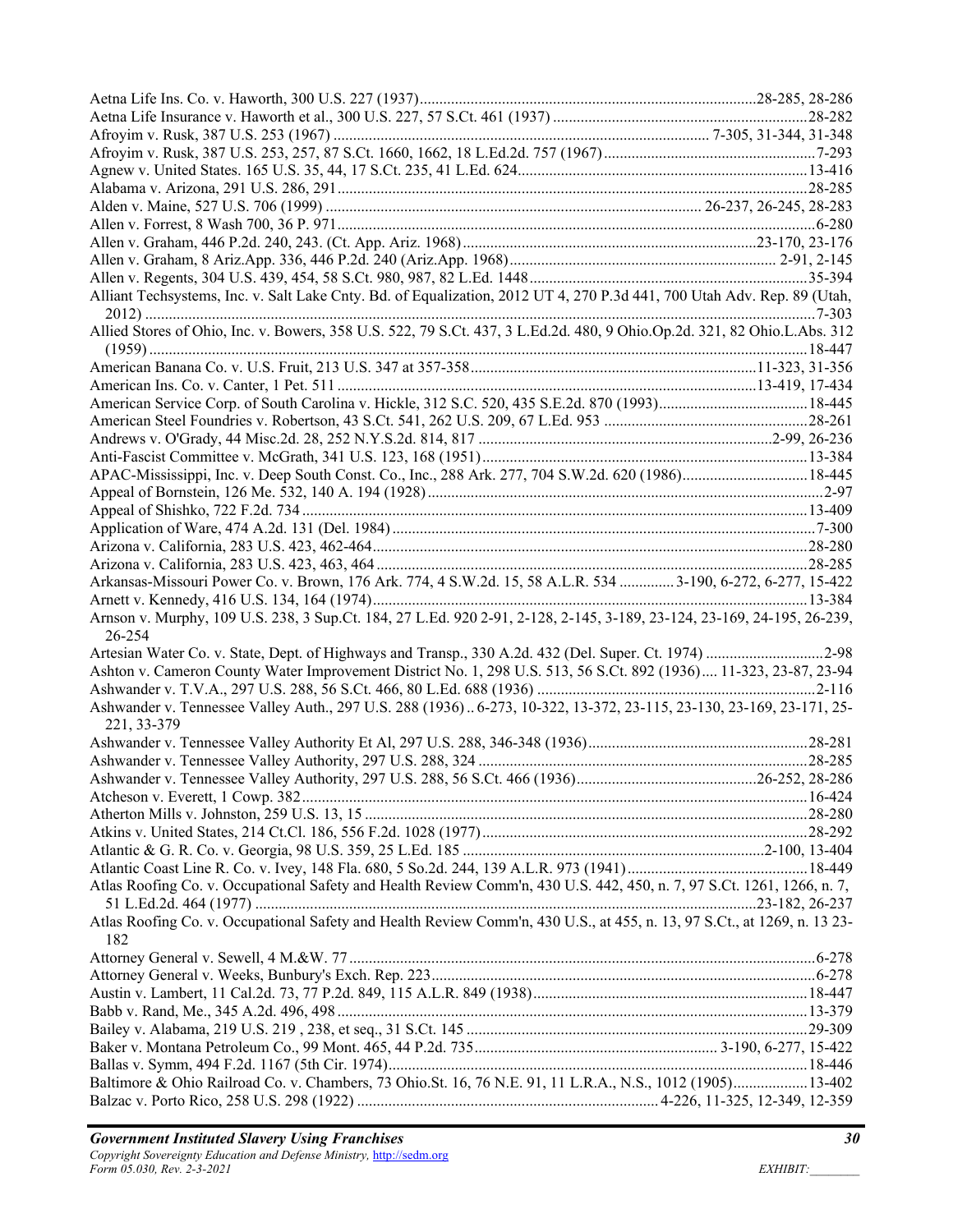Aetna Life Ins. Co. v. Haworth, 300 U.S. 227 (1937)....................................................................................28-285, 28-286
Aetna Life Insurance v. Haworth et al., 300 U.S. 227, 57 S.Ct. 461 (1937) ................................................................28-282
Afroyim v. Rusk, 387 U.S. 253 (1967) ............................................................................................... 7-305, 31-344, 31-348
Afroyim v. Rusk, 387 U.S. 253, 257, 87 S.Ct. 1660, 1662, 18 L.Ed.2d. 757 (1967)......................................................7-293
Agnew v. United States. 165 U.S. 35, 44, 17 S.Ct. 235, 41 L.Ed. 624.........................................................................13-416
Alabama v. Arizona, 291 U.S. 286, 291.......................................................................................................................28-285
Alden v. Maine, 527 U.S. 706 (1999) ............................................................................................. 26-237, 26-245, 28-283
Allen v. Forrest, 8 Wash 700, 36 P. 971.........................................................................................................................6-280
Allen v. Graham, 446 P.2d. 240, 243. (Ct. App. Ariz. 1968)..........................................................................23-170, 23-176
Allen v. Graham, 8 Ariz.App. 336, 446 P.2d. 240 (Ariz.App. 1968)................................................................... 2-91, 2-145
Allen v. Regents, 304 U.S. 439, 454, 58 S.Ct. 980, 987, 82 L.Ed. 1448......................................................................35-394
Alliant Techsystems, Inc. v. Salt Lake Cnty. Bd. of Equalization, 2012 UT 4, 270 P.3d 441, 700 Utah Adv. Rep. 89 (Utah, 2012) ..........................................................................................................................................................................7-303
Allied Stores of Ohio, Inc. v. Bowers, 358 U.S. 522, 79 S.Ct. 437, 3 L.Ed.2d. 480, 9 Ohio.Op.2d. 321, 82 Ohio.L.Abs. 312 (1959) .......................................................................................................................................................................18-447
American Banana Co. v. U.S. Fruit, 213 U.S. 347 at 357-358........................................................................11-323, 31-356
American Ins. Co. v. Canter, 1 Pet. 511 .........................................................................................................13-419, 17-434
American Service Corp. of South Carolina v. Hickle, 312 S.C. 520, 435 S.E.2d. 870 (1993)......................................18-445
American Steel Foundries v. Robertson, 43 S.Ct. 541, 262 U.S. 209, 67 L.Ed. 953 ....................................................28-261
Andrews v. O'Grady, 44 Misc.2d. 28, 252 N.Y.S.2d. 814, 817 ..........................................................................2-99, 26-236
Anti-Fascist Committee v. McGrath, 341 U.S. 123, 168 (1951)..................................................................................13-384
APAC-Mississippi, Inc. v. Deep South Const. Co., Inc., 288 Ark. 277, 704 S.W.2d. 620 (1986)................................18-445
Appeal of Bornstein, 126 Me. 532, 140 A. 194 (1928)...................................................................................................2-97
Appeal of Shishko, 722 F.2d. 734 ................................................................................................................................13-409
Application of Ware, 474 A.2d. 131 (Del. 1984) ..........................................................................................................7-300
Arizona v. California, 283 U.S. 423, 462-464..............................................................................................................28-280
Arizona v. California, 283 U.S. 423, 463, 464 ............................................................................................................28-285
Arkansas-Missouri Power Co. v. Brown, 176 Ark. 774, 4 S.W.2d. 15, 58 A.L.R. 534 ............. 3-190, 6-272, 6-277, 15-422
Arnett v. Kennedy, 416 U.S. 134, 164 (1974).............................................................................................................13-384
Arnson v. Murphy, 109 U.S. 238, 3 Sup.Ct. 184, 27 L.Ed. 920 2-91, 2-128, 2-145, 3-189, 23-124, 23-169, 24-195, 26-239, 26-254
Artesian Water Co. v. State, Dept. of Highways and Transp., 330 A.2d. 432 (Del. Super. Ct. 1974) .............................2-98
Ashton v. Cameron County Water Improvement District No. 1, 298 U.S. 513, 56 S.Ct. 892 (1936).... 11-323, 23-87, 23-94
Ashwander v. T.V.A., 297 U.S. 288, 56 S.Ct. 466, 80 L.Ed. 688 (1936) ......................................................................2-116
Ashwander v. Tennessee Valley Auth., 297 U.S. 288 (1936).. 6-273, 10-322, 13-372, 23-115, 23-130, 23-169, 23-171, 25-221, 33-379
Ashwander v. Tennessee Valley Authority Et Al, 297 U.S. 288, 346-348 (1936)........................................................28-281
Ashwander v. Tennessee Valley Authority, 297 U.S. 288, 324 ...................................................................................28-285
Ashwander v. Tennessee Valley Authority, 297 U.S. 288, 56 S.Ct. 466 (1936).............................................26-252, 28-286
Atcheson v. Everett, 1 Cowp. 382................................................................................................................................16-424
Atherton Mills v. Johnston, 259 U.S. 13, 15 ................................................................................................................28-280
Atkins v. United States, 214 Ct.Cl. 186, 556 F.2d. 1028 (1977)..................................................................................28-292
Atlantic & G. R. Co. v. Georgia, 98 U.S. 359, 25 L.Ed. 185 ...........................................................................2-100, 13-404
Atlantic Coast Line R. Co. v. Ivey, 148 Fla. 680, 5 So.2d. 244, 139 A.L.R. 973 (1941)..............................................18-449
Atlas Roofing Co. v. Occupational Safety and Health Review Comm'n, 430 U.S. 442, 450, n. 7, 97 S.Ct. 1261, 1266, n. 7, 51 L.Ed.2d. 464 (1977) .............................................................................................................................23-182, 26-237
Atlas Roofing Co. v. Occupational Safety and Health Review Comm'n, 430 U.S., at 455, n. 13, 97 S.Ct., at 1269, n. 13 23-182
Attorney General v. Sewell, 4 M.&W. 77......................................................................................................................6-278
Attorney General v. Weeks, Bunbury's Exch. Rep. 223.................................................................................................6-278
Austin v. Lambert, 11 Cal.2d. 73, 77 P.2d. 849, 115 A.L.R. 849 (1938)......................................................................18-447
Babb v. Rand, Me., 345 A.2d. 496, 498 ........................................................................................................................13-379
Bailey v. Alabama, 219 U.S. 219 , 238, et seq., 31 S.Ct. 145 .......................................................................................29-309
Baker v. Montana Petroleum Co., 99 Mont. 465, 44 P.2d. 735.............................................................. 3-190, 6-277, 15-422
Ballas v. Symm, 494 F.2d. 1167 (5th Cir. 1974)..........................................................................................................18-446
Baltimore & Ohio Railroad Co. v. Chambers, 73 Ohio.St. 16, 76 N.E. 91, 11 L.R.A., N.S., 1012 (1905)...................13-402
Balzac v. Porto Rico, 258 U.S. 298 (1922) ............................................................................ 4-226, 11-325, 12-349, 12-359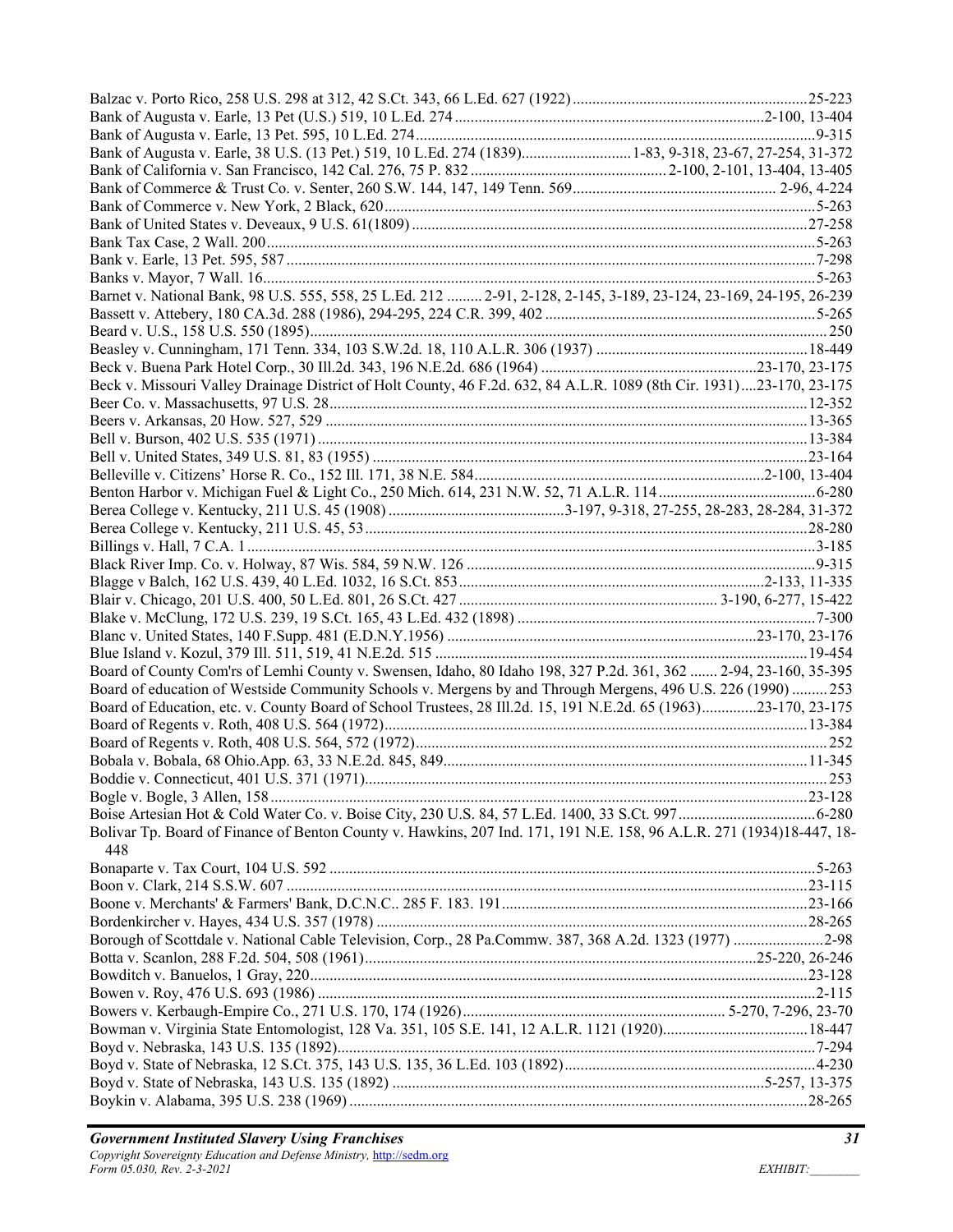Balzac v. Porto Rico, 258 U.S. 298 at 312, 42 S.Ct. 343, 66 L.Ed. 627 (1922)............................................................25-223
Bank of Augusta v. Earle, 13 Pet (U.S.) 519, 10 L.Ed. 274..............................................................................2-100, 13-404
Bank of Augusta v. Earle, 13 Pet. 595, 10 L.Ed. 274.......................................................................................................9-315
Bank of Augusta v. Earle, 38 U.S. (13 Pet.) 519, 10 L.Ed. 274 (1839)............................1-83, 9-318, 23-67, 27-254, 31-372
Bank of California v. San Francisco, 142 Cal. 276, 75 P. 832 .................................................. 2-100, 2-101, 13-404, 13-405
Bank of Commerce & Trust Co. v. Senter, 260 S.W. 144, 147, 149 Tenn. 569.................................................... 2-96, 4-224
Bank of Commerce v. New York, 2 Black, 620...............................................................................................................5-263
Bank of United States v. Deveaux, 9 U.S. 61(1809) ......................................................................................................27-258
Bank Tax Case, 2 Wall. 200.............................................................................................................................................5-263
Bank v. Earle, 13 Pet. 595, 587........................................................................................................................................7-298
Banks v. Mayor, 7 Wall. 16..............................................................................................................................................5-263
Barnet v. National Bank, 98 U.S. 555, 558, 25 L.Ed. 212 ......... 2-91, 2-128, 2-145, 3-189, 23-124, 23-169, 24-195, 26-239
Bassett v. Attebery, 180 CA.3d. 288 (1986), 294-295, 224 C.R. 399, 402 .....................................................................5-265
Beard v. U.S., 158 U.S. 550 (1895)...................................................................................................................................250
Beasley v. Cunningham, 171 Tenn. 334, 103 S.W.2d. 18, 110 A.L.R. 306 (1937) ......................................................18-449
Beck v. Buena Park Hotel Corp., 30 Ill.2d. 343, 196 N.E.2d. 686 (1964) .......................................................23-170, 23-175
Beck v. Missouri Valley Drainage District of Holt County, 46 F.2d. 632, 84 A.L.R. 1089 (8th Cir. 1931)....23-170, 23-175
Beer Co. v. Massachusetts, 97 U.S. 28...........................................................................................................................12-352
Beers v. Arkansas, 20 How. 527, 529 ............................................................................................................................13-365
Bell v. Burson, 402 U.S. 535 (1971) ..............................................................................................................................13-384
Bell v. United States, 349 U.S. 81, 83 (1955) ................................................................................................................23-164
Belleville v. Citizens' Horse R. Co., 152 Ill. 171, 38 N.E. 584...........................................................................2-100, 13-404
Benton Harbor v. Michigan Fuel & Light Co., 250 Mich. 614, 231 N.W. 52, 71 A.L.R. 114.........................................6-280
Berea College v. Kentucky, 211 U.S. 45 (1908) ............................................3-197, 9-318, 27-255, 28-283, 28-284, 31-372
Berea College v. Kentucky, 211 U.S. 45, 53..................................................................................................................28-280
Billings v. Hall, 7 C.A. 1 ..................................................................................................................................................3-185
Black River Imp. Co. v. Holway, 87 Wis. 584, 59 N.W. 126 ..........................................................................................9-315
Blagge v Balch, 162 U.S. 439, 40 L.Ed. 1032, 16 S.Ct. 853..............................................................................2-133, 11-335
Blair v. Chicago, 201 U.S. 400, 50 L.Ed. 801, 26 S.Ct. 427................................................................ 3-190, 6-277, 15-422
Blake v. McClung, 172 U.S. 239, 19 S.Ct. 165, 43 L.Ed. 432 (1898) ............................................................................7-300
Blanc v. United States, 140 F.Supp. 481 (E.D.N.Y.1956) ..............................................................................23-170, 23-176
Blue Island v. Kozul, 379 Ill. 511, 519, 41 N.E.2d. 515 ...............................................................................................19-454
Board of County Com'rs of Lemhi County v. Swensen, Idaho, 80 Idaho 198, 327 P.2d. 361, 362 ....... 2-94, 23-160, 35-395
Board of education of Westside Community Schools v. Mergens by and Through Mergens, 496 U.S. 226 (1990) .........253
Board of Education, etc. v. County Board of School Trustees, 28 Ill.2d. 15, 191 N.E.2d. 65 (1963)..............23-170, 23-175
Board of Regents v. Roth, 408 U.S. 564 (1972)...........................................................................................................13-384
Board of Regents v. Roth, 408 U.S. 564, 572 (1972).........................................................................................................252
Bobala v. Bobala, 68 Ohio.App. 63, 33 N.E.2d. 845, 849.............................................................................................11-345
Boddie v. Connecticut, 401 U.S. 371 (1971)......................................................................................................................253
Bogle v. Bogle, 3 Allen, 158..........................................................................................................................................23-128
Boise Artesian Hot & Cold Water Co. v. Boise City, 230 U.S. 84, 57 L.Ed. 1400, 33 S.Ct. 997...................................6-280
Bolivar Tp. Board of Finance of Benton County v. Hawkins, 207 Ind. 171, 191 N.E. 158, 96 A.L.R. 271 (1934)18-447, 18-448
Bonaparte v. Tax Court, 104 U.S. 592 ............................................................................................................................5-263
Boon v. Clark, 214 S.S.W. 607 .....................................................................................................................................23-115
Boone v. Merchants' & Farmers' Bank, D.C.N.C.. 285 F. 183. 191..............................................................................23-166
Bordenkircher v. Hayes, 434 U.S. 357 (1978) ..............................................................................................................28-265
Borough of Scottdale v. National Cable Television, Corp., 28 Pa.Commw. 387, 368 A.2d. 1323 (1977) ........................2-98
Botta v. Scanlon, 288 F.2d. 504, 508 (1961)..................................................................................................25-220, 26-246
Bowditch v. Banuelos, 1 Gray, 220...............................................................................................................................23-128
Bowen v. Roy, 476 U.S. 693 (1986) ...............................................................................................................................2-115
Bowers v. Kerbaugh-Empire Co., 271 U.S. 170, 174 (1926).................................................................. 5-270, 7-296, 23-70
Bowman v. Virginia State Entomologist, 128 Va. 351, 105 S.E. 141, 12 A.L.R. 1121 (1920).....................................18-447
Boyd v. Nebraska, 143 U.S. 135 (1892)...........................................................................................................................7-294
Boyd v. State of Nebraska, 12 S.Ct. 375, 143 U.S. 135, 36 L.Ed. 103 (1892).................................................................4-230
Boyd v. State of Nebraska, 143 U.S. 135 (1892) .............................................................................................5-257, 13-375
Boykin v. Alabama, 395 U.S. 238 (1969) ......................................................................................................................28-265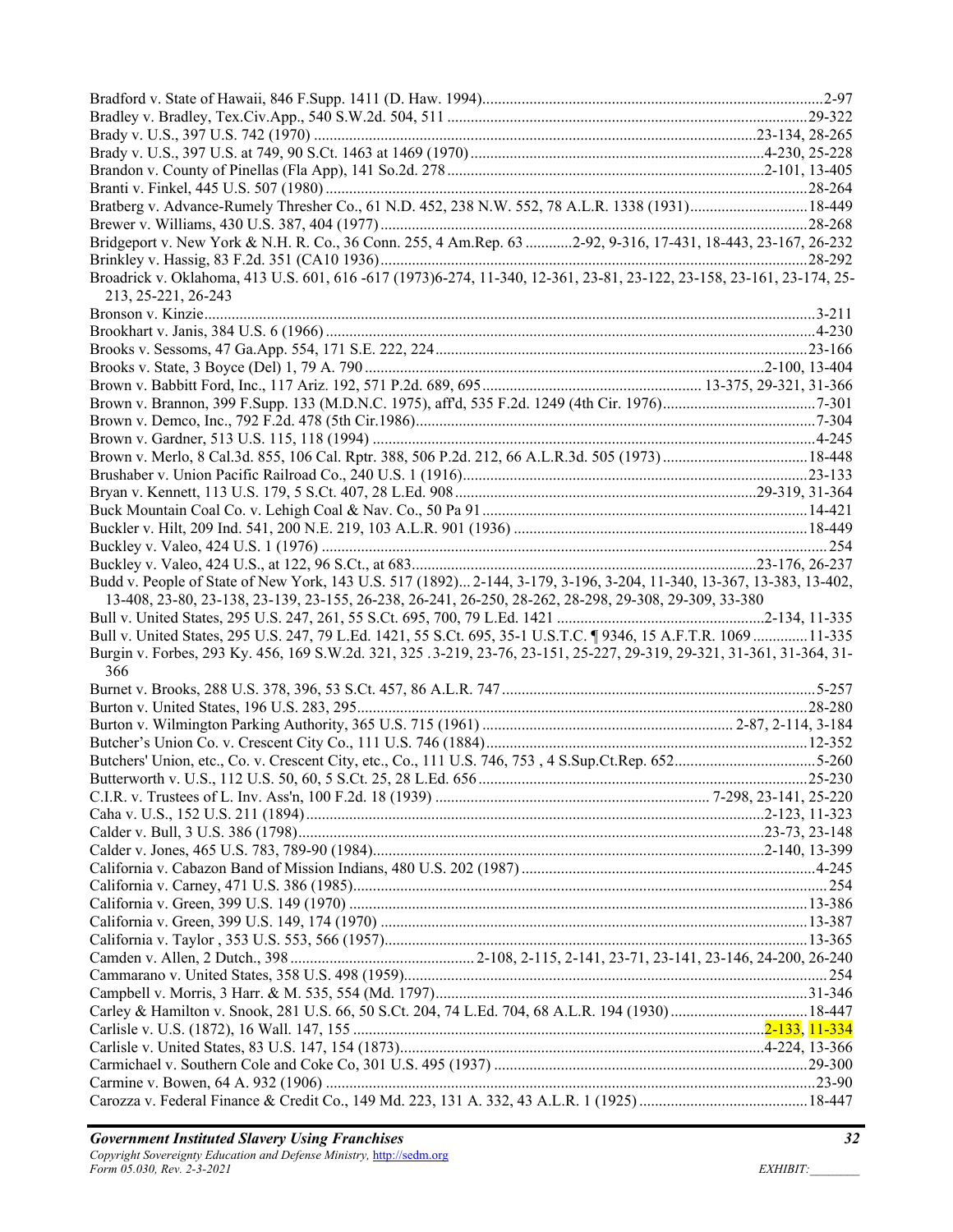Bradford v. State of Hawaii, 846 F.Supp. 1411 (D. Haw. 1994)....................2-97
Bradley v. Bradley, Tex.Civ.App., 540 S.W.2d. 504, 511 ....................29-322
Brady v. U.S., 397 U.S. 742 (1970) ....................23-134, 28-265
Brady v. U.S., 397 U.S. at 749, 90 S.Ct. 1463 at 1469 (1970) ....................4-230, 25-228
Brandon v. County of Pinellas (Fla App), 141 So.2d. 278 ....................2-101, 13-405
Branti v. Finkel, 445 U.S. 507 (1980) ....................28-264
Bratberg v. Advance-Rumely Thresher Co., 61 N.D. 452, 238 N.W. 552, 78 A.L.R. 1338 (1931)....................18-449
Brewer v. Williams, 430 U.S. 387, 404 (1977)....................28-268
Bridgeport v. New York & N.H. R. Co., 36 Conn. 255, 4 Am.Rep. 63 ............2-92, 9-316, 17-431, 18-443, 23-167, 26-232
Brinkley v. Hassig, 83 F.2d. 351 (CA10 1936)....................28-292
Broadrick v. Oklahoma, 413 U.S. 601, 616 -617 (1973)6-274, 11-340, 12-361, 23-81, 23-122, 23-158, 23-161, 23-174, 25-213, 25-221, 26-243
Bronson v. Kinzie....................3-211
Brookhart v. Janis, 384 U.S. 6 (1966) ....................4-230
Brooks v. Sessoms, 47 Ga.App. 554, 171 S.E. 222, 224....................23-166
Brooks v. State, 3 Boyce (Del) 1, 79 A. 790 ....................2-100, 13-404
Brown v. Babbitt Ford, Inc., 117 Ariz. 192, 571 P.2d. 689, 695 .................... 13-375, 29-321, 31-366
Brown v. Brannon, 399 F.Supp. 133 (M.D.N.C. 1975), aff'd, 535 F.2d. 1249 (4th Cir. 1976)....................7-301
Brown v. Demco, Inc., 792 F.2d. 478 (5th Cir.1986)....................7-304
Brown v. Gardner, 513 U.S. 115, 118 (1994) ....................4-245
Brown v. Merlo, 8 Cal.3d. 855, 106 Cal. Rptr. 388, 506 P.2d. 212, 66 A.L.R.3d. 505 (1973) ....................18-448
Brushaber v. Union Pacific Railroad Co., 240 U.S. 1 (1916)....................23-133
Bryan v. Kennett, 113 U.S. 179, 5 S.Ct. 407, 28 L.Ed. 908....................29-319, 31-364
Buck Mountain Coal Co. v. Lehigh Coal & Nav. Co., 50 Pa 91....................14-421
Buckler v. Hilt, 209 Ind. 541, 200 N.E. 219, 103 A.L.R. 901 (1936) ....................18-449
Buckley v. Valeo, 424 U.S. 1 (1976) ....................254
Buckley v. Valeo, 424 U.S., at 122, 96 S.Ct., at 683....................23-176, 26-237
Budd v. People of State of New York, 143 U.S. 517 (1892)... 2-144, 3-179, 3-196, 3-204, 11-340, 13-367, 13-383, 13-402, 13-408, 23-80, 23-138, 23-139, 23-155, 26-238, 26-241, 26-250, 28-262, 28-298, 29-308, 29-309, 33-380
Bull v. United States, 295 U.S. 247, 261, 55 S.Ct. 695, 700, 79 L.Ed. 1421 ....................2-134, 11-335
Bull v. United States, 295 U.S. 247, 79 L.Ed. 1421, 55 S.Ct. 695, 35-1 U.S.T.C. ¶ 9346, 15 A.F.T.R. 1069 ..............11-335
Burgin v. Forbes, 293 Ky. 456, 169 S.W.2d. 321, 325 .3-219, 23-76, 23-151, 25-227, 29-319, 29-321, 31-361, 31-364, 31-366
Burnet v. Brooks, 288 U.S. 378, 396, 53 S.Ct. 457, 86 A.L.R. 747....................5-257
Burton v. United States, 196 U.S. 283, 295....................28-280
Burton v. Wilmington Parking Authority, 365 U.S. 715 (1961) .................... 2-87, 2-114, 3-184
Butcher's Union Co. v. Crescent City Co., 111 U.S. 746 (1884)....................12-352
Butchers' Union, etc., Co. v. Crescent City, etc., Co., 111 U.S. 746, 753 , 4 S.Sup.Ct.Rep. 652....................5-260
Butterworth v. U.S., 112 U.S. 50, 60, 5 S.Ct. 25, 28 L.Ed. 656....................25-230
C.I.R. v. Trustees of L. Inv. Ass'n, 100 F.2d. 18 (1939) .................... 7-298, 23-141, 25-220
Caha v. U.S., 152 U.S. 211 (1894)....................2-123, 11-323
Calder v. Bull, 3 U.S. 386 (1798)....................23-73, 23-148
Calder v. Jones, 465 U.S. 783, 789-90 (1984)....................2-140, 13-399
California v. Cabazon Band of Mission Indians, 480 U.S. 202 (1987) ....................4-245
California v. Carney, 471 U.S. 386 (1985)....................254
California v. Green, 399 U.S. 149 (1970) ....................13-386
California v. Green, 399 U.S. 149, 174 (1970) ....................13-387
California v. Taylor , 353 U.S. 553, 566 (1957)....................13-365
Camden v. Allen, 2 Dutch., 398 .................... 2-108, 2-115, 2-141, 23-71, 23-141, 23-146, 24-200, 26-240
Cammarano v. United States, 358 U.S. 498 (1959)....................254
Campbell v. Morris, 3 Harr. & M. 535, 554 (Md. 1797)....................31-346
Carley & Hamilton v. Snook, 281 U.S. 66, 50 S.Ct. 204, 74 L.Ed. 704, 68 A.L.R. 194 (1930) ....................18-447
Carlisle v. U.S. (1872), 16 Wall. 147, 155 ....................2-133, 11-334
Carlisle v. United States, 83 U.S. 147, 154 (1873)....................4-224, 13-366
Carmichael v. Southern Cole and Coke Co, 301 U.S. 495 (1937) ....................29-300
Carmine v. Bowen, 64 A. 932 (1906) ....................23-90
Carozza v. Federal Finance & Credit Co., 149 Md. 223, 131 A. 332, 43 A.L.R. 1 (1925) ....................18-447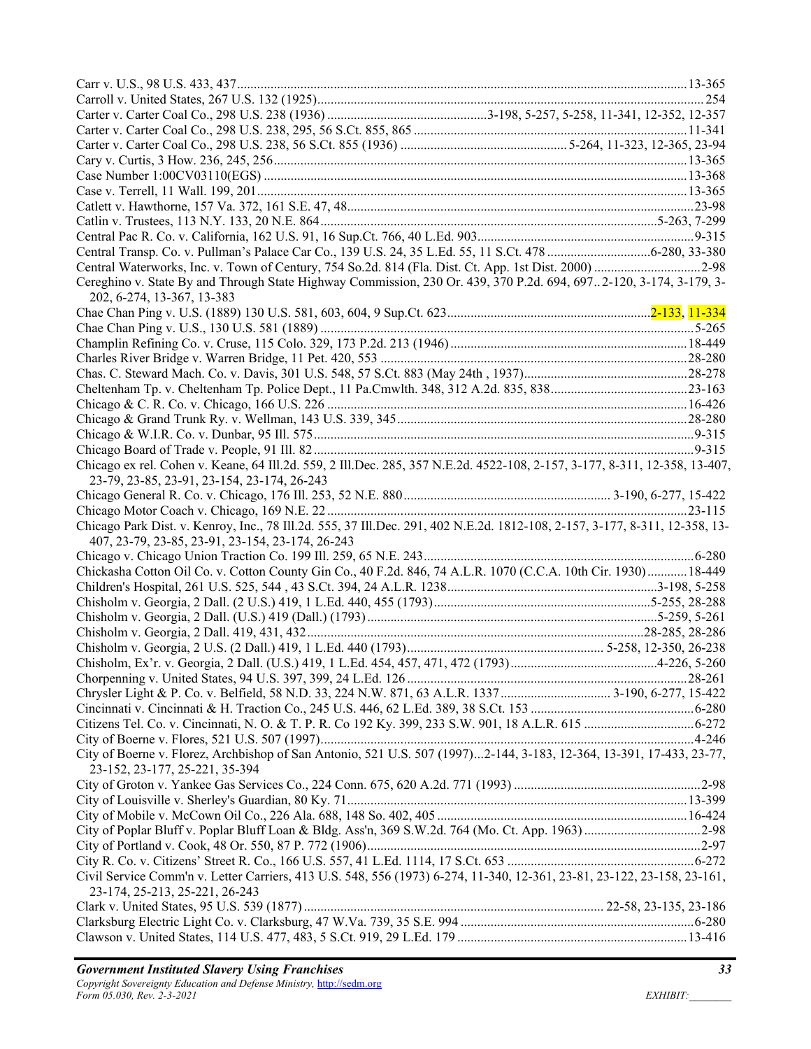Carr v. U.S., 98 U.S. 433, 437 ...... 13-365

Carroll v. United States, 267 U.S. 132 (1925) ...... 254

Carter v. Carter Coal Co., 298 U.S. 238 (1936) ...... 3-198, 5-257, 5-258, 11-341, 12-352, 12-357

Carter v. Carter Coal Co., 298 U.S. 238, 295, 56 S.Ct. 855, 865 ...... 11-341

Carter v. Carter Coal Co., 298 U.S. 238, 56 S.Ct. 855 (1936) ...... 5-264, 11-323, 12-365, 23-94

Cary v. Curtis, 3 How. 236, 245, 256 ...... 13-365

Case Number 1:00CV03110(EGS) ...... 13-368

Case v. Terrell, 11 Wall. 199, 201 ...... 13-365

Catlett v. Hawthorne, 157 Va. 372, 161 S.E. 47, 48 ...... 23-98

Catlin v. Trustees, 113 N.Y. 133, 20 N.E. 864 ...... 5-263, 7-299

Central Pac R. Co. v. California, 162 U.S. 91, 16 Sup.Ct. 766, 40 L.Ed. 903 ...... 9-315

Central Transp. Co. v. Pullman's Palace Car Co., 139 U.S. 24, 35 L.Ed. 55, 11 S.Ct. 478 ...... 6-280, 33-380

Central Waterworks, Inc. v. Town of Century, 754 So.2d. 814 (Fla. Dist. Ct. App. 1st Dist. 2000) ...... 2-98

Cereghino v. State By and Through State Highway Commission, 230 Or. 439, 370 P.2d. 694, 697 .. 2-120, 3-174, 3-179, 3-202, 6-274, 13-367, 13-383

Chae Chan Ping v. U.S. (1889) 130 U.S. 581, 603, 604, 9 Sup.Ct. 623 ...... 2-133, 11-334

Chae Chan Ping v. U.S., 130 U.S. 581 (1889) ...... 5-265

Champlin Refining Co. v. Cruse, 115 Colo. 329, 173 P.2d. 213 (1946) ...... 18-449

Charles River Bridge v. Warren Bridge, 11 Pet. 420, 553 ...... 28-280

Chas. C. Steward Mach. Co. v. Davis, 301 U.S. 548, 57 S.Ct. 883 (May 24th , 1937) ...... 28-278

Cheltenham Tp. v. Cheltenham Tp. Police Dept., 11 Pa.Cmwlth. 348, 312 A.2d. 835, 838 ...... 23-163

Chicago & C. R. Co. v. Chicago, 166 U.S. 226 ...... 16-426

Chicago & Grand Trunk Ry. v. Wellman, 143 U.S. 339, 345 ...... 28-280

Chicago & W.I.R. Co. v. Dunbar, 95 Ill. 575 ...... 9-315

Chicago Board of Trade v. People, 91 Ill. 82 ...... 9-315

Chicago ex rel. Cohen v. Keane, 64 Ill.2d. 559, 2 Ill.Dec. 285, 357 N.E.2d. 4522-108, 2-157, 3-177, 8-311, 12-358, 13-407, 23-79, 23-85, 23-91, 23-154, 23-174, 26-243

Chicago General R. Co. v. Chicago, 176 Ill. 253, 52 N.E. 880 ...... 3-190, 6-277, 15-422

Chicago Motor Coach v. Chicago, 169 N.E. 22 ...... 23-115

Chicago Park Dist. v. Kenroy, Inc., 78 Ill.2d. 555, 37 Ill.Dec. 291, 402 N.E.2d. 1812-108, 2-157, 3-177, 8-311, 12-358, 13-407, 23-79, 23-85, 23-91, 23-154, 23-174, 26-243

Chicago v. Chicago Union Traction Co. 199 Ill. 259, 65 N.E. 243 ...... 6-280

Chickasha Cotton Oil Co. v. Cotton County Gin Co., 40 F.2d. 846, 74 A.L.R. 1070 (C.C.A. 10th Cir. 1930) ...... 18-449

Children's Hospital, 261 U.S. 525, 544 , 43 S.Ct. 394, 24 A.L.R. 1238 ...... 3-198, 5-258

Chisholm v. Georgia, 2 Dall. (2 U.S.) 419, 1 L.Ed. 440, 455 (1793) ...... 5-255, 28-288

Chisholm v. Georgia, 2 Dall. (U.S.) 419 (Dall.) (1793) ...... 5-259, 5-261

Chisholm v. Georgia, 2 Dall. 419, 431, 432 ...... 28-285, 28-286

Chisholm v. Georgia, 2 U.S. (2 Dall.) 419, 1 L.Ed. 440 (1793) ...... 5-258, 12-350, 26-238

Chisholm, Ex'r. v. Georgia, 2 Dall. (U.S.) 419, 1 L.Ed. 454, 457, 471, 472 (1793) ...... 4-226, 5-260

Chorpenning v. United States, 94 U.S. 397, 399, 24 L.Ed. 126 ...... 28-261

Chrysler Light & P. Co. v. Belfield, 58 N.D. 33, 224 N.W. 871, 63 A.L.R. 1337 ...... 3-190, 6-277, 15-422

Cincinnati v. Cincinnati & H. Traction Co., 245 U.S. 446, 62 L.Ed. 389, 38 S.Ct. 153 ...... 6-280

Citizens Tel. Co. v. Cincinnati, N. O. & T. P. R. Co 192 Ky. 399, 233 S.W. 901, 18 A.L.R. 615 ...... 6-272

City of Boerne v. Flores, 521 U.S. 507 (1997) ...... 4-246

City of Boerne v. Florez, Archbishop of San Antonio, 521 U.S. 507 (1997)...2-144, 3-183, 12-364, 13-391, 17-433, 23-77, 23-152, 23-177, 25-221, 35-394

City of Groton v. Yankee Gas Services Co., 224 Conn. 675, 620 A.2d. 771 (1993) ...... 2-98

City of Louisville v. Sherley's Guardian, 80 Ky. 71 ...... 13-399

City of Mobile v. McCown Oil Co., 226 Ala. 688, 148 So. 402, 405 ...... 16-424

City of Poplar Bluff v. Poplar Bluff Loan & Bldg. Ass'n, 369 S.W.2d. 764 (Mo. Ct. App. 1963) ...... 2-98

City of Portland v. Cook, 48 Or. 550, 87 P. 772 (1906) ...... 2-97

City R. Co. v. Citizens' Street R. Co., 166 U.S. 557, 41 L.Ed. 1114, 17 S.Ct. 653 ...... 6-272

Civil Service Comm'n v. Letter Carriers, 413 U.S. 548, 556 (1973) 6-274, 11-340, 12-361, 23-81, 23-122, 23-158, 23-161, 23-174, 25-213, 25-221, 26-243

Clark v. United States, 95 U.S. 539 (1877) ...... 22-58, 23-135, 23-186

Clarksburg Electric Light Co. v. Clarksburg, 47 W.Va. 739, 35 S.E. 994 ...... 6-280

Clawson v. United States, 114 U.S. 477, 483, 5 S.Ct. 919, 29 L.Ed. 179 ...... 13-416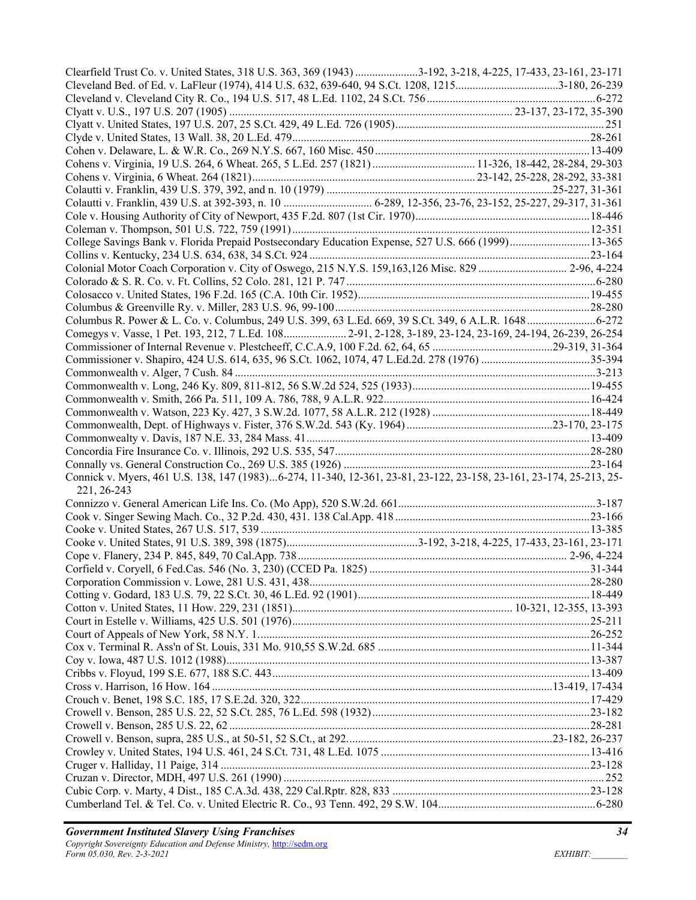Clearfield Trust Co. v. United States, 318 U.S. 363, 369 (1943) ......................3-192, 3-218, 4-225, 17-433, 23-161, 23-171
Cleveland Bed. of Ed. v. LaFleur (1974), 414 U.S. 632, 639-640, 94 S.Ct. 1208, 1215....................................3-180, 26-239
Cleveland v. Cleveland City R. Co., 194 U.S. 517, 48 L.Ed. 1102, 24 S.Ct. 756...........................................................6-272
Clyatt v. U.S., 197 U.S. 207 (1905) ................................................................................................ 23-137, 23-172, 35-390
Clyatt v. United States, 197 U.S. 207, 25 S.Ct. 429, 49 L.Ed. 726 (1905)........................................................................251
Clyde v. United States, 13 Wall. 38, 20 L.Ed. 479.......................................................................................................28-261
Cohen v. Delaware, L. & W.R. Co., 269 N.Y.S. 667, 160 Misc. 450..........................................................................13-409
Cohens v. Virginia, 19 U.S. 264, 6 Wheat. 265, 5 L.Ed. 257 (1821).................................... 11-326, 18-442, 28-284, 29-303
Cohens v. Virginia, 6 Wheat. 264 (1821).............................................................................. 23-142, 25-228, 28-292, 33-381
Colautti v. Franklin, 439 U.S. 379, 392, and n. 10 (1979) ..............................................................................25-227, 31-361
Colautti v. Franklin, 439 U.S. at 392-393, n. 10 ............................... 6-289, 12-356, 23-76, 23-152, 25-227, 29-317, 31-361
Cole v. Housing Authority of City of Newport, 435 F.2d. 807 (1st Cir. 1970)............................................................18-446
Coleman v. Thompson, 501 U.S. 722, 759 (1991).......................................................................................................12-351
College Savings Bank v. Florida Prepaid Postsecondary Education Expense, 527 U.S. 666 (1999)............................13-365
Collins v. Kentucky, 234 U.S. 634, 638, 34 S.Ct. 924 .................................................................................................23-164
Colonial Motor Coach Corporation v. City of Oswego, 215 N.Y.S. 159,163,126 Misc. 829 .............................. 2-96, 4-224
Colorado & S. R. Co. v. Ft. Collins, 52 Colo. 281, 121 P. 747.......................................................................................6-280
Colosacco v. United States, 196 F.2d. 165 (C.A. 10th Cir. 1952)................................................................................19-455
Columbus & Greenville Ry. v. Miller, 283 U.S. 96, 99-100.........................................................................................28-280
Columbus R. Power & L. Co. v. Columbus, 249 U.S. 399, 63 L.Ed. 669, 39 S.Ct. 349, 6 A.L.R. 1648........................6-272
Comegys v. Vasse, 1 Pet. 193, 212, 7 L.Ed. 108...................... 2-91, 2-128, 3-189, 23-124, 23-169, 24-194, 26-239, 26-254
Commissioner of Internal Revenue v. Plestcheeff, C.C.A.9, 100 F.2d. 62, 64, 65 ..........................................29-319, 31-364
Commissioner v. Shapiro, 424 U.S. 614, 635, 96 S.Ct. 1062, 1074, 47 L.Ed.2d. 278 (1976) ......................................35-394
Commonwealth v. Alger, 7 Cush. 84 .............................................................................................................................3-213
Commonwealth v. Long, 246 Ky. 809, 811-812, 56 S.W.2d 524, 525 (1933).............................................................19-455
Commonwealth v. Smith, 266 Pa. 511, 109 A. 786, 788, 9 A.L.R. 922........................................................................16-424
Commonwealth v. Watson, 223 Ky. 427, 3 S.W.2d. 1077, 58 A.L.R. 212 (1928) .......................................................18-449
Commonwealth, Dept. of Highways v. Fister, 376 S.W.2d. 543 (Ky. 1964)..................................................23-170, 23-175
Commonwealty v. Davis, 187 N.E. 33, 284 Mass. 41..................................................................................................13-409
Concordia Fire Insurance Co. v. Illinois, 292 U.S. 535, 547........................................................................................28-280
Connally vs. General Construction Co., 269 U.S. 385 (1926) .....................................................................................23-164
Connick v. Myers, 461 U.S. 138, 147 (1983)...6-274, 11-340, 12-361, 23-81, 23-122, 23-158, 23-161, 23-174, 25-213, 25-221, 26-243
Connizzo v. General American Life Ins. Co. (Mo App), 520 S.W.2d. 661....................................................................3-187
Cook v. Singer Sewing Mach. Co., 32 P.2d. 430, 431. 138 Cal.App. 418....................................................................23-166
Cooke v. United States, 267 U.S. 517, 539 .................................................................................................................13-385
Cooke v. United States, 91 U.S. 389, 398 (1875)..............................................3-192, 3-218, 4-225, 17-433, 23-161, 23-171
Cope v. Flanery, 234 P. 845, 849, 70 Cal.App. 738 ........................................................................................... 2-96, 4-224
Corfield v. Coryell, 6 Fed.Cas. 546 (No. 3, 230) (CCED Pa. 1825) ............................................................................31-344
Corporation Commission v. Lowe, 281 U.S. 431, 438.................................................................................................28-280
Cotting v. Godard, 183 U.S. 79, 22 S.Ct. 30, 46 L.Ed. 92 (1901)................................................................................18-449
Cotton v. United States, 11 How. 229, 231 (1851)............................................................................. 10-321, 12-355, 13-393
Court in Estelle v. Williams, 425 U.S. 501 (1976).......................................................................................................25-211
Court of Appeals of New York, 58 N.Y. 1...................................................................................................................26-252
Cox v. Terminal R. Ass'n of St. Louis, 331 Mo. 910,55 S.W.2d. 685 .........................................................................11-344
Coy v. Iowa, 487 U.S. 1012 (1988)..............................................................................................................................13-387
Cribbs v. Floyud, 199 S.E. 677, 188 S.C. 443.............................................................................................................13-409
Cross v. Harrison, 16 How. 164 ..................................................................................................................13-419, 17-434
Crouch v. Benet, 198 S.C. 185, 17 S.E.2d. 320, 322....................................................................................................17-429
Crowell v. Benson, 285 U.S. 22, 52 S.Ct. 285, 76 L.Ed. 598 (1932)...........................................................................23-182
Crowell v. Benson, 285 U.S. 22, 62 ............................................................................................................................28-281
Crowell v. Benson, supra, 285 U.S., at 50-51, 52 S.Ct., at 292.......................................................................23-182, 26-237
Crowley v. United States, 194 U.S. 461, 24 S.Ct. 731, 48 L.Ed. 1075 .........................................................................13-416
Cruger v. Halliday, 11 Paige, 314 ................................................................................................................................23-128
Cruzan v. Director, MDH, 497 U.S. 261 (1990) ...............................................................................................................252
Cubic Corp. v. Marty, 4 Dist., 185 C.A.3d. 438, 229 Cal.Rptr. 828, 833 ....................................................................23-128
Cumberland Tel. & Tel. Co. v. United Electric R. Co., 93 Tenn. 492, 29 S.W. 104.......................................................6-280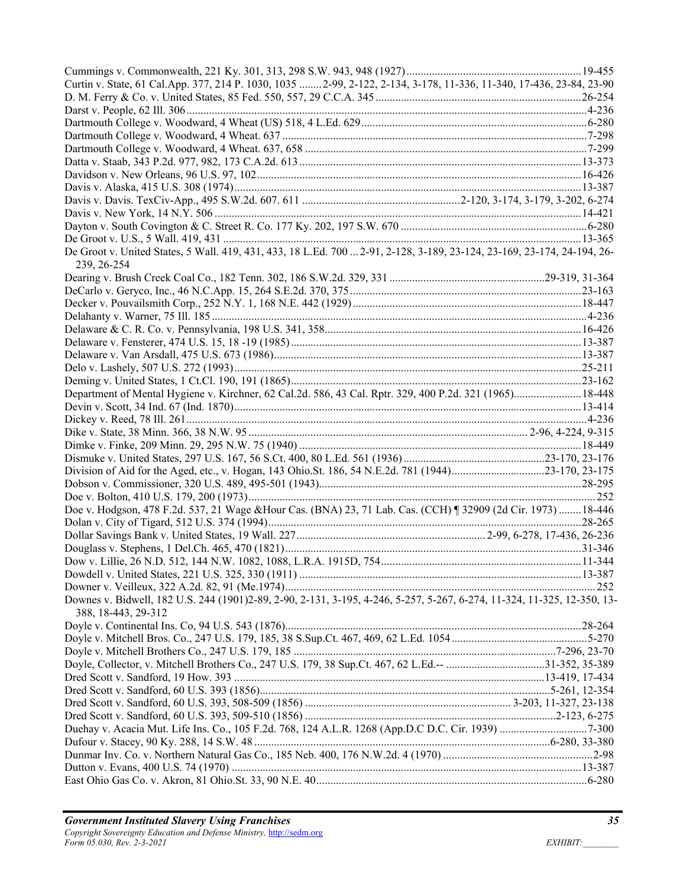Cummings v. Commonwealth, 221 Ky. 301, 313, 298 S.W. 943, 948 (1927) ....... 19-455
Curtin v. State, 61 Cal.App. 377, 214 P. 1030, 1035 ........ 2-99, 2-122, 2-134, 3-178, 11-336, 11-340, 17-436, 23-84, 23-90
D. M. Ferry & Co. v. United States, 85 Fed. 550, 557, 29 C.C.A. 345 ....... 26-254
Darst v. People, 62 Ill. 306 ....... 4-236
Dartmouth College v. Woodward, 4 Wheat (US) 518, 4 L.Ed. 629 ....... 6-280
Dartmouth College v. Woodward, 4 Wheat. 637 ....... 7-298
Dartmouth College v. Woodward, 4 Wheat. 637, 658 ....... 7-299
Datta v. Staab, 343 P.2d. 977, 982, 173 C.A.2d. 613 ....... 13-373
Davidson v. New Orleans, 96 U.S. 97, 102 ....... 16-426
Davis v. Alaska, 415 U.S. 308 (1974) ....... 13-387
Davis v. Davis. TexCiv-App., 495 S.W.2d. 607. 611 ....... 2-120, 3-174, 3-179, 3-202, 6-274
Davis v. New York, 14 N.Y. 506 ....... 14-421
Dayton v. South Covington & C. Street R. Co. 177 Ky. 202, 197 S.W. 670 ....... 6-280
De Groot v. U.S., 5 Wall. 419, 431 ....... 13-365
De Groot v. United States, 5 Wall. 419, 431, 433, 18 L.Ed. 700 ... 2-91, 2-128, 3-189, 23-124, 23-169, 23-174, 24-194, 26-239, 26-254
Dearing v. Brush Creek Coal Co., 182 Tenn. 302, 186 S.W.2d. 329, 331 ....... 29-319, 31-364
DeCarlo v. Geryco, Inc., 46 N.C.App. 15, 264 S.E.2d. 370, 375 ....... 23-163
Decker v. Pouvailsmith Corp., 252 N.Y. 1, 168 N.E. 442 (1929) ....... 18-447
Delahanty v. Warner, 75 Ill. 185 ....... 4-236
Delaware & C. R. Co. v. Pennsylvania, 198 U.S. 341, 358 ....... 16-426
Delaware v. Fensterer, 474 U.S. 15, 18 -19 (1985) ....... 13-387
Delaware v. Van Arsdall, 475 U.S. 673 (1986) ....... 13-387
Delo v. Lashely, 507 U.S. 272 (1993) ....... 25-211
Deming v. United States, 1 Ct.Cl. 190, 191 (1865) ....... 23-162
Department of Mental Hygiene v. Kirchner, 62 Cal.2d. 586, 43 Cal. Rptr. 329, 400 P.2d. 321 (1965) ....... 18-448
Devin v. Scott, 34 Ind. 67 (Ind. 1870) ....... 13-414
Dickey v. Reed, 78 Ill. 261 ....... 4-236
Dike v. State, 38 Minn. 366, 38 N.W. 95 ....... 2-96, 4-224, 9-315
Dimke v. Finke, 209 Minn. 29, 295 N.W. 75 (1940) ....... 18-449
Dismuke v. United States, 297 U.S. 167, 56 S.Ct. 400, 80 L.Ed. 561 (1936) ....... 23-170, 23-176
Division of Aid for the Aged, etc., v. Hogan, 143 Ohio.St. 186, 54 N.E.2d. 781 (1944) ....... 23-170, 23-175
Dobson v. Commissioner, 320 U.S. 489, 495-501 (1943) ....... 28-295
Doe v. Bolton, 410 U.S. 179, 200 (1973) ....... 252
Doe v. Hodgson, 478 F.2d. 537, 21 Wage &Hour Cas. (BNA) 23, 71 Lab. Cas. (CCH) ¶ 32909 (2d Cir. 1973) ....... 18-446
Dolan v. City of Tigard, 512 U.S. 374 (1994) ....... 28-265
Dollar Savings Bank v. United States, 19 Wall. 227 ....... 2-99, 6-278, 17-436, 26-236
Douglass v. Stephens, 1 Del.Ch. 465, 470 (1821) ....... 31-346
Dow v. Lillie, 26 N.D. 512, 144 N.W. 1082, 1088, L.R.A. 1915D, 754 ....... 11-344
Dowdell v. United States, 221 U.S. 325, 330 (1911) ....... 13-387
Downer v. Veilleux, 322 A.2d. 82, 91 (Me.1974) ....... 252
Downes v. Bidwell, 182 U.S. 244 (1901)2-89, 2-90, 2-131, 3-195, 4-246, 5-257, 5-267, 6-274, 11-324, 11-325, 12-350, 13-388, 18-443, 29-312
Doyle v. Continental Ins. Co, 94 U.S. 543 (1876) ....... 28-264
Doyle v. Mitchell Bros. Co., 247 U.S. 179, 185, 38 S.Sup.Ct. 467, 469, 62 L.Ed. 1054 ....... 5-270
Doyle v. Mitchell Brothers Co., 247 U.S. 179, 185 ....... 7-296, 23-70
Doyle, Collector, v. Mitchell Brothers Co., 247 U.S. 179, 38 Sup.Ct. 467, 62 L.Ed.-- ....... 31-352, 35-389
Dred Scott v. Sandford, 19 How. 393 ....... 13-419, 17-434
Dred Scott v. Sandford, 60 U.S. 393 (1856) ....... 5-261, 12-354
Dred Scott v. Sandford, 60 U.S. 393, 508-509 (1856) ....... 3-203, 11-327, 23-138
Dred Scott v. Sandford, 60 U.S. 393, 509-510 (1856) ....... 2-123, 6-275
Duehay v. Acacia Mut. Life Ins. Co., 105 F.2d. 768, 124 A.L.R. 1268 (App.D.C D.C. Cir. 1939) ....... 7-300
Dufour v. Stacey, 90 Ky. 288, 14 S.W. 48 ....... 6-280, 33-380
Dunmar Inv. Co. v. Northern Natural Gas Co., 185 Neb. 400, 176 N.W.2d. 4 (1970) ....... 2-98
Dutton v. Evans, 400 U.S. 74 (1970) ....... 13-387
East Ohio Gas Co. v. Akron, 81 Ohio.St. 33, 90 N.E. 40 ....... 6-280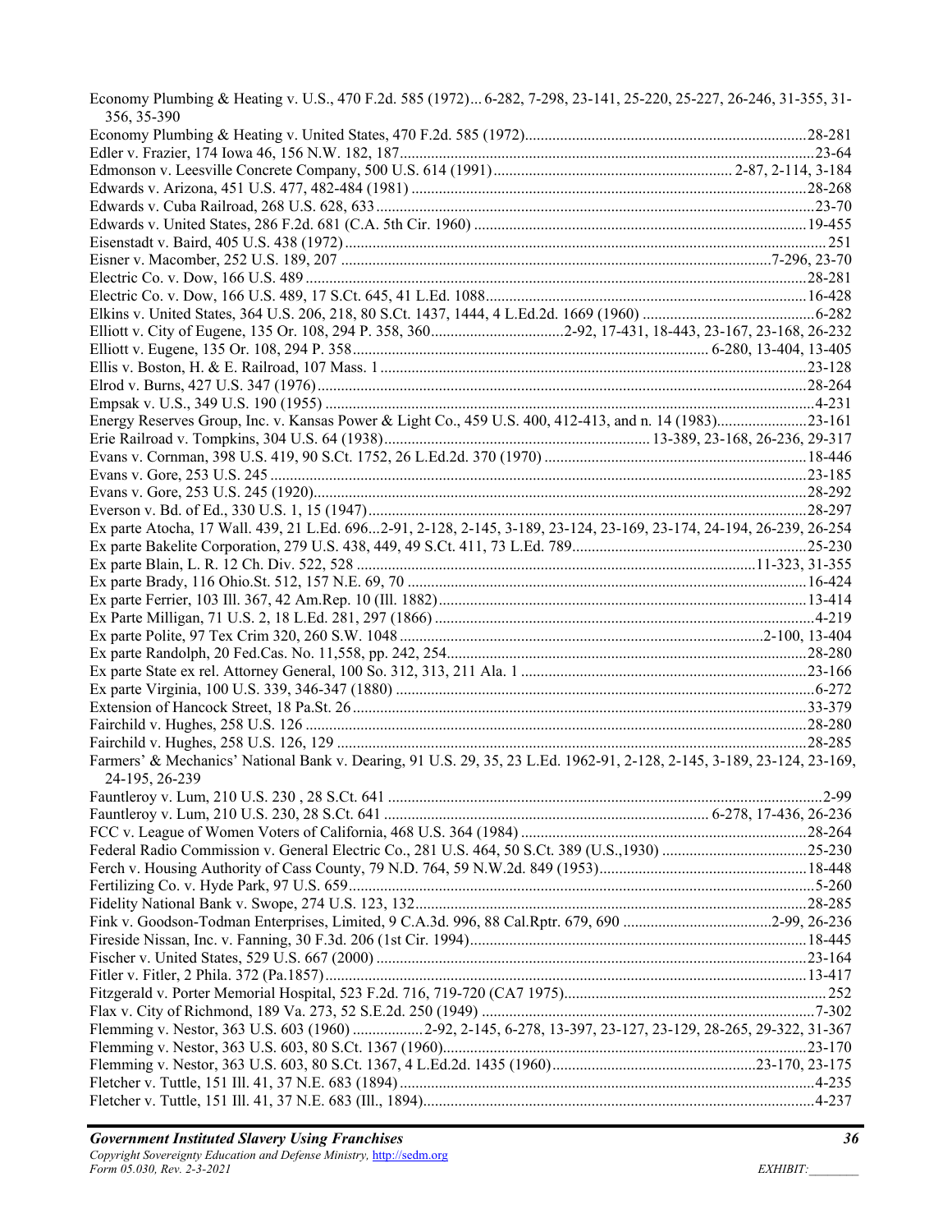Economy Plumbing & Heating v. U.S., 470 F.2d. 585 (1972)... 6-282, 7-298, 23-141, 25-220, 25-227, 26-246, 31-355, 31-356, 35-390
Economy Plumbing & Heating v. United States, 470 F.2d. 585 (1972)........................................................................28-281
Edler v. Frazier, 174 Iowa 46, 156 N.W. 182, 187........................................................................................................23-64
Edmonson v. Leesville Concrete Company, 500 U.S. 614 (1991)............................................................ 2-87, 2-114, 3-184
Edwards v. Arizona, 451 U.S. 477, 482-484 (1981) ....................................................................................................28-268
Edwards v. Cuba Railroad, 268 U.S. 628, 633 ..............................................................................................................23-70
Edwards v. United States, 286 F.2d. 681 (C.A. 5th Cir. 1960) ....................................................................................19-455
Eisenstadt v. Baird, 405 U.S. 438 (1972) ........................................................................................................................ 251
Eisner v. Macomber, 252 U.S. 189, 207 ...........................................................................................................7-296, 23-70
Electric Co. v. Dow, 166 U.S. 489 ...............................................................................................................................28-281
Electric Co. v. Dow, 166 U.S. 489, 17 S.Ct. 645, 41 L.Ed. 1088.................................................................................16-428
Elkins v. United States, 364 U.S. 206, 218, 80 S.Ct. 1437, 1444, 4 L.Ed.2d. 1669 (1960) ............................................6-282
Elliott v. City of Eugene, 135 Or. 108, 294 P. 358, 360..................................2-92, 17-431, 18-443, 23-167, 23-168, 26-232
Elliott v. Eugene, 135 Or. 108, 294 P. 358.......................................................................................... 6-280, 13-404, 13-405
Ellis v. Boston, H. & E. Railroad, 107 Mass. 1 ............................................................................................................23-128
Elrod v. Burns, 427 U.S. 347 (1976)............................................................................................................................28-264
Empsak v. U.S., 349 U.S. 190 (1955) ...........................................................................................................................4-231
Energy Reserves Group, Inc. v. Kansas Power & Light Co., 459 U.S. 400, 412-413, and n. 14 (1983).......................23-161
Erie Railroad v. Tompkins, 304 U.S. 64 (1938)................................................................... 13-389, 23-168, 26-236, 29-317
Evans v. Cornman, 398 U.S. 419, 90 S.Ct. 1752, 26 L.Ed.2d. 370 (1970) ..................................................................18-446
Evans v. Gore, 253 U.S. 245 .........................................................................................................................................23-185
Evans v. Gore, 253 U.S. 245 (1920).............................................................................................................................28-292
Everson v. Bd. of Ed., 330 U.S. 1, 15 (1947)...............................................................................................................28-297
Ex parte Atocha, 17 Wall. 439, 21 L.Ed. 696...2-91, 2-128, 2-145, 3-189, 23-124, 23-169, 23-174, 24-194, 26-239, 26-254
Ex parte Bakelite Corporation, 279 U.S. 438, 449, 49 S.Ct. 411, 73 L.Ed. 789............................................................25-230
Ex parte Blain, L. R. 12 Ch. Div. 522, 528 ....................................................................................................11-323, 31-355
Ex parte Brady, 116 Ohio.St. 512, 157 N.E. 69, 70 .....................................................................................................16-424
Ex parte Ferrier, 103 Ill. 367, 42 Am.Rep. 10 (Ill. 1882).............................................................................................13-414
Ex Parte Milligan, 71 U.S. 2, 18 L.Ed. 281, 297 (1866) ................................................................................................4-219
Ex parte Polite, 97 Tex Crim 320, 260 S.W. 1048 ...........................................................................................2-100, 13-404
Ex parte Randolph, 20 Fed.Cas. No. 11,558, pp. 242, 254...........................................................................................28-280
Ex parte State ex rel. Attorney General, 100 So. 312, 313, 211 Ala. 1 .........................................................................23-166
Ex parte Virginia, 100 U.S. 339, 346-347 (1880) .........................................................................................................6-272
Extension of Hancock Street, 18 Pa.St. 26...................................................................................................................33-379
Fairchild v. Hughes, 258 U.S. 126 ...............................................................................................................................28-280
Fairchild v. Hughes, 258 U.S. 126, 129 .......................................................................................................................28-285
Farmers' & Mechanics' National Bank v. Dearing, 91 U.S. 29, 35, 23 L.Ed. 1962-91, 2-128, 2-145, 3-189, 23-124, 23-169, 24-195, 26-239
Fauntleroy v. Lum, 210 U.S. 230 , 28 S.Ct. 641 .............................................................................................................2-99
Fauntleroy v. Lum, 210 U.S. 230, 28 S.Ct. 641 ................................................................................. 6-278, 17-436, 26-236
FCC v. League of Women Voters of California, 468 U.S. 364 (1984) .........................................................................28-264
Federal Radio Commission v. General Electric Co., 281 U.S. 464, 50 S.Ct. 389 (U.S.,1930) .....................................25-230
Ferch v. Housing Authority of Cass County, 79 N.D. 764, 59 N.W.2d. 849 (1953).....................................................18-448
Fertilizing Co. v. Hyde Park, 97 U.S. 659.......................................................................................................................5-260
Fidelity National Bank v. Swope, 274 U.S. 123, 132....................................................................................................28-285
Fink v. Goodson-Todman Enterprises, Limited, 9 C.A.3d. 996, 88 Cal.Rptr. 679, 690 ......................................2-99, 26-236
Fireside Nissan, Inc. v. Fanning, 30 F.3d. 206 (1st Cir. 1994).....................................................................................18-445
Fischer v. United States, 529 U.S. 667 (2000) .............................................................................................................23-164
Fitler v. Fitler, 2 Phila. 372 (Pa.1857)..........................................................................................................................13-417
Fitzgerald v. Porter Memorial Hospital, 523 F.2d. 716, 719-720 (CA7 1975)................................................................... 252
Flax v. City of Richmond, 189 Va. 273, 52 S.E.2d. 250 (1949) ....................................................................................7-302
Flemming v. Nestor, 363 U.S. 603 (1960) ..................2-92, 2-145, 6-278, 13-397, 23-127, 23-129, 28-265, 29-322, 31-367
Flemming v. Nestor, 363 U.S. 603, 80 S.Ct. 1367 (1960)............................................................................................23-170
Flemming v. Nestor, 363 U.S. 603, 80 S.Ct. 1367, 4 L.Ed.2d. 1435 (1960)....................................................23-170, 23-175
Fletcher v. Tuttle, 151 Ill. 41, 37 N.E. 683 (1894).........................................................................................................4-235
Fletcher v. Tuttle, 151 Ill. 41, 37 N.E. 683 (Ill., 1894)...................................................................................................4-237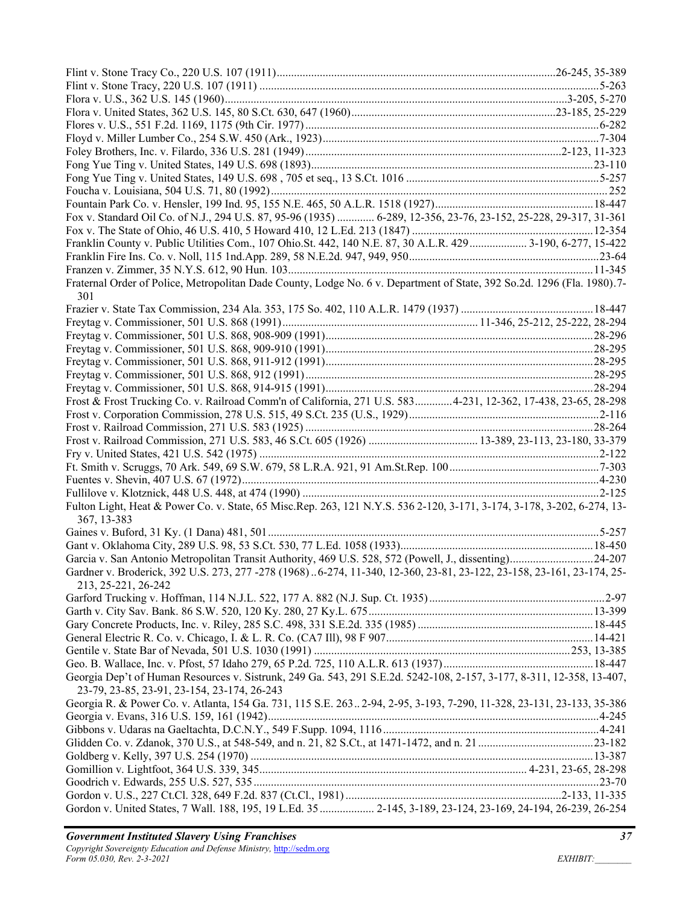Flint v. Stone Tracy Co., 220 U.S. 107 (1911)................................................................................................26-245, 35-389
Flint v. Stone Tracy, 220 U.S. 107 (1911) .....................................................................................................................5-263
Flora v. U.S., 362 U.S. 145 (1960).....................................................................................................................3-205, 5-270
Flora v. United States, 362 U.S. 145, 80 S.Ct. 630, 647 (1960).......................................................................23-185, 25-229
Flores v. U.S., 551 F.2d. 1169, 1175 (9th Cir. 1977).....................................................................................................6-282
Floyd v. Miller Lumber Co., 254 S.W. 450 (Ark., 1923)................................................................................................7-304
Foley Brothers, Inc. v. Filardo, 336 U.S. 281 (1949)........................................................................................2-123, 11-323
Fong Yue Ting v. United States, 149 U.S. 698 (1893)..................................................................................................23-110
Fong Yue Ting v. United States, 149 U.S. 698 , 705 et seq., 13 S.Ct. 1016 ...................................................................5-257
Foucha v. Louisiana, 504 U.S. 71, 80 (1992).....................................................................................................................252
Fountain Park Co. v. Hensler, 199 Ind. 95, 155 N.E. 465, 50 A.L.R. 1518 (1927).......................................................18-447
Fox v. Standard Oil Co. of N.J., 294 U.S. 87, 95-96 (1935) ............. 6-289, 12-356, 23-76, 23-152, 25-228, 29-317, 31-361
Fox v. The State of Ohio, 46 U.S. 410, 5 Howard 410, 12 L.Ed. 213 (1847) ...............................................................12-354
Franklin County v. Public Utilities Com., 107 Ohio.St. 442, 140 N.E. 87, 30 A.L.R. 429.................... 3-190, 6-277, 15-422
Franklin Fire Ins. Co. v. Noll, 115 1nd.App. 289, 58 N.E.2d. 947, 949, 950..................................................................23-64
Franzen v. Zimmer, 35 N.Y.S. 612, 90 Hun. 103.........................................................................................................11-345
Fraternal Order of Police, Metropolitan Dade County, Lodge No. 6 v. Department of State, 392 So.2d. 1296 (Fla. 1980).7-301
Frazier v. State Tax Commission, 234 Ala. 353, 175 So. 402, 110 A.L.R. 1479 (1937) ..............................................18-447
Freytag v. Commissioner, 501 U.S. 868 (1991).................................................................... 11-346, 25-212, 25-222, 28-294
Freytag v. Commissioner, 501 U.S. 868, 908-909 (1991)............................................................................................28-296
Freytag v. Commissioner, 501 U.S. 868, 909-910 (1991)............................................................................................28-295
Freytag v. Commissioner, 501 U.S. 868, 911-912 (1991)............................................................................................28-295
Freytag v. Commissioner, 501 U.S. 868, 912 (1991)....................................................................................................28-295
Freytag v. Commissioner, 501 U.S. 868, 914-915 (1991)............................................................................................28-294
Frost & Frost Trucking Co. v. Railroad Comm'n of California, 271 U.S. 583.............4-231, 12-362, 17-438, 23-65, 28-298
Frost v. Corporation Commission, 278 U.S. 515, 49 S.Ct. 235 (U.S., 1929).................................................................2-116
Frost v. Railroad Commission, 271 U.S. 583 (1925) ...................................................................................................28-264
Frost v. Railroad Commission, 271 U.S. 583, 46 S.Ct. 605 (1926) ...................................... 13-389, 23-113, 23-180, 33-379
Fry v. United States, 421 U.S. 542 (1975) .....................................................................................................................2-122
Ft. Smith v. Scruggs, 70 Ark. 549, 69 S.W. 679, 58 L.R.A. 921, 91 Am.St.Rep. 100....................................................7-303
Fuentes v. Shevin, 407 U.S. 67 (1972)...........................................................................................................................4-230
Fullilove v. Klotznick, 448 U.S. 448, at 474 (1990) ......................................................................................................2-125
Fulton Light, Heat & Power Co. v. State, 65 Misc.Rep. 263, 121 N.Y.S. 536 2-120, 3-171, 3-174, 3-178, 3-202, 6-274, 13-367, 13-383
Gaines v. Buford, 31 Ky. (1 Dana) 481, 501..................................................................................................................5-257
Gant v. Oklahoma City, 289 U.S. 98, 53 S.Ct. 530, 77 L.Ed. 1058 (1933)...................................................................18-450
Garcia v. San Antonio Metropolitan Transit Authority, 469 U.S. 528, 572 (Powell, J., dissenting).............................24-207
Gardner v. Broderick, 392 U.S. 273, 277 -278 (1968) ..6-274, 11-340, 12-360, 23-81, 23-122, 23-158, 23-161, 23-174, 25-213, 25-221, 26-242
Garford Trucking v. Hoffman, 114 N.J.L. 522, 177 A. 882 (N.J. Sup. Ct. 1935).............................................................2-97
Garth v. City Sav. Bank. 86 S.W. 520, 120 Ky. 280, 27 Ky.L. 675..............................................................................13-399
Gary Concrete Products, Inc. v. Riley, 285 S.C. 498, 331 S.E.2d. 335 (1985) .............................................................18-445
General Electric R. Co. v. Chicago, I. & L. R. Co. (CA7 Ill), 98 F 907........................................................................14-421
Gentile v. State Bar of Nevada, 501 U.S. 1030 (1991) ........................................................................................253, 13-385
Geo. B. Wallace, Inc. v. Pfost, 57 Idaho 279, 65 P.2d. 725, 110 A.L.R. 613 (1937)....................................................18-447
Georgia Dep't of Human Resources v. Sistrunk, 249 Ga. 543, 291 S.E.2d. 5242-108, 2-157, 3-177, 8-311, 12-358, 13-407, 23-79, 23-85, 23-91, 23-154, 23-174, 26-243
Georgia R. & Power Co. v. Atlanta, 154 Ga. 731, 115 S.E. 263.. 2-94, 2-95, 3-193, 7-290, 11-328, 23-131, 23-133, 35-386
Georgia v. Evans, 316 U.S. 159, 161 (1942)..................................................................................................................4-245
Gibbons v. Udaras na Gaeltachta, D.C.N.Y., 549 F.Supp. 1094, 1116...........................................................................4-241
Glidden Co. v. Zdanok, 370 U.S., at 548-549, and n. 21, 82 S.Ct., at 1471-1472, and n. 21........................................23-182
Goldberg v. Kelly, 397 U.S. 254 (1970) ......................................................................................................................13-387
Gomillion v. Lightfoot, 364 U.S. 339, 345............................................................................................ 4-231, 23-65, 28-298
Goodrich v. Edwards, 255 U.S. 527, 535.......................................................................................................................23-70
Gordon v. U.S., 227 Ct.Cl. 328, 649 F.2d. 837 (Ct.Cl., 1981) ...........................................................................2-133, 11-335
Gordon v. United States, 7 Wall. 188, 195, 19 L.Ed. 35 ................... 2-145, 3-189, 23-124, 23-169, 24-194, 26-239, 26-254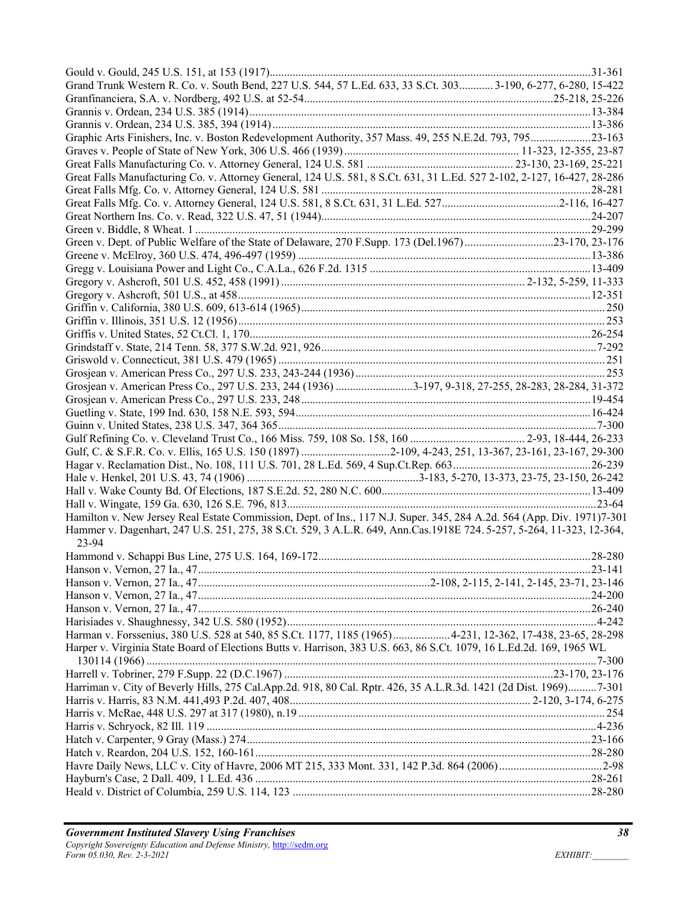Gould v. Gould, 245 U.S. 151, at 153 (1917)......31-361
Grand Trunk Western R. Co. v. South Bend, 227 U.S. 544, 57 L.Ed. 633, 33 S.Ct. 303......3-190, 6-277, 6-280, 15-422
Granfinanciera, S.A. v. Nordberg, 492 U.S. at 52-54......25-218, 25-226
Grannis v. Ordean, 234 U.S. 385 (1914)......13-384
Grannis v. Ordean, 234 U.S. 385, 394 (1914)......13-386
Graphic Arts Finishers, Inc. v. Boston Redevelopment Authority, 357 Mass. 49, 255 N.E.2d. 793, 795......23-163
Graves v. People of State of New York, 306 U.S. 466 (1939)......11-323, 12-355, 23-87
Great Falls Manufacturing Co. v. Attorney General, 124 U.S. 581......23-130, 23-169, 25-221
Great Falls Manufacturing Co. v. Attorney General, 124 U.S. 581, 8 S.Ct. 631, 31 L.Ed. 527 2-102, 2-127, 16-427, 28-286
Great Falls Mfg. Co. v. Attorney General, 124 U.S. 581......28-281
Great Falls Mfg. Co. v. Attorney General, 124 U.S. 581, 8 S.Ct. 631, 31 L.Ed. 527......2-116, 16-427
Great Northern Ins. Co. v. Read, 322 U.S. 47, 51 (1944)......24-207
Green v. Biddle, 8 Wheat. 1......29-299
Green v. Dept. of Public Welfare of the State of Delaware, 270 F.Supp. 173 (Del.1967)......23-170, 23-176
Greene v. McElroy, 360 U.S. 474, 496-497 (1959)......13-386
Gregg v. Louisiana Power and Light Co., C.A.La., 626 F.2d. 1315......13-409
Gregory v. Ashcroft, 501 U.S. 452, 458 (1991)......2-132, 5-259, 11-333
Gregory v. Ashcroft, 501 U.S., at 458......12-351
Griffin v. California, 380 U.S. 609, 613-614 (1965)......250
Griffin v. Illinois, 351 U.S. 12 (1956)......253
Griffis v. United States, 52 Ct.Cl. 1, 170......26-254
Grindstaff v. State, 214 Tenn. 58, 377 S.W.2d. 921, 926......7-292
Griswold v. Connecticut, 381 U.S. 479 (1965)......251
Grosjean v. American Press Co., 297 U.S. 233, 243-244 (1936)......253
Grosjean v. American Press Co., 297 U.S. 233, 244 (1936)......3-197, 9-318, 27-255, 28-283, 28-284, 31-372
Grosjean v. American Press Co., 297 U.S. 233, 248......19-454
Guetling v. State, 199 Ind. 630, 158 N.E. 593, 594......16-424
Guinn v. United States, 238 U.S. 347, 364 365......7-300
Gulf Refining Co. v. Cleveland Trust Co., 166 Miss. 759, 108 So. 158, 160......2-93, 18-444, 26-233
Gulf, C. & S.F.R. Co. v. Ellis, 165 U.S. 150 (1897)......2-109, 4-243, 251, 13-367, 23-161, 23-167, 29-300
Hagar v. Reclamation Dist., No. 108, 111 U.S. 701, 28 L.Ed. 569, 4 Sup.Ct.Rep. 663......26-239
Hale v. Henkel, 201 U.S. 43, 74 (1906)......3-183, 5-270, 13-373, 23-75, 23-150, 26-242
Hall v. Wake County Bd. Of Elections, 187 S.E.2d. 52, 280 N.C. 600......13-409
Hall v. Wingate, 159 Ga. 630, 126 S.E. 796, 813......23-64
Hamilton v. New Jersey Real Estate Commission, Dept. of Ins., 117 N.J. Super. 345, 284 A.2d. 564 (App. Div. 1971)7-301
Hammer v. Dagenhart, 247 U.S. 251, 275, 38 S.Ct. 529, 3 A.L.R. 649, Ann.Cas.1918E 724. 5-257, 5-264, 11-323, 12-364, 23-94
Hammond v. Schappi Bus Line, 275 U.S. 164, 169-172......28-280
Hanson v. Vernon, 27 Ia., 47......23-141
Hanson v. Vernon, 27 Ia., 47......2-108, 2-115, 2-141, 2-145, 23-71, 23-146
Hanson v. Vernon, 27 Ia., 47......24-200
Hanson v. Vernon, 27 Ia., 47......26-240
Harisiades v. Shaughnessy, 342 U.S. 580 (1952)......4-242
Harman v. Forssenius, 380 U.S. 528 at 540, 85 S.Ct. 1177, 1185 (1965)......4-231, 12-362, 17-438, 23-65, 28-298
Harper v. Virginia State Board of Elections Butts v. Harrison, 383 U.S. 663, 86 S.Ct. 1079, 16 L.Ed.2d. 169, 1965 WL 130114 (1966)......7-300
Harrell v. Tobriner, 279 F.Supp. 22 (D.C.1967)......23-170, 23-176
Harriman v. City of Beverly Hills, 275 Cal.App.2d. 918, 80 Cal. Rptr. 426, 35 A.L.R.3d. 1421 (2d Dist. 1969)......7-301
Harris v. Harris, 83 N.M. 441,493 P.2d. 407, 408......2-120, 3-174, 6-275
Harris v. McRae, 448 U.S. 297 at 317 (1980), n.19......254
Harris v. Schryock, 82 Ill. 119......4-236
Hatch v. Carpenter, 9 Gray (Mass.) 274......23-166
Hatch v. Reardon, 204 U.S. 152, 160-161......28-280
Havre Daily News, LLC v. City of Havre, 2006 MT 215, 333 Mont. 331, 142 P.3d. 864 (2006)......2-98
Hayburn's Case, 2 Dall. 409, 1 L.Ed. 436......28-261
Heald v. District of Columbia, 259 U.S. 114, 123......28-280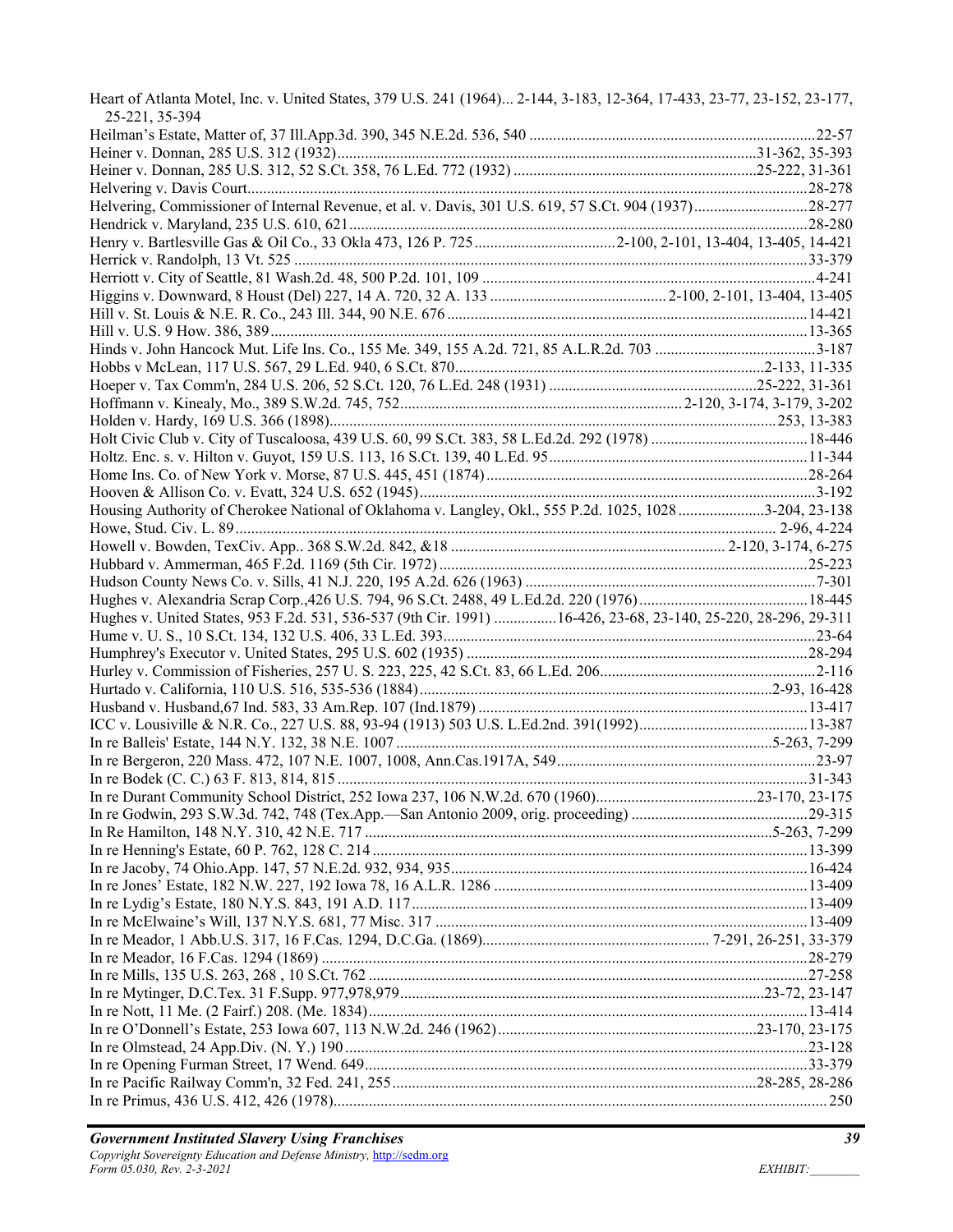Heart of Atlanta Motel, Inc. v. United States, 379 U.S. 241 (1964)... 2-144, 3-183, 12-364, 17-433, 23-77, 23-152, 23-177, 25-221, 35-394

Heilman's Estate, Matter of, 37 Ill.App.3d. 390, 345 N.E.2d. 536, 540 ........................................................................22-57

Heiner v. Donnan, 285 U.S. 312 (1932)..........................................................................................................31-362, 35-393

Heiner v. Donnan, 285 U.S. 312, 52 S.Ct. 358, 76 L.Ed. 772 (1932) .............................................................25-222, 31-361

Helvering v. Davis Court.............................................................................................................................................28-278

Helvering, Commissioner of Internal Revenue, et al. v. Davis, 301 U.S. 619, 57 S.Ct. 904 (1937)............................28-277

Hendrick v. Maryland, 235 U.S. 610, 621....................................................................................................................28-280

Henry v. Bartlesville Gas & Oil Co., 33 Okla 473, 126 P. 725....................................2-100, 2-101, 13-404, 13-405, 14-421

Herrick v. Randolph, 13 Vt. 525 .................................................................................................................................33-379

Herriott v. City of Seattle, 81 Wash.2d. 48, 500 P.2d. 101, 109 ....................................................................................4-241

Higgins v. Downward, 8 Houst (Del) 227, 14 A. 720, 32 A. 133 ............................................2-100, 2-101, 13-404, 13-405

Hill v. St. Louis & N.E. R. Co., 243 Ill. 344, 90 N.E. 676 ...........................................................................................14-421

Hill v. U.S. 9 How. 386, 389.......................................................................................................................................13-365

Hinds v. John Hancock Mut. Life Ins. Co., 155 Me. 349, 155 A.2d. 721, 85 A.L.R.2d. 703 .........................................3-187

Hobbs v McLean, 117 U.S. 567, 29 L.Ed. 940, 6 S.Ct. 870.............................................................................2-133, 11-335

Hoeper v. Tax Comm'n, 284 U.S. 206, 52 S.Ct. 120, 76 L.Ed. 248 (1931) ....................................................25-222, 31-361

Hoffmann v. Kinealy, Mo., 389 S.W.2d. 745, 752.......................................................................2-120, 3-174, 3-179, 3-202

Holden v. Hardy, 169 U.S. 366 (1898)..................................................................................................................253, 13-383

Holt Civic Club v. City of Tuscaloosa, 439 U.S. 60, 99 S.Ct. 383, 58 L.Ed.2d. 292 (1978) ........................................18-446

Holtz. Enc. s. v. Hilton v. Guyot, 159 U.S. 113, 16 S.Ct. 139, 40 L.Ed. 95.................................................................11-344

Home Ins. Co. of New York v. Morse, 87 U.S. 445, 451 (1874).................................................................................28-264

Hooven & Allison Co. v. Evatt, 324 U.S. 652 (1945)....................................................................................................3-192

Housing Authority of Cherokee National of Oklahoma v. Langley, Okl., 555 P.2d. 1025, 1028......................3-204, 23-138

Howe, Stud. Civ. L. 89........................................................................................................................................ 2-96, 4-224

Howell v. Bowden, TexCiv. App.. 368 S.W.2d. 842, &18 ...................................................................... 2-120, 3-174, 6-275

Hubbard v. Ammerman, 465 F.2d. 1169 (5th Cir. 1972).............................................................................................25-223

Hudson County News Co. v. Sills, 41 N.J. 220, 195 A.2d. 626 (1963) ..........................................................................7-301

Hughes v. Alexandria Scrap Corp.,426 U.S. 794, 96 S.Ct. 2488, 49 L.Ed.2d. 220 (1976)...........................................18-445

Hughes v. United States, 953 F.2d. 531, 536-537 (9th Cir. 1991) ................16-426, 23-68, 23-140, 25-220, 28-296, 29-311

Hume v. U. S., 10 S.Ct. 134, 132 U.S. 406, 33 L.Ed. 393.............................................................................................23-64

Humphrey's Executor v. United States, 295 U.S. 602 (1935) ......................................................................................28-294

Hurley v. Commission of Fisheries, 257 U. S. 223, 225, 42 S.Ct. 83, 66 L.Ed. 206.......................................................2-116

Hurtado v. California, 110 U.S. 516, 535-536 (1884).........................................................................................2-93, 16-428

Husband v. Husband,67 Ind. 583, 33 Am.Rep. 107 (Ind.1879) ...................................................................................13-417

ICC v. Lousiville & N.R. Co., 227 U.S. 88, 93-94 (1913) 503 U.S. L.Ed.2nd. 391(1992)...........................................13-387

In re Balleis' Estate, 144 N.Y. 132, 38 N.E. 1007 ...............................................................................................5-263, 7-299

In re Bergeron, 220 Mass. 472, 107 N.E. 1007, 1008, Ann.Cas.1917A, 549.................................................................23-97

In re Bodek (C. C.) 63 F. 813, 814, 815 .......................................................................................................................31-343

In re Durant Community School District, 252 Iowa 237, 106 N.W.2d. 670 (1960).........................................23-170, 23-175

In re Godwin, 293 S.W.3d. 742, 748 (Tex.App.—San Antonio 2009, orig. proceeding) .............................................29-315

In Re Hamilton, 148 N.Y. 310, 42 N.E. 717 ........................................................................................................5-263, 7-299

In re Henning's Estate, 60 P. 762, 128 C. 214 ..............................................................................................................13-399

In re Jacoby, 74 Ohio.App. 147, 57 N.E.2d. 932, 934, 935...........................................................................................16-424

In re Jones' Estate, 182 N.W. 227, 192 Iowa 78, 16 A.L.R. 1286 ...............................................................................13-409

In re Lydig's Estate, 180 N.Y.S. 843, 191 A.D. 117.....................................................................................................13-409

In re McElwaine's Will, 137 N.Y.S. 681, 77 Misc. 317 ..............................................................................................13-409

In re Meador, 1 Abb.U.S. 317, 16 F.Cas. 1294, D.C.Ga. (1869)......................................................... 7-291, 26-251, 33-379

In re Meador, 16 F.Cas. 1294 (1869) ...........................................................................................................................28-279

In re Mills, 135 U.S. 263, 268 , 10 S.Ct. 762 ...............................................................................................................27-258

In re Mytinger, D.C.Tex. 31 F.Supp. 977,978,979...........................................................................................23-72, 23-147

In re Nott, 11 Me. (2 Fairf.) 208. (Me. 1834)...............................................................................................................13-414

In re O'Donnell's Estate, 253 Iowa 607, 113 N.W.2d. 246 (1962).................................................................23-170, 23-175

In re Olmstead, 24 App.Div. (N. Y.) 190 .....................................................................................................................23-128

In re Opening Furman Street, 17 Wend. 649................................................................................................................33-379

In re Pacific Railway Comm'n, 32 Fed. 241, 255...........................................................................................28-285, 28-286

In re Primus, 436 U.S. 412, 426 (1978)...........................................................................................................................250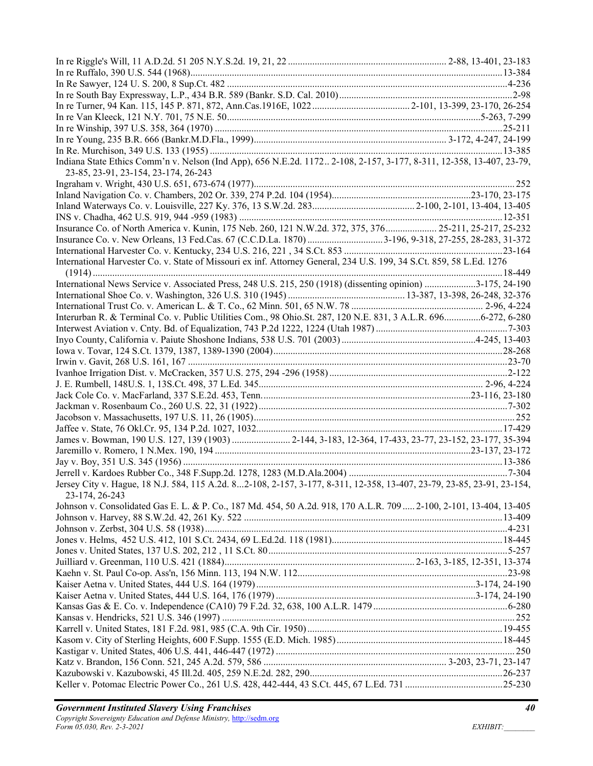In re Riggle's Will, 11 A.D.2d. 51 205 N.Y.S.2d. 19, 21, 22 ................................................................ 2-88, 13-401, 23-183
In re Ruffalo, 390 U.S. 544 (1968)..............................................................................................................13-384
In Re Sawyer, 124 U. S. 200, 8 Sup.Ct. 482 .................................................................................................4-236
In re South Bay Expressway, L.P., 434 B.R. 589 (Bankr. S.D. Cal. 2010).......................................................................2-98
In re Turner, 94 Kan. 115, 145 P. 871, 872, Ann.Cas.1916E, 1022 ....................................... 2-101, 13-399, 23-170, 26-254
In re Van Kleeck, 121 N.Y. 701, 75 N.E. 50........................................................................................5-263, 7-299
In re Winship, 397 U.S. 358, 364 (1970) ...................................................................................................25-211
In re Young, 235 B.R. 666 (Bankr.M.D.Fla., 1999).............................................................. 3-172, 4-247, 24-199
In Re. Murchison, 349 U.S. 133 (1955) ......................................................................................................13-385
Indiana State Ethics Comm'n v. Nelson (Ind App), 656 N.E.2d. 1172.. 2-108, 2-157, 3-177, 8-311, 12-358, 13-407, 23-79, 23-85, 23-91, 23-154, 23-174, 26-243
Ingraham v. Wright, 430 U.S. 651, 673-674 (1977)..........................................................................................252
Inland Navigation Co. v. Chambers, 202 Or. 339, 274 P.2d. 104 (1954)........................................................23-170, 23-175
Inland Waterways Co. v. Louisville, 227 Ky. 376, 13 S.W.2d. 283.......................................... 2-100, 2-101, 13-404, 13-405
INS v. Chadha, 462 U.S. 919, 944 -959 (1983) ..........................................................................................12-351
Insurance Co. of North America v. Kunin, 175 Neb. 260, 121 N.W.2d. 372, 375, 376.................... 25-211, 25-217, 25-232
Insurance Co. v. New Orleans, 13 Fed.Cas. 67 (C.C.D.La. 1870) ..............................3-196, 9-318, 27-255, 28-283, 31-372
International Harvester Co. v. Kentucky, 234 U.S. 216, 221 , 34 S.Ct. 853 ...............................................................23-164
International Harvester Co. v. State of Missouri ex inf. Attorney General, 234 U.S. 199, 34 S.Ct. 859, 58 L.Ed. 1276 (1914) .....................................................................................................................................................18-449
International News Service v. Associated Press, 248 U.S. 215, 250 (1918) (dissenting opinion) .....................3-175, 24-190
International Shoe Co. v. Washington, 326 U.S. 310 (1945) ............................................... 13-387, 13-398, 26-248, 32-376
International Trust Co. v. American L. & T. Co., 62 Minn. 501, 65 N.W. 78 .................................................... 2-96, 4-224
Interurban R. & Terminal Co. v. Public Utilities Com., 98 Ohio.St. 287, 120 N.E. 831, 3 A.L.R. 696...............6-272, 6-280
Interwest Aviation v. Cnty. Bd. of Equalization, 743 P.2d 1222, 1224 (Utah 1987) .....................................................7-303
Inyo County, California v. Paiute Shoshone Indians, 538 U.S. 701 (2003) ......................................................4-245, 13-403
Iowa v. Tovar, 124 S.Ct. 1379, 1387, 1389-1390 (2004)............................................................................................28-268
Irwin v. Gavit, 268 U.S. 161, 167 .................................................................................................................23-70
Ivanhoe Irrigation Dist. v. McCracken, 357 U.S. 275, 294 -296 (1958) .......................................................................2-122
J. E. Rumbell, 148U.S. 1, 13S.Ct. 498, 37 L.Ed. 345........................................................................... 2-96, 4-224
Jack Cole Co. v. MacFarland, 337 S.E.2d. 453, Tenn....................................................................................23-116, 23-180
Jackman v. Rosenbaum Co., 260 U.S. 22, 31 (1922)....................................................................................................7-302
Jacobson v. Massachusetts, 197 U.S. 11, 26 (1905).........................................................................................................252
Jaffee v. State, 76 Okl.Cr. 95, 134 P.2d. 1027, 1032....................................................................................................17-429
James v. Bowman, 190 U.S. 127, 139 (1903) ........................ 2-144, 3-183, 12-364, 17-433, 23-77, 23-152, 23-177, 35-394
Jaremillo v. Romero, 1 N.Mex. 190, 194 ......................................................................................................23-137, 23-172
Jay v. Boy, 351 U.S. 345 (1956) .................................................................................................................13-386
Jerrell v. Kardoes Rubber Co., 348 F.Supp.2d. 1278, 1283 (M.D.Ala.2004) ................................................................7-304
Jersey City v. Hague, 18 N.J. 584, 115 A.2d. 8...2-108, 2-157, 3-177, 8-311, 12-358, 13-407, 23-79, 23-85, 23-91, 23-154, 23-174, 26-243
Johnson v. Consolidated Gas E. L. & P. Co., 187 Md. 454, 50 A.2d. 918, 170 A.L.R. 709 ..... 2-100, 2-101, 13-404, 13-405
Johnson v. Harvey, 88 S.W.2d. 42, 261 Ky. 522 ........................................................................................13-409
Johnson v. Zerbst, 304 U.S. 58 (1938)..........................................................................................................4-231
Jones v. Helms, 452 U.S. 412, 101 S.Ct. 2434, 69 L.Ed.2d. 118 (1981)....................................................................18-445
Jones v. United States, 137 U.S. 202, 212 , 11 S.Ct. 80..................................................................................5-257
Juilliard v. Greenman, 110 U.S. 421 (1884).............................................................. 2-163, 3-185, 12-351, 13-374
Kaehn v. St. Paul Co-op. Ass'n, 156 Minn. 113, 194 N.W. 112.....................................................................................23-98
Kaiser Aetna v. United States, 444 U.S. 164 (1979) .........................................................................................3-174, 24-190
Kaiser Aetna v. United States, 444 U.S. 164, 176 (1979) .................................................................................3-174, 24-190
Kansas Gas & E. Co. v. Independence (CA10) 79 F.2d. 32, 638, 100 A.L.R. 1479 .......................................................6-280
Kansas v. Hendricks, 521 U.S. 346 (1997) .........................................................................................................252
Karrell v. United States, 181 F.2d. 981, 985 (C.A. 9th Cir. 1950)..................................................................19-455
Kasom v. City of Sterling Heights, 600 F.Supp. 1555 (E.D. Mich. 1985).......................................................................18-445
Kastigar v. United States, 406 U.S. 441, 446-447 (1972) .......................................................................................250
Katz v. Brandon, 156 Conn. 521, 245 A.2d. 579, 586 .......................................................................... 3-203, 23-71, 23-147
Kazubowski v. Kazubowski, 45 Ill.2d. 405, 259 N.E.2d. 282, 290..............................................................................26-237
Keller v. Potomac Electric Power Co., 261 U.S. 428, 442-444, 43 S.Ct. 445, 67 L.Ed. 731 ........................................25-230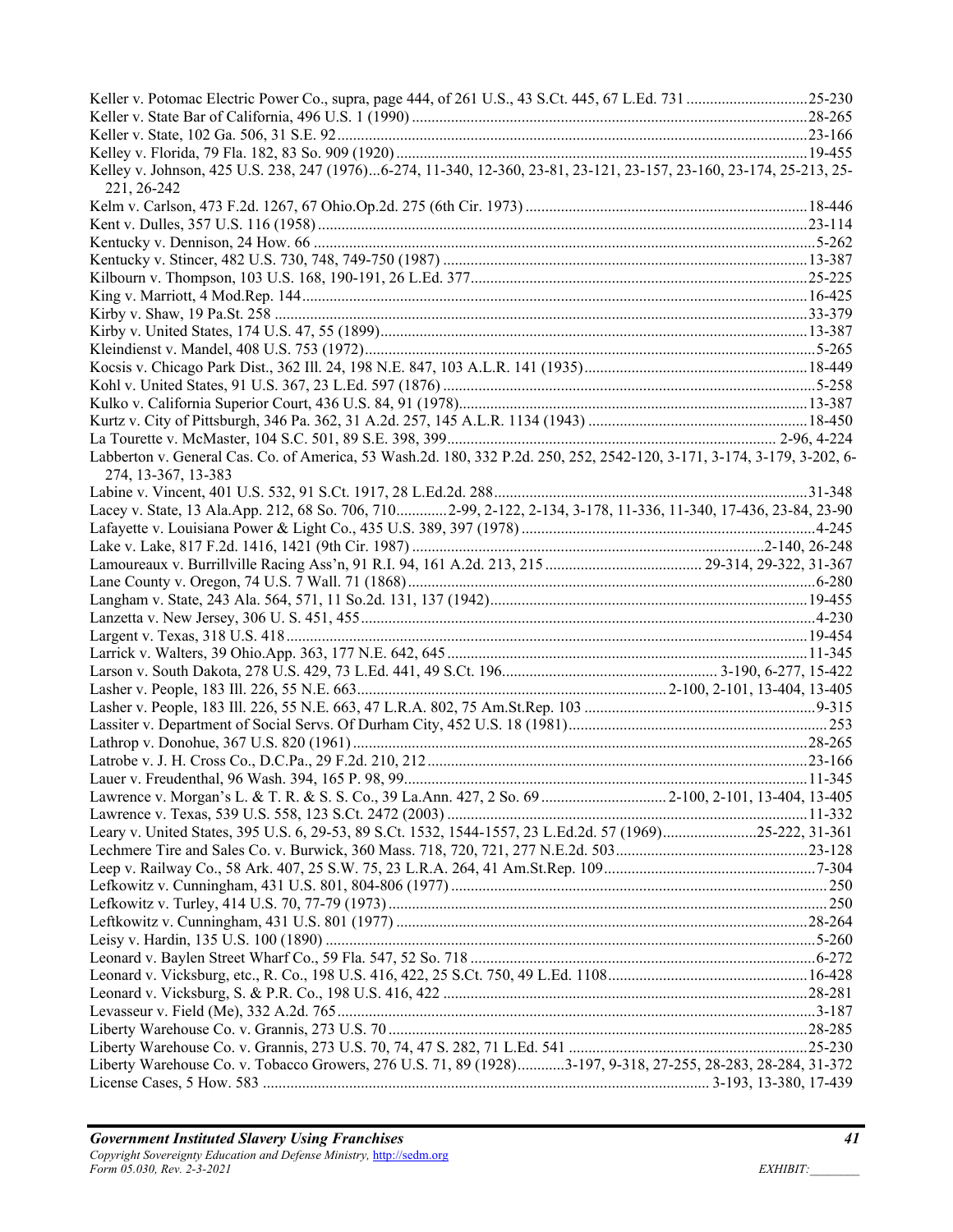Keller v. Potomac Electric Power Co., supra, page 444, of 261 U.S., 43 S.Ct. 445, 67 L.Ed. 731 ....25-230
Keller v. State Bar of California, 496 U.S. 1 (1990) ....28-265
Keller v. State, 102 Ga. 506, 31 S.E. 92 ....23-166
Kelley v. Florida, 79 Fla. 182, 83 So. 909 (1920) ....19-455
Kelley v. Johnson, 425 U.S. 238, 247 (1976)...6-274, 11-340, 12-360, 23-81, 23-121, 23-157, 23-160, 23-174, 25-213, 25-221, 26-242
Kelm v. Carlson, 473 F.2d. 1267, 67 Ohio.Op.2d. 275 (6th Cir. 1973) ....18-446
Kent v. Dulles, 357 U.S. 116 (1958) ....23-114
Kentucky v. Dennison, 24 How. 66 ....5-262
Kentucky v. Stincer, 482 U.S. 730, 748, 749-750 (1987) ....13-387
Kilbourn v. Thompson, 103 U.S. 168, 190-191, 26 L.Ed. 377 ....25-225
King v. Marriott, 4 Mod.Rep. 144 ....16-425
Kirby v. Shaw, 19 Pa.St. 258 ....33-379
Kirby v. United States, 174 U.S. 47, 55 (1899) ....13-387
Kleindienst v. Mandel, 408 U.S. 753 (1972) ....5-265
Kocsis v. Chicago Park Dist., 362 Ill. 24, 198 N.E. 847, 103 A.L.R. 141 (1935) ....18-449
Kohl v. United States, 91 U.S. 367, 23 L.Ed. 597 (1876) ....5-258
Kulko v. California Superior Court, 436 U.S. 84, 91 (1978) ....13-387
Kurtz v. City of Pittsburgh, 346 Pa. 362, 31 A.2d. 257, 145 A.L.R. 1134 (1943) ....18-450
La Tourette v. McMaster, 104 S.C. 501, 89 S.E. 398, 399 ....2-96, 4-224
Labberton v. General Cas. Co. of America, 53 Wash.2d. 180, 332 P.2d. 250, 252, 2542-120, 3-171, 3-174, 3-179, 3-202, 6-274, 13-367, 13-383
Labine v. Vincent, 401 U.S. 532, 91 S.Ct. 1917, 28 L.Ed.2d. 288 ....31-348
Lacey v. State, 13 Ala.App. 212, 68 So. 706, 710....2-99, 2-122, 2-134, 3-178, 11-336, 11-340, 17-436, 23-84, 23-90
Lafayette v. Louisiana Power & Light Co., 435 U.S. 389, 397 (1978) ....4-245
Lake v. Lake, 817 F.2d. 1416, 1421 (9th Cir. 1987) ....2-140, 26-248
Lamoureaux v. Burrillville Racing Ass'n, 91 R.I. 94, 161 A.2d. 213, 215 ....29-314, 29-322, 31-367
Lane County v. Oregon, 74 U.S. 7 Wall. 71 (1868) ....6-280
Langham v. State, 243 Ala. 564, 571, 11 So.2d. 131, 137 (1942) ....19-455
Lanzetta v. New Jersey, 306 U. S. 451, 455 ....4-230
Largent v. Texas, 318 U.S. 418 ....19-454
Larrick v. Walters, 39 Ohio.App. 363, 177 N.E. 642, 645 ....11-345
Larson v. South Dakota, 278 U.S. 429, 73 L.Ed. 441, 49 S.Ct. 196 ....3-190, 6-277, 15-422
Lasher v. People, 183 Ill. 226, 55 N.E. 663 ....2-100, 2-101, 13-404, 13-405
Lasher v. People, 183 Ill. 226, 55 N.E. 663, 47 L.R.A. 802, 75 Am.St.Rep. 103 ....9-315
Lassiter v. Department of Social Servs. Of Durham City, 452 U.S. 18 (1981) ....253
Lathrop v. Donohue, 367 U.S. 820 (1961) ....28-265
Latrobe v. J. H. Cross Co., D.C.Pa., 29 F.2d. 210, 212 ....23-166
Lauer v. Freudenthal, 96 Wash. 394, 165 P. 98, 99 ....11-345
Lawrence v. Morgan's L. & T. R. & S. S. Co., 39 La.Ann. 427, 2 So. 69 ....2-100, 2-101, 13-404, 13-405
Lawrence v. Texas, 539 U.S. 558, 123 S.Ct. 2472 (2003) ....11-332
Leary v. United States, 395 U.S. 6, 29-53, 89 S.Ct. 1532, 1544-1557, 23 L.Ed.2d. 57 (1969) ....25-222, 31-361
Lechmere Tire and Sales Co. v. Burwick, 360 Mass. 718, 720, 721, 277 N.E.2d. 503 ....23-128
Leep v. Railway Co., 58 Ark. 407, 25 S.W. 75, 23 L.R.A. 264, 41 Am.St.Rep. 109 ....7-304
Lefkowitz v. Cunningham, 431 U.S. 801, 804-806 (1977) ....250
Lefkowitz v. Turley, 414 U.S. 70, 77-79 (1973) ....250
Leftkowitz v. Cunningham, 431 U.S. 801 (1977) ....28-264
Leisy v. Hardin, 135 U.S. 100 (1890) ....5-260
Leonard v. Baylen Street Wharf Co., 59 Fla. 547, 52 So. 718 ....6-272
Leonard v. Vicksburg, etc., R. Co., 198 U.S. 416, 422, 25 S.Ct. 750, 49 L.Ed. 1108 ....16-428
Leonard v. Vicksburg, S. & P.R. Co., 198 U.S. 416, 422 ....28-281
Levasseur v. Field (Me), 332 A.2d. 765 ....3-187
Liberty Warehouse Co. v. Grannis, 273 U.S. 70 ....28-285
Liberty Warehouse Co. v. Grannis, 273 U.S. 70, 74, 47 S. 282, 71 L.Ed. 541 ....25-230
Liberty Warehouse Co. v. Tobacco Growers, 276 U.S. 71, 89 (1928)....3-197, 9-318, 27-255, 28-283, 28-284, 31-372
License Cases, 5 How. 583 ....3-193, 13-380, 17-439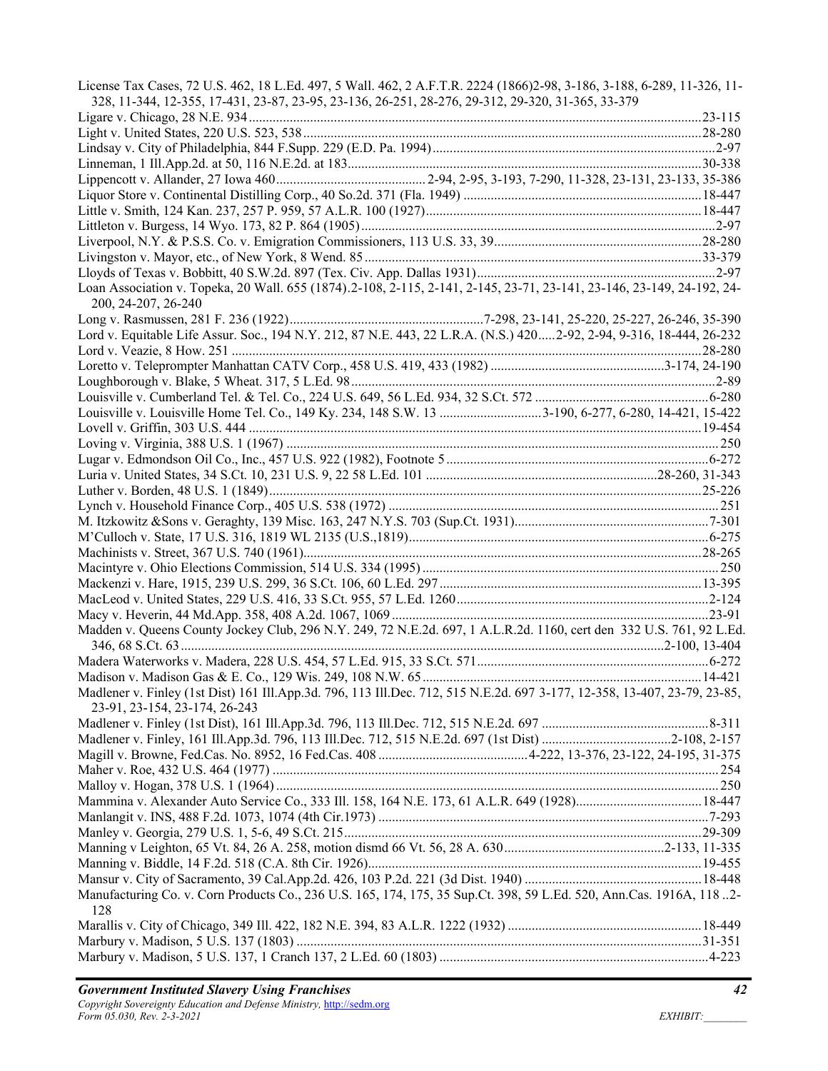License Tax Cases, 72 U.S. 462, 18 L.Ed. 497, 5 Wall. 462, 2 A.F.T.R. 2224 (1866)2-98, 3-186, 3-188, 6-289, 11-326, 11-328, 11-344, 12-355, 17-431, 23-87, 23-95, 23-136, 26-251, 28-276, 29-312, 29-320, 31-365, 33-379

Ligare v. Chicago, 28 N.E. 934 ....................................................................................................................23-115

Light v. United States, 220 U.S. 523, 538 ....................................................................................................28-280

Lindsay v. City of Philadelphia, 844 F.Supp. 229 (E.D. Pa. 1994) ..................................................................2-97

Linneman, 1 Ill.App.2d. at 50, 116 N.E.2d. at 183.........................................................................................30-338

Lippencott v. Allander, 27 Iowa 460 ........................................... 2-94, 2-95, 3-193, 7-290, 11-328, 23-131, 23-133, 35-386

Liquor Store v. Continental Distilling Corp., 40 So.2d. 371 (Fla. 1949) ......................................................18-447

Little v. Smith, 124 Kan. 237, 257 P. 959, 57 A.L.R. 100 (1927)..................................................................18-447

Littleton v. Burgess, 14 Wyo. 173, 82 P. 864 (1905)........................................................................................2-97

Liverpool, N.Y. & P.S.S. Co. v. Emigration Commissioners, 113 U.S. 33, 39..............................................28-280

Livingston v. Mayor, etc., of New York, 8 Wend. 85 ...................................................................................33-379

Lloyds of Texas v. Bobbitt, 40 S.W.2d. 897 (Tex. Civ. App. Dallas 1931).......................................................2-97

Loan Association v. Topeka, 20 Wall. 655 (1874).2-108, 2-115, 2-141, 2-145, 23-71, 23-141, 23-146, 23-149, 24-192, 24-200, 24-207, 26-240

Long v. Rasmussen, 281 F. 236 (1922) ..........................................................7-298, 23-141, 25-220, 25-227, 26-246, 35-390

Lord v. Equitable Life Assur. Soc., 194 N.Y. 212, 87 N.E. 443, 22 L.R.A. (N.S.) 420.....2-92, 2-94, 9-316, 18-444, 26-232

Lord v. Veazie, 8 How. 251 ..........................................................................................................................28-280

Loretto v. Teleprompter Manhattan CATV Corp., 458 U.S. 419, 433 (1982) ...................................................3-174, 24-190

Loughborough v. Blake, 5 Wheat. 317, 5 L.Ed. 98 ..........................................................................................2-89

Louisville v. Cumberland Tel. & Tel. Co., 224 U.S. 649, 56 L.Ed. 934, 32 S.Ct. 572 ....................................6-280

Louisville v. Louisville Home Tel. Co., 149 Ky. 234, 148 S.W. 13 ..............................3-190, 6-277, 6-280, 14-421, 15-422

Lovell v. Griffin, 303 U.S. 444 ....................................................................................................................19-454

Loving v. Virginia, 388 U.S. 1 (1967) .............................................................................................................250

Lugar v. Edmondson Oil Co., Inc., 457 U.S. 922 (1982), Footnote 5 ...............................................................6-272

Luria v. United States, 34 S.Ct. 10, 231 U.S. 9, 22 58 L.Ed. 101 ....................................................................28-260, 31-343

Luther v. Borden, 48 U.S. 1 (1849)...............................................................................................................25-226

Lynch v. Household Finance Corp., 405 U.S. 538 (1972) ..................................................................................251

M. Itzkowitz &Sons v. Geraghty, 139 Misc. 163, 247 N.Y.S. 703 (Sup.Ct. 1931).........................................7-301

M'Culloch v. State, 17 U.S. 316, 1819 WL 2135 (U.S.,1819)........................................................................6-275

Machinists v. Street, 367 U.S. 740 (1961).....................................................................................................28-265

Macintyre v. Ohio Elections Commission, 514 U.S. 334 (1995) ......................................................................250

Mackenzi v. Hare, 1915, 239 U.S. 299, 36 S.Ct. 106, 60 L.Ed. 297 ..............................................................13-395

MacLeod v. United States, 229 U.S. 416, 33 S.Ct. 955, 57 L.Ed. 1260..........................................................2-124

Macy v. Heverin, 44 Md.App. 358, 408 A.2d. 1067, 1069 ..............................................................................23-91

Madden v. Queens County Jockey Club, 296 N.Y. 249, 72 N.E.2d. 697, 1 A.L.R.2d. 1160, cert den 332 U.S. 761, 92 L.Ed. 346, 68 S.Ct. 63 ...........................................................................................................................2-100, 13-404

Madera Waterworks v. Madera, 228 U.S. 454, 57 L.Ed. 915, 33 S.Ct. 571....................................................6-272

Madison v. Madison Gas & E. Co., 129 Wis. 249, 108 N.W. 65 ..................................................................14-421

Madlener v. Finley (1st Dist) 161 Ill.App.3d. 796, 113 Ill.Dec. 712, 515 N.E.2d. 697 3-177, 12-358, 13-407, 23-79, 23-85, 23-91, 23-154, 23-174, 26-243

Madlener v. Finley (1st Dist), 161 Ill.App.3d. 796, 113 Ill.Dec. 712, 515 N.E.2d. 697 .................................................8-311

Madlener v. Finley, 161 Ill.App.3d. 796, 113 Ill.Dec. 712, 515 N.E.2d. 697 (1st Dist) .......................................2-108, 2-157

Magill v. Browne, Fed.Cas. No. 8952, 16 Fed.Cas. 408 ............................................4-222, 13-376, 23-122, 24-195, 31-375

Maher v. Roe, 432 U.S. 464 (1977) .................................................................................................................254

Malloy v. Hogan, 378 U.S. 1 (1964) .................................................................................................................250

Mammina v. Alexander Auto Service Co., 333 Ill. 158, 164 N.E. 173, 61 A.L.R. 649 (1928).....................................18-447

Manlangit v. INS, 488 F.2d. 1073, 1074 (4th Cir.1973) .................................................................................7-293

Manley v. Georgia, 279 U.S. 1, 5-6, 49 S.Ct. 215.........................................................................................29-309

Manning v Leighton, 65 Vt. 84, 26 A. 258, motion dismd 66 Vt. 56, 28 A. 630...............................................2-133, 11-335

Manning v. Biddle, 14 F.2d. 518 (C.A. 8th Cir. 1926)...................................................................................19-455

Mansur v. City of Sacramento, 39 Cal.App.2d. 426, 103 P.2d. 221 (3d Dist. 1940) ....................................................18-448

Manufacturing Co. v. Corn Products Co., 236 U.S. 165, 174, 175, 35 Sup.Ct. 398, 59 L.Ed. 520, Ann.Cas. 1916A, 118 ..2-128

Marallis v. City of Chicago, 349 Ill. 422, 182 N.E. 394, 83 A.L.R. 1222 (1932) .........................................................18-449

Marbury v. Madison, 5 U.S. 137 (1803) .....................................................................................................31-351

Marbury v. Madison, 5 U.S. 137, 1 Cranch 137, 2 L.Ed. 60 (1803) ................................................................................4-223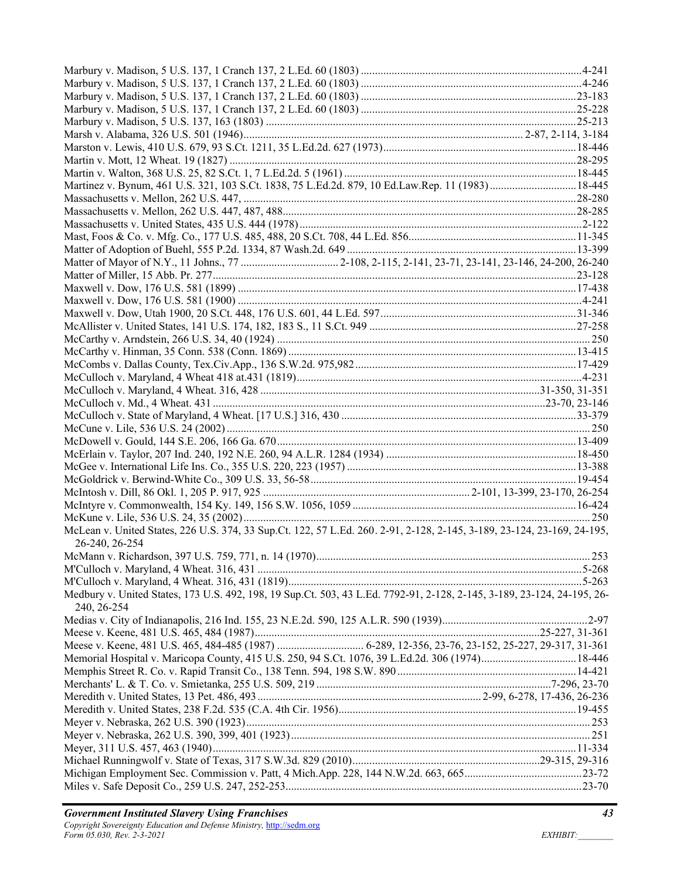Marbury v. Madison, 5 U.S. 137, 1 Cranch 137, 2 L.Ed. 60 (1803) .....4-241
Marbury v. Madison, 5 U.S. 137, 1 Cranch 137, 2 L.Ed. 60 (1803) .....4-246
Marbury v. Madison, 5 U.S. 137, 1 Cranch 137, 2 L.Ed. 60 (1803) .....23-183
Marbury v. Madison, 5 U.S. 137, 1 Cranch 137, 2 L.Ed. 60 (1803) .....25-228
Marbury v. Madison, 5 U.S. 137, 163 (1803) .....25-213
Marsh v. Alabama, 326 U.S. 501 (1946)..... 2-87, 2-114, 3-184
Marston v. Lewis, 410 U.S. 679, 93 S.Ct. 1211, 35 L.Ed.2d. 627 (1973).....18-446
Martin v. Mott, 12 Wheat. 19 (1827) .....28-295
Martin v. Walton, 368 U.S. 25, 82 S.Ct. 1, 7 L.Ed.2d. 5 (1961) .....18-445
Martinez v. Bynum, 461 U.S. 321, 103 S.Ct. 1838, 75 L.Ed.2d. 879, 10 Ed.Law.Rep. 11 (1983) .....18-445
Massachusetts v. Mellon, 262 U.S. 447, .....28-280
Massachusetts v. Mellon, 262 U.S. 447, 487, 488.....28-285
Massachusetts v. United States, 435 U.S. 444 (1978) .....2-122
Mast, Foos & Co. v. Mfg. Co., 177 U.S. 485, 488, 20 S.Ct. 708, 44 L.Ed. 856.....11-345
Matter of Adoption of Buehl, 555 P.2d. 1334, 87 Wash.2d. 649 .....13-399
Matter of Mayor of N.Y., 11 Johns., 77 ..... 2-108, 2-115, 2-141, 23-71, 23-141, 23-146, 24-200, 26-240
Matter of Miller, 15 Abb. Pr. 277.....23-128
Maxwell v. Dow, 176 U.S. 581 (1899) .....17-438
Maxwell v. Dow, 176 U.S. 581 (1900) .....4-241
Maxwell v. Dow, Utah 1900, 20 S.Ct. 448, 176 U.S. 601, 44 L.Ed. 597.....31-346
McAllister v. United States, 141 U.S. 174, 182, 183 S., 11 S.Ct. 949 .....27-258
McCarthy v. Arndstein, 266 U.S. 34, 40 (1924) .....250
McCarthy v. Hinman, 35 Conn. 538 (Conn. 1869) .....13-415
McCombs v. Dallas County, Tex.Civ.App., 136 S.W.2d. 975,982.....17-429
McCulloch v. Maryland, 4 Wheat 418 at.431 (1819).....4-231
McCulloch v. Maryland, 4 Wheat. 316, 428 .....31-350, 31-351
McCulloch v. Md., 4 Wheat. 431 .....23-70, 23-146
McCulloch v. State of Maryland, 4 Wheat. [17 U.S.] 316, 430 .....33-379
McCune v. Lile, 536 U.S. 24 (2002) .....250
McDowell v. Gould, 144 S.E. 206, 166 Ga. 670.....13-409
McErlain v. Taylor, 207 Ind. 240, 192 N.E. 260, 94 A.L.R. 1284 (1934) .....18-450
McGee v. International Life Ins. Co., 355 U.S. 220, 223 (1957) .....13-388
McGoldrick v. Berwind-White Co., 309 U.S. 33, 56-58.....19-454
McIntosh v. Dill, 86 Okl. 1, 205 P. 917, 925 ..... 2-101, 13-399, 23-170, 26-254
McIntyre v. Commonwealth, 154 Ky. 149, 156 S.W. 1056, 1059 .....16-424
McKune v. Lile, 536 U.S. 24, 35 (2002).....250
McLean v. United States, 226 U.S. 374, 33 Sup.Ct. 122, 57 L.Ed. 260. 2-91, 2-128, 2-145, 3-189, 23-124, 23-169, 24-195, 26-240, 26-254
McMann v. Richardson, 397 U.S. 759, 771, n. 14 (1970).....253
M'Culloch v. Maryland, 4 Wheat. 316, 431 .....5-268
M'Culloch v. Maryland, 4 Wheat. 316, 431 (1819).....5-263
Medbury v. United States, 173 U.S. 492, 198, 19 Sup.Ct. 503, 43 L.Ed. 7792-91, 2-128, 2-145, 3-189, 23-124, 24-195, 26-240, 26-254
Medias v. City of Indianapolis, 216 Ind. 155, 23 N.E.2d. 590, 125 A.L.R. 590 (1939).....2-97
Meese v. Keene, 481 U.S. 465, 484 (1987).....25-227, 31-361
Meese v. Keene, 481 U.S. 465, 484-485 (1987) ..... 6-289, 12-356, 23-76, 23-152, 25-227, 29-317, 31-361
Memorial Hospital v. Maricopa County, 415 U.S. 250, 94 S.Ct. 1076, 39 L.Ed.2d. 306 (1974).....18-446
Memphis Street R. Co. v. Rapid Transit Co., 138 Tenn. 594, 198 S.W. 890 .....14-421
Merchants' L. & T. Co. v. Smietanka, 255 U.S. 509, 219 .....7-296, 23-70
Meredith v. United States, 13 Pet. 486, 493 ..... 2-99, 6-278, 17-436, 26-236
Meredith v. United States, 238 F.2d. 535 (C.A. 4th Cir. 1956).....19-455
Meyer v. Nebraska, 262 U.S. 390 (1923).....253
Meyer v. Nebraska, 262 U.S. 390, 399, 401 (1923).....251
Meyer, 311 U.S. 457, 463 (1940).....11-334
Michael Runningwolf v. State of Texas, 317 S.W.3d. 829 (2010).....29-315, 29-316
Michigan Employment Sec. Commission v. Patt, 4 Mich.App. 228, 144 N.W.2d. 663, 665.....23-72
Miles v. Safe Deposit Co., 259 U.S. 247, 252-253.....23-70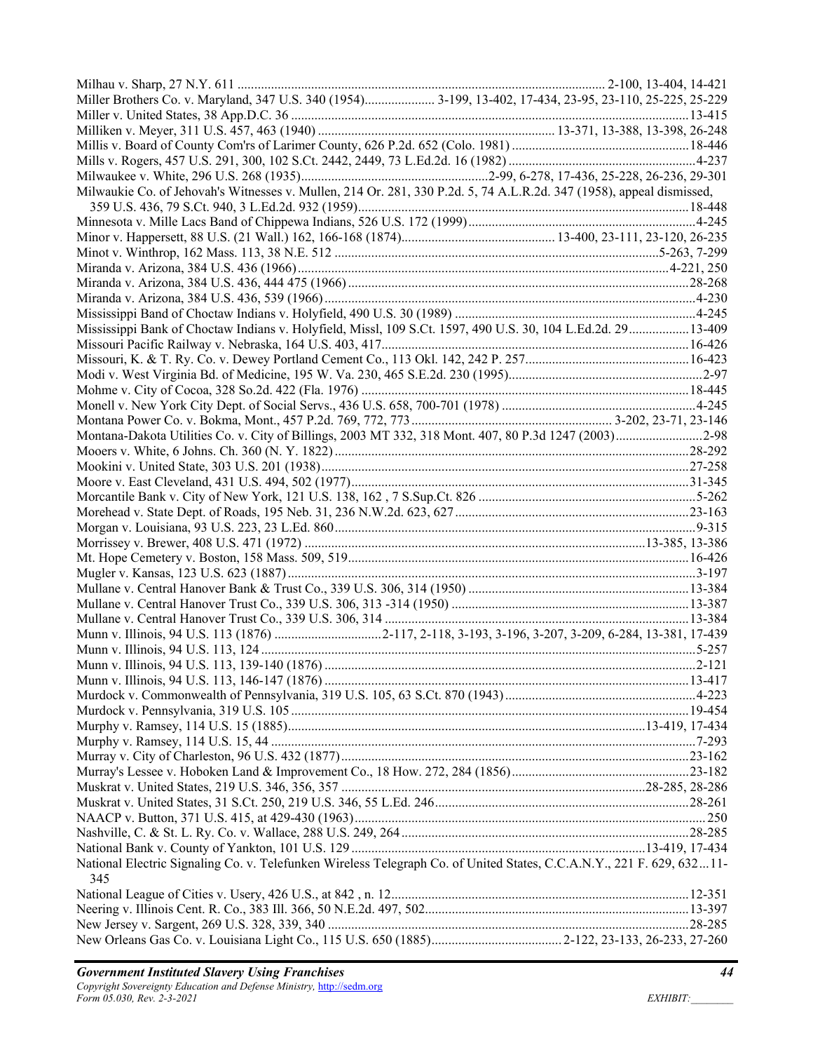Milhau v. Sharp, 27 N.Y. 611 ........................................................................................................ 2-100, 13-404, 14-421
Miller Brothers Co. v. Maryland, 347 U.S. 340 (1954)..................... 3-199, 13-402, 17-434, 23-95, 23-110, 25-225, 25-229
Miller v. United States, 38 App.D.C. 36 ........................................................................................................................13-415
Milliken v. Meyer, 311 U.S. 457, 463 (1940) ........................................................................ 13-371, 13-388, 13-398, 26-248
Millis v. Board of County Com'rs of Larimer County, 626 P.2d. 652 (Colo. 1981) .....................................................18-446
Mills v. Rogers, 457 U.S. 291, 300, 102 S.Ct. 2442, 2449, 73 L.Ed.2d. 16 (1982) ........................................................4-237
Milwaukee v. White, 296 U.S. 268 (1935)........................................................2-99, 6-278, 17-436, 25-228, 26-236, 29-301
Milwaukie Co. of Jehovah's Witnesses v. Mullen, 214 Or. 281, 330 P.2d. 5, 74 A.L.R.2d. 347 (1958), appeal dismissed, 359 U.S. 436, 79 S.Ct. 940, 3 L.Ed.2d. 932 (1959)..................................................................................................18-448
Minnesota v. Mille Lacs Band of Chippewa Indians, 526 U.S. 172 (1999)....................................................................4-245
Minor v. Happersett, 88 U.S. (21 Wall.) 162, 166-168 (1874).............................................. 13-400, 23-111, 23-120, 26-235
Minot v. Winthrop, 162 Mass. 113, 38 N.E. 512 .................................................................................................5-263, 7-299
Miranda v. Arizona, 384 U.S. 436 (1966)...............................................................................................................4-221, 250
Miranda v. Arizona, 384 U.S. 436, 444 475 (1966) .....................................................................................................28-268
Miranda v. Arizona, 384 U.S. 436, 539 (1966) ...............................................................................................................4-230
Mississippi Band of Choctaw Indians v. Holyfield, 490 U.S. 30 (1989) ........................................................................4-245
Mississippi Bank of Choctaw Indians v. Holyfield, Missl, 109 S.Ct. 1597, 490 U.S. 30, 104 L.Ed.2d. 29..................13-409
Missouri Pacific Railway v. Nebraska, 164 U.S. 403, 417...........................................................................................16-426
Missouri, K. & T. Ry. Co. v. Dewey Portland Cement Co., 113 Okl. 142, 242 P. 257..................................................16-423
Modi v. West Virginia Bd. of Medicine, 195 W. Va. 230, 465 S.E.2d. 230 (1995)...........................................................2-97
Mohme v. City of Cocoa, 328 So.2d. 422 (Fla. 1976) ..................................................................................................18-445
Monell v. New York City Dept. of Social Servs., 436 U.S. 658, 700-701 (1978) ...........................................................4-245
Montana Power Co. v. Bokma, Mont., 457 P.2d. 769, 772, 773 ............................................................ 3-202, 23-71, 23-146
Montana-Dakota Utilities Co. v. City of Billings, 2003 MT 332, 318 Mont. 407, 80 P.3d 1247 (2003)...........................2-98
Mooers v. White, 6 Johns. Ch. 360 (N. Y. 1822) ..........................................................................................................28-292
Mookini v. United State, 303 U.S. 201 (1938).............................................................................................................27-258
Moore v. East Cleveland, 431 U.S. 494, 502 (1977)....................................................................................................31-345
Mercantile Bank v. City of New York, 121 U.S. 138, 162 , 7 S.Sup.Ct. 826 .................................................................5-262
Morehead v. State Dept. of Roads, 195 Neb. 31, 236 N.W.2d. 623, 627......................................................................23-163
Morgan v. Louisiana, 93 U.S. 223, 23 L.Ed. 860...........................................................................................................9-315
Morrissey v. Brewer, 408 U.S. 471 (1972) ..................................................................................................13-385, 13-386
Mt. Hope Cemetery v. Boston, 158 Mass. 509, 519.....................................................................................................16-426
Mugler v. Kansas, 123 U.S. 623 (1887)..........................................................................................................................3-197
Mullane v. Central Hanover Bank & Trust Co., 339 U.S. 306, 314 (1950) ..................................................................13-384
Mullane v. Central Hanover Trust Co., 339 U.S. 306, 313 -314 (1950) .......................................................................13-387
Mullane v. Central Hanover Trust Co., 339 U.S. 306, 314 ...........................................................................................13-384
Munn v. Illinois, 94 U.S. 113 (1876) ................................2-117, 2-118, 3-193, 3-196, 3-207, 3-209, 6-284, 13-381, 17-439
Munn v. Illinois, 94 U.S. 113, 124 ..................................................................................................................................5-257
Munn v. Illinois, 94 U.S. 113, 139-140 (1876) ...............................................................................................................2-121
Munn v. Illinois, 94 U.S. 113, 146-147 (1876) .............................................................................................................13-417
Murdock v. Commonwealth of Pennsylvania, 319 U.S. 105, 63 S.Ct. 870 (1943).........................................................4-223
Murdock v. Pennsylvania, 319 U.S. 105 .......................................................................................................................19-454
Murphy v. Ramsey, 114 U.S. 15 (1885)........................................................................................................13-419, 17-434
Murphy v. Ramsey, 114 U.S. 15, 44 ...............................................................................................................................7-293
Murray v. City of Charleston, 96 U.S. 432 (1877).......................................................................................................23-162
Murray's Lessee v. Hoboken Land & Improvement Co., 18 How. 272, 284 (1856).....................................................23-182
Muskrat v. United States, 219 U.S. 346, 356, 357 ..........................................................................................28-285, 28-286
Muskrat v. United States, 31 S.Ct. 250, 219 U.S. 346, 55 L.Ed. 246............................................................................28-261
NAACP v. Button, 371 U.S. 415, at 429-430 (1963)........................................................................................................ 250
Nashville, C. & St. L. Ry. Co. v. Wallace, 288 U.S. 249, 264 ......................................................................................28-285
National Bank v. County of Yankton, 101 U.S. 129 .......................................................................................13-419, 17-434
National Electric Signaling Co. v. Telefunken Wireless Telegraph Co. of United States, C.C.A.N.Y., 221 F. 629, 632...11-345
National League of Cities v. Usery, 426 U.S., at 842 , n. 12.........................................................................................12-351
Neering v. Illinois Cent. R. Co., 383 Ill. 366, 50 N.E.2d. 497, 502...............................................................................13-397
New Jersey v. Sargent, 269 U.S. 328, 339, 340 ...........................................................................................................28-285
New Orleans Gas Co. v. Louisiana Light Co., 115 U.S. 650 (1885)....................................... 2-122, 23-133, 26-233, 27-260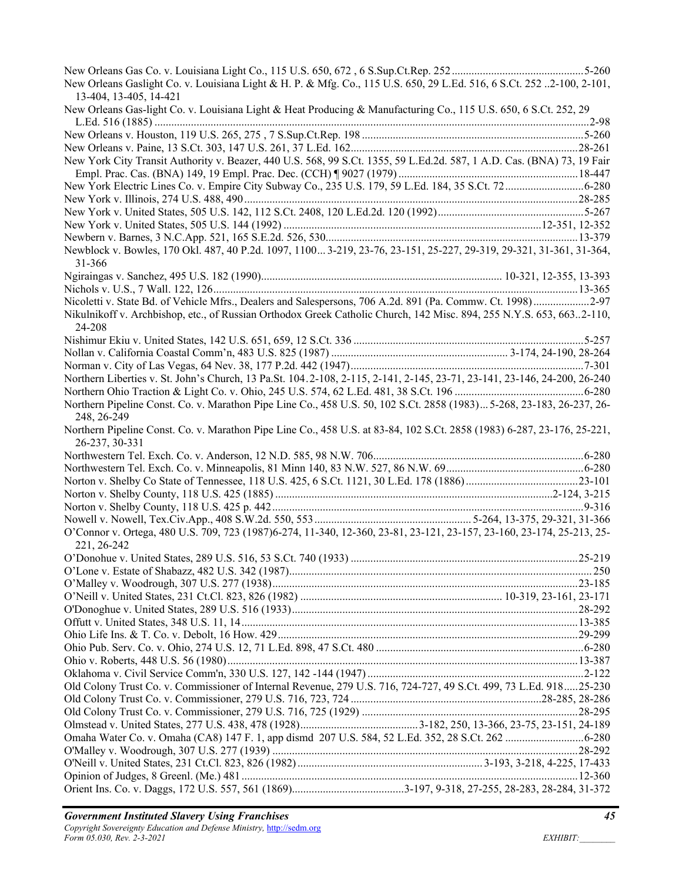New Orleans Gas Co. v. Louisiana Light Co., 115 U.S. 650, 672 , 6 S.Sup.Ct.Rep. 252 ....5-260

New Orleans Gaslight Co. v. Louisiana Light & H. P. & Mfg. Co., 115 U.S. 650, 29 L.Ed. 516, 6 S.Ct. 252 ..2-100, 2-101, 13-404, 13-405, 14-421

New Orleans Gas-light Co. v. Louisiana Light & Heat Producing & Manufacturing Co., 115 U.S. 650, 6 S.Ct. 252, 29 L.Ed. 516 (1885) ....2-98

New Orleans v. Houston, 119 U.S. 265, 275 , 7 S.Sup.Ct.Rep. 198 ....5-260

New Orleans v. Paine, 13 S.Ct. 303, 147 U.S. 261, 37 L.Ed. 162....28-261

New York City Transit Authority v. Beazer, 440 U.S. 568, 99 S.Ct. 1355, 59 L.Ed.2d. 587, 1 A.D. Cas. (BNA) 73, 19 Fair Empl. Prac. Cas. (BNA) 149, 19 Empl. Prac. Dec. (CCH) ¶ 9027 (1979) ....18-447

New York Electric Lines Co. v. Empire City Subway Co., 235 U.S. 179, 59 L.Ed. 184, 35 S.Ct. 72....6-280

New York v. Illinois, 274 U.S. 488, 490....28-285

New York v. United States, 505 U.S. 142, 112 S.Ct. 2408, 120 L.Ed.2d. 120 (1992)....5-267

New York v. United States, 505 U.S. 144 (1992) ....12-351, 12-352

Newbern v. Barnes, 3 N.C.App. 521, 165 S.E.2d. 526, 530....13-379

Newblock v. Bowles, 170 Okl. 487, 40 P.2d. 1097, 1100... 3-219, 23-76, 23-151, 25-227, 29-319, 29-321, 31-361, 31-364, 31-366

Ngiraingas v. Sanchez, 495 U.S. 182 (1990).... 10-321, 12-355, 13-393

Nichols v. U.S., 7 Wall. 122, 126....13-365

Nicoletti v. State Bd. of Vehicle Mfrs., Dealers and Salespersons, 706 A.2d. 891 (Pa. Commw. Ct. 1998)....2-97

Nikulnikoff v. Archbishop, etc., of Russian Orthodox Greek Catholic Church, 142 Misc. 894, 255 N.Y.S. 653, 663..2-110, 24-208

Nishimur Ekiu v. United States, 142 U.S. 651, 659, 12 S.Ct. 336 ....5-257

Nollan v. California Coastal Comm'n, 483 U.S. 825 (1987) .... 3-174, 24-190, 28-264

Norman v. City of Las Vegas, 64 Nev. 38, 177 P.2d. 442 (1947)....7-301

Northern Liberties v. St. John's Church, 13 Pa.St. 104.2-108, 2-115, 2-141, 2-145, 23-71, 23-141, 23-146, 24-200, 26-240

Northern Ohio Traction & Light Co. v. Ohio, 245 U.S. 574, 62 L.Ed. 481, 38 S.Ct. 196 ....6-280

Northern Pipeline Const. Co. v. Marathon Pipe Line Co., 458 U.S. 50, 102 S.Ct. 2858 (1983)... 5-268, 23-183, 26-237, 26-248, 26-249

Northern Pipeline Const. Co. v. Marathon Pipe Line Co., 458 U.S. at 83-84, 102 S.Ct. 2858 (1983) 6-287, 23-176, 25-221, 26-237, 30-331

Northwestern Tel. Exch. Co. v. Anderson, 12 N.D. 585, 98 N.W. 706....6-280

Northwestern Tel. Exch. Co. v. Minneapolis, 81 Minn 140, 83 N.W. 527, 86 N.W. 69....6-280

Norton v. Shelby Co State of Tennessee, 118 U.S. 425, 6 S.Ct. 1121, 30 L.Ed. 178 (1886)....23-101

Norton v. Shelby County, 118 U.S. 425 (1885) ....2-124, 3-215

Norton v. Shelby County, 118 U.S. 425 p. 442....9-316

Nowell v. Nowell, Tex.Civ.App., 408 S.W.2d. 550, 553 ....5-264, 13-375, 29-321, 31-366

O'Connor v. Ortega, 480 U.S. 709, 723 (1987)6-274, 11-340, 12-360, 23-81, 23-121, 23-157, 23-160, 23-174, 25-213, 25-221, 26-242

O'Donohue v. United States, 289 U.S. 516, 53 S.Ct. 740 (1933) ....25-219

O'Lone v. Estate of Shabazz, 482 U.S. 342 (1987).... 250

O'Malley v. Woodrough, 307 U.S. 277 (1938)....23-185

O'Neill v. United States, 231 Ct.Cl. 823, 826 (1982) .... 10-319, 23-161, 23-171

O'Donoghue v. United States, 289 U.S. 516 (1933)....28-292

Offutt v. United States, 348 U.S. 11, 14....13-385

Ohio Life Ins. & T. Co. v. Debolt, 16 How. 429....29-299

Ohio Pub. Serv. Co. v. Ohio, 274 U.S. 12, 71 L.Ed. 898, 47 S.Ct. 480 ....6-280

Ohio v. Roberts, 448 U.S. 56 (1980)....13-387

Oklahoma v. Civil Service Comm'n, 330 U.S. 127, 142 -144 (1947) ....2-122

Old Colony Trust Co. v. Commissioner of Internal Revenue, 279 U.S. 716, 724-727, 49 S.Ct. 499, 73 L.Ed. 918.....25-230

Old Colony Trust Co. v. Commissioner, 279 U.S. 716, 723, 724 ....28-285, 28-286

Old Colony Trust Co. v. Commissioner, 279 U.S. 716, 725 (1929) ....28-295

Olmstead v. United States, 277 U.S. 438, 478 (1928)....3-182, 250, 13-366, 23-75, 23-151, 24-189

Omaha Water Co. v. Omaha (CA8) 147 F. 1, app dismd 207 U.S. 584, 52 L.Ed. 352, 28 S.Ct. 262 ....6-280

O'Malley v. Woodrough, 307 U.S. 277 (1939) ....28-292

O'Neill v. United States, 231 Ct.Cl. 823, 826 (1982) .... 3-193, 3-218, 4-225, 17-433

Opinion of Judges, 8 Greenl. (Me.) 481 ....12-360

Orient Ins. Co. v. Daggs, 172 U.S. 557, 561 (1869)....3-197, 9-318, 27-255, 28-283, 28-284, 31-372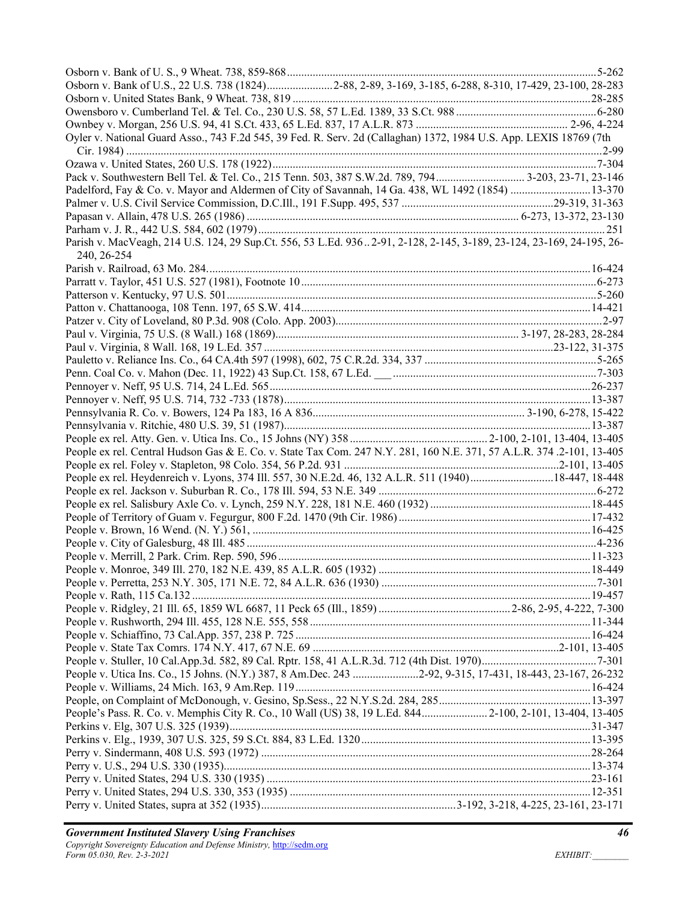Osborn v. Bank of U. S., 9 Wheat. 738, 859-868 ..... 5-262
Osborn v. Bank of U.S., 22 U.S. 738 (1824) ..... 2-88, 2-89, 3-169, 3-185, 6-288, 8-310, 17-429, 23-100, 28-283
Osborn v. United States Bank, 9 Wheat. 738, 819 ..... 28-285
Owensboro v. Cumberland Tel. & Tel. Co., 230 U.S. 58, 57 L.Ed. 1389, 33 S.Ct. 988 ..... 6-280
Ownbey v. Morgan, 256 U.S. 94, 41 S.Ct. 433, 65 L.Ed. 837, 17 A.L.R. 873 ..... 2-96, 4-224
Oyler v. National Guard Asso., 743 F.2d 545, 39 Fed. R. Serv. 2d (Callaghan) 1372, 1984 U.S. App. LEXIS 18769 (7th Cir. 1984) ..... 2-99
Ozawa v. United States, 260 U.S. 178 (1922) ..... 7-304
Pack v. Southwestern Bell Tel. & Tel. Co., 215 Tenn. 503, 387 S.W.2d. 789, 794 ..... 3-203, 23-71, 23-146
Padelford, Fay & Co. v. Mayor and Aldermen of City of Savannah, 14 Ga. 438, WL 1492 (1854) ..... 13-370
Palmer v. U.S. Civil Service Commission, D.C.Ill., 191 F.Supp. 495, 537 ..... 29-319, 31-363
Papasan v. Allain, 478 U.S. 265 (1986) ..... 6-273, 13-372, 23-130
Parham v. J. R., 442 U.S. 584, 602 (1979) ..... 251
Parish v. MacVeagh, 214 U.S. 124, 29 Sup.Ct. 556, 53 L.Ed. 936 .. 2-91, 2-128, 2-145, 3-189, 23-124, 23-169, 24-195, 26-240, 26-254
Parish v. Railroad, 63 Mo. 284. ..... 16-424
Parratt v. Taylor, 451 U.S. 527 (1981), Footnote 10 ..... 6-273
Patterson v. Kentucky, 97 U.S. 501 ..... 5-260
Patton v. Chattanooga, 108 Tenn. 197, 65 S.W. 414 ..... 14-421
Patzer v. City of Loveland, 80 P.3d. 908 (Colo. App. 2003) ..... 2-97
Paul v. Virginia, 75 U.S. (8 Wall.) 168 (1869) ..... 3-197, 28-283, 28-284
Paul v. Virginia, 8 Wall. 168, 19 L.Ed. 357 ..... 23-122, 31-375
Pauletto v. Reliance Ins. Co., 64 CA.4th 597 (1998), 602, 75 C.R.2d. 334, 337 ..... 5-265
Penn. Coal Co. v. Mahon (Dec. 11, 1922) 43 Sup.Ct. 158, 67 L.Ed. ___ ..... 7-303
Pennoyer v. Neff, 95 U.S. 714, 24 L.Ed. 565 ..... 26-237
Pennoyer v. Neff, 95 U.S. 714, 732 -733 (1878) ..... 13-387
Pennsylvania R. Co. v. Bowers, 124 Pa 183, 16 A 836 ..... 3-190, 6-278, 15-422
Pennsylvania v. Ritchie, 480 U.S. 39, 51 (1987) ..... 13-387
People ex rel. Atty. Gen. v. Utica Ins. Co., 15 Johns (NY) 358 ..... 2-100, 2-101, 13-404, 13-405
People ex rel. Central Hudson Gas & E. Co. v. State Tax Com. 247 N.Y. 281, 160 N.E. 371, 57 A.L.R. 374 .2-101, 13-405
People ex rel. Foley v. Stapleton, 98 Colo. 354, 56 P.2d. 931 ..... 2-101, 13-405
People ex rel. Heydenreich v. Lyons, 374 Ill. 557, 30 N.E.2d. 46, 132 A.L.R. 511 (1940) ..... 18-447, 18-448
People ex rel. Jackson v. Suburban R. Co., 178 Ill. 594, 53 N.E. 349 ..... 6-272
People ex rel. Salisbury Axle Co. v. Lynch, 259 N.Y. 228, 181 N.E. 460 (1932) ..... 18-445
People of Territory of Guam v. Fegurgur, 800 F.2d. 1470 (9th Cir. 1986) ..... 17-432
People v. Brown, 16 Wend. (N. Y.) 561, ..... 16-425
People v. City of Galesburg, 48 Ill. 485 ..... 4-236
People v. Merrill, 2 Park. Crim. Rep. 590, 596 ..... 11-323
People v. Monroe, 349 Ill. 270, 182 N.E. 439, 85 A.L.R. 605 (1932) ..... 18-449
People v. Perretta, 253 N.Y. 305, 171 N.E. 72, 84 A.L.R. 636 (1930) ..... 7-301
People v. Rath, 115 Ca.132 ..... 19-457
People v. Ridgley, 21 Ill. 65, 1859 WL 6687, 11 Peck 65 (Ill., 1859) ..... 2-86, 2-95, 4-222, 7-300
People v. Rushworth, 294 Ill. 455, 128 N.E. 555, 558 ..... 11-344
People v. Schiaffino, 73 Cal.App. 357, 238 P. 725 ..... 16-424
People v. State Tax Comrs. 174 N.Y. 417, 67 N.E. 69 ..... 2-101, 13-405
People v. Stuller, 10 Cal.App.3d. 582, 89 Cal. Rptr. 158, 41 A.L.R.3d. 712 (4th Dist. 1970) ..... 7-301
People v. Utica Ins. Co., 15 Johns. (N.Y.) 387, 8 Am.Dec. 243 ..... 2-92, 9-315, 17-431, 18-443, 23-167, 26-232
People v. Williams, 24 Mich. 163, 9 Am.Rep. 119 ..... 16-424
People, on Complaint of McDonough, v. Gesino, Sp.Sess., 22 N.Y.S.2d. 284, 285 ..... 13-397
People's Pass. R. Co. v. Memphis City R. Co., 10 Wall (US) 38, 19 L.Ed. 844 ..... 2-100, 2-101, 13-404, 13-405
Perkins v. Elg, 307 U.S. 325 (1939) ..... 31-347
Perkins v. Elg., 1939, 307 U.S. 325, 59 S.Ct. 884, 83 L.Ed. 1320 ..... 13-395
Perry v. Sindermann, 408 U.S. 593 (1972) ..... 28-264
Perry v. U.S., 294 U.S. 330 (1935) ..... 13-374
Perry v. United States, 294 U.S. 330 (1935) ..... 23-161
Perry v. United States, 294 U.S. 330, 353 (1935) ..... 12-351
Perry v. United States, supra at 352 (1935) ..... 3-192, 3-218, 4-225, 23-161, 23-171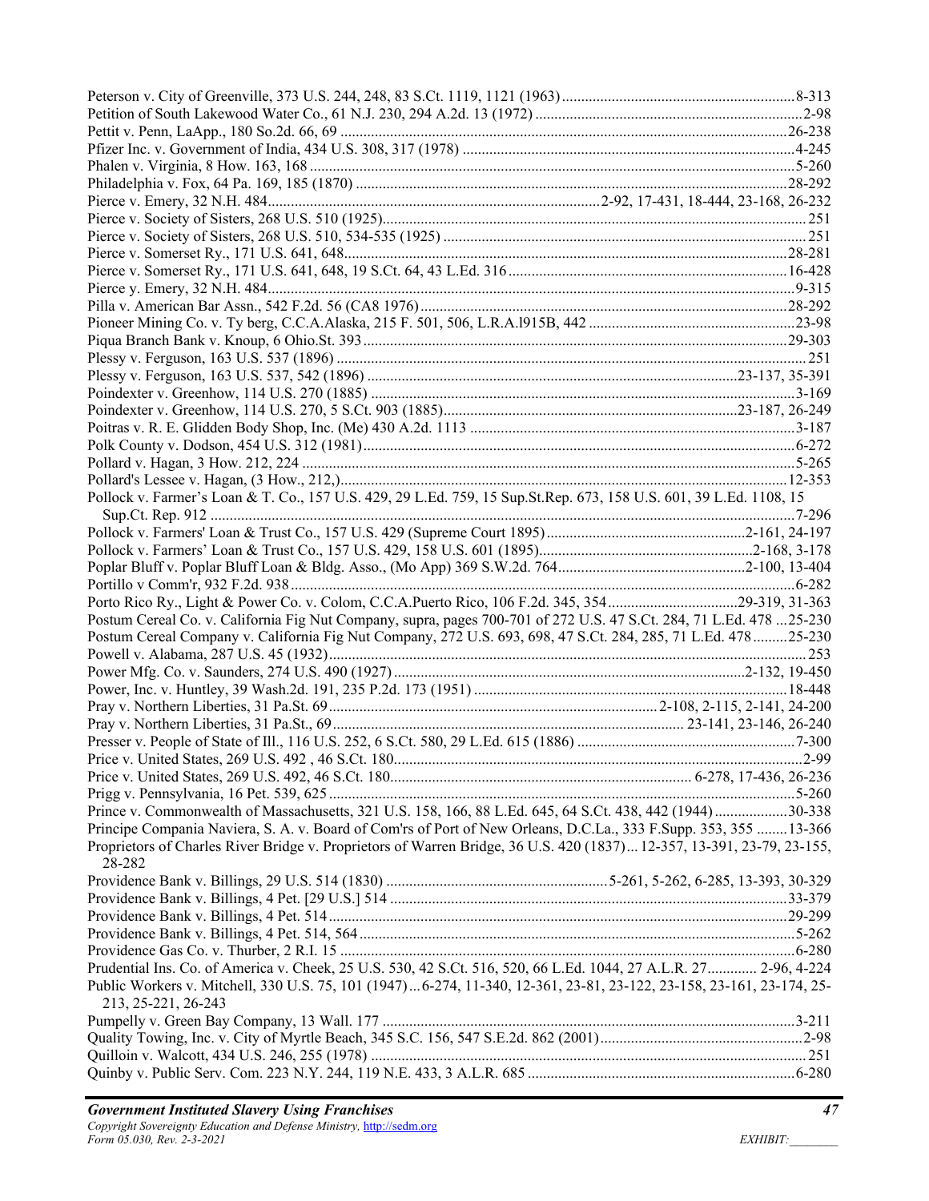Peterson v. City of Greenville, 373 U.S. 244, 248, 83 S.Ct. 1119, 1121 (1963) ........ 8-313
Petition of South Lakewood Water Co., 61 N.J. 230, 294 A.2d. 13 (1972) ........ 2-98
Pettit v. Penn, LaApp., 180 So.2d. 66, 69 ........ 26-238
Pfizer Inc. v. Government of India, 434 U.S. 308, 317 (1978) ........ 4-245
Phalen v. Virginia, 8 How. 163, 168 ........ 5-260
Philadelphia v. Fox, 64 Pa. 169, 185 (1870) ........ 28-292
Pierce v. Emery, 32 N.H. 484 ........ 2-92, 17-431, 18-444, 23-168, 26-232
Pierce v. Society of Sisters, 268 U.S. 510 (1925) ........ 251
Pierce v. Society of Sisters, 268 U.S. 510, 534-535 (1925) ........ 251
Pierce v. Somerset Ry., 171 U.S. 641, 648 ........ 28-281
Pierce v. Somerset Ry., 171 U.S. 641, 648, 19 S.Ct. 64, 43 L.Ed. 316 ........ 16-428
Pierce y. Emery, 32 N.H. 484 ........ 9-315
Pilla v. American Bar Assn., 542 F.2d. 56 (CA8 1976) ........ 28-292
Pioneer Mining Co. v. Ty berg, C.C.A.Alaska, 215 F. 501, 506, L.R.A.l915B, 442 ........ 23-98
Piqua Branch Bank v. Knoup, 6 Ohio.St. 393 ........ 29-303
Plessy v. Ferguson, 163 U.S. 537 (1896) ........ 251
Plessy v. Ferguson, 163 U.S. 537, 542 (1896) ........ 23-137, 35-391
Poindexter v. Greenhow, 114 U.S. 270 (1885) ........ 3-169
Poindexter v. Greenhow, 114 U.S. 270, 5 S.Ct. 903 (1885) ........ 23-187, 26-249
Poitras v. R. E. Glidden Body Shop, Inc. (Me) 430 A.2d. 1113 ........ 3-187
Polk County v. Dodson, 454 U.S. 312 (1981) ........ 6-272
Pollard v. Hagan, 3 How. 212, 224 ........ 5-265
Pollard's Lessee v. Hagan, (3 How., 212,) ........ 12-353
Pollock v. Farmer's Loan & T. Co., 157 U.S. 429, 29 L.Ed. 759, 15 Sup.St.Rep. 673, 158 U.S. 601, 39 L.Ed. 1108, 15 Sup.Ct. Rep. 912 ........ 7-296
Pollock v. Farmers' Loan & Trust Co., 157 U.S. 429 (Supreme Court 1895) ........ 2-161, 24-197
Pollock v. Farmers' Loan & Trust Co., 157 U.S. 429, 158 U.S. 601 (1895) ........ 2-168, 3-178
Poplar Bluff v. Poplar Bluff Loan & Bldg. Asso., (Mo App) 369 S.W.2d. 764 ........ 2-100, 13-404
Portillo v Comm'r, 932 F.2d. 938 ........ 6-282
Porto Rico Ry., Light & Power Co. v. Colom, C.C.A.Puerto Rico, 106 F.2d. 345, 354 ........ 29-319, 31-363
Postum Cereal Co. v. California Fig Nut Company, supra, pages 700-701 of 272 U.S. 47 S.Ct. 284, 71 L.Ed. 478 ... 25-230
Postum Cereal Company v. California Fig Nut Company, 272 U.S. 693, 698, 47 S.Ct. 284, 285, 71 L.Ed. 478 ........ 25-230
Powell v. Alabama, 287 U.S. 45 (1932) ........ 253
Power Mfg. Co. v. Saunders, 274 U.S. 490 (1927) ........ 2-132, 19-450
Power, Inc. v. Huntley, 39 Wash.2d. 191, 235 P.2d. 173 (1951) ........ 18-448
Pray v. Northern Liberties, 31 Pa.St. 69 ........ 2-108, 2-115, 2-141, 24-200
Pray v. Northern Liberties, 31 Pa.St., 69 ........ 23-141, 23-146, 26-240
Presser v. People of State of Ill., 116 U.S. 252, 6 S.Ct. 580, 29 L.Ed. 615 (1886) ........ 7-300
Price v. United States, 269 U.S. 492 , 46 S.Ct. 180 ........ 2-99
Price v. United States, 269 U.S. 492, 46 S.Ct. 180 ........ 6-278, 17-436, 26-236
Prigg v. Pennsylvania, 16 Pet. 539, 625 ........ 5-260
Prince v. Commonwealth of Massachusetts, 321 U.S. 158, 166, 88 L.Ed. 645, 64 S.Ct. 438, 442 (1944) ........ 30-338
Principe Compania Naviera, S. A. v. Board of Com'rs of Port of New Orleans, D.C.La., 333 F.Supp. 353, 355 ........ 13-366
Proprietors of Charles River Bridge v. Proprietors of Warren Bridge, 36 U.S. 420 (1837) ... 12-357, 13-391, 23-79, 23-155, 28-282
Providence Bank v. Billings, 29 U.S. 514 (1830) ........ 5-261, 5-262, 6-285, 13-393, 30-329
Providence Bank v. Billings, 4 Pet. [29 U.S.] 514 ........ 33-379
Providence Bank v. Billings, 4 Pet. 514 ........ 29-299
Providence Bank v. Billings, 4 Pet. 514, 564 ........ 5-262
Providence Gas Co. v. Thurber, 2 R.I. 15 ........ 6-280
Prudential Ins. Co. of America v. Cheek, 25 U.S. 530, 42 S.Ct. 516, 520, 66 L.Ed. 1044, 27 A.L.R. 27 ........ 2-96, 4-224
Public Workers v. Mitchell, 330 U.S. 75, 101 (1947) ... 6-274, 11-340, 12-361, 23-81, 23-122, 23-158, 23-161, 23-174, 25-213, 25-221, 26-243
Pumpelly v. Green Bay Company, 13 Wall. 177 ........ 3-211
Quality Towing, Inc. v. City of Myrtle Beach, 345 S.C. 156, 547 S.E.2d. 862 (2001) ........ 2-98
Quilloin v. Walcott, 434 U.S. 246, 255 (1978) ........ 251
Quinby v. Public Serv. Com. 223 N.Y. 244, 119 N.E. 433, 3 A.L.R. 685 ........ 6-280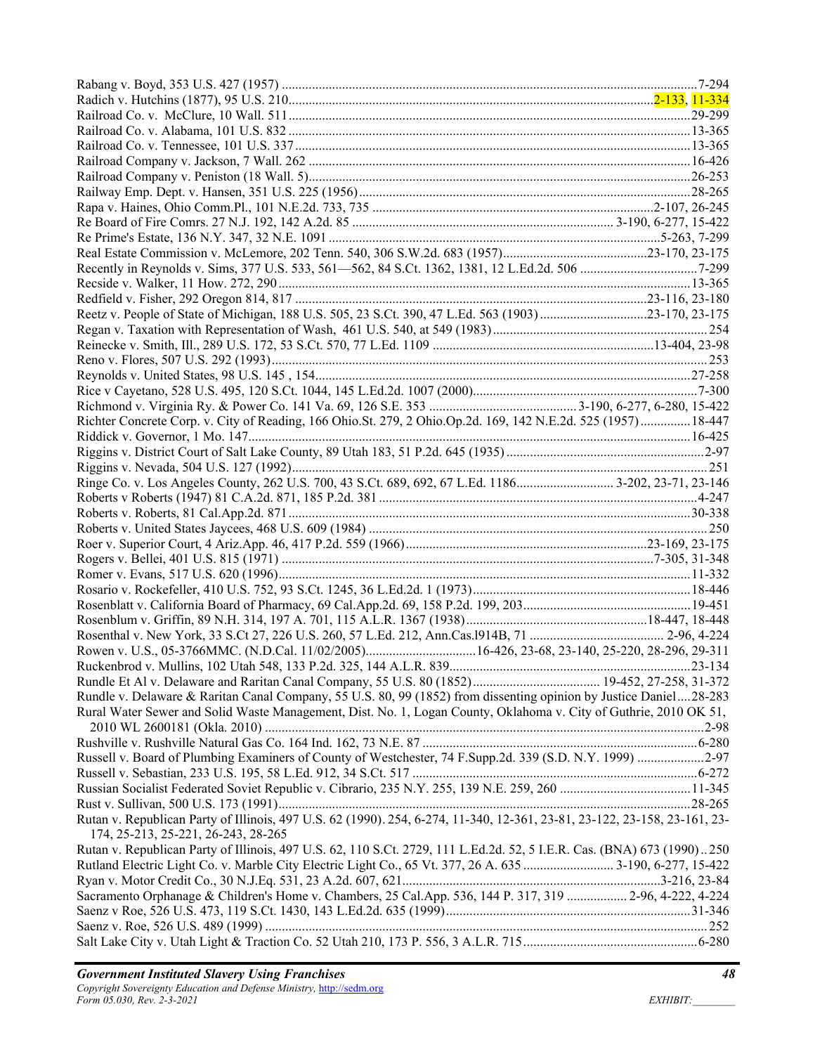Rabang v. Boyd, 353 U.S. 427 (1957) ........................................................................................................................7-294
Radich v. Hutchins (1877), 95 U.S. 210...........................................................................................................2-133, 11-334
Railroad Co. v. McClure, 10 Wall. 511 .........................................................................................................................29-299
Railroad Co. v. Alabama, 101 U.S. 832 .......................................................................................................................13-365
Railroad Co. v. Tennessee, 101 U.S. 337 .....................................................................................................................13-365
Railroad Company v. Jackson, 7 Wall. 262 .................................................................................................................16-426
Railroad Company v. Peniston (18 Wall. 5).................................................................................................................26-253
Railway Emp. Dept. v. Hansen, 351 U.S. 225 (1956)...................................................................................................28-265
Rapa v. Haines, Ohio Comm.Pl., 101 N.E.2d. 733, 735 ...................................................................................2-107, 26-245
Re Board of Fire Comrs. 27 N.J. 192, 142 A.2d. 85 ............................................................................. 3-190, 6-277, 15-422
Re Prime's Estate, 136 N.Y. 347, 32 N.E. 1091 ...................................................................................................5-263, 7-299
Real Estate Commission v. McLemore, 202 Tenn. 540, 306 S.W.2d. 683 (1957)...........................................23-170, 23-175
Recently in Reynolds v. Sims, 377 U.S. 533, 561—562, 84 S.Ct. 1362, 1381, 12 L.Ed.2d. 506 ....................................7-299
Recside v. Walker, 11 How. 272, 290............................................................................................................................13-365
Redfield v. Fisher, 292 Oregon 814, 817 ........................................................................................................23-116, 23-180
Reetz v. People of State of Michigan, 188 U.S. 505, 23 S.Ct. 390, 47 L.Ed. 563 (1903)................................23-170, 23-175
Regan v. Taxation with Representation of Wash, 461 U.S. 540, at 549 (1983)................................................................254
Reinecke v. Smith, Ill., 289 U.S. 172, 53 S.Ct. 570, 77 L.Ed. 1109 .................................................................13-404, 23-98
Reno v. Flores, 507 U.S. 292 (1993)................................................................................................................................253
Reynolds v. United States, 98 U.S. 145 , 154...............................................................................................................27-258
Rice v Cayetano, 528 U.S. 495, 120 S.Ct. 1044, 145 L.Ed.2d. 1007 (2000)...................................................................7-300
Richmond v. Virginia Ry. & Power Co. 141 Va. 69, 126 S.E. 353 ............................................3-190, 6-277, 6-280, 15-422
Richter Concrete Corp. v. City of Reading, 166 Ohio.St. 279, 2 Ohio.Op.2d. 169, 142 N.E.2d. 525 (1957)...............18-447
Riddick v. Governor, 1 Mo. 147.....................................................................................................................................16-425
Riggins v. District Court of Salt Lake County, 89 Utah 183, 51 P.2d. 645 (1935) ...........................................................2-97
Riggins v. Nevada, 504 U.S. 127 (1992)...........................................................................................................................251
Ringe Co. v. Los Angeles County, 262 U.S. 700, 43 S.Ct. 689, 692, 67 L.Ed. 1186............................. 3-202, 23-71, 23-146
Roberts v Roberts (1947) 81 C.A.2d. 871, 185 P.2d. 381 ..............................................................................................4-247
Roberts v. Roberts, 81 Cal.App.2d. 871.......................................................................................................................30-338
Roberts v. United States Jaycees, 468 U.S. 609 (1984) ....................................................................................................250
Roer v. Superior Court, 4 Ariz.App. 46, 417 P.2d. 559 (1966)........................................................................23-169, 23-175
Rogers v. Bellei, 401 U.S. 815 (1971) .............................................................................................................7-305, 31-348
Romer v. Evans, 517 U.S. 620 (1996)............................................................................................................................11-332
Rosario v. Rockefeller, 410 U.S. 752, 93 S.Ct. 1245, 36 L.Ed.2d. 1 (1973).................................................................18-446
Rosenblatt v. California Board of Pharmacy, 69 Cal.App.2d. 69, 158 P.2d. 199, 203..................................................19-451
Rosenblum v. Griffin, 89 N.H. 314, 197 A. 701, 115 A.L.R. 1367 (1938)......................................................18-447, 18-448
Rosenthal v. New York, 33 S.Ct 27, 226 U.S. 260, 57 L.Ed. 212, Ann.Cas.l914B, 71 ........................................ 2-96, 4-224
Rowen v. U.S., 05-3766MMC. (N.D.Cal. 11/02/2005)................................16-426, 23-68, 23-140, 25-220, 28-296, 29-311
Ruckenbrod v. Mullins, 102 Utah 548, 133 P.2d. 325, 144 A.L.R. 839........................................................................23-134
Rundle Et Al v. Delaware and Raritan Canal Company, 55 U.S. 80 (1852)...................................... 19-452, 27-258, 31-372
Rundle v. Delaware & Raritan Canal Company, 55 U.S. 80, 99 (1852) from dissenting opinion by Justice Daniel....28-283
Rural Water Sewer and Solid Waste Management, Dist. No. 1, Logan County, Oklahoma v. City of Guthrie, 2010 OK 51, 2010 WL 2600181 (Okla. 2010) .................................................................................................................................2-98
Rushville v. Rushville Natural Gas Co. 164 Ind. 162, 73 N.E. 87 ..................................................................................6-280
Russell v. Board of Plumbing Examiners of County of Westchester, 74 F.Supp.2d. 339 (S.D. N.Y. 1999) ....................2-97
Russell v. Sebastian, 233 U.S. 195, 58 L.Ed. 912, 34 S.Ct. 517 .....................................................................................6-272
Russian Socialist Federated Soviet Republic v. Cibrario, 235 N.Y. 255, 139 N.E. 259, 260 .......................................11-345
Rust v. Sullivan, 500 U.S. 173 (1991)...........................................................................................................................28-265
Rutan v. Republican Party of Illinois, 497 U.S. 62 (1990). 254, 6-274, 11-340, 12-361, 23-81, 23-122, 23-158, 23-161, 23-174, 25-213, 25-221, 26-243, 28-265
Rutan v. Republican Party of Illinois, 497 U.S. 62, 110 S.Ct. 2729, 111 L.Ed.2d. 52, 5 I.E.R. Cas. (BNA) 673 (1990)..250
Rutland Electric Light Co. v. Marble City Electric Light Co., 65 Vt. 377, 26 A. 635 ........................... 3-190, 6-277, 15-422
Ryan v. Motor Credit Co., 30 N.J.Eq. 531, 23 A.2d. 607, 621.............................................................................3-216, 23-84
Sacramento Orphanage & Children's Home v. Chambers, 25 Cal.App. 536, 144 P. 317, 319 .................. 2-96, 4-222, 4-224
Saenz v Roe, 526 U.S. 473, 119 S.Ct. 1430, 143 L.Ed.2d. 635 (1999).........................................................................31-346
Saenz v. Roe, 526 U.S. 489 (1999) ..................................................................................................................................252
Salt Lake City v. Utah Light & Traction Co. 52 Utah 210, 173 P. 556, 3 A.L.R. 715....................................................6-280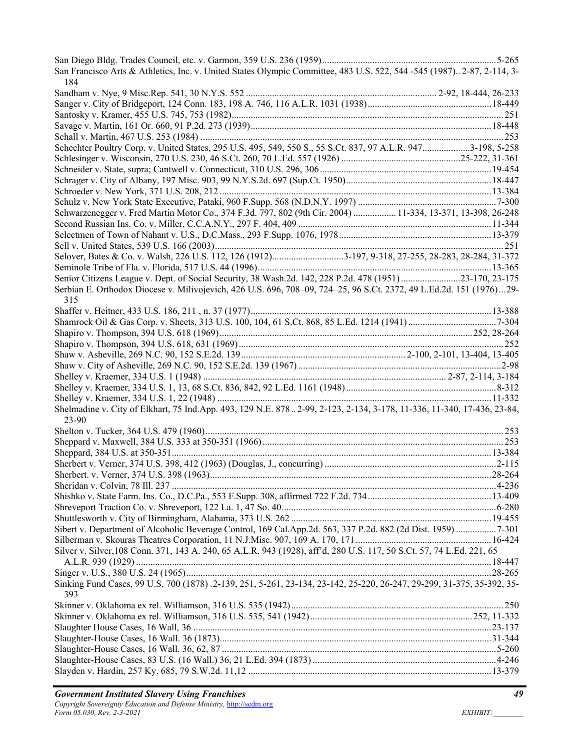San Diego Bldg. Trades Council, etc. v. Garmon, 359 U.S. 236 (1959).......................................................................5-265

San Francisco Arts & Athletics, Inc. v. United States Olympic Committee, 483 U.S. 522, 544 -545 (1987).. 2-87, 2-114, 3-184

Sandham v. Nye, 9 Misc.Rep. 541, 30 N.Y.S. 552 ............................................................................... 2-92, 18-444, 26-233

Sanger v. City of Bridgeport, 124 Conn. 183, 198 A. 746, 116 A.L.R. 1031 (1938)...................................................18-449

Santosky v. Kramer, 455 U.S. 745, 753 (1982)...............................................................................................................251

Savage v. Martin, 161 Or. 660, 91 P.2d. 273 (1939)...................................................................................................18-448

Schall v. Martin, 467 U.S. 253 (1984) ............................................................................................................................253

Schechter Poultry Corp. v. United States, 295 U.S. 495, 549, 550 S., 55 S.Ct. 837, 97 A.L.R. 947....................3-198, 5-258

Schlesinger v. Wisconsin, 270 U.S. 230, 46 S.Ct. 260, 70 L.Ed. 557 (1926) ..................................................25-222, 31-361

Schneider v. State, supra; Cantwell v. Connecticut, 310 U.S. 296, 306.......................................................................19-454

Schrager v. City of Albany, 197 Misc. 903, 99 N.Y.S.2d. 697 (Sup.Ct. 1950)............................................................18-447

Schroeder v. New York, 371 U.S. 208, 212 .................................................................................................................13-384

Schulz v. New York State Executive, Pataki, 960 F.Supp. 568 (N.D.N.Y. 1997) ..........................................................7-300

Schwarzenegger v. Fred Martin Motor Co., 374 F.3d. 797, 802 (9th Cir. 2004) .................. 11-334, 13-371, 13-398, 26-248

Second Russian Ins. Co. v. Miller, C.C.A.N.Y., 297 F. 404, 409 ...............................................................................11-344

Selectmen of Town of Nahant v. U.S., D.C.Mass., 293 F.Supp. 1076, 1978...............................................................13-379

Sell v. United States, 539 U.S. 166 (2003).......................................................................................................................251

Selover, Bates & Co. v. Walsh, 226 U.S. 112, 126 (1912)..............................3-197, 9-318, 27-255, 28-283, 28-284, 31-372

Seminole Tribe of Fla. v. Florida, 517 U.S. 44 (1996)................................................................................................13-365

Senior Citizens League v. Dept. of Social Security, 38 Wash.2d. 142, 228 P.2d. 478 (1951).........................23-170, 23-175

Serbian E. Orthodox Diocese v. Milivojevich, 426 U.S. 696, 708–09, 724–25, 96 S.Ct. 2372, 49 L.Ed.2d. 151 (1976)...29-315

Shaffer v. Heitner, 433 U.S. 186, 211 , n. 37 (1977)...................................................................................................13-388

Shamrock Oil & Gas Corp. v. Sheets, 313 U.S. 100, 104, 61 S.Ct. 868, 85 L.Ed. 1214 (1941).....................................7-304

Shapiro v. Thompson, 394 U.S. 618 (1969)........................................................................................................252, 28-264

Shapiro v. Thompson, 394 U.S. 618, 631 (1969)............................................................................................................252

Shaw v. Asheville, 269 N.C. 90, 152 S.E.2d. 139.................................................................. 2-100, 2-101, 13-404, 13-405

Shaw v. City of Asheville, 269 N.C. 90, 152 S.E.2d. 139 (1967)...................................................................................2-98

Shelley v. Kraemer, 334 U.S. 1 (1948) ..................................................................................................... 2-87, 2-114, 3-184

Shelley v. Kraemer, 334 U.S. 1, 13, 68 S.Ct. 836, 842, 92 L.Ed. 1161 (1948).............................................................8-312

Shelley v. Kraemer, 334 U.S. 1, 22 (1948) .................................................................................................................11-332

Shelmadine v. City of Elkhart, 75 Ind.App. 493, 129 N.E. 878 .. 2-99, 2-123, 2-134, 3-178, 11-336, 11-340, 17-436, 23-84, 23-90

Shelton v. Tucker, 364 U.S. 479 (1960)..........................................................................................................................253

Sheppard v. Maxwell, 384 U.S. 333 at 350-351 (1966)..................................................................................................253

Sheppard, 384 U.S. at 350-351...................................................................................................................................13-384

Sherbert v. Verner, 374 U.S. 398, 412 (1963) (Douglas, J., concurring) .......................................................................2-115

Sherbert. v. Verner, 374 U.S. 398 (1963).....................................................................................................................28-264

Sheridan v. Colvin, 78 Ill. 237 ......................................................................................................................................4-236

Shishko v. State Farm. Ins. Co., D.C.Pa., 553 F.Supp. 308, affirmed 722 F.2d. 734...................................................13-409

Shreveport Traction Co. v. Shreveport, 122 La. 1, 47 So. 40.........................................................................................6-280

Shuttlesworth v. City of Birmingham, Alabama, 373 U.S. 262 ..................................................................................19-455

Sibert v. Department of Alcoholic Beverage Control, 169 Cal.App.2d. 563, 337 P.2d. 882 (2d Dist. 1959) .................7-301

Silberman v. Skouras Theatres Corporation, 11 N.J.Misc. 907, 169 A. 170, 171 ........................................................16-424

Silver v. Silver,108 Conn. 371, 143 A. 240, 65 A.L.R. 943 (1928), aff'd, 280 U.S. 117, 50 S.Ct. 57, 74 L.Ed. 221, 65 A.L.R. 939 (1929) ..................................................................................................................................................18-447

Singer v. U.S., 380 U.S. 24 (1965)..............................................................................................................................28-265

Sinking Fund Cases, 99 U.S. 700 (1878) .2-139, 251, 5-261, 23-134, 23-142, 25-220, 26-247, 29-299, 31-375, 35-392, 35-393

Skinner v. Oklahoma ex rel. Williamson, 316 U.S. 535 (1942)........................................................................................250

Skinner v. Oklahoma ex rel. Williamson, 316 U.S. 535, 541 (1942)..................................................................252, 11-332

Slaughter House Cases, 16 Wall, 36 ..........................................................................................................................23-137

Slaughter-House Cases, 16 Wall. 36 (1873)................................................................................................................31-344

Slaughter-House Cases, 16 Wall. 36, 62, 87 .................................................................................................................5-260

Slaughter-House Cases, 83 U.S. (16 Wall.) 36, 21 L.Ed. 394 (1873) ............................................................................4-246

Slayden v. Hardin, 257 Ky. 685, 79 S.W.2d. 11,12 ....................................................................................................13-379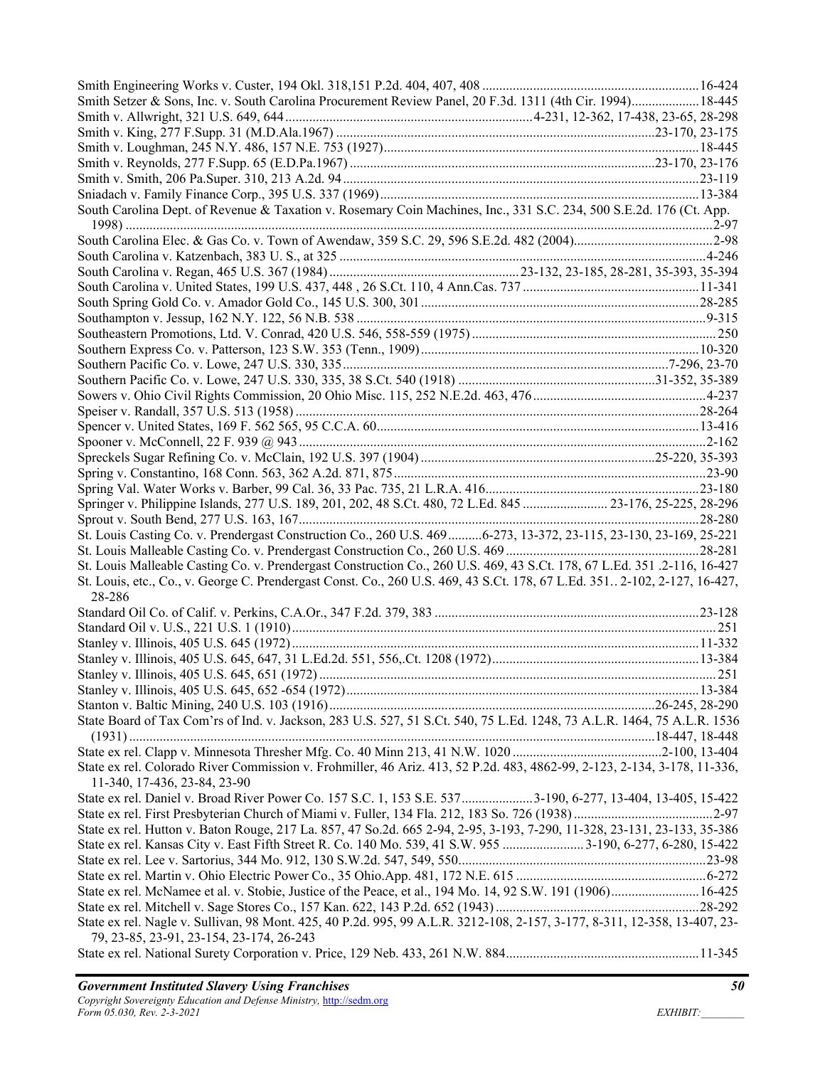Smith Engineering Works v. Custer, 194 Okl. 318,151 P.2d. 404, 407, 408 ................................................................16-424
Smith Setzer & Sons, Inc. v. South Carolina Procurement Review Panel, 20 F.3d. 1311 (4th Cir. 1994)....................18-445
Smith v. Allwright, 321 U.S. 649, 644 ........................................................................4-231, 12-362, 17-438, 23-65, 28-298
Smith v. King, 277 F.Supp. 31 (M.D.Ala.1967) ............................................................................................23-170, 23-175
Smith v. Loughman, 245 N.Y. 486, 157 N.E. 753 (1927)............................................................................................18-445
Smith v. Reynolds, 277 F.Supp. 65 (E.D.Pa.1967) ........................................................................................23-170, 23-176
Smith v. Smith, 206 Pa.Super. 310, 213 A.2d. 94 ........................................................................................................23-119
Sniadach v. Family Finance Corp., 395 U.S. 337 (1969).............................................................................................13-384
South Carolina Dept. of Revenue & Taxation v. Rosemary Coin Machines, Inc., 331 S.C. 234, 500 S.E.2d. 176 (Ct. App. 1998) ...........................................................................................................................................................................2-97
South Carolina Elec. & Gas Co. v. Town of Awendaw, 359 S.C. 29, 596 S.E.2d. 482 (2004).........................................2-98
South Carolina v. Katzenbach, 383 U. S., at 325 ..........................................................................................................4-246
South Carolina v. Regan, 465 U.S. 367 (1984) ........................................................23-132, 23-185, 28-281, 35-393, 35-394
South Carolina v. United States, 199 U.S. 437, 448 , 26 S.Ct. 110, 4 Ann.Cas. 737 ...................................................11-341
South Spring Gold Co. v. Amador Gold Co., 145 U.S. 300, 301 .................................................................................28-285
Southampton v. Jessup, 162 N.Y. 122, 56 N.B. 538 .......................................................................................................9-315
Southeastern Promotions, Ltd. V. Conrad, 420 U.S. 546, 558-559 (1975) ........................................................................250
Southern Express Co. v. Patterson, 123 S.W. 353 (Tenn., 1909).................................................................................10-320
Southern Pacific Co. v. Lowe, 247 U.S. 330, 335..............................................................................................7-296, 23-70
Southern Pacific Co. v. Lowe, 247 U.S. 330, 335, 38 S.Ct. 540 (1918) ..........................................................31-352, 35-389
Sowers v. Ohio Civil Rights Commission, 20 Ohio Misc. 115, 252 N.E.2d. 463, 476..................................................4-237
Speiser v. Randall, 357 U.S. 513 (1958) .....................................................................................................................28-264
Spencer v. United States, 169 F. 562 565, 95 C.C.A. 60.............................................................................................13-416
Spooner v. McConnell, 22 F. 939 @ 943 .......................................................................................................................2-162
Spreckels Sugar Refining Co. v. McClain, 192 U.S. 397 (1904) ....................................................................25-220, 35-393
Spring v. Constantino, 168 Conn. 563, 362 A.2d. 871, 875...........................................................................................23-90
Spring Val. Water Works v. Barber, 99 Cal. 36, 33 Pac. 735, 21 L.R.A. 416..............................................................23-180
Springer v. Philippine Islands, 277 U.S. 189, 201, 202, 48 S.Ct. 480, 72 L.Ed. 845 ......................... 23-176, 25-225, 28-296
Sprout v. South Bend, 277 U.S. 163, 167.....................................................................................................................28-280
St. Louis Casting Co. v. Prendergast Construction Co., 260 U.S. 469..........6-273, 13-372, 23-115, 23-130, 23-169, 25-221
St. Louis Malleable Casting Co. v. Prendergast Construction Co., 260 U.S. 469 .........................................................28-281
St. Louis Malleable Casting Co. v. Prendergast Construction Co., 260 U.S. 469, 43 S.Ct. 178, 67 L.Ed. 351 .2-116, 16-427
St. Louis, etc., Co., v. George C. Prendergast Const. Co., 260 U.S. 469, 43 S.Ct. 178, 67 L.Ed. 351.. 2-102, 2-127, 16-427, 28-286
Standard Oil Co. of Calif. v. Perkins, C.A.Or., 347 F.2d. 379, 383 .............................................................................23-128
Standard Oil v. U.S., 221 U.S. 1 (1910).............................................................................................................................251
Stanley v. Illinois, 405 U.S. 645 (1972).......................................................................................................................11-332
Stanley v. Illinois, 405 U.S. 645, 647, 31 L.Ed.2d. 551, 556,.Ct. 1208 (1972).............................................................13-384
Stanley v. Illinois, 405 U.S. 645, 651 (1972)...................................................................................................................251
Stanley v. Illinois, 405 U.S. 645, 652 -654 (1972)........................................................................................................13-384
Stanton v. Baltic Mining, 240 U.S. 103 (1916)..............................................................................................26-245, 28-290
State Board of Tax Com'rs of Ind. v. Jackson, 283 U.S. 527, 51 S.Ct. 540, 75 L.Ed. 1248, 73 A.L.R. 1464, 75 A.L.R. 1536 (1931) .........................................................................................................................................................18-447, 18-448
State ex rel. Clapp v. Minnesota Thresher Mfg. Co. 40 Minn 213, 41 N.W. 1020 ............................................2-100, 13-404
State ex rel. Colorado River Commission v. Frohmiller, 46 Ariz. 413, 52 P.2d. 483, 4862-99, 2-123, 2-134, 3-178, 11-336, 11-340, 17-436, 23-84, 23-90
State ex rel. Daniel v. Broad River Power Co. 157 S.C. 1, 153 S.E. 537.....................3-190, 6-277, 13-404, 13-405, 15-422
State ex rel. First Presbyterian Church of Miami v. Fuller, 134 Fla. 212, 183 So. 726 (1938).........................................2-97
State ex rel. Hutton v. Baton Rouge, 217 La. 857, 47 So.2d. 665 2-94, 2-95, 3-193, 7-290, 11-328, 23-131, 23-133, 35-386
State ex rel. Kansas City v. East Fifth Street R. Co. 140 Mo. 539, 41 S.W. 955 ........................ 3-190, 6-277, 6-280, 15-422
State ex rel. Lee v. Sartorius, 344 Mo. 912, 130 S.W.2d. 547, 549, 550.........................................................................23-98
State ex rel. Martin v. Ohio Electric Power Co., 35 Ohio.App. 481, 172 N.E. 615 ........................................................6-272
State ex rel. McNamee et al. v. Stobie, Justice of the Peace, et al., 194 Mo. 14, 92 S.W. 191 (1906)..........................16-425
State ex rel. Mitchell v. Sage Stores Co., 157 Kan. 622, 143 P.2d. 652 (1943) ...........................................................28-292
State ex rel. Nagle v. Sullivan, 98 Mont. 425, 40 P.2d. 995, 99 A.L.R. 3212-108, 2-157, 3-177, 8-311, 12-358, 13-407, 23-79, 23-85, 23-91, 23-154, 23-174, 26-243
State ex rel. National Surety Corporation v. Price, 129 Neb. 433, 261 N.W. 884.........................................................11-345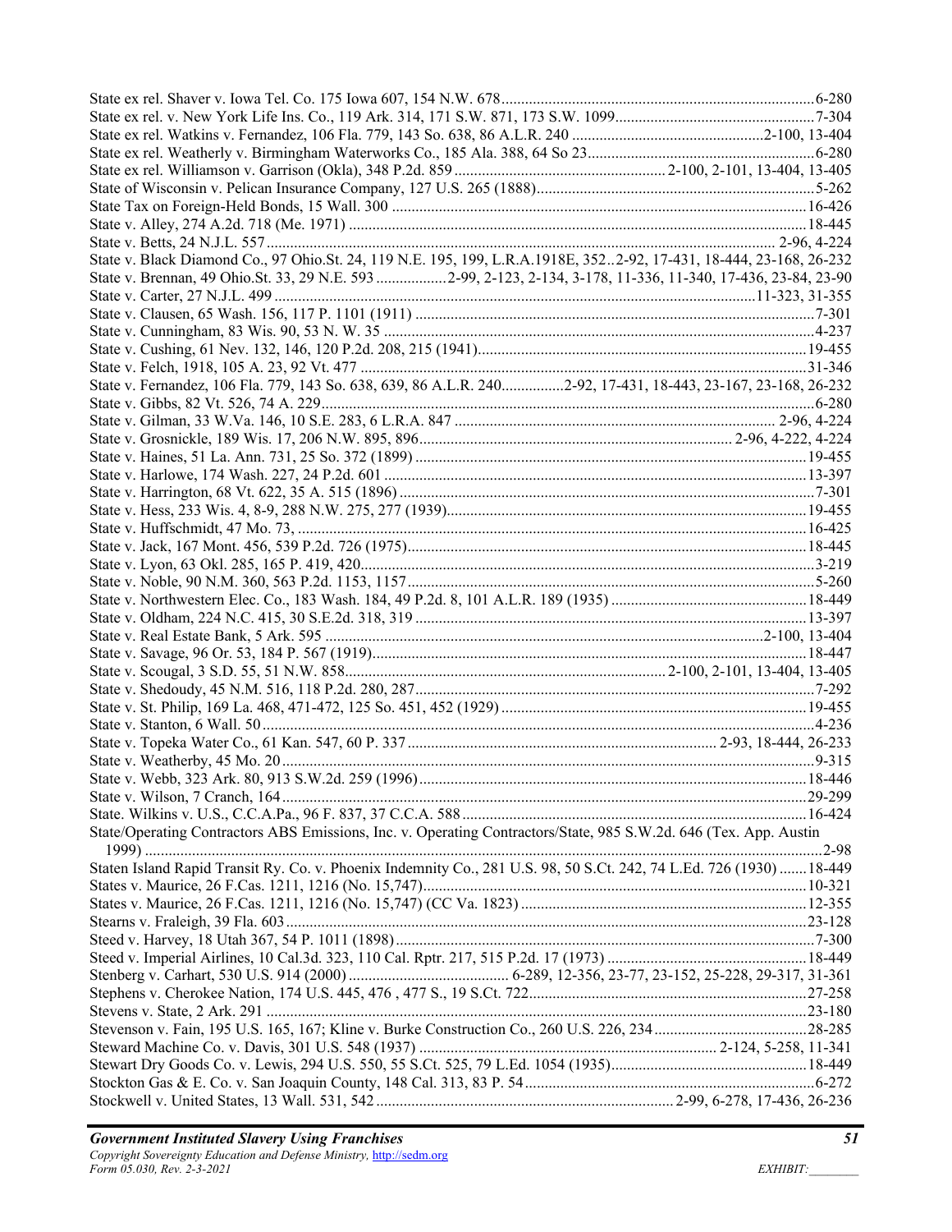State ex rel. Shaver v. Iowa Tel. Co. 175 Iowa 607, 154 N.W. 678 ........ 6-280
State ex rel. v. New York Life Ins. Co., 119 Ark. 314, 171 S.W. 871, 173 S.W. 1099 ........ 7-304
State ex rel. Watkins v. Fernandez, 106 Fla. 779, 143 So. 638, 86 A.L.R. 240 ........ 2-100, 13-404
State ex rel. Weatherly v. Birmingham Waterworks Co., 185 Ala. 388, 64 So 23 ........ 6-280
State ex rel. Williamson v. Garrison (Okla), 348 P.2d. 859 ........ 2-100, 2-101, 13-404, 13-405
State of Wisconsin v. Pelican Insurance Company, 127 U.S. 265 (1888) ........ 5-262
State Tax on Foreign-Held Bonds, 15 Wall. 300 ........ 16-426
State v. Alley, 274 A.2d. 718 (Me. 1971) ........ 18-445
State v. Betts, 24 N.J.L. 557 ........ 2-96, 4-224
State v. Black Diamond Co., 97 Ohio.St. 24, 119 N.E. 195, 199, L.R.A.1918E, 352 .. 2-92, 17-431, 18-444, 23-168, 26-232
State v. Brennan, 49 Ohio.St. 33, 29 N.E. 593 ........ 2-99, 2-123, 2-134, 3-178, 11-336, 11-340, 17-436, 23-84, 23-90
State v. Carter, 27 N.J.L. 499 ........ 11-323, 31-355
State v. Clausen, 65 Wash. 156, 117 P. 1101 (1911) ........ 7-301
State v. Cunningham, 83 Wis. 90, 53 N. W. 35 ........ 4-237
State v. Cushing, 61 Nev. 132, 146, 120 P.2d. 208, 215 (1941) ........ 19-455
State v. Felch, 1918, 105 A. 23, 92 Vt. 477 ........ 31-346
State v. Fernandez, 106 Fla. 779, 143 So. 638, 639, 86 A.L.R. 240 ........ 2-92, 17-431, 18-443, 23-167, 23-168, 26-232
State v. Gibbs, 82 Vt. 526, 74 A. 229 ........ 6-280
State v. Gilman, 33 W.Va. 146, 10 S.E. 283, 6 L.R.A. 847 ........ 2-96, 4-224
State v. Grosnickle, 189 Wis. 17, 206 N.W. 895, 896 ........ 2-96, 4-222, 4-224
State v. Haines, 51 La. Ann. 731, 25 So. 372 (1899) ........ 19-455
State v. Harlowe, 174 Wash. 227, 24 P.2d. 601 ........ 13-397
State v. Harrington, 68 Vt. 622, 35 A. 515 (1896) ........ 7-301
State v. Hess, 233 Wis. 4, 8-9, 288 N.W. 275, 277 (1939) ........ 19-455
State v. Huffschmidt, 47 Mo. 73, ........ 16-425
State v. Jack, 167 Mont. 456, 539 P.2d. 726 (1975) ........ 18-445
State v. Lyon, 63 Okl. 285, 165 P. 419, 420 ........ 3-219
State v. Noble, 90 N.M. 360, 563 P.2d. 1153, 1157 ........ 5-260
State v. Northwestern Elec. Co., 183 Wash. 184, 49 P.2d. 8, 101 A.L.R. 189 (1935) ........ 18-449
State v. Oldham, 224 N.C. 415, 30 S.E.2d. 318, 319 ........ 13-397
State v. Real Estate Bank, 5 Ark. 595 ........ 2-100, 13-404
State v. Savage, 96 Or. 53, 184 P. 567 (1919) ........ 18-447
State v. Scougal, 3 S.D. 55, 51 N.W. 858 ........ 2-100, 2-101, 13-404, 13-405
State v. Shedoudy, 45 N.M. 516, 118 P.2d. 280, 287 ........ 7-292
State v. St. Philip, 169 La. 468, 471-472, 125 So. 451, 452 (1929) ........ 19-455
State v. Stanton, 6 Wall. 50 ........ 4-236
State v. Topeka Water Co., 61 Kan. 547, 60 P. 337 ........ 2-93, 18-444, 26-233
State v. Weatherby, 45 Mo. 20 ........ 9-315
State v. Webb, 323 Ark. 80, 913 S.W.2d. 259 (1996) ........ 18-446
State v. Wilson, 7 Cranch, 164 ........ 29-299
State. Wilkins v. U.S., C.C.A.Pa., 96 F. 837, 37 C.C.A. 588 ........ 16-424
State/Operating Contractors ABS Emissions, Inc. v. Operating Contractors/State, 985 S.W.2d. 646 (Tex. App. Austin 1999) ........ 2-98
Staten Island Rapid Transit Ry. Co. v. Phoenix Indemnity Co., 281 U.S. 98, 50 S.Ct. 242, 74 L.Ed. 726 (1930) ........ 18-449
States v. Maurice, 26 F.Cas. 1211, 1216 (No. 15,747) ........ 10-321
States v. Maurice, 26 F.Cas. 1211, 1216 (No. 15,747) (CC Va. 1823) ........ 12-355
Stearns v. Fraleigh, 39 Fla. 603 ........ 23-128
Steed v. Harvey, 18 Utah 367, 54 P. 1011 (1898) ........ 7-300
Steed v. Imperial Airlines, 10 Cal.3d. 323, 110 Cal. Rptr. 217, 515 P.2d. 17 (1973) ........ 18-449
Stenberg v. Carhart, 530 U.S. 914 (2000) ........ 6-289, 12-356, 23-77, 23-152, 25-228, 29-317, 31-361
Stephens v. Cherokee Nation, 174 U.S. 445, 476 , 477 S., 19 S.Ct. 722 ........ 27-258
Stevens v. State, 2 Ark. 291 ........ 23-180
Stevenson v. Fain, 195 U.S. 165, 167; Kline v. Burke Construction Co., 260 U.S. 226, 234 ........ 28-285
Steward Machine Co. v. Davis, 301 U.S. 548 (1937) ........ 2-124, 5-258, 11-341
Stewart Dry Goods Co. v. Lewis, 294 U.S. 550, 55 S.Ct. 525, 79 L.Ed. 1054 (1935) ........ 18-449
Stockton Gas & E. Co. v. San Joaquin County, 148 Cal. 313, 83 P. 54 ........ 6-272
Stockwell v. United States, 13 Wall. 531, 542 ........ 2-99, 6-278, 17-436, 26-236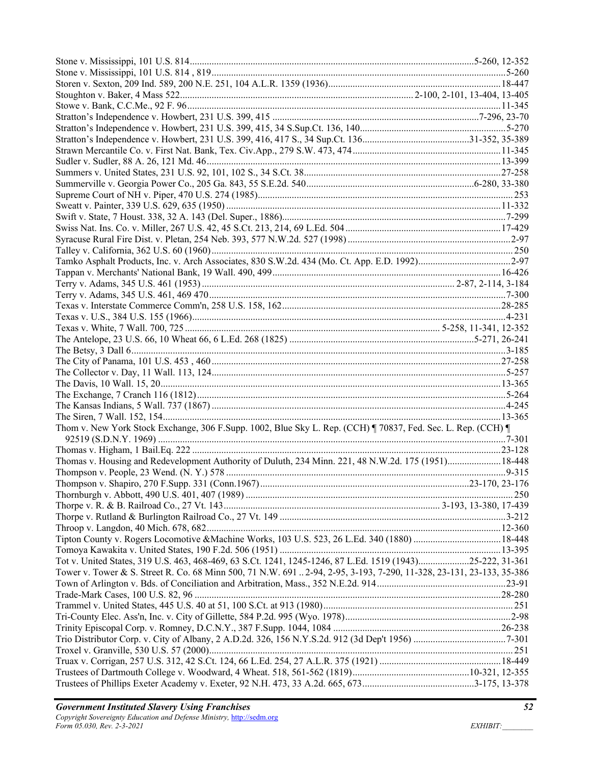Stone v. Mississippi, 101 U.S. 814 ........................................................................................................5-260, 12-352
Stone v. Mississippi, 101 U.S. 814 , 819 ........................................................................................................5-260
Storen v. Sexton, 209 Ind. 589, 200 N.E. 251, 104 A.L.R. 1359 (1936) ........................................................................18-447
Stoughton v. Baker, 4 Mass 522 ............................................................................................2-100, 2-101, 13-404, 13-405
Stowe v. Bank, C.C.Me., 92 F. 96 ........................................................................................................................11-345
Stratton's Independence v. Howbert, 231 U.S. 399, 415 ..........................................................................................7-296, 23-70
Stratton's Independence v. Howbert, 231 U.S. 399, 415, 34 S.Sup.Ct. 136, 140 ..............................................................5-270
Stratton's Independence v. Howbert, 231 U.S. 399, 416, 417 S., 34 Sup.Ct. 136 ..........................................31-352, 35-389
Strawn Mercantile Co. v. First Nat. Bank, Tex. Civ.App., 279 S.W. 473, 474 ..................................................................11-345
Sudler v. Sudler, 88 A. 26, 121 Md. 46 ........................................................................................................................13-399
Summers v. United States, 231 U.S. 92, 101, 102 S., 34 S.Ct. 38 ..................................................................................27-258
Summerville v. Georgia Power Co., 205 Ga. 843, 55 S.E.2d. 540 ........................................................................6-280, 33-380
Supreme Court of NH v. Piper, 470 U.S. 274 (1985) ...........................................................................................................253
Sweatt v. Painter, 339 U.S. 629, 635 (1950) ................................................................................................................11-332
Swift v. State, 7 Houst. 338, 32 A. 143 (Del. Super., 1886) ...........................................................................................7-299
Swiss Nat. Ins. Co. v. Miller, 267 U.S. 42, 45 S.Ct. 213, 214, 69 L.Ed. 504 ........................................................................17-429
Syracuse Rural Fire Dist. v. Pletan, 254 Neb. 393, 577 N.W.2d. 527 (1998) .....................................................................2-97
Talley v. California, 362 U.S. 60 (1960) ..............................................................................................................................250
Tamko Asphalt Products, Inc. v. Arch Associates, 830 S.W.2d. 434 (Mo. Ct. App. E.D. 1992) ..........................................2-97
Tappan v. Merchants' National Bank, 19 Wall. 490, 499 ..................................................................................................16-426
Terry v. Adams, 345 U.S. 461 (1953) ...........................................................................................2-87, 2-114, 3-184
Terry v. Adams, 345 U.S. 461, 469 470 .............................................................................................................................7-300
Texas v. Interstate Commerce Comm'n, 258 U.S. 158, 162 ..............................................................................................28-285
Texas v. U.S., 384 U.S. 155 (1966) ...................................................................................................................................4-231
Texas v. White, 7 Wall. 700, 725 ...........................................................................................5-258, 11-341, 12-352
The Antelope, 23 U.S. 66, 10 Wheat 66, 6 L.Ed. 268 (1825) ........................................................................5-271, 26-241
The Betsy, 3 Dall 6 .............................................................................................................................................................3-185
The City of Panama, 101 U.S. 453 , 460 ...........................................................................................................................27-258
The Collector v. Day, 11 Wall. 113, 124 ............................................................................................................................5-257
The Davis, 10 Wall. 15, 20 .................................................................................................................................................13-365
The Exchange, 7 Cranch 116 (1812) ...................................................................................................................................5-264
The Kansas Indians, 5 Wall. 737 (1867) ............................................................................................................................4-245
The Siren, 7 Wall. 152, 154 ................................................................................................................................................13-365
Thom v. New York Stock Exchange, 306 F.Supp. 1002, Blue Sky L. Rep. (CCH) ¶ 70837, Fed. Sec. L. Rep. (CCH) ¶ 92519 (S.D.N.Y. 1969) ..............................................................................................................................................7-301
Thomas v. Higham, 1 Bail.Eq. 222 ....................................................................................................................................23-128
Thomas v. Housing and Redevelopment Authority of Duluth, 234 Minn. 221, 48 N.W.2d. 175 (1951) ............................18-448
Thompson v. People, 23 Wend. (N. Y.) 578 .......................................................................................................................9-315
Thompson v. Shapiro, 270 F.Supp. 331 (Conn.1967) ..........................................................................................23-170, 23-176
Thornburgh v. Abbott, 490 U.S. 401, 407 (1989) ...................................................................................................................250
Thorpe v. R. & B. Railroad Co., 27 Vt. 143 .............................................................................................3-193, 13-380, 17-439
Thorpe v. Rutland & Burlington Railroad Co., 27 Vt. 149 ..................................................................................................3-212
Throop v. Langdon, 40 Mich. 678, 682 ...............................................................................................................................12-360
Tipton County v. Rogers Locomotive &Machine Works, 103 U.S. 523, 26 L.Ed. 340 (1880) ...........................................18-448
Tomoya Kawakita v. United States, 190 F.2d. 506 (1951) ................................................................................................13-395
Tot v. United States, 319 U.S. 463, 468-469, 63 S.Ct. 1241, 1245-1246, 87 L.Ed. 1519 (1943) ............................25-222, 31-361
Tower v. Tower & S. Street R. Co. 68 Minn 500, 71 N.W. 691 .. 2-94, 2-95, 3-193, 7-290, 11-328, 23-131, 23-133, 35-386
Town of Arlington v. Bds. of Conciliation and Arbitration, Mass., 352 N.E.2d. 914 ............................................................23-91
Trade-Mark Cases, 100 U.S. 82, 96 ...................................................................................................................................28-280
Trammel v. United States, 445 U.S. 40 at 51, 100 S.Ct. at 913 (1980) ...................................................................................251
Tri-County Elec. Ass'n, Inc. v. City of Gillette, 584 P.2d. 995 (Wyo. 1978) ........................................................................2-98
Trinity Episcopal Corp. v. Romney, D.C.N.Y., 387 F.Supp. 1044, 1084 ..........................................................................26-238
Trio Distributor Corp. v. City of Albany, 2 A.D.2d. 326, 156 N.Y.S.2d. 912 (3d Dep't 1956) ............................................7-301
Troxel v. Granville, 530 U.S. 57 (2000) .................................................................................................................................251
Truax v. Corrigan, 257 U.S. 312, 42 S.Ct. 124, 66 L.Ed. 254, 27 A.L.R. 375 (1921) ........................................................18-449
Trustees of Dartmouth College v. Woodward, 4 Wheat. 518, 561-562 (1819) ...................................................10-321, 12-355
Trustees of Phillips Exeter Academy v. Exeter, 92 N.H. 473, 33 A.2d. 665, 673 ...................................................3-175, 13-378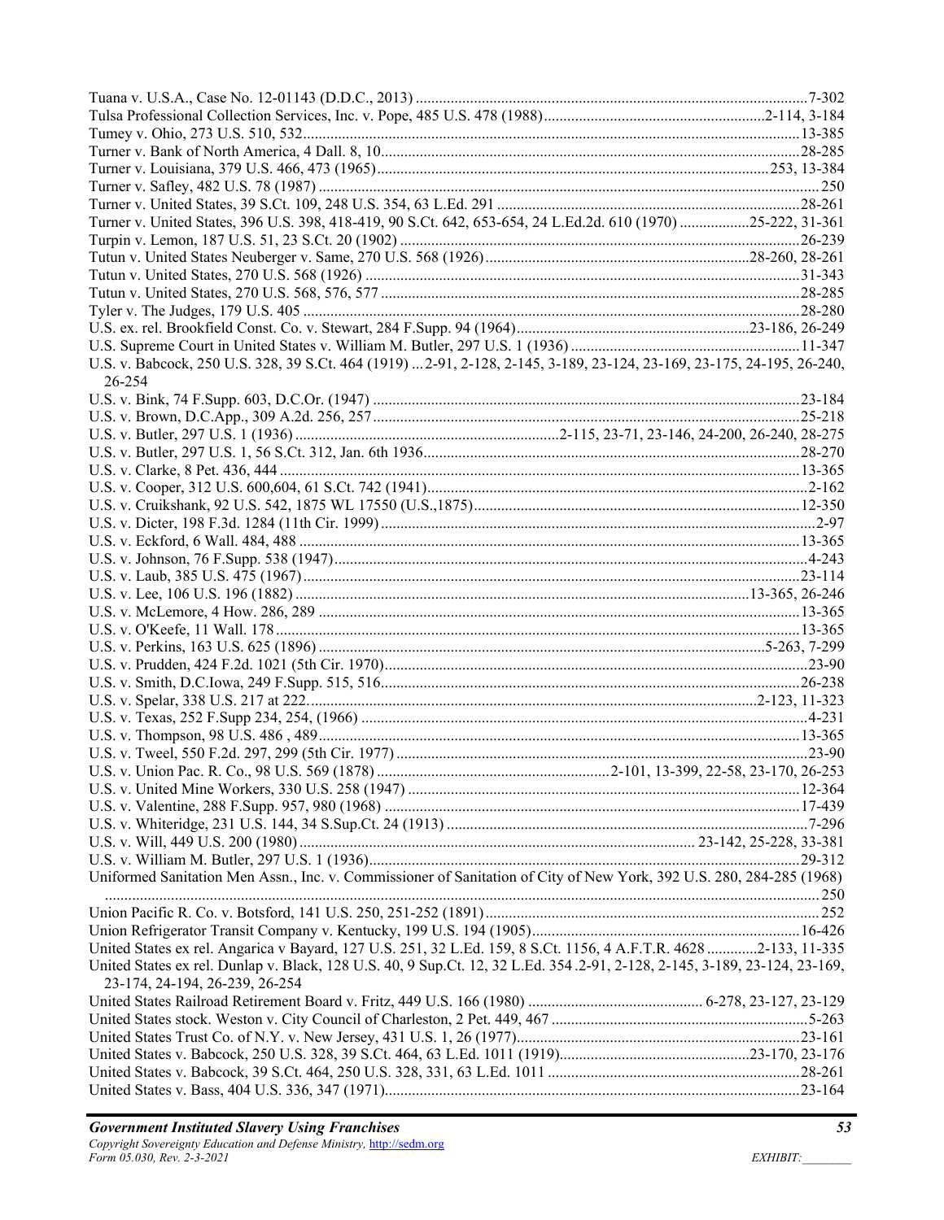Tuana v. U.S.A., Case No. 12-01143 (D.D.C., 2013) ....................................................................................................7-302
Tulsa Professional Collection Services, Inc. v. Pope, 485 U.S. 478 (1988)........................................................2-114, 3-184
Tumey v. Ohio, 273 U.S. 510, 532...............................................................................................................................13-385
Turner v. Bank of North America, 4 Dall. 8, 10...........................................................................................................28-285
Turner v. Louisiana, 379 U.S. 466, 473 (1965)...................................................................................................253, 13-384
Turner v. Safley, 482 U.S. 78 (1987) ................................................................................................................................ 250
Turner v. United States, 39 S.Ct. 109, 248 U.S. 354, 63 L.Ed. 291 .............................................................................28-261
Turner v. United States, 396 U.S. 398, 418-419, 90 S.Ct. 642, 653-654, 24 L.Ed.2d. 610 (1970) ..................25-222, 31-361
Turpin v. Lemon, 187 U.S. 51, 23 S.Ct. 20 (1902) ......................................................................................................26-239
Tutun v. United States Neuberger v. Same, 270 U.S. 568 (1926)...................................................................28-260, 28-261
Tutun v. United States, 270 U.S. 568 (1926) ..............................................................................................................31-343
Tutun v. United States, 270 U.S. 568, 576, 577 ..........................................................................................................28-285
Tyler v. The Judges, 179 U.S. 405 ..............................................................................................................................28-280
U.S. ex. rel. Brookfield Const. Co. v. Stewart, 284 F.Supp. 94 (1964)...........................................................23-186, 26-249
U.S. Supreme Court in United States v. William M. Butler, 297 U.S. 1 (1936) ..........................................................11-347
U.S. v. Babcock, 250 U.S. 328, 39 S.Ct. 464 (1919) ... 2-91, 2-128, 2-145, 3-189, 23-124, 23-169, 23-175, 24-195, 26-240, 26-254
U.S. v. Bink, 74 F.Supp. 603, D.C.Or. (1947) ............................................................................................................23-184
U.S. v. Brown, D.C.App., 309 A.2d. 256, 257............................................................................................................25-218
U.S. v. Butler, 297 U.S. 1 (1936) ...................................................................2-115, 23-71, 23-146, 24-200, 26-240, 28-275
U.S. v. Butler, 297 U.S. 1, 56 S.Ct. 312, Jan. 6th 1936...............................................................................................28-270
U.S. v. Clarke, 8 Pet. 436, 444 ....................................................................................................................................13-365
U.S. v. Cooper, 312 U.S. 600,604, 61 S.Ct. 742 (1941)................................................................................................2-162
U.S. v. Cruikshank, 92 U.S. 542, 1875 WL 17550 (U.S.,1875)...................................................................................12-350
U.S. v. Dicter, 198 F.3d. 1284 (11th Cir. 1999) .............................................................................................................2-97
U.S. v. Eckford, 6 Wall. 484, 488 ...............................................................................................................................13-365
U.S. v. Johnson, 76 F.Supp. 538 (1947)........................................................................................................................4-243
U.S. v. Laub, 385 U.S. 475 (1967)...............................................................................................................................23-114
U.S. v. Lee, 106 U.S. 196 (1882) .................................................................................................................13-365, 26-246
U.S. v. McLemore, 4 How. 286, 289 ..........................................................................................................................13-365
U.S. v. O'Keefe, 11 Wall. 178.....................................................................................................................................13-365
U.S. v. Perkins, 163 U.S. 625 (1896) ...............................................................................................................5-263, 7-299
U.S. v. Prudden, 424 F.2d. 1021 (5th Cir. 1970)............................................................................................................23-90
U.S. v. Smith, D.C.Iowa, 249 F.Supp. 515, 516...........................................................................................................26-238
U.S. v. Spelar, 338 U.S. 217 at 222.................................................................................................................2-123, 11-323
U.S. v. Texas, 252 F.Supp 234, 254, (1966) .................................................................................................................4-231
U.S. v. Thompson, 98 U.S. 486 , 489..........................................................................................................................13-365
U.S. v. Tweel, 550 F.2d. 297, 299 (5th Cir. 1977) ........................................................................................................23-90
U.S. v. Union Pac. R. Co., 98 U.S. 569 (1878) ...........................................................2-101, 13-399, 22-58, 23-170, 26-253
U.S. v. United Mine Workers, 330 U.S. 258 (1947) ...................................................................................................12-364
U.S. v. Valentine, 288 F.Supp. 957, 980 (1968) .........................................................................................................17-439
U.S. v. Whiteridge, 231 U.S. 144, 34 S.Sup.Ct. 24 (1913) ...........................................................................................7-296
U.S. v. Will, 449 U.S. 200 (1980) ................................................................................................... 23-142, 25-228, 33-381
U.S. v. William M. Butler, 297 U.S. 1 (1936).............................................................................................................29-312
Uniformed Sanitation Men Assn., Inc. v. Commissioner of Sanitation of City of New York, 392 U.S. 280, 284-285 (1968) ...........................................................................................................................................................................250
Union Pacific R. Co. v. Botsford, 141 U.S. 250, 251-252 (1891) .................................................................................... 252
Union Refrigerator Transit Company v. Kentucky, 199 U.S. 194 (1905)....................................................................16-426
United States ex rel. Angarica v Bayard, 127 U.S. 251, 32 L.Ed. 159, 8 S.Ct. 1156, 4 A.F.T.R. 4628 .............2-133, 11-335
United States ex rel. Dunlap v. Black, 128 U.S. 40, 9 Sup.Ct. 12, 32 L.Ed. 354 .2-91, 2-128, 2-145, 3-189, 23-124, 23-169, 23-174, 24-194, 26-239, 26-254
United States Railroad Retirement Board v. Fritz, 449 U.S. 166 (1980) ............................................ 6-278, 23-127, 23-129
United States stock. Weston v. City Council of Charleston, 2 Pet. 449, 467 .................................................................5-263
United States Trust Co. of N.Y. v. New Jersey, 431 U.S. 1, 26 (1977)........................................................................23-161
United States v. Babcock, 250 U.S. 328, 39 S.Ct. 464, 63 L.Ed. 1011 (1919)................................................23-170, 23-176
United States v. Babcock, 39 S.Ct. 464, 250 U.S. 328, 331, 63 L.Ed. 1011 ................................................................28-261
United States v. Bass, 404 U.S. 336, 347 (1971).........................................................................................................23-164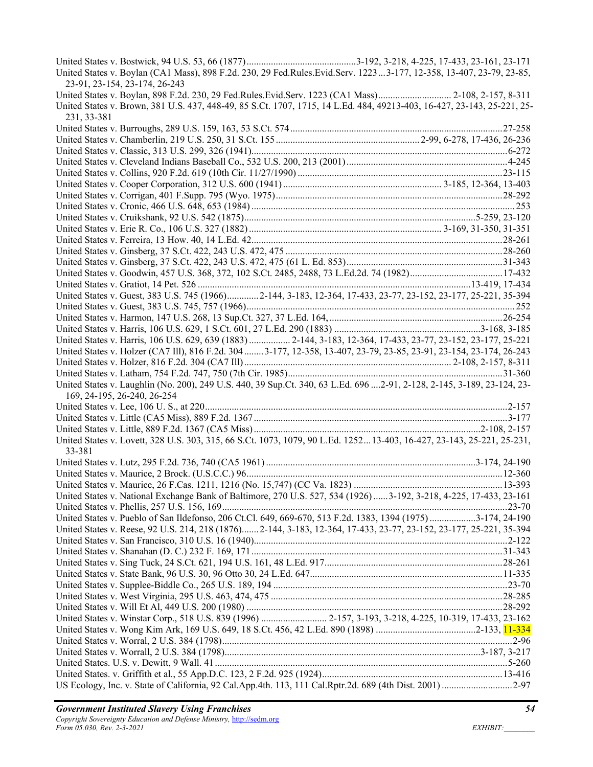United States v. Bostwick, 94 U.S. 53, 66 (1877)............................................3-192, 3-218, 4-225, 17-433, 23-161, 23-171

United States v. Boylan (CA1 Mass), 898 F.2d. 230, 29 Fed.Rules.Evid.Serv. 1223...3-177, 12-358, 13-407, 23-79, 23-85, 23-91, 23-154, 23-174, 26-243

United States v. Boylan, 898 F.2d. 230, 29 Fed.Rules.Evid.Serv. 1223 (CA1 Mass).............................. 2-108, 2-157, 8-311

United States v. Brown, 381 U.S. 437, 448-49, 85 S.Ct. 1707, 1715, 14 L.Ed. 484, 49213-403, 16-427, 23-143, 25-221, 25-231, 33-381

United States v. Burroughs, 289 U.S. 159, 163, 53 S.Ct. 574.......................................................................................27-258

United States v. Chamberlin, 219 U.S. 250, 31 S.Ct. 155...........................................................2-99, 6-278, 17-436, 26-236

United States v. Classic, 313 U.S. 299, 326 (1941)........................................................................................................6-272

United States v. Cleveland Indians Baseball Co., 532 U.S. 200, 213 (2001)..................................................................4-245

United States v. Collins, 920 F.2d. 619 (10th Cir. 11/27/1990)...................................................................................23-115

United States v. Cooper Corporation, 312 U.S. 600 (1941)................................................................ 3-185, 12-364, 13-403

United States v. Corrigan, 401 F.Supp. 795 (Wyo. 1975).............................................................................................28-292

United States v. Cronic, 466 U.S. 648, 653 (1984)..........................................................................................................253

United States v. Cruikshank, 92 U.S. 542 (1875)..............................................................................................5-259, 23-120

United States v. Erie R. Co., 106 U.S. 327 (1882)............................................................................ 3-169, 31-350, 31-351

United States v. Ferreira, 13 How. 40, 14 L.Ed. 42.......................................................................................................28-261

United States v. Ginsberg, 37 S.Ct. 422, 243 U.S. 472, 475.........................................................................................28-260

United States v. Ginsberg, 37 S.Ct. 422, 243 U.S. 472, 475 (61 L. Ed. 853)................................................................31-343

United States v. Goodwin, 457 U.S. 368, 372, 102 S.Ct. 2485, 2488, 73 L.Ed.2d. 74 (1982)......................................17-432

United States v. Gratiot, 14 Pet. 526...............................................................................................................13-419, 17-434

United States v. Guest, 383 U.S. 745 (1966).............2-144, 3-183, 12-364, 17-433, 23-77, 23-152, 23-177, 25-221, 35-394

United States v. Guest, 383 U.S. 745, 757 (1966)............................................................................................................252

United States v. Harmon, 147 U.S. 268, 13 Sup.Ct. 327, 37 L.Ed. 164,.......................................................................26-254

United States v. Harris, 106 U.S. 629, 1 S.Ct. 601, 27 L.Ed. 290 (1883)............................................................3-168, 3-185

United States v. Harris, 106 U.S. 629, 639 (1883)................. 2-144, 3-183, 12-364, 17-433, 23-77, 23-152, 23-177, 25-221

United States v. Holzer (CA7 Ill), 816 F.2d. 304........3-177, 12-358, 13-407, 23-79, 23-85, 23-91, 23-154, 23-174, 26-243

United States v. Holzer, 816 F.2d. 304 (CA7 Ill)..................................................................................... 2-108, 2-157, 8-311

United States v. Latham, 754 F.2d. 747, 750 (7th Cir. 1985).......................................................................................31-360

United States v. Laughlin (No. 200), 249 U.S. 440, 39 Sup.Ct. 340, 63 L.Ed. 696....2-91, 2-128, 2-145, 3-189, 23-124, 23-169, 24-195, 26-240, 26-254

United States v. Lee, 106 U. S., at 220..........................................................................................................................2-157

United States v. Little (CA5 Miss), 889 F.2d. 1367.......................................................................................................3-177

United States v. Little, 889 F.2d. 1367 (CA5 Miss)...........................................................................................2-108, 2-157

United States v. Lovett, 328 U.S. 303, 315, 66 S.Ct. 1073, 1079, 90 L.Ed. 1252...13-403, 16-427, 23-143, 25-221, 25-231, 33-381

United States v. Lutz, 295 F.2d. 736, 740 (CA5 1961).....................................................................................3-174, 24-190

United States v. Maurice, 2 Brock. (U.S.C.C.) 96........................................................................................................12-360

United States v. Maurice, 26 F.Cas. 1211, 1216 (No. 15,747) (CC Va. 1823)............................................................13-393

United States v. National Exchange Bank of Baltimore, 270 U.S. 527, 534 (1926)......3-192, 3-218, 4-225, 17-433, 23-161

United States v. Phellis, 257 U.S. 156, 169....................................................................................................................23-70

United States v. Pueblo of San Ildefonso, 206 Ct.Cl. 649, 669-670, 513 F.2d. 1383, 1394 (1975)...................3-174, 24-190

United States v. Reese, 92 U.S. 214, 218 (1876).......2-144, 3-183, 12-364, 17-433, 23-77, 23-152, 23-177, 25-221, 35-394

United States v. San Francisco, 310 U.S. 16 (1940).......................................................................................................2-122

United States v. Shanahan (D. C.) 232 F. 169, 171......................................................................................................31-343

United States v. Sing Tuck, 24 S.Ct. 621, 194 U.S. 161, 48 L.Ed. 917.........................................................................28-261

United States v. State Bank, 96 U.S. 30, 96 Otto 30, 24 L.Ed. 647..............................................................................11-335

United States v. Supplee-Biddle Co., 265 U.S. 189, 194...............................................................................................23-70

United States v. West Virginia, 295 U.S. 463, 474, 475...............................................................................................28-285

United States v. Will Et Al, 449 U.S. 200 (1980)........................................................................................................28-292

United States v. Winstar Corp., 518 U.S. 839 (1996)........................... 2-157, 3-193, 3-218, 4-225, 10-319, 17-433, 23-162

United States v. Wong Kim Ark, 169 U.S. 649, 18 S.Ct. 456, 42 L.Ed. 890 (1898)........................................2-133, 11-334

United States v. Worral, 2 U.S. 384 (1798)......................................................................................................................2-96

United States v. Worrall, 2 U.S. 384 (1798)......................................................................................................3-187, 3-217

United States. U.S. v. Dewitt, 9 Wall. 41........................................................................................................................5-260

United States. v. Griffith et al., 55 App.D.C. 123, 2 F.2d. 925 (1924).........................................................................13-416

US Ecology, Inc. v. State of California, 92 Cal.App.4th. 113, 111 Cal.Rptr.2d. 689 (4th Dist. 2001).............................2-97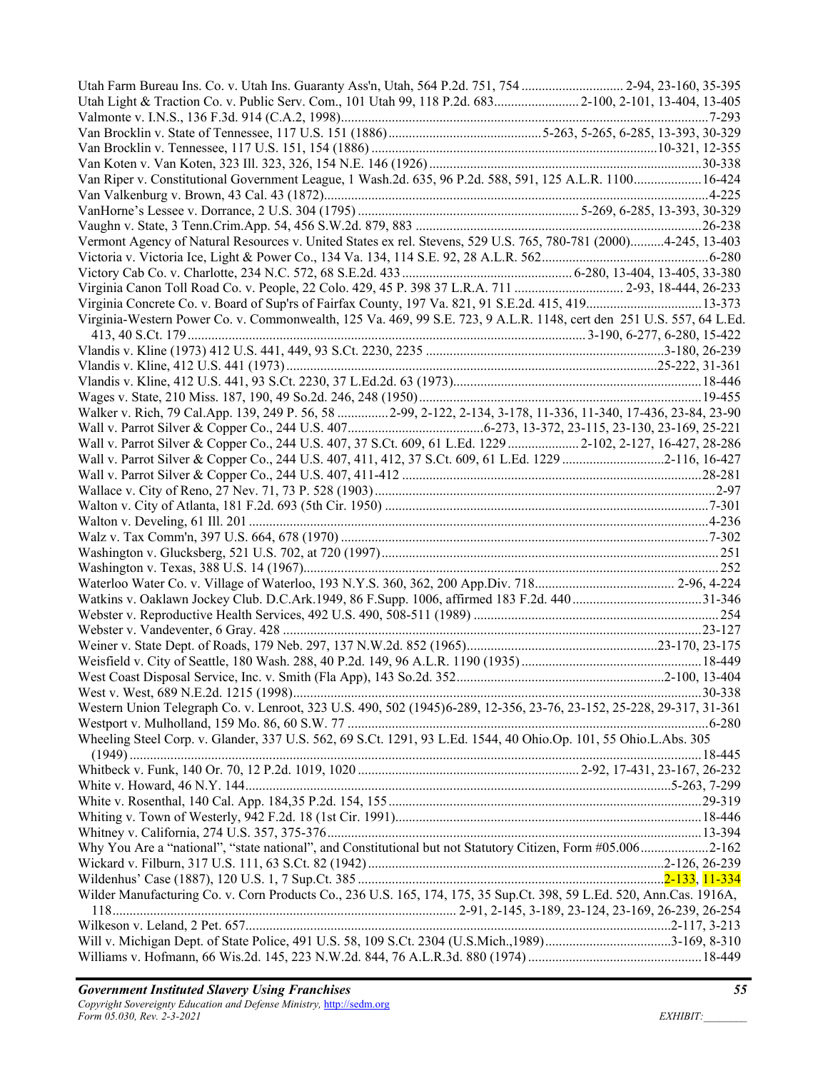Utah Farm Bureau Ins. Co. v. Utah Ins. Guaranty Ass'n, Utah, 564 P.2d. 751, 754 .............................. 2-94, 23-160, 35-395
Utah Light & Traction Co. v. Public Serv. Com., 101 Utah 99, 118 P.2d. 683......................... 2-100, 2-101, 13-404, 13-405
Valmonte v. I.N.S., 136 F.3d. 914 (C.A.2, 1998)...........................................................................................................7-293
Van Brocklin v. State of Tennessee, 117 U.S. 151 (1886) .............................................5-263, 5-265, 6-285, 13-393, 30-329
Van Brocklin v. Tennessee, 117 U.S. 151, 154 (1886) ...................................................................................10-321, 12-355
Van Koten v. Van Koten, 323 Ill. 323, 326, 154 N.E. 146 (1926) ...............................................................................30-338
Van Riper v. Constitutional Government League, 1 Wash.2d. 635, 96 P.2d. 588, 591, 125 A.L.R. 1100....................16-424
Van Valkenburg v. Brown, 43 Cal. 43 (1872)..................................................................................................................4-225
VanHorne's Lessee v. Dorrance, 2 U.S. 304 (1795) ................................................................. 5-269, 6-285, 13-393, 30-329
Vaughn v. State, 3 Tenn.Crim.App. 54, 456 S.W.2d. 879, 883 ....................................................................................26-238
Vermont Agency of Natural Resources v. United States ex rel. Stevens, 529 U.S. 765, 780-781 (2000)..........4-245, 13-403
Victoria v. Victoria Ice, Light & Power Co., 134 Va. 134, 114 S.E. 92, 28 A.L.R. 562.................................................6-280
Victory Cab Co. v. Charlotte, 234 N.C. 572, 68 S.E.2d. 433 .................................................. 6-280, 13-404, 13-405, 33-380
Virginia Canon Toll Road Co. v. People, 22 Colo. 429, 45 P. 398 37 L.R.A. 711 ................................ 2-93, 18-444, 26-233
Virginia Concrete Co. v. Board of Sup'rs of Fairfax County, 197 Va. 821, 91 S.E.2d. 415, 419..................................13-373
Virginia-Western Power Co. v. Commonwealth, 125 Va. 469, 99 S.E. 723, 9 A.L.R. 1148, cert den 251 U.S. 557, 64 L.Ed. 413, 40 S.Ct. 179 ..................................................................................................................... 3-190, 6-277, 6-280, 15-422
Vlandis v. Kline (1973) 412 U.S. 441, 449, 93 S.Ct. 2230, 2235 .....................................................................3-180, 26-239
Vlandis v. Kline, 412 U.S. 441 (1973) ...........................................................................................................25-222, 31-361
Vlandis v. Kline, 412 U.S. 441, 93 S.Ct. 2230, 37 L.Ed.2d. 63 (1973)........................................................................18-446
Wages v. State, 210 Miss. 187, 190, 49 So.2d. 246, 248 (1950)...................................................................................19-455
Walker v. Rich, 79 Cal.App. 139, 249 P. 56, 58 ...............2-99, 2-122, 2-134, 3-178, 11-336, 11-340, 17-436, 23-84, 23-90
Wall v. Parrot Silver & Copper Co., 244 U.S. 407........................................6-273, 13-372, 23-115, 23-130, 23-169, 25-221
Wall v. Parrot Silver & Copper Co., 244 U.S. 407, 37 S.Ct. 609, 61 L.Ed. 1229 ..................... 2-102, 2-127, 16-427, 28-286
Wall v. Parrot Silver & Copper Co., 244 U.S. 407, 411, 412, 37 S.Ct. 609, 61 L.Ed. 1229 ..............................2-116, 16-427
Wall v. Parrot Silver & Copper Co., 244 U.S. 407, 411-412 ........................................................................................28-281
Wallace v. City of Reno, 27 Nev. 71, 73 P. 528 (1903)...................................................................................................2-97
Walton v. City of Atlanta, 181 F.2d. 693 (5th Cir. 1950) ...............................................................................................7-301
Walton v. Develing, 61 Ill. 201 .......................................................................................................................................4-236
Walz v. Tax Comm'n, 397 U.S. 664, 678 (1970) ...........................................................................................................7-302
Washington v. Glucksberg, 521 U.S. 702, at 720 (1997)..................................................................................................251
Washington v. Texas, 388 U.S. 14 (1967)........................................................................................................................252
Waterloo Water Co. v. Village of Waterloo, 193 N.Y.S. 360, 362, 200 App.Div. 718......................................... 2-96, 4-224
Watkins v. Oaklawn Jockey Club. D.C.Ark.1949, 86 F.Supp. 1006, affirmed 183 F.2d. 440 ......................................31-346
Webster v. Reproductive Health Services, 492 U.S. 490, 508-511 (1989) ........................................................................254
Webster v. Vandeventer, 6 Gray. 428 ..........................................................................................................................23-127
Weiner v. State Dept. of Roads, 179 Neb. 297, 137 N.W.2d. 852 (1965)........................................................23-170, 23-175
Weisfield v. City of Seattle, 180 Wash. 288, 40 P.2d. 149, 96 A.L.R. 1190 (1935) .....................................................18-449
West Coast Disposal Service, Inc. v. Smith (Fla App), 143 So.2d. 352............................................................2-100, 13-404
West v. West, 689 N.E.2d. 1215 (1998).........................................................................................................................30-338
Western Union Telegraph Co. v. Lenroot, 323 U.S. 490, 502 (1945)6-289, 12-356, 23-76, 23-152, 25-228, 29-317, 31-361
Westport v. Mulholland, 159 Mo. 86, 60 S.W. 77 ..........................................................................................................6-280
Wheeling Steel Corp. v. Glander, 337 U.S. 562, 69 S.Ct. 1291, 93 L.Ed. 1544, 40 Ohio.Op. 101, 55 Ohio.L.Abs. 305 (1949) ...............................................................................................................................................................18-445
Whitbeck v. Funk, 140 Or. 70, 12 P.2d. 1019, 1020 ................................................................ 2-92, 17-431, 23-167, 26-232
White v. Howard, 46 N.Y. 144...........................................................................................................................5-263, 7-299
White v. Rosenthal, 140 Cal. App. 184,35 P.2d. 154, 155...........................................................................................29-319
Whiting v. Town of Westerly, 942 F.2d. 18 (1st Cir. 1991)..........................................................................................18-446
Whitney v. California, 274 U.S. 357, 375-376.............................................................................................................13-394
Why You Are a "national", "state national", and Constitutional but not Statutory Citizen, Form #05.006....................2-162
Wickard v. Filburn, 317 U.S. 111, 63 S.Ct. 82 (1942)......................................................................................2-126, 26-239
Wildenhus' Case (1887), 120 U.S. 1, 7 Sup.Ct. 385 .........................................................................................2-133, 11-334
Wilder Manufacturing Co. v. Corn Products Co., 236 U.S. 165, 174, 175, 35 Sup.Ct. 398, 59 L.Ed. 520, Ann.Cas. 1916A, 118..................................................................................................... 2-91, 2-145, 3-189, 23-124, 23-169, 26-239, 26-254
Wilkeson v. Leland, 2 Pet. 657.............................................................................................................................2-117, 3-213
Will v. Michigan Dept. of State Police, 491 U.S. 58, 109 S.Ct. 2304 (U.S.Mich.,1989).....................................3-169, 8-310
Williams v. Hofmann, 66 Wis.2d. 145, 223 N.W.2d. 844, 76 A.L.R.3d. 880 (1974) ...................................................18-449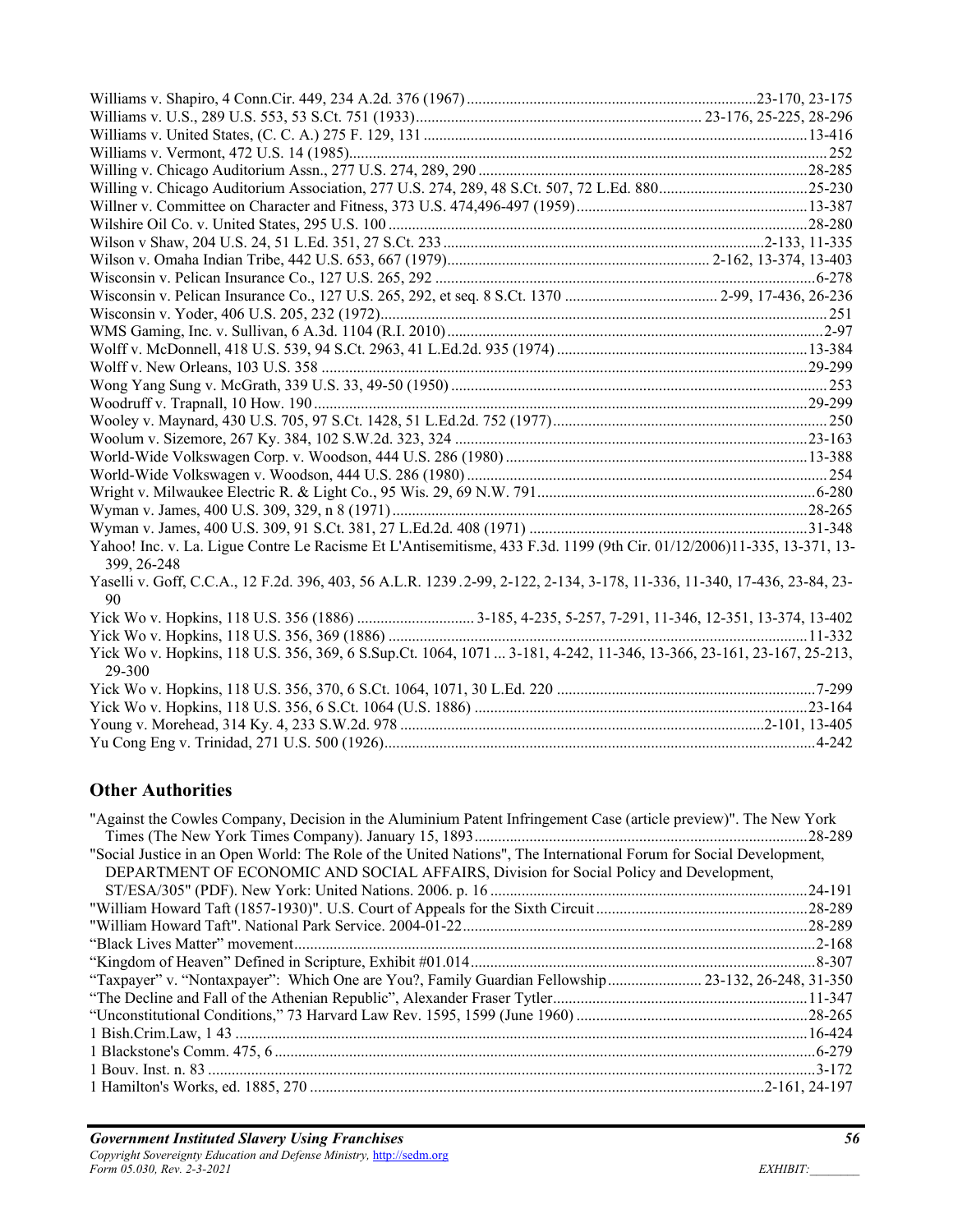Williams v. Shapiro, 4 Conn.Cir. 449, 234 A.2d. 376 (1967) ....................23-170, 23-175

Williams v. U.S., 289 U.S. 553, 53 S.Ct. 751 (1933).................... 23-176, 25-225, 28-296

Williams v. United States, (C. C. A.) 275 F. 129, 131 ....................13-416

Williams v. Vermont, 472 U.S. 14 (1985)....................252

Willing v. Chicago Auditorium Assn., 277 U.S. 274, 289, 290 ....................28-285

Willing v. Chicago Auditorium Association, 277 U.S. 274, 289, 48 S.Ct. 507, 72 L.Ed. 880....................25-230

Willner v. Committee on Character and Fitness, 373 U.S. 474,496-497 (1959)....................13-387

Wilshire Oil Co. v. United States, 295 U.S. 100 ....................28-280

Wilson v Shaw, 204 U.S. 24, 51 L.Ed. 351, 27 S.Ct. 233 ....................2-133, 11-335

Wilson v. Omaha Indian Tribe, 442 U.S. 653, 667 (1979).................... 2-162, 13-374, 13-403

Wisconsin v. Pelican Insurance Co., 127 U.S. 265, 292 ....................6-278

Wisconsin v. Pelican Insurance Co., 127 U.S. 265, 292, et seq. 8 S.Ct. 1370 .................... 2-99, 17-436, 26-236

Wisconsin v. Yoder, 406 U.S. 205, 232 (1972)....................251

WMS Gaming, Inc. v. Sullivan, 6 A.3d. 1104 (R.I. 2010)....................2-97

Wolff v. McDonnell, 418 U.S. 539, 94 S.Ct. 2963, 41 L.Ed.2d. 935 (1974) ....................13-384

Wolff v. New Orleans, 103 U.S. 358 ....................29-299

Wong Yang Sung v. McGrath, 339 U.S. 33, 49-50 (1950) ....................253

Woodruff v. Trapnall, 10 How. 190....................29-299

Wooley v. Maynard, 430 U.S. 705, 97 S.Ct. 1428, 51 L.Ed.2d. 752 (1977)....................250

Woolum v. Sizemore, 267 Ky. 384, 102 S.W.2d. 323, 324 ....................23-163

World-Wide Volkswagen Corp. v. Woodson, 444 U.S. 286 (1980) ....................13-388

World-Wide Volkswagen v. Woodson, 444 U.S. 286 (1980) ....................254

Wright v. Milwaukee Electric R. & Light Co., 95 Wis. 29, 69 N.W. 791....................6-280

Wyman v. James, 400 U.S. 309, 329, n 8 (1971)....................28-265

Wyman v. James, 400 U.S. 309, 91 S.Ct. 381, 27 L.Ed.2d. 408 (1971) ....................31-348

Yahoo! Inc. v. La. Ligue Contre Le Racisme Et L'Antisemitisme, 433 F.3d. 1199 (9th Cir. 01/12/2006)11-335, 13-371, 13-399, 26-248

Yaselli v. Goff, C.C.A., 12 F.2d. 396, 403, 56 A.L.R. 1239 .2-99, 2-122, 2-134, 3-178, 11-336, 11-340, 17-436, 23-84, 23-90

Yick Wo v. Hopkins, 118 U.S. 356 (1886) .................... 3-185, 4-235, 5-257, 7-291, 11-346, 12-351, 13-374, 13-402

Yick Wo v. Hopkins, 118 U.S. 356, 369 (1886) ....................11-332

Yick Wo v. Hopkins, 118 U.S. 356, 369, 6 S.Sup.Ct. 1064, 1071 ... 3-181, 4-242, 11-346, 13-366, 23-161, 23-167, 25-213, 29-300

Yick Wo v. Hopkins, 118 U.S. 356, 370, 6 S.Ct. 1064, 1071, 30 L.Ed. 220 ....................7-299

Yick Wo v. Hopkins, 118 U.S. 356, 6 S.Ct. 1064 (U.S. 1886) ....................23-164

Young v. Morehead, 314 Ky. 4, 233 S.W.2d. 978 ....................2-101, 13-405

Yu Cong Eng v. Trinidad, 271 U.S. 500 (1926)....................4-242

## Other Authorities

"Against the Cowles Company, Decision in the Aluminium Patent Infringement Case (article preview)". The New York Times (The New York Times Company). January 15, 1893....................28-289

"Social Justice in an Open World: The Role of the United Nations", The International Forum for Social Development, DEPARTMENT OF ECONOMIC AND SOCIAL AFFAIRS, Division for Social Policy and Development, ST/ESA/305" (PDF). New York: United Nations. 2006. p. 16 ....................24-191

"William Howard Taft (1857-1930)". U.S. Court of Appeals for the Sixth Circuit....................28-289

"William Howard Taft". National Park Service. 2004-01-22....................28-289

“Black Lives Matter” movement....................2-168

“Kingdom of Heaven” Defined in Scripture, Exhibit #01.014....................8-307

“Taxpayer” v. “Nontaxpayer”: Which One are You?, Family Guardian Fellowship.................... 23-132, 26-248, 31-350

“The Decline and Fall of the Athenian Republic”, Alexander Fraser Tytler....................11-347

“Unconstitutional Conditions,” 73 Harvard Law Rev. 1595, 1599 (June 1960) ....................28-265

1 Bish.Crim.Law, 1 43 ....................16-424

1 Blackstone's Comm. 475, 6 ....................6-279

1 Bouv. Inst. n. 83 ....................3-172

1 Hamilton's Works, ed. 1885, 270 ....................2-161, 24-197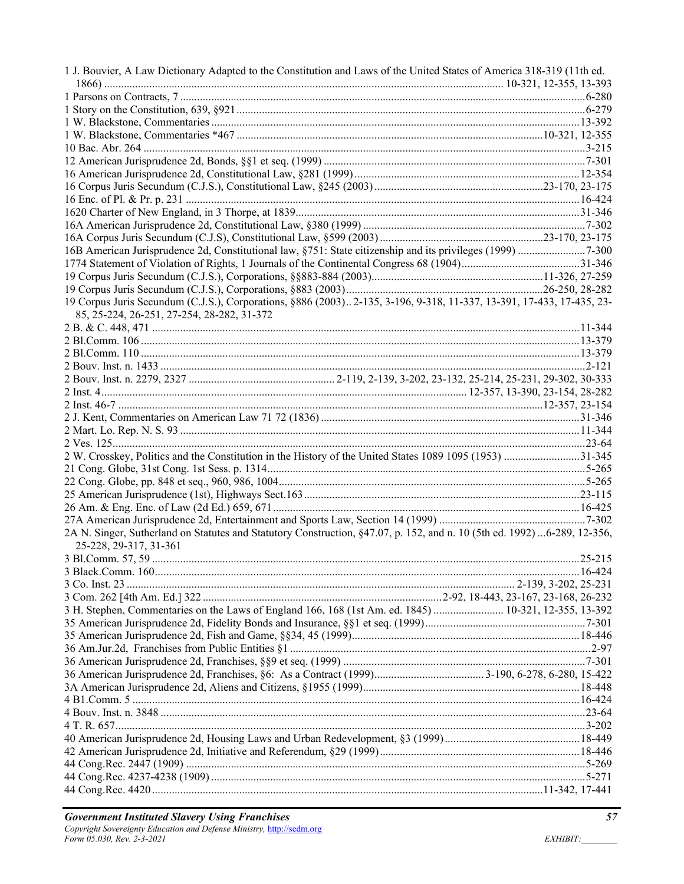1 J. Bouvier, A Law Dictionary Adapted to the Constitution and Laws of the United States of America 318-319 (11th ed. 1866) ........ 10-321, 12-355, 13-393
1 Parsons on Contracts, 7 ........ 6-280
1 Story on the Constitution, 639, §921 ........ 6-279
1 W. Blackstone, Commentaries ........ 13-392
1 W. Blackstone, Commentaries *467 ........ 10-321, 12-355
10 Bac. Abr. 264 ........ 3-215
12 American Jurisprudence 2d, Bonds, §§1 et seq. (1999) ........ 7-301
16 American Jurisprudence 2d, Constitutional Law, §281 (1999) ........ 12-354
16 Corpus Juris Secundum (C.J.S.), Constitutional Law, §245 (2003) ........ 23-170, 23-175
16 Enc. of Pl. & Pr. p. 231 ........ 16-424
1620 Charter of New England, in 3 Thorpe, at 1839 ........ 31-346
16A American Jurisprudence 2d, Constitutional Law, §380 (1999) ........ 7-302
16A Corpus Juris Secundum (C.J.S), Constitutional Law, §599 (2003) ........ 23-170, 23-175
16B American Jurisprudence 2d, Constitutional law, §751: State citizenship and its privileges (1999) ........ 7-300
1774 Statement of Violation of Rights, 1 Journals of the Continental Congress 68 (1904) ........ 31-346
19 Corpus Juris Secundum (C.J.S.), Corporations, §§883-884 (2003) ........ 11-326, 27-259
19 Corpus Juris Secundum (C.J.S.), Corporations, §883 (2003) ........ 26-250, 28-282
19 Corpus Juris Secundum (C.J.S.), Corporations, §886 (2003).. 2-135, 3-196, 9-318, 11-337, 13-391, 17-433, 17-435, 23-85, 25-224, 26-251, 27-254, 28-282, 31-372
2 B. & C. 448, 471 ........ 11-344
2 Bl.Comm. 106 ........ 13-379
2 Bl.Comm. 110 ........ 13-379
2 Bouv. Inst. n. 1433 ........ 2-121
2 Bouv. Inst. n. 2279, 2327 ........ 2-119, 2-139, 3-202, 23-132, 25-214, 25-231, 29-302, 30-333
2 Inst. 4 ........ 12-357, 13-390, 23-154, 28-282
2 Inst. 46-7 ........ 12-357, 23-154
2 J. Kent, Commentaries on American Law 71 72 (1836) ........ 31-346
2 Mart. Lo. Rep. N. S. 93 ........ 11-344
2 Ves. 125 ........ 23-64
2 W. Crosskey, Politics and the Constitution in the History of the United States 1089 1095 (1953) ........ 31-345
21 Cong. Globe, 31st Cong. 1st Sess. p. 1314 ........ 5-265
22 Cong. Globe, pp. 848 et seq., 960, 986, 1004 ........ 5-265
25 American Jurisprudence (1st), Highways Sect.163 ........ 23-115
26 Am. & Eng. Enc. of Law (2d Ed.) 659, 671 ........ 16-425
27A American Jurisprudence 2d, Entertainment and Sports Law, Section 14 (1999) ........ 7-302
2A N. Singer, Sutherland on Statutes and Statutory Construction, §47.07, p. 152, and n. 10 (5th ed. 1992) ...6-289, 12-356, 25-228, 29-317, 31-361
3 Bl.Comm. 57, 59 ........ 25-215
3 Black.Comm. 160 ........ 16-424
3 Co. Inst. 23 ........ 2-139, 3-202, 25-231
3 Com. 262 [4th Am. Ed.] 322 ........ 2-92, 18-443, 23-167, 23-168, 26-232
3 H. Stephen, Commentaries on the Laws of England 166, 168 (1st Am. ed. 1845) ........ 10-321, 12-355, 13-392
35 American Jurisprudence 2d, Fidelity Bonds and Insurance, §§1 et seq. (1999) ........ 7-301
35 American Jurisprudence 2d, Fish and Game, §§34, 45 (1999) ........ 18-446
36 Am.Jur.2d, Franchises from Public Entities §1 ........ 2-97
36 American Jurisprudence 2d, Franchises, §§9 et seq. (1999) ........ 7-301
36 American Jurisprudence 2d, Franchises, §6: As a Contract (1999) ........ 3-190, 6-278, 6-280, 15-422
3A American Jurisprudence 2d, Aliens and Citizens, §1955 (1999) ........ 18-448
4 B1.Comm. 5 ........ 16-424
4 Bouv. Inst. n. 3848 ........ 23-64
4 T. R. 657 ........ 3-202
40 American Jurisprudence 2d, Housing Laws and Urban Redevelopment, §3 (1999) ........ 18-449
42 American Jurisprudence 2d, Initiative and Referendum, §29 (1999) ........ 18-446
44 Cong.Rec. 2447 (1909) ........ 5-269
44 Cong.Rec. 4237-4238 (1909) ........ 5-271
44 Cong.Rec. 4420 ........ 11-342, 17-441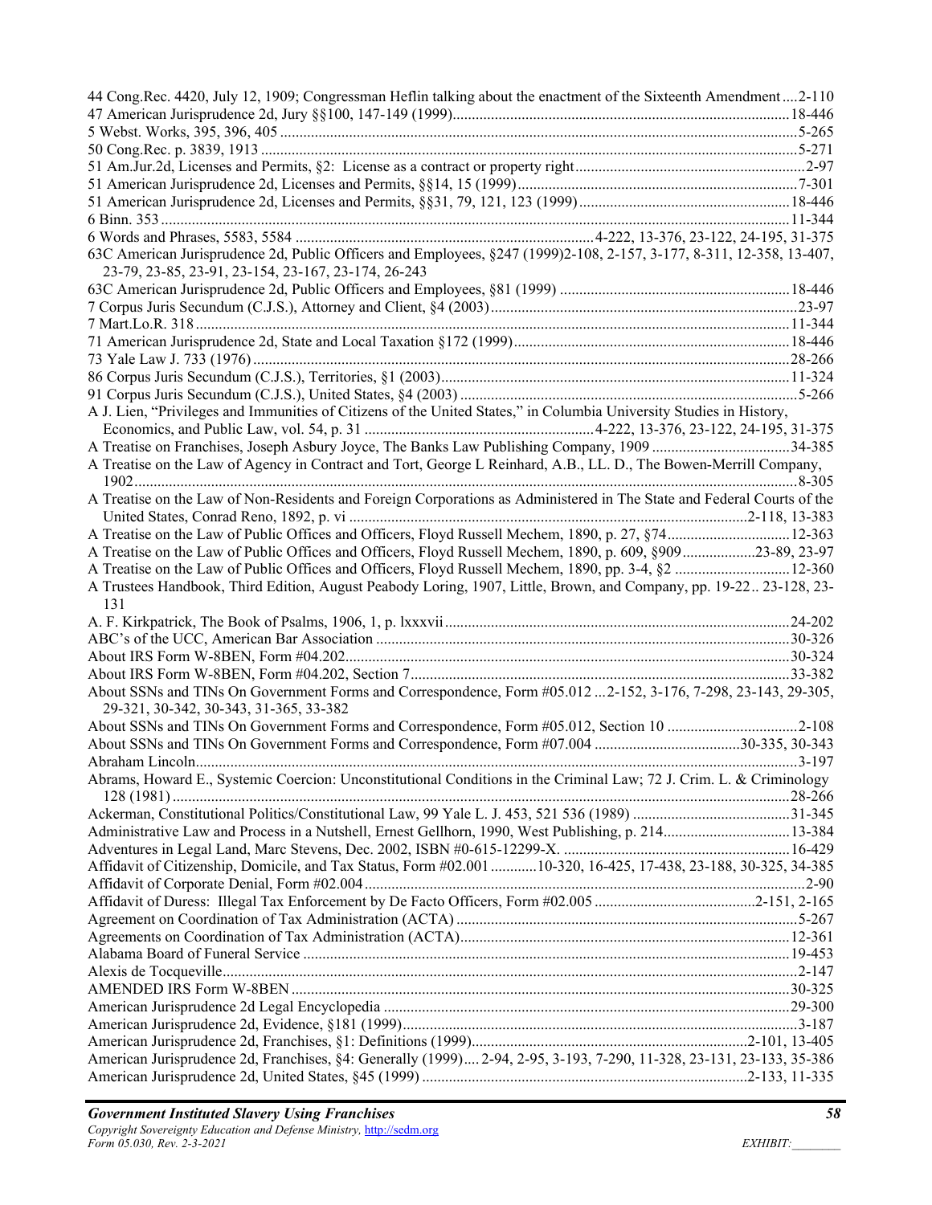44 Cong.Rec. 4420, July 12, 1909; Congressman Heflin talking about the enactment of the Sixteenth Amendment....2-110
47 American Jurisprudence 2d, Jury §§100, 147-149 (1999)....18-446
5 Webst. Works, 395, 396, 405....5-265
50 Cong.Rec. p. 3839, 1913....5-271
51 Am.Jur.2d, Licenses and Permits, §2: License as a contract or property right....2-97
51 American Jurisprudence 2d, Licenses and Permits, §§14, 15 (1999)....7-301
51 American Jurisprudence 2d, Licenses and Permits, §§31, 79, 121, 123 (1999)....18-446
6 Binn. 353....11-344
6 Words and Phrases, 5583, 5584....4-222, 13-376, 23-122, 24-195, 31-375
63C American Jurisprudence 2d, Public Officers and Employees, §247 (1999)2-108, 2-157, 3-177, 8-311, 12-358, 13-407, 23-79, 23-85, 23-91, 23-154, 23-167, 23-174, 26-243
63C American Jurisprudence 2d, Public Officers and Employees, §81 (1999)....18-446
7 Corpus Juris Secundum (C.J.S.), Attorney and Client, §4 (2003)....23-97
7 Mart.Lo.R. 318....11-344
71 American Jurisprudence 2d, State and Local Taxation §172 (1999)....18-446
73 Yale Law J. 733 (1976)....28-266
86 Corpus Juris Secundum (C.J.S.), Territories, §1 (2003)....11-324
91 Corpus Juris Secundum (C.J.S.), United States, §4 (2003)....5-266
A J. Lien, "Privileges and Immunities of Citizens of the United States," in Columbia University Studies in History, Economics, and Public Law, vol. 54, p. 31....4-222, 13-376, 23-122, 24-195, 31-375
A Treatise on Franchises, Joseph Asbury Joyce, The Banks Law Publishing Company, 1909....34-385
A Treatise on the Law of Agency in Contract and Tort, George L Reinhard, A.B., LL. D., The Bowen-Merrill Company, 1902....8-305
A Treatise on the Law of Non-Residents and Foreign Corporations as Administered in The State and Federal Courts of the United States, Conrad Reno, 1892, p. vi....2-118, 13-383
A Treatise on the Law of Public Offices and Officers, Floyd Russell Mechem, 1890, p. 27, §74....12-363
A Treatise on the Law of Public Offices and Officers, Floyd Russell Mechem, 1890, p. 609, §909....23-89, 23-97
A Treatise on the Law of Public Offices and Officers, Floyd Russell Mechem, 1890, pp. 3-4, §2....12-360
A Trustees Handbook, Third Edition, August Peabody Loring, 1907, Little, Brown, and Company, pp. 19-22.. 23-128, 23-131
A. F. Kirkpatrick, The Book of Psalms, 1906, 1, p. lxxxvii....24-202
ABC's of the UCC, American Bar Association....30-326
About IRS Form W-8BEN, Form #04.202....30-324
About IRS Form W-8BEN, Form #04.202, Section 7....33-382
About SSNs and TINs On Government Forms and Correspondence, Form #05.012 ...2-152, 3-176, 7-298, 23-143, 29-305, 29-321, 30-342, 30-343, 31-365, 33-382
About SSNs and TINs On Government Forms and Correspondence, Form #05.012, Section 10....2-108
About SSNs and TINs On Government Forms and Correspondence, Form #07.004....30-335, 30-343
Abraham Lincoln....3-197
Abrams, Howard E., Systemic Coercion: Unconstitutional Conditions in the Criminal Law; 72 J. Crim. L. & Criminology 128 (1981)....28-266
Ackerman, Constitutional Politics/Constitutional Law, 99 Yale L. J. 453, 521 536 (1989)....31-345
Administrative Law and Process in a Nutshell, Ernest Gellhorn, 1990, West Publishing, p. 214....13-384
Adventures in Legal Land, Marc Stevens, Dec. 2002, ISBN #0-615-12299-X.....16-429
Affidavit of Citizenship, Domicile, and Tax Status, Form #02.001....10-320, 16-425, 17-438, 23-188, 30-325, 34-385
Affidavit of Corporate Denial, Form #02.004....2-90
Affidavit of Duress: Illegal Tax Enforcement by De Facto Officers, Form #02.005....2-151, 2-165
Agreement on Coordination of Tax Administration (ACTA)....5-267
Agreements on Coordination of Tax Administration (ACTA)....12-361
Alabama Board of Funeral Service....19-453
Alexis de Tocqueville....2-147
AMENDED IRS Form W-8BEN....30-325
American Jurisprudence 2d Legal Encyclopedia....29-300
American Jurisprudence 2d, Evidence, §181 (1999)....3-187
American Jurisprudence 2d, Franchises, §1: Definitions (1999)....2-101, 13-405
American Jurisprudence 2d, Franchises, §4: Generally (1999).... 2-94, 2-95, 3-193, 7-290, 11-328, 23-131, 23-133, 35-386
American Jurisprudence 2d, United States, §45 (1999)....2-133, 11-335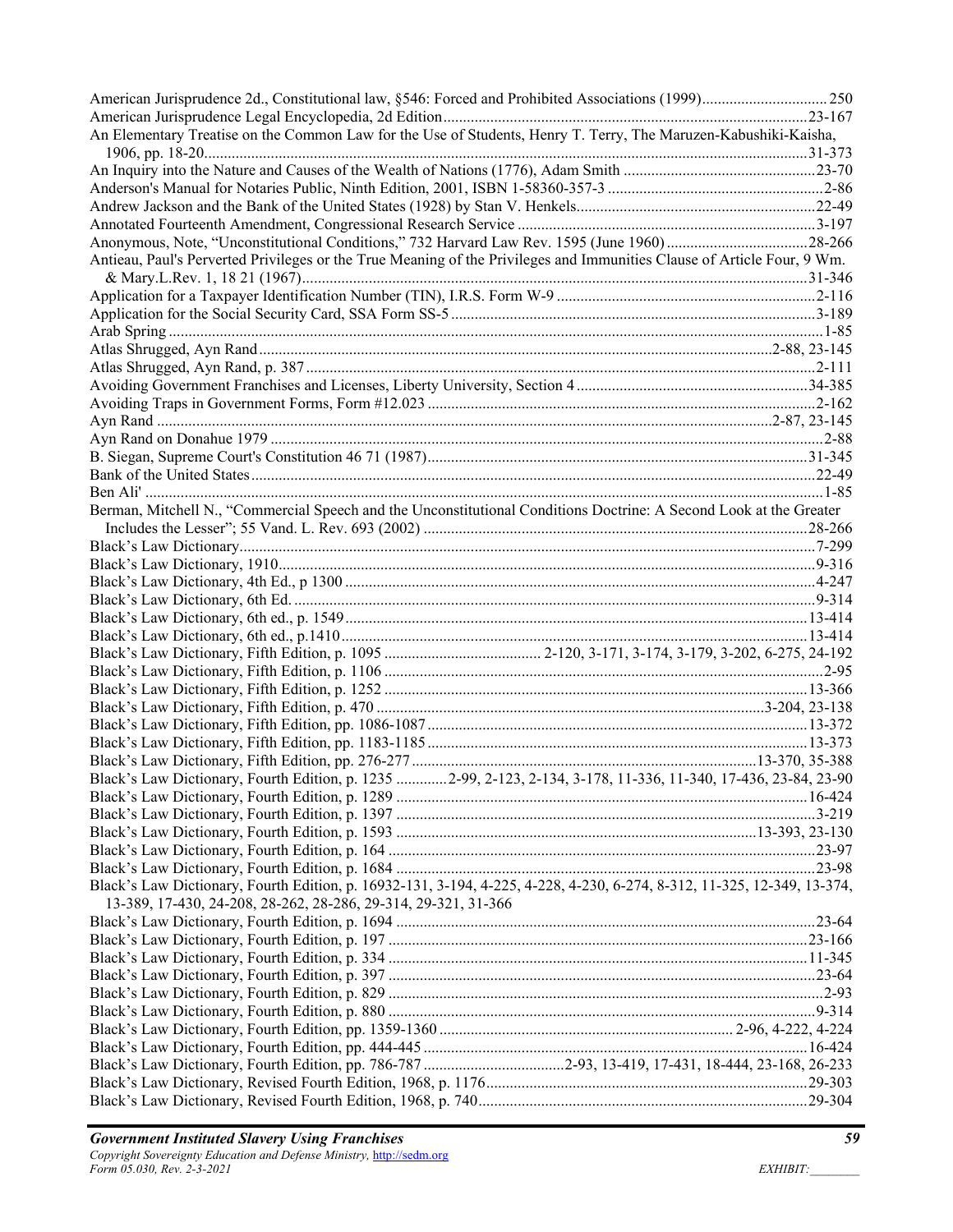American Jurisprudence 2d., Constitutional law, §546: Forced and Prohibited Associations (1999)................................250
American Jurisprudence Legal Encyclopedia, 2d Edition...........................................................................................23-167
An Elementary Treatise on the Common Law for the Use of Students, Henry T. Terry, The Maruzen-Kabushiki-Kaisha, 1906, pp. 18-20..........................................................................................................................................................31-373
An Inquiry into the Nature and Causes of the Wealth of Nations (1776), Adam Smith .................................................23-70
Anderson's Manual for Notaries Public, Ninth Edition, 2001, ISBN 1-58360-357-3 .......................................................2-86
Andrew Jackson and the Bank of the United States (1928) by Stan V. Henkels.............................................................22-49
Annotated Fourteenth Amendment, Congressional Research Service ............................................................................3-197
Anonymous, Note, "Unconstitutional Conditions," 732 Harvard Law Rev. 1595 (June 1960) ....................................28-266
Antieau, Paul's Perverted Privileges or the True Meaning of the Privileges and Immunities Clause of Article Four, 9 Wm. & Mary.L.Rev. 1, 18 21 (1967)...............................................................................................................................31-346
Application for a Taxpayer Identification Number (TIN), I.R.S. Form W-9 .................................................................2-116
Application for the Social Security Card, SSA Form SS-5 ............................................................................................3-189
Arab Spring .......................................................................................................................................................................1-85
Atlas Shrugged, Ayn Rand ...............................................................................................................................2-88, 23-145
Atlas Shrugged, Ayn Rand, p. 387 .................................................................................................................................2-111
Avoiding Government Franchises and Licenses, Liberty University, Section 4 ...........................................................34-385
Avoiding Traps in Government Forms, Form #12.023 ..................................................................................................2-162
Ayn Rand .........................................................................................................................................................2-87, 23-145
Ayn Rand on Donahue 1979 ............................................................................................................................................2-88
B. Siegan, Supreme Court's Constitution 46 71 (1987).................................................................................................31-345
Bank of the United States ...............................................................................................................................................22-49
Ben Ali' .............................................................................................................................................................................1-85
Berman, Mitchell N., "Commercial Speech and the Unconstitutional Conditions Doctrine: A Second Look at the Greater Includes the Lesser"; 55 Vand. L. Rev. 693 (2002) .................................................................................................28-266
Black's Law Dictionary..................................................................................................................................................7-299
Black's Law Dictionary, 1910........................................................................................................................................9-316
Black's Law Dictionary, 4th Ed., p 1300 .......................................................................................................................4-247
Black's Law Dictionary, 6th Ed. ...................................................................................................................................9-314
Black's Law Dictionary, 6th ed., p. 1549.....................................................................................................................13-414
Black's Law Dictionary, 6th ed., p.1410......................................................................................................................13-414
Black's Law Dictionary, Fifth Edition, p. 1095 ........................................ 2-120, 3-171, 3-174, 3-179, 3-202, 6-275, 24-192
Black's Law Dictionary, Fifth Edition, p. 1106 ..............................................................................................................2-95
Black's Law Dictionary, Fifth Edition, p. 1252 ............................................................................................................13-366
Black's Law Dictionary, Fifth Edition, p. 470 .................................................................................................3-204, 23-138
Black's Law Dictionary, Fifth Edition, pp. 1086-1087 .................................................................................................13-372
Black's Law Dictionary, Fifth Edition, pp. 1183-1185 .................................................................................................13-373
Black's Law Dictionary, Fifth Edition, pp. 276-277 .......................................................................................13-370, 35-388
Black's Law Dictionary, Fourth Edition, p. 1235 .............2-99, 2-123, 2-134, 3-178, 11-336, 11-340, 17-436, 23-84, 23-90
Black's Law Dictionary, Fourth Edition, p. 1289 .........................................................................................................16-424
Black's Law Dictionary, Fourth Edition, p. 1397 ...........................................................................................................3-219
Black's Law Dictionary, Fourth Edition, p. 1593 ...........................................................................................13-393, 23-130
Black's Law Dictionary, Fourth Edition, p. 164 .............................................................................................................23-97
Black's Law Dictionary, Fourth Edition, p. 1684 ...........................................................................................................23-98
Black's Law Dictionary, Fourth Edition, p. 16932-131, 3-194, 4-225, 4-228, 4-230, 6-274, 8-312, 11-325, 12-349, 13-374, 13-389, 17-430, 24-208, 28-262, 28-286, 29-314, 29-321, 31-366
Black's Law Dictionary, Fourth Edition, p. 1694 ...........................................................................................................23-64
Black's Law Dictionary, Fourth Edition, p. 197 ...........................................................................................................23-166
Black's Law Dictionary, Fourth Edition, p. 334 ...........................................................................................................11-345
Black's Law Dictionary, Fourth Edition, p. 397 .............................................................................................................23-64
Black's Law Dictionary, Fourth Edition, p. 829 ...............................................................................................................2-93
Black's Law Dictionary, Fourth Edition, p. 880 .............................................................................................................9-314
Black's Law Dictionary, Fourth Edition, pp. 1359-1360 ........................................................................... 2-96, 4-222, 4-224
Black's Law Dictionary, Fourth Edition, pp. 444-445 ..................................................................................................16-424
Black's Law Dictionary, Fourth Edition, pp. 786-787 .....................................2-93, 13-419, 17-431, 18-444, 23-168, 26-233
Black's Law Dictionary, Revised Fourth Edition, 1968, p. 1176..................................................................................29-303
Black's Law Dictionary, Revised Fourth Edition, 1968, p. 740....................................................................................29-304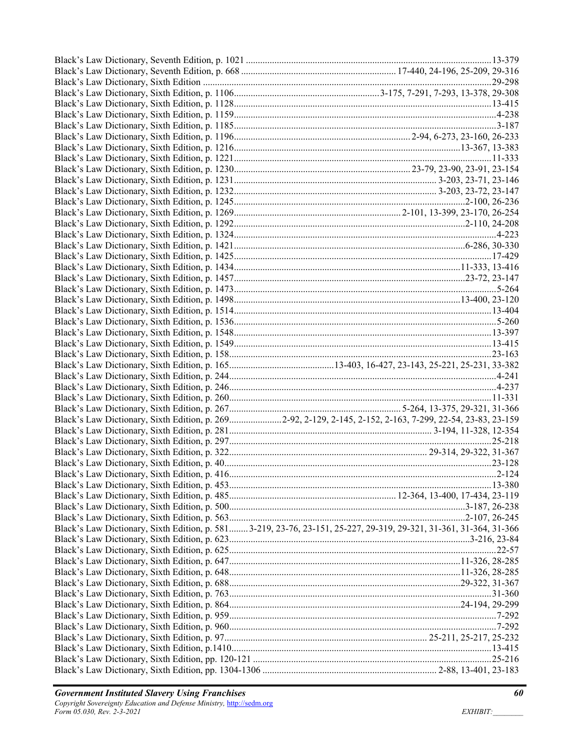Black's Law Dictionary, Seventh Edition, p. 1021 ........................................................................................13-379
Black's Law Dictionary, Seventh Edition, p. 668 ................................................................ 17-440, 24-196, 25-209, 29-316
Black's Law Dictionary, Sixth Edition ..........................................................................................................29-298
Black's Law Dictionary, Sixth Edition, p. 1106............................................................3-175, 7-291, 7-293, 13-378, 29-308
Black's Law Dictionary, Sixth Edition, p. 1128..........................................................................................13-415
Black's Law Dictionary, Sixth Edition, p. 1159............................................................................................4-238
Black's Law Dictionary, Sixth Edition, p. 1185............................................................................................3-187
Black's Law Dictionary, Sixth Edition, p. 1196.......................................................................2-94, 6-273, 23-160, 26-233
Black's Law Dictionary, Sixth Edition, p. 1216...........................................................................13-367, 13-383
Black's Law Dictionary, Sixth Edition, p. 1221..........................................................................................11-333
Black's Law Dictionary, Sixth Edition, p. 1230.........................................................................23-79, 23-90, 23-91, 23-154
Black's Law Dictionary, Sixth Edition, p. 1231................................................................................... 3-203, 23-71, 23-146
Black's Law Dictionary, Sixth Edition, p. 1232................................................................................... 3-203, 23-72, 23-147
Black's Law Dictionary, Sixth Edition, p. 1245.................................................................................2-100, 26-236
Black's Law Dictionary, Sixth Edition, p. 1269........................................................................ 2-101, 13-399, 23-170, 26-254
Black's Law Dictionary, Sixth Edition, p. 1292.................................................................................2-110, 24-208
Black's Law Dictionary, Sixth Edition, p. 1324............................................................................................4-223
Black's Law Dictionary, Sixth Edition, p. 1421.............................................................................6-286, 30-330
Black's Law Dictionary, Sixth Edition, p. 1425..........................................................................................17-429
Black's Law Dictionary, Sixth Edition, p. 1434...........................................................................11-333, 13-416
Black's Law Dictionary, Sixth Edition, p. 1457.............................................................................23-72, 23-147
Black's Law Dictionary, Sixth Edition, p. 1473............................................................................................5-264
Black's Law Dictionary, Sixth Edition, p. 1498...........................................................................13-400, 23-120
Black's Law Dictionary, Sixth Edition, p. 1514..........................................................................................13-404
Black's Law Dictionary, Sixth Edition, p. 1536............................................................................................5-260
Black's Law Dictionary, Sixth Edition, p. 1548..........................................................................................13-397
Black's Law Dictionary, Sixth Edition, p. 1549..........................................................................................13-415
Black's Law Dictionary, Sixth Edition, p. 158............................................................................................23-163
Black's Law Dictionary, Sixth Edition, p. 165...........................................13-403, 16-427, 23-143, 25-221, 25-231, 33-382
Black's Law Dictionary, Sixth Edition, p. 244..............................................................................................4-241
Black's Law Dictionary, Sixth Edition, p. 246..............................................................................................4-237
Black's Law Dictionary, Sixth Edition, p. 260............................................................................................11-331
Black's Law Dictionary, Sixth Edition, p. 267.......................................................................5-264, 13-375, 29-321, 31-366
Black's Law Dictionary, Sixth Edition, p. 269......................2-92, 2-129, 2-145, 2-152, 2-163, 7-299, 22-54, 23-83, 23-159
Black's Law Dictionary, Sixth Edition, p. 281.................................................................... 3-194, 11-328, 12-354
Black's Law Dictionary, Sixth Edition, p. 297............................................................................................25-218
Black's Law Dictionary, Sixth Edition, p. 322.................................................................... 29-314, 29-322, 31-367
Black's Law Dictionary, Sixth Edition, p. 40..............................................................................................23-128
Black's Law Dictionary, Sixth Edition, p. 416..............................................................................................2-124
Black's Law Dictionary, Sixth Edition, p. 453............................................................................................13-380
Black's Law Dictionary, Sixth Edition, p. 485.................................................................... 12-364, 13-400, 17-434, 23-119
Black's Law Dictionary, Sixth Edition, p. 500.................................................................................3-187, 26-238
Black's Law Dictionary, Sixth Edition, p. 563.................................................................................2-107, 26-245
Black's Law Dictionary, Sixth Edition, p. 581........3-219, 23-76, 23-151, 25-227, 29-319, 29-321, 31-361, 31-364, 31-366
Black's Law Dictionary, Sixth Edition, p. 623...................................................................................3-216, 23-84
Black's Law Dictionary, Sixth Edition, p. 625..............................................................................................22-57
Black's Law Dictionary, Sixth Edition, p. 647...........................................................................11-326, 28-285
Black's Law Dictionary, Sixth Edition, p. 648...........................................................................11-326, 28-285
Black's Law Dictionary, Sixth Edition, p. 688...........................................................................29-322, 31-367
Black's Law Dictionary, Sixth Edition, p. 763............................................................................................31-360
Black's Law Dictionary, Sixth Edition, p. 864...........................................................................24-194, 29-299
Black's Law Dictionary, Sixth Edition, p. 959..............................................................................................7-292
Black's Law Dictionary, Sixth Edition, p. 960..............................................................................................7-292
Black's Law Dictionary, Sixth Edition, p. 97.................................................................... 25-211, 25-217, 25-232
Black's Law Dictionary, Sixth Edition, p.1410..........................................................................................13-415
Black's Law Dictionary, Sixth Edition, pp. 120-121 ..................................................................................25-216
Black's Law Dictionary, Sixth Edition, pp. 1304-1306 ......................................................... 2-88, 13-401, 23-183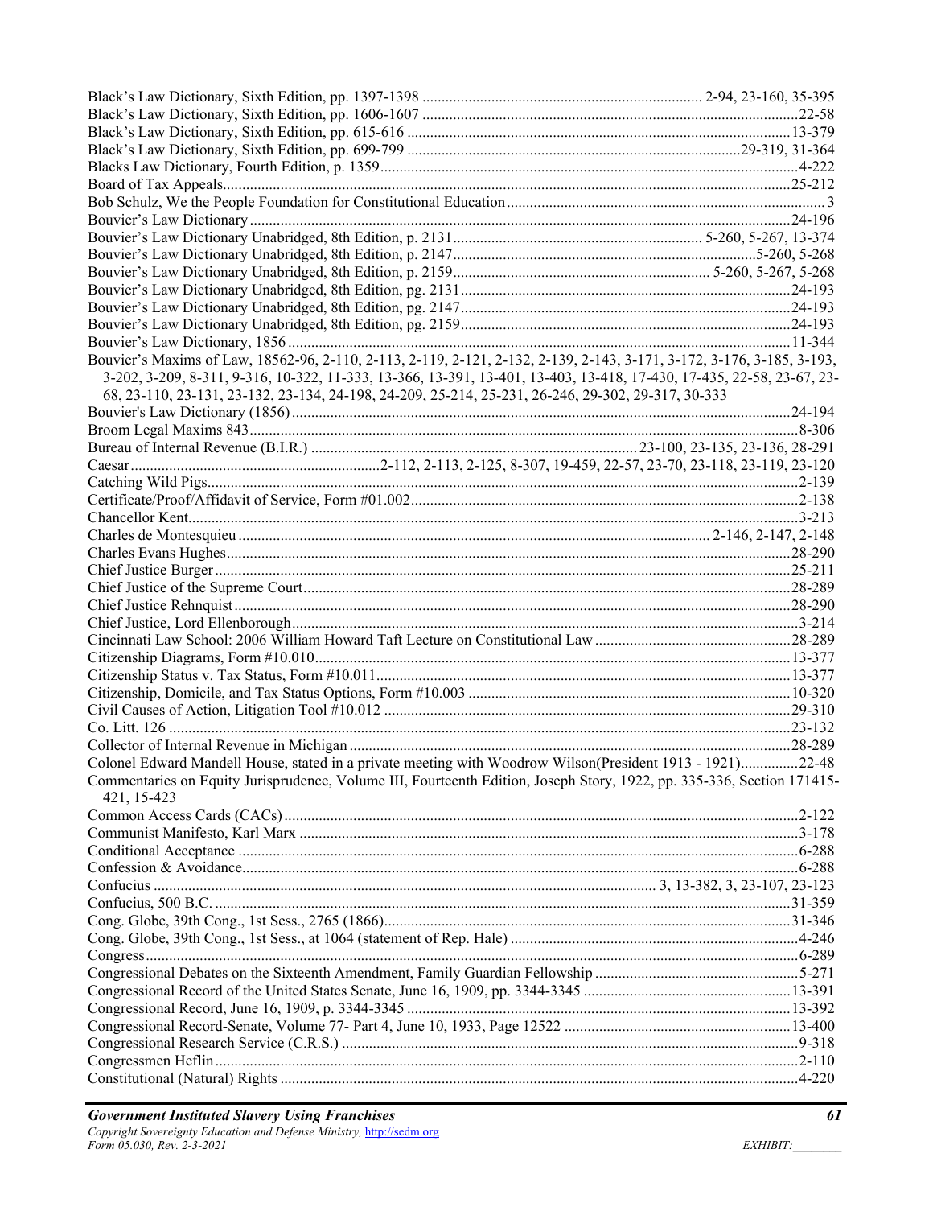Black's Law Dictionary, Sixth Edition, pp. 1397-1398 ......... 2-94, 23-160, 35-395
Black's Law Dictionary, Sixth Edition, pp. 1606-1607 ......... 22-58
Black's Law Dictionary, Sixth Edition, pp. 615-616 ......... 13-379
Black's Law Dictionary, Sixth Edition, pp. 699-799 ......... 29-319, 31-364
Blacks Law Dictionary, Fourth Edition, p. 1359 ......... 4-222
Board of Tax Appeals ......... 25-212
Bob Schulz, We the People Foundation for Constitutional Education ......... 3
Bouvier's Law Dictionary ......... 24-196
Bouvier's Law Dictionary Unabridged, 8th Edition, p. 2131 ......... 5-260, 5-267, 13-374
Bouvier's Law Dictionary Unabridged, 8th Edition, p. 2147 ......... 5-260, 5-268
Bouvier's Law Dictionary Unabridged, 8th Edition, p. 2159 ......... 5-260, 5-267, 5-268
Bouvier's Law Dictionary Unabridged, 8th Edition, pg. 2131 ......... 24-193
Bouvier's Law Dictionary Unabridged, 8th Edition, pg. 2147 ......... 24-193
Bouvier's Law Dictionary Unabridged, 8th Edition, pg. 2159 ......... 24-193
Bouvier's Law Dictionary, 1856 ......... 11-344
Bouvier's Maxims of Law, 18562-96, 2-110, 2-113, 2-119, 2-121, 2-132, 2-139, 2-143, 3-171, 3-172, 3-176, 3-185, 3-193, 3-202, 3-209, 8-311, 9-316, 10-322, 11-333, 13-366, 13-391, 13-401, 13-403, 13-418, 17-430, 17-435, 22-58, 23-67, 23-68, 23-110, 23-131, 23-132, 23-134, 24-198, 24-209, 25-214, 25-231, 26-246, 29-302, 29-317, 30-333
Bouvier's Law Dictionary (1856) ......... 24-194
Broom Legal Maxims 843 ......... 8-306
Bureau of Internal Revenue (B.I.R.) ......... 23-100, 23-135, 23-136, 28-291
Caesar ......... 2-112, 2-113, 2-125, 8-307, 19-459, 22-57, 23-70, 23-118, 23-119, 23-120
Catching Wild Pigs ......... 2-139
Certificate/Proof/Affidavit of Service, Form #01.002 ......... 2-138
Chancellor Kent ......... 3-213
Charles de Montesquieu ......... 2-146, 2-147, 2-148
Charles Evans Hughes ......... 28-290
Chief Justice Burger ......... 25-211
Chief Justice of the Supreme Court ......... 28-289
Chief Justice Rehnquist ......... 28-290
Chief Justice, Lord Ellenborough ......... 3-214
Cincinnati Law School: 2006 William Howard Taft Lecture on Constitutional Law ......... 28-289
Citizenship Diagrams, Form #10.010 ......... 13-377
Citizenship Status v. Tax Status, Form #10.011 ......... 13-377
Citizenship, Domicile, and Tax Status Options, Form #10.003 ......... 10-320
Civil Causes of Action, Litigation Tool #10.012 ......... 29-310
Co. Litt. 126 ......... 23-132
Collector of Internal Revenue in Michigan ......... 28-289
Colonel Edward Mandell House, stated in a private meeting with Woodrow Wilson(President 1913 - 1921) ......... 22-48
Commentaries on Equity Jurisprudence, Volume III, Fourteenth Edition, Joseph Story, 1922, pp. 335-336, Section 171415-421, 15-423
Common Access Cards (CACs) ......... 2-122
Communist Manifesto, Karl Marx ......... 3-178
Conditional Acceptance ......... 6-288
Confession & Avoidance ......... 6-288
Confucius ......... 3, 13-382, 3, 23-107, 23-123
Confucius, 500 B.C. ......... 31-359
Cong. Globe, 39th Cong., 1st Sess., 2765 (1866) ......... 31-346
Cong. Globe, 39th Cong., 1st Sess., at 1064 (statement of Rep. Hale) ......... 4-246
Congress ......... 6-289
Congressional Debates on the Sixteenth Amendment, Family Guardian Fellowship ......... 5-271
Congressional Record of the United States Senate, June 16, 1909, pp. 3344-3345 ......... 13-391
Congressional Record, June 16, 1909, p. 3344-3345 ......... 13-392
Congressional Record-Senate, Volume 77- Part 4, June 10, 1933, Page 12522 ......... 13-400
Congressional Research Service (C.R.S.) ......... 9-318
Congressmen Heflin ......... 2-110
Constitutional (Natural) Rights ......... 4-220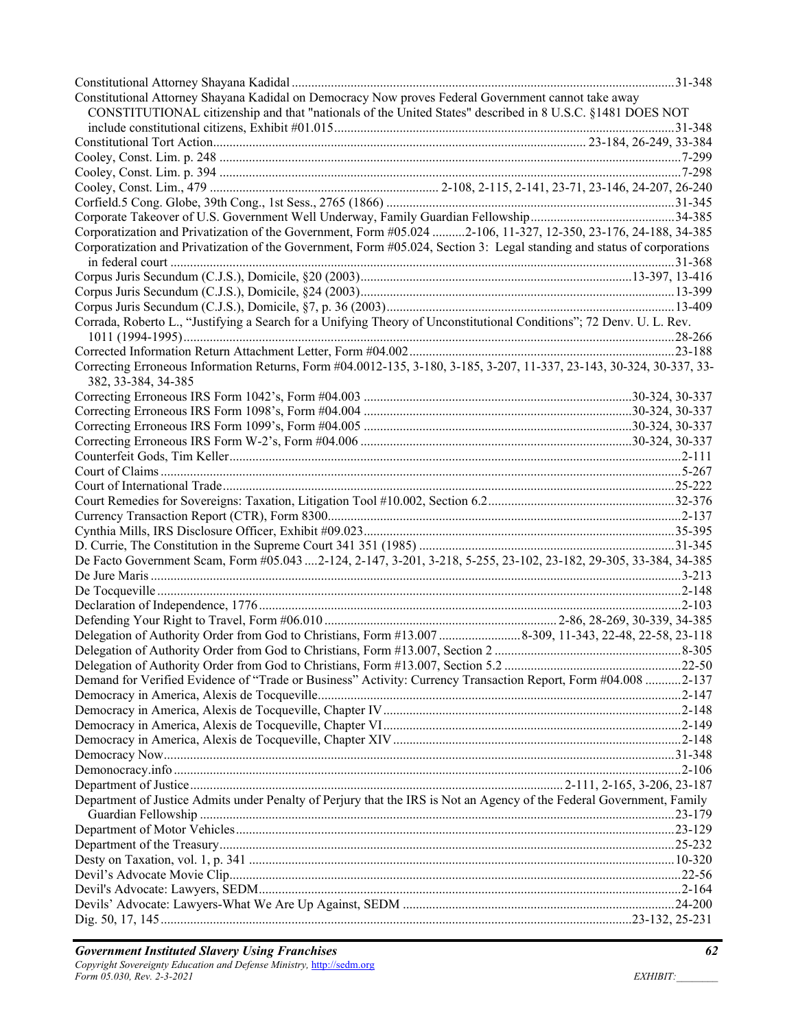Constitutional Attorney Shayana Kadidal ....................................................................................................................31-348
Constitutional Attorney Shayana Kadidal on Democracy Now proves Federal Government cannot take away CONSTITUTIONAL citizenship and that "nationals of the United States" described in 8 U.S.C. §1481 DOES NOT include constitutional citizens, Exhibit #01.015.......................................................................................................31-348
Constitutional Tort Action................................................................................................................ 23-184, 26-249, 33-384
Cooley, Const. Lim. p. 248 ............................................................................................................................................7-299
Cooley, Const. Lim. p. 394 ............................................................................................................................................7-298
Cooley, Const. Lim., 479 ...................................................................... 2-108, 2-115, 2-141, 23-71, 23-146, 24-207, 26-240
Corfield.5 Cong. Globe, 39th Cong., 1st Sess., 2765 (1866) .......................................................................................31-345
Corporate Takeover of U.S. Government Well Underway, Family Guardian Fellowship............................................34-385
Corporatization and Privatization of the Government, Form #05.024 ..........2-106, 11-327, 12-350, 23-176, 24-188, 34-385
Corporatization and Privatization of the Government, Form #05.024, Section 3: Legal standing and status of corporations in federal court ...........................................................................................................................................31-368
Corpus Juris Secundum (C.J.S.), Domicile, §20 (2003)..................................................................................13-397, 13-416
Corpus Juris Secundum (C.J.S.), Domicile, §24 (2003)................................................................................................13-399
Corpus Juris Secundum (C.J.S.), Domicile, §7, p. 36 (2003).......................................................................................13-409
Corrada, Roberto L., "Justifying a Search for a Unifying Theory of Unconstitutional Conditions"; 72 Denv. U. L. Rev. 1011 (1994-1995)....................................................................................................................................................28-266
Corrected Information Return Attachment Letter, Form #04.002.................................................................................23-188
Correcting Erroneous Information Returns, Form #04.0012-135, 3-180, 3-185, 3-207, 11-337, 23-143, 30-324, 30-337, 33-382, 33-384, 34-385
Correcting Erroneous IRS Form 1042's, Form #04.003 .................................................................................30-324, 30-337
Correcting Erroneous IRS Form 1098's, Form #04.004 .................................................................................30-324, 30-337
Correcting Erroneous IRS Form 1099's, Form #04.005 .................................................................................30-324, 30-337
Correcting Erroneous IRS Form W-2's, Form #04.006 ..................................................................................30-324, 30-337
Counterfeit Gods, Tim Keller.........................................................................................................................................2-111
Court of Claims .............................................................................................................................................................5-267
Court of International Trade.........................................................................................................................................25-222
Court Remedies for Sovereigns: Taxation, Litigation Tool #10.002, Section 6.2.........................................................32-376
Currency Transaction Report (CTR), Form 8300...........................................................................................................2-137
Cynthia Mills, IRS Disclosure Officer, Exhibit #09.023..............................................................................................35-395
D. Currie, The Constitution in the Supreme Court 341 351 (1985) .............................................................................31-345
De Facto Government Scam, Form #05.043 ....2-124, 2-147, 3-201, 3-218, 5-255, 23-102, 23-182, 29-305, 33-384, 34-385
De Jure Maris ................................................................................................................................................................3-213
De Tocqueville ..............................................................................................................................................................2-148
Declaration of Independence, 1776 ..............................................................................................................................2-103
Defending Your Right to Travel, Form #06.010 ....................................................................... 2-86, 28-269, 30-339, 34-385
Delegation of Authority Order from God to Christians, Form #13.007 .........................8-309, 11-343, 22-48, 22-58, 23-118
Delegation of Authority Order from God to Christians, Form #13.007, Section 2 .........................................................8-305
Delegation of Authority Order from God to Christians, Form #13.007, Section 5.2 ......................................................22-50
Demand for Verified Evidence of "Trade or Business" Activity: Currency Transaction Report, Form #04.008 ...........2-137
Democracy in America, Alexis de Tocqueville..............................................................................................................2-147
Democracy in America, Alexis de Tocqueville, Chapter IV ..........................................................................................2-148
Democracy in America, Alexis de Tocqueville, Chapter VI..........................................................................................2-149
Democracy in America, Alexis de Tocqueville, Chapter XIV .......................................................................................2-148
Democracy Now...........................................................................................................................................................31-348
Demonocracy.info .........................................................................................................................................................2-106
Department of Justice.................................................................................................................. 2-111, 2-165, 3-206, 23-187
Department of Justice Admits under Penalty of Perjury that the IRS is Not an Agency of the Federal Government, Family Guardian Fellowship ...............................................................................................................................................23-179
Department of Motor Vehicles.....................................................................................................................................23-129
Department of the Treasury..........................................................................................................................................25-232
Desty on Taxation, vol. 1, p. 341 ................................................................................................................................10-320
Devil's Advocate Movie Clip.........................................................................................................................................22-56
Devil's Advocate: Lawyers, SEDM...............................................................................................................................2-164
Devils' Advocate: Lawyers-What We Are Up Against, SEDM ..................................................................................24-200
Dig. 50, 17, 145..............................................................................................................................................23-132, 25-231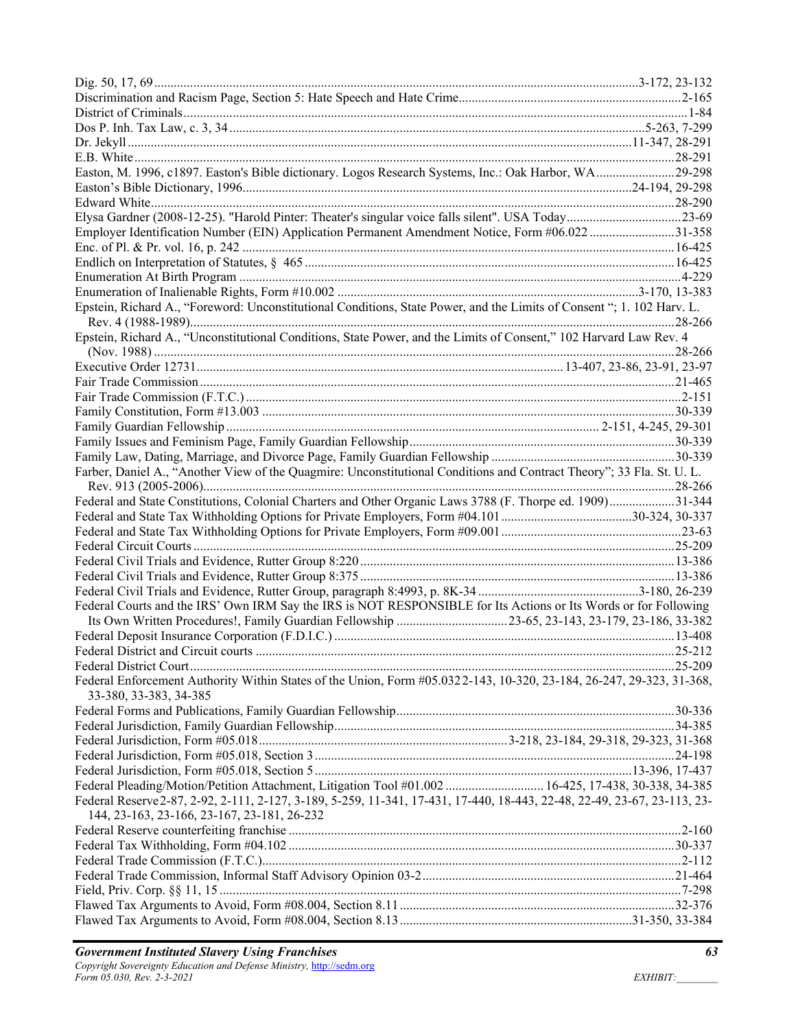Dig. 50, 17, 69 ..... 3-172, 23-132
Discrimination and Racism Page, Section 5: Hate Speech and Hate Crime ..... 2-165
District of Criminals ..... 1-84
Dos P. Inh. Tax Law, c. 3, 34 ..... 5-263, 7-299
Dr. Jekyll ..... 11-347, 28-291
E.B. White ..... 28-291
Easton, M. 1996, c1897. Easton's Bible dictionary. Logos Research Systems, Inc.: Oak Harbor, WA ..... 29-298
Easton's Bible Dictionary, 1996 ..... 24-194, 29-298
Edward White ..... 28-290
Elysa Gardner (2008-12-25). "Harold Pinter: Theater's singular voice falls silent". USA Today ..... 23-69
Employer Identification Number (EIN) Application Permanent Amendment Notice, Form #06.022 ..... 31-358
Enc. of Pl. & Pr. vol. 16, p. 242 ..... 16-425
Endlich on Interpretation of Statutes, § 465 ..... 16-425
Enumeration At Birth Program ..... 4-229
Enumeration of Inalienable Rights, Form #10.002 ..... 3-170, 13-383
Epstein, Richard A., "Foreword: Unconstitutional Conditions, State Power, and the Limits of Consent "; 1. 102 Harv. L. Rev. 4 (1988-1989) ..... 28-266
Epstein, Richard A., "Unconstitutional Conditions, State Power, and the Limits of Consent," 102 Harvard Law Rev. 4 (Nov. 1988) ..... 28-266
Executive Order 12731 ..... 13-407, 23-86, 23-91, 23-97
Fair Trade Commission ..... 21-465
Fair Trade Commission (F.T.C.) ..... 2-151
Family Constitution, Form #13.003 ..... 30-339
Family Guardian Fellowship ..... 2-151, 4-245, 29-301
Family Issues and Feminism Page, Family Guardian Fellowship ..... 30-339
Family Law, Dating, Marriage, and Divorce Page, Family Guardian Fellowship ..... 30-339
Farber, Daniel A., "Another View of the Quagmire: Unconstitutional Conditions and Contract Theory"; 33 Fla. St. U. L. Rev. 913 (2005-2006) ..... 28-266
Federal and State Constitutions, Colonial Charters and Other Organic Laws 3788 (F. Thorpe ed. 1909) ..... 31-344
Federal and State Tax Withholding Options for Private Employers, Form #04.101 ..... 30-324, 30-337
Federal and State Tax Withholding Options for Private Employers, Form #09.001 ..... 23-63
Federal Circuit Courts ..... 25-209
Federal Civil Trials and Evidence, Rutter Group 8:220 ..... 13-386
Federal Civil Trials and Evidence, Rutter Group 8:375 ..... 13-386
Federal Civil Trials and Evidence, Rutter Group, paragraph 8:4993, p. 8K-34 ..... 3-180, 26-239
Federal Courts and the IRS' Own IRM Say the IRS is NOT RESPONSIBLE for Its Actions or Its Words or for Following Its Own Written Procedures!, Family Guardian Fellowship ..... 23-65, 23-143, 23-179, 23-186, 33-382
Federal Deposit Insurance Corporation (F.D.I.C.) ..... 13-408
Federal District and Circuit courts ..... 25-212
Federal District Court ..... 25-209
Federal Enforcement Authority Within States of the Union, Form #05.032 2-143, 10-320, 23-184, 26-247, 29-323, 31-368, 33-380, 33-383, 34-385
Federal Forms and Publications, Family Guardian Fellowship ..... 30-336
Federal Jurisdiction, Family Guardian Fellowship ..... 34-385
Federal Jurisdiction, Form #05.018 ..... 3-218, 23-184, 29-318, 29-323, 31-368
Federal Jurisdiction, Form #05.018, Section 3 ..... 24-198
Federal Jurisdiction, Form #05.018, Section 5 ..... 13-396, 17-437
Federal Pleading/Motion/Petition Attachment, Litigation Tool #01.002 ..... 16-425, 17-438, 30-338, 34-385
Federal Reserve 2-87, 2-92, 2-111, 2-127, 3-189, 5-259, 11-341, 17-431, 17-440, 18-443, 22-48, 22-49, 23-67, 23-113, 23-144, 23-163, 23-166, 23-167, 23-181, 26-232
Federal Reserve counterfeiting franchise ..... 2-160
Federal Tax Withholding, Form #04.102 ..... 30-337
Federal Trade Commission (F.T.C.) ..... 2-112
Federal Trade Commission, Informal Staff Advisory Opinion 03-2 ..... 21-464
Field, Priv. Corp. §§ 11, 15 ..... 7-298
Flawed Tax Arguments to Avoid, Form #08.004, Section 8.11 ..... 32-376
Flawed Tax Arguments to Avoid, Form #08.004, Section 8.13 ..... 31-350, 33-384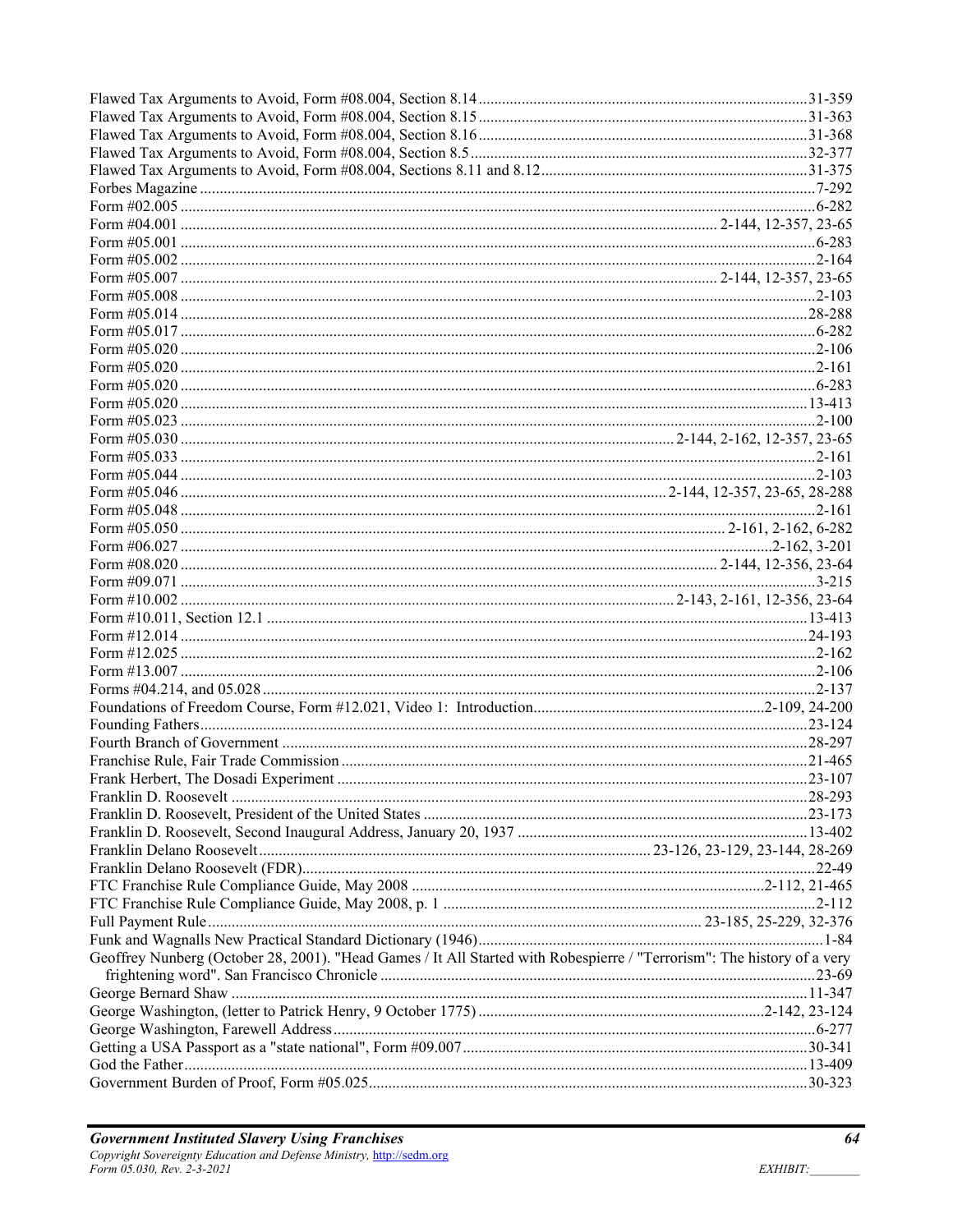Flawed Tax Arguments to Avoid, Form #08.004, Section 8.14 ....................................................................................31-359
Flawed Tax Arguments to Avoid, Form #08.004, Section 8.15 ....................................................................................31-363
Flawed Tax Arguments to Avoid, Form #08.004, Section 8.16 ....................................................................................31-368
Flawed Tax Arguments to Avoid, Form #08.004, Section 8.5 ......................................................................................32-377
Flawed Tax Arguments to Avoid, Form #08.004, Sections 8.11 and 8.12 ....................................................................31-375
Forbes Magazine ..............................................................................................................................................7-292
Form #02.005 ...................................................................................................................................................6-282
Form #04.001 ........................................................................................................................ 2-144, 12-357, 23-65
Form #05.001 ...................................................................................................................................................6-283
Form #05.002 ...................................................................................................................................................2-164
Form #05.007 ........................................................................................................................ 2-144, 12-357, 23-65
Form #05.008 ...................................................................................................................................................2-103
Form #05.014 .................................................................................................................................................28-288
Form #05.017 ...................................................................................................................................................6-282
Form #05.020 ...................................................................................................................................................2-106
Form #05.020 ...................................................................................................................................................2-161
Form #05.020 ...................................................................................................................................................6-283
Form #05.020 .................................................................................................................................................13-413
Form #05.023 ...................................................................................................................................................2-100
Form #05.030 ............................................................................................................ 2-144, 2-162, 12-357, 23-65
Form #05.033 ...................................................................................................................................................2-161
Form #05.044 ...................................................................................................................................................2-103
Form #05.046 .......................................................................................................... 2-144, 12-357, 23-65, 28-288
Form #05.048 ...................................................................................................................................................2-161
Form #05.050 .......................................................................................................................... 2-161, 2-162, 6-282
Form #06.027 .......................................................................................................................................2-162, 3-201
Form #08.020 ........................................................................................................................ 2-144, 12-356, 23-64
Form #09.071 ...................................................................................................................................................3-215
Form #10.002 ............................................................................................................ 2-143, 2-161, 12-356, 23-64
Form #10.011, Section 12.1 ...........................................................................................................................13-413
Form #12.014 .................................................................................................................................................24-193
Form #12.025 ...................................................................................................................................................2-162
Form #13.007 ...................................................................................................................................................2-106
Forms #04.214, and 05.028 ..............................................................................................................................2-137
Foundations of Freedom Course, Form #12.021, Video 1: Introduction..........................................................2-109, 24-200
Founding Fathers............................................................................................................................................23-124
Fourth Branch of Government .......................................................................................................................28-297
Franchise Rule, Fair Trade Commission ........................................................................................................21-465
Frank Herbert, The Dosadi Experiment .........................................................................................................23-107
Franklin D. Roosevelt ....................................................................................................................................28-293
Franklin D. Roosevelt, President of the United States ...................................................................................23-173
Franklin D. Roosevelt, Second Inaugural Address, January 20, 1937 ...........................................................13-402
Franklin Delano Roosevelt.................................................................................. 23-126, 23-129, 23-144, 28-269
Franklin Delano Roosevelt (FDR)......................................................................................................................22-49
FTC Franchise Rule Compliance Guide, May 2008 ..........................................................................2-112, 21-465
FTC Franchise Rule Compliance Guide, May 2008, p. 1 ..................................................................................2-112
Full Payment Rule.................................................................................................................. 23-185, 25-229, 32-376
Funk and Wagnalls New Practical Standard Dictionary (1946)............................................................................1-84
Geoffrey Nunberg (October 28, 2001). "Head Games / It All Started with Robespierre / "Terrorism": The history of a very frightening word". San Francisco Chronicle .................................................................................................23-69
George Bernard Shaw ....................................................................................................................................11-347
George Washington, (letter to Patrick Henry, 9 October 1775) .........................................................2-142, 23-124
George Washington, Farewell Address..............................................................................................................6-277
Getting a USA Passport as a "state national", Form #09.007...........................................................................30-341
God the Father................................................................................................................................................13-409
Government Burden of Proof, Form #05.025.................................................................................................30-323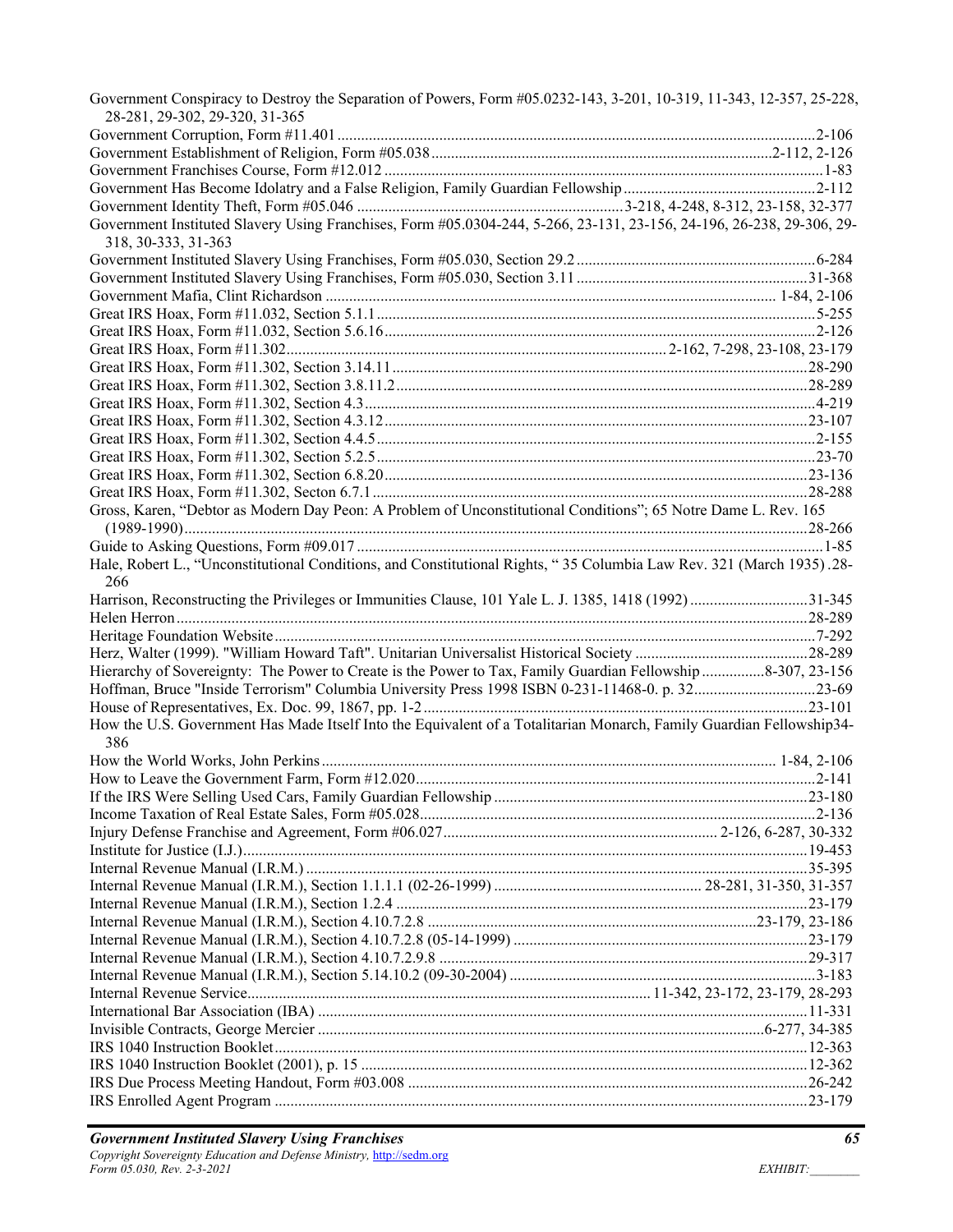Government Conspiracy to Destroy the Separation of Powers, Form #05.0232-143, 3-201, 10-319, 11-343, 12-357, 25-228, 28-281, 29-302, 29-320, 31-365
Government Corruption, Form #11.401 ........................................................................................................................2-106
Government Establishment of Religion, Form #05.038.....................................................................................2-112, 2-126
Government Franchises Course, Form #12.012 ..............................................................................................................1-83
Government Has Become Idolatry and a False Religion, Family Guardian Fellowship.................................................2-112
Government Identity Theft, Form #05.046 ....................................................................3-218, 4-248, 8-312, 23-158, 32-377
Government Instituted Slavery Using Franchises, Form #05.0304-244, 5-266, 23-131, 23-156, 24-196, 26-238, 29-306, 29-318, 30-333, 31-363
Government Instituted Slavery Using Franchises, Form #05.030, Section 29.2 .............................................................6-284
Government Instituted Slavery Using Franchises, Form #05.030, Section 3.11 ...........................................................31-368
Government Mafia, Clint Richardson ................................................................................................................. 1-84, 2-106
Great IRS Hoax, Form #11.032, Section 5.1.1 ...............................................................................................................5-255
Great IRS Hoax, Form #11.032, Section 5.6.16.............................................................................................................2-126
Great IRS Hoax, Form #11.302................................................................................................. 2-162, 7-298, 23-108, 23-179
Great IRS Hoax, Form #11.302, Section 3.14.11 .........................................................................................................28-290
Great IRS Hoax, Form #11.302, Section 3.8.11.2.........................................................................................................28-289
Great IRS Hoax, Form #11.302, Section 4.3..................................................................................................................4-219
Great IRS Hoax, Form #11.302, Section 4.3.12............................................................................................................23-107
Great IRS Hoax, Form #11.302, Section 4.4.5...............................................................................................................2-155
Great IRS Hoax, Form #11.302, Section 5.2.5...............................................................................................................23-70
Great IRS Hoax, Form #11.302, Section 6.8.20...........................................................................................................23-136
Great IRS Hoax, Form #11.302, Secton 6.7.1..............................................................................................................28-288
Gross, Karen, "Debtor as Modern Day Peon: A Problem of Unconstitutional Conditions"; 65 Notre Dame L. Rev. 165 (1989-1990).............................................................................................................................................................28-266
Guide to Asking Questions, Form #09.017 ......................................................................................................................1-85
Hale, Robert L., "Unconstitutional Conditions, and Constitutional Rights, " 35 Columbia Law Rev. 321 (March 1935) .28-266
Harrison, Reconstructing the Privileges or Immunities Clause, 101 Yale L. J. 1385, 1418 (1992) ..............................31-345
Helen Herron................................................................................................................................................................28-289
Heritage Foundation Website.........................................................................................................................................7-292
Herz, Walter (1999). "William Howard Taft". Unitarian Universalist Historical Society ............................................28-289
Hierarchy of Sovereignty: The Power to Create is the Power to Tax, Family Guardian Fellowship ................8-307, 23-156
Hoffman, Bruce "Inside Terrorism" Columbia University Press 1998 ISBN 0-231-11468-0. p. 32...............................23-69
House of Representatives, Ex. Doc. 99, 1867, pp. 1-2 .................................................................................................23-101
How the U.S. Government Has Made Itself Into the Equivalent of a Totalitarian Monarch, Family Guardian Fellowship34-386
How the World Works, John Perkins.................................................................................................................. 1-84, 2-106
How to Leave the Government Farm, Form #12.020.....................................................................................................2-141
If the IRS Were Selling Used Cars, Family Guardian Fellowship ................................................................................23-180
Income Taxation of Real Estate Sales, Form #05.028....................................................................................................2-136
Injury Defense Franchise and Agreement, Form #06.027...................................................................... 2-126, 6-287, 30-332
Institute for Justice (I.J.)..............................................................................................................................................19-453
Internal Revenue Manual (I.R.M.) ..............................................................................................................................35-395
Internal Revenue Manual (I.R.M.), Section 1.1.1.1 (02-26-1999) ..................................................... 28-281, 31-350, 31-357
Internal Revenue Manual (I.R.M.), Section 1.2.4 .........................................................................................................23-179
Internal Revenue Manual (I.R.M.), Section 4.10.7.2.8 ..................................................................................23-179, 23-186
Internal Revenue Manual (I.R.M.), Section 4.10.7.2.8 (05-14-1999) ...........................................................................23-179
Internal Revenue Manual (I.R.M.), Section 4.10.7.2.9.8 .............................................................................................29-317
Internal Revenue Manual (I.R.M.), Section 5.14.10.2 (09-30-2004) .............................................................................3-183
Internal Revenue Service...................................................................................................... 11-342, 23-172, 23-179, 28-293
International Bar Association (IBA) ............................................................................................................................11-331
Invisible Contracts, George Mercier ...............................................................................................................6-277, 34-385
IRS 1040 Instruction Booklet.......................................................................................................................................12-363
IRS 1040 Instruction Booklet (2001), p. 15 .................................................................................................................12-362
IRS Due Process Meeting Handout, Form #03.008 ....................................................................................................26-242
IRS Enrolled Agent Program .......................................................................................................................................23-179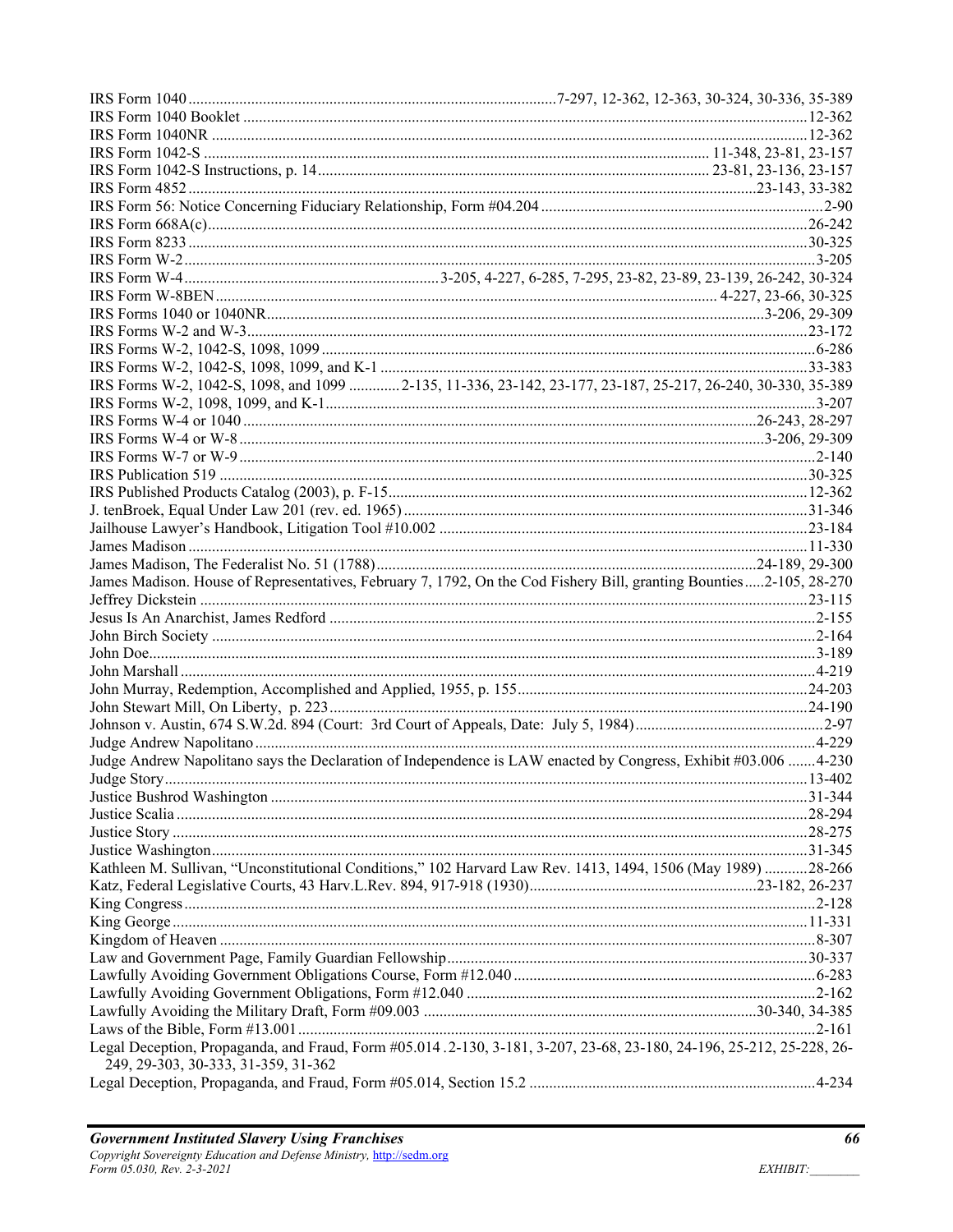IRS Form 1040 .......... 7-297, 12-362, 12-363, 30-324, 30-336, 35-389
IRS Form 1040 Booklet .......... 12-362
IRS Form 1040NR .......... 12-362
IRS Form 1042-S .......... 11-348, 23-81, 23-157
IRS Form 1042-S Instructions, p. 14 .......... 23-81, 23-136, 23-157
IRS Form 4852 .......... 23-143, 33-382
IRS Form 56: Notice Concerning Fiduciary Relationship, Form #04.204 .......... 2-90
IRS Form 668A(c) .......... 26-242
IRS Form 8233 .......... 30-325
IRS Form W-2 .......... 3-205
IRS Form W-4 .......... 3-205, 4-227, 6-285, 7-295, 23-82, 23-89, 23-139, 26-242, 30-324
IRS Form W-8BEN .......... 4-227, 23-66, 30-325
IRS Forms 1040 or 1040NR .......... 3-206, 29-309
IRS Forms W-2 and W-3 .......... 23-172
IRS Forms W-2, 1042-S, 1098, 1099 .......... 6-286
IRS Forms W-2, 1042-S, 1098, 1099, and K-1 .......... 33-383
IRS Forms W-2, 1042-S, 1098, and 1099 .......... 2-135, 11-336, 23-142, 23-177, 23-187, 25-217, 26-240, 30-330, 35-389
IRS Forms W-2, 1098, 1099, and K-1 .......... 3-207
IRS Forms W-4 or 1040 .......... 26-243, 28-297
IRS Forms W-4 or W-8 .......... 3-206, 29-309
IRS Forms W-7 or W-9 .......... 2-140
IRS Publication 519 .......... 30-325
IRS Published Products Catalog (2003), p. F-15 .......... 12-362
J. tenBroek, Equal Under Law 201 (rev. ed. 1965) .......... 31-346
Jailhouse Lawyer's Handbook, Litigation Tool #10.002 .......... 23-184
James Madison .......... 11-330
James Madison, The Federalist No. 51 (1788) .......... 24-189, 29-300
James Madison. House of Representatives, February 7, 1792, On the Cod Fishery Bill, granting Bounties .......... 2-105, 28-270
Jeffrey Dickstein .......... 23-115
Jesus Is An Anarchist, James Redford .......... 2-155
John Birch Society .......... 2-164
John Doe .......... 3-189
John Marshall .......... 4-219
John Murray, Redemption, Accomplished and Applied, 1955, p. 155 .......... 24-203
John Stewart Mill, On Liberty, p. 223 .......... 24-190
Johnson v. Austin, 674 S.W.2d. 894 (Court: 3rd Court of Appeals, Date: July 5, 1984) .......... 2-97
Judge Andrew Napolitano .......... 4-229
Judge Andrew Napolitano says the Declaration of Independence is LAW enacted by Congress, Exhibit #03.006 .......... 4-230
Judge Story .......... 13-402
Justice Bushrod Washington .......... 31-344
Justice Scalia .......... 28-294
Justice Story .......... 28-275
Justice Washington .......... 31-345
Kathleen M. Sullivan, "Unconstitutional Conditions," 102 Harvard Law Rev. 1413, 1494, 1506 (May 1989) .......... 28-266
Katz, Federal Legislative Courts, 43 Harv.L.Rev. 894, 917-918 (1930) .......... 23-182, 26-237
King Congress .......... 2-128
King George .......... 11-331
Kingdom of Heaven .......... 8-307
Law and Government Page, Family Guardian Fellowship .......... 30-337
Lawfully Avoiding Government Obligations Course, Form #12.040 .......... 6-283
Lawfully Avoiding Government Obligations, Form #12.040 .......... 2-162
Lawfully Avoiding the Military Draft, Form #09.003 .......... 30-340, 34-385
Laws of the Bible, Form #13.001 .......... 2-161
Legal Deception, Propaganda, and Fraud, Form #05.014 .2-130, 3-181, 3-207, 23-68, 23-180, 24-196, 25-212, 25-228, 26-249, 29-303, 30-333, 31-359, 31-362
Legal Deception, Propaganda, and Fraud, Form #05.014, Section 15.2 .......... 4-234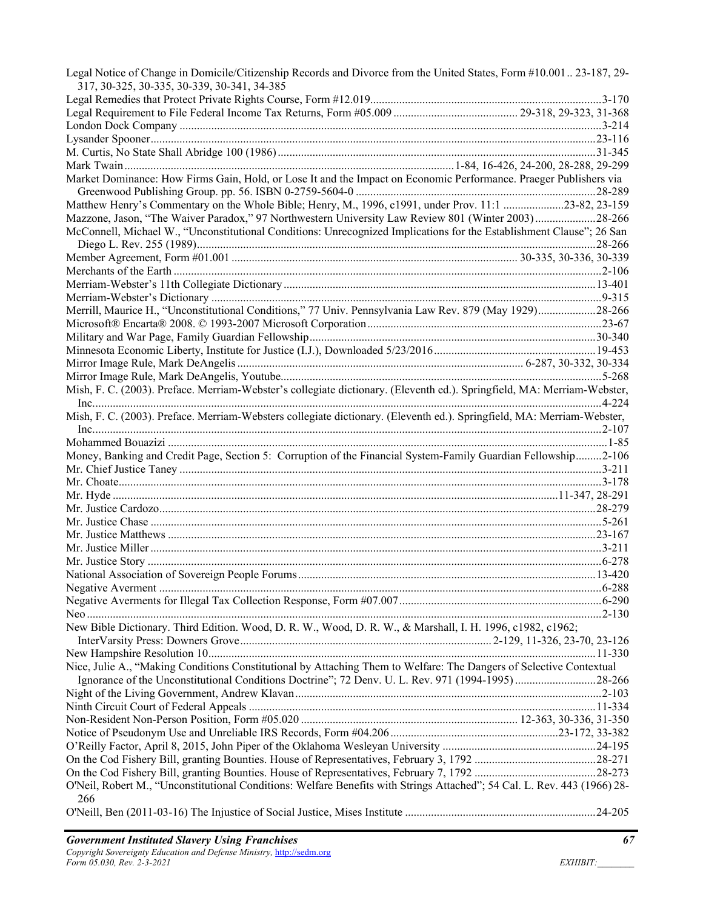Legal Notice of Change in Domicile/Citizenship Records and Divorce from the United States, Form #10.001 .. 23-187, 29-317, 30-325, 30-335, 30-339, 30-341, 34-385
Legal Remedies that Protect Private Rights Course, Form #12.019 ............ 3-170
Legal Requirement to File Federal Income Tax Returns, Form #05.009 ............ 29-318, 29-323, 31-368
London Dock Company ............ 3-214
Lysander Spooner ............ 23-116
M. Curtis, No State Shall Abridge 100 (1986) ............ 31-345
Mark Twain ............ 1-84, 16-426, 24-200, 28-288, 29-299
Market Dominance: How Firms Gain, Hold, or Lose It and the Impact on Economic Performance. Praeger Publishers via Greenwood Publishing Group. pp. 56. ISBN 0-2759-5604-0 ............ 28-289
Matthew Henry's Commentary on the Whole Bible; Henry, M., 1996, c1991, under Prov. 11:1 ............ 23-82, 23-159
Mazzone, Jason, "The Waiver Paradox," 97 Northwestern University Law Review 801 (Winter 2003) ............ 28-266
McConnell, Michael W., "Unconstitutional Conditions: Unrecognized Implications for the Establishment Clause"; 26 San Diego L. Rev. 255 (1989) ............ 28-266
Member Agreement, Form #01.001 ............ 30-335, 30-336, 30-339
Merchants of the Earth ............ 2-106
Merriam-Webster's 11th Collegiate Dictionary ............ 13-401
Merriam-Webster's Dictionary ............ 9-315
Merrill, Maurice H., "Unconstitutional Conditions," 77 Univ. Pennsylvania Law Rev. 879 (May 1929) ............ 28-266
Microsoft® Encarta® 2008. © 1993-2007 Microsoft Corporation ............ 23-67
Military and War Page, Family Guardian Fellowship ............ 30-340
Minnesota Economic Liberty, Institute for Justice (I.J.), Downloaded 5/23/2016 ............ 19-453
Mirror Image Rule, Mark DeAngelis ............ 6-287, 30-332, 30-334
Mirror Image Rule, Mark DeAngelis, Youtube ............ 5-268
Mish, F. C. (2003). Preface. Merriam-Webster's collegiate dictionary. (Eleventh ed.). Springfield, MA: Merriam-Webster, Inc. ............ 4-224
Mish, F. C. (2003). Preface. Merriam-Websters collegiate dictionary. (Eleventh ed.). Springfield, MA: Merriam-Webster, Inc. ............ 2-107
Mohammed Bouazizi ............ 1-85
Money, Banking and Credit Page, Section 5: Corruption of the Financial System-Family Guardian Fellowship ............ 2-106
Mr. Chief Justice Taney ............ 3-211
Mr. Choate ............ 3-178
Mr. Hyde ............ 11-347, 28-291
Mr. Justice Cardozo ............ 28-279
Mr. Justice Chase ............ 5-261
Mr. Justice Matthews ............ 23-167
Mr. Justice Miller ............ 3-211
Mr. Justice Story ............ 6-278
National Association of Sovereign People Forums ............ 13-420
Negative Averment ............ 6-288
Negative Averments for Illegal Tax Collection Response, Form #07.007 ............ 6-290
Neo ............ 2-130
New Bible Dictionary. Third Edition. Wood, D. R. W., Wood, D. R. W., & Marshall, I. H. 1996, c1982, c1962; InterVarsity Press: Downers Grove ............ 2-129, 11-326, 23-70, 23-126
New Hampshire Resolution 10 ............ 11-330
Nice, Julie A., "Making Conditions Constitutional by Attaching Them to Welfare: The Dangers of Selective Contextual Ignorance of the Unconstitutional Conditions Doctrine"; 72 Denv. U. L. Rev. 971 (1994-1995) ............ 28-266
Night of the Living Government, Andrew Klavan ............ 2-103
Ninth Circuit Court of Federal Appeals ............ 11-334
Non-Resident Non-Person Position, Form #05.020 ............ 12-363, 30-336, 31-350
Notice of Pseudonym Use and Unreliable IRS Records, Form #04.206 ............ 23-172, 33-382
O'Reilly Factor, April 8, 2015, John Piper of the Oklahoma Wesleyan University ............ 24-195
On the Cod Fishery Bill, granting Bounties. House of Representatives, February 3, 1792 ............ 28-271
On the Cod Fishery Bill, granting Bounties. House of Representatives, February 7, 1792 ............ 28-273
O'Neil, Robert M., "Unconstitutional Conditions: Welfare Benefits with Strings Attached"; 54 Cal. L. Rev. 443 (1966) 28-266
O'Neill, Ben (2011-03-16) The Injustice of Social Justice, Mises Institute ............ 24-205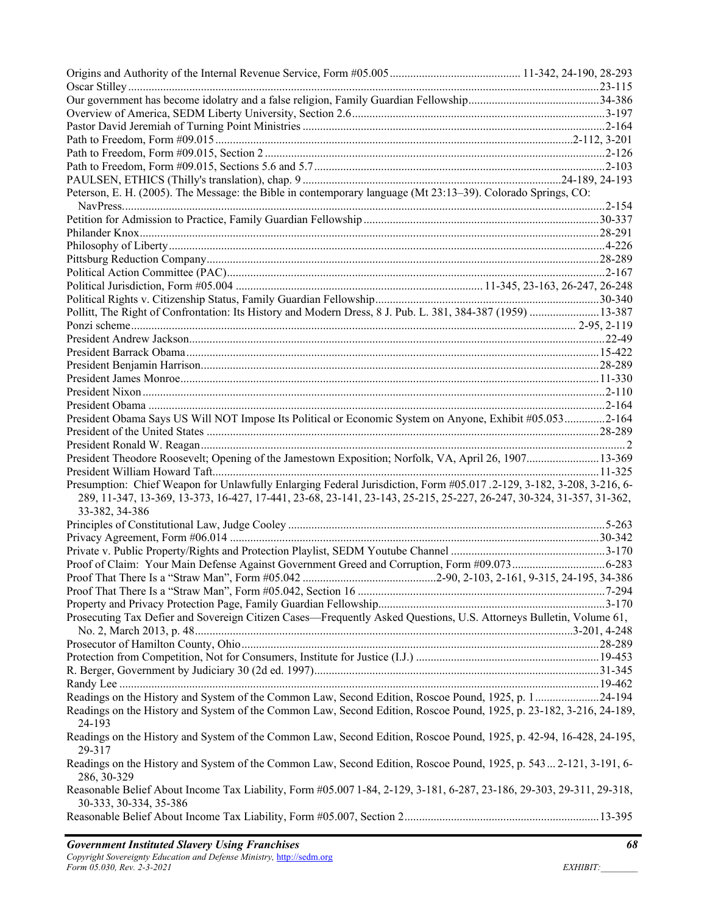Origins and Authority of the Internal Revenue Service, Form #05.005 ............................................ 11-342, 24-190, 28-293
Oscar Stilley ..........................................................................................................................................23-115
Our government has become idolatry and a false religion, Family Guardian Fellowship............................................34-386
Overview of America, SEDM Liberty University, Section 2.6.....................................................................................3-197
Pastor David Jeremiah of Turning Point Ministries .....................................................................................................2-164
Path to Freedom, Form #09.015.........................................................................................................................2-112, 3-201
Path to Freedom, Form #09.015, Section 2 ...................................................................................................................2-126
Path to Freedom, Form #09.015, Sections 5.6 and 5.7 ..................................................................................................2-103
PAULSEN, ETHICS (Thilly's translation), chap. 9 .......................................................................................24-189, 24-193
Peterson, E. H. (2005). The Message: the Bible in contemporary language (Mt 23:13–39). Colorado Springs, CO: NavPress.....................................................................................................................................................2-154
Petition for Admission to Practice, Family Guardian Fellowship ................................................................................30-337
Philander Knox............................................................................................................................................................28-291
Philosophy of Liberty....................................................................................................................................................4-226
Pittsburg Reduction Company.....................................................................................................................................28-289
Political Action Committee (PAC)...............................................................................................................................2-167
Political Jurisdiction, Form #05.004 ................................................................................... 11-345, 23-163, 26-247, 26-248
Political Rights v. Citizenship Status, Family Guardian Fellowship...........................................................................30-340
Pollitt, The Right of Confrontation: Its History and Modern Dress, 8 J. Pub. L. 381, 384-387 (1959) ........................13-387
Ponzi scheme.................................................................................................................................................... 2-95, 2-119
President Andrew Jackson.............................................................................................................................................22-49
President Barrack Obama............................................................................................................................................15-422
President Benjamin Harrison.......................................................................................................................................28-289
President James Monroe..............................................................................................................................................11-330
President Nixon ............................................................................................................................................................2-110
President Obama ..........................................................................................................................................................2-164
President Obama Says US Will NOT Impose Its Political or Economic System on Anyone, Exhibit #05.053..............2-164
President of the United States .....................................................................................................................................28-289
President Ronald W. Reagan.............................................................................................................................................2
President Theodore Roosevelt; Opening of the Jamestown Exposition; Norfolk, VA, April 26, 1907.........................13-369
President William Howard Taft...................................................................................................................................11-325
Presumption: Chief Weapon for Unlawfully Enlarging Federal Jurisdiction, Form #05.017 .2-129, 3-182, 3-208, 3-216, 6-289, 11-347, 13-369, 13-373, 16-427, 17-441, 23-68, 23-141, 23-143, 25-215, 25-227, 26-247, 30-324, 31-357, 31-362, 33-382, 34-386
Principles of Constitutional Law, Judge Cooley ............................................................................................................5-263
Privacy Agreement, Form #06.014 .............................................................................................................................30-342
Private v. Public Property/Rights and Protection Playlist, SEDM Youtube Channel .....................................................3-170
Proof of Claim: Your Main Defense Against Government Greed and Corruption, Form #09.073................................6-283
Proof That There Is a "Straw Man", Form #05.042 ..............................................2-90, 2-103, 2-161, 9-315, 24-195, 34-386
Proof That There Is a "Straw Man", Form #05.042, Section 16 .....................................................................................7-294
Property and Privacy Protection Page, Family Guardian Fellowship.............................................................................3-170
Prosecuting Tax Defier and Sovereign Citizen Cases—Frequently Asked Questions, U.S. Attorneys Bulletin, Volume 61, No. 2, March 2013, p. 48................................................................................................................................3-201, 4-248
Prosecutor of Hamilton County, Ohio..........................................................................................................................28-289
Protection from Competition, Not for Consumers, Institute for Justice (I.J.) ..............................................................19-453
R. Berger, Government by Judiciary 30 (2d ed. 1997).................................................................................................31-345
Randy Lee ..................................................................................................................................................................19-462
Readings on the History and System of the Common Law, Second Edition, Roscoe Pound, 1925, p. 1......................24-194
Readings on the History and System of the Common Law, Second Edition, Roscoe Pound, 1925, p. 23-182, 3-216, 24-189, 24-193
Readings on the History and System of the Common Law, Second Edition, Roscoe Pound, 1925, p. 42-94, 16-428, 24-195, 29-317
Readings on the History and System of the Common Law, Second Edition, Roscoe Pound, 1925, p. 543... 2-121, 3-191, 6-286, 30-329
Reasonable Belief About Income Tax Liability, Form #05.007 1-84, 2-129, 3-181, 6-287, 23-186, 29-303, 29-311, 29-318, 30-333, 30-334, 35-386
Reasonable Belief About Income Tax Liability, Form #05.007, Section 2...................................................................13-395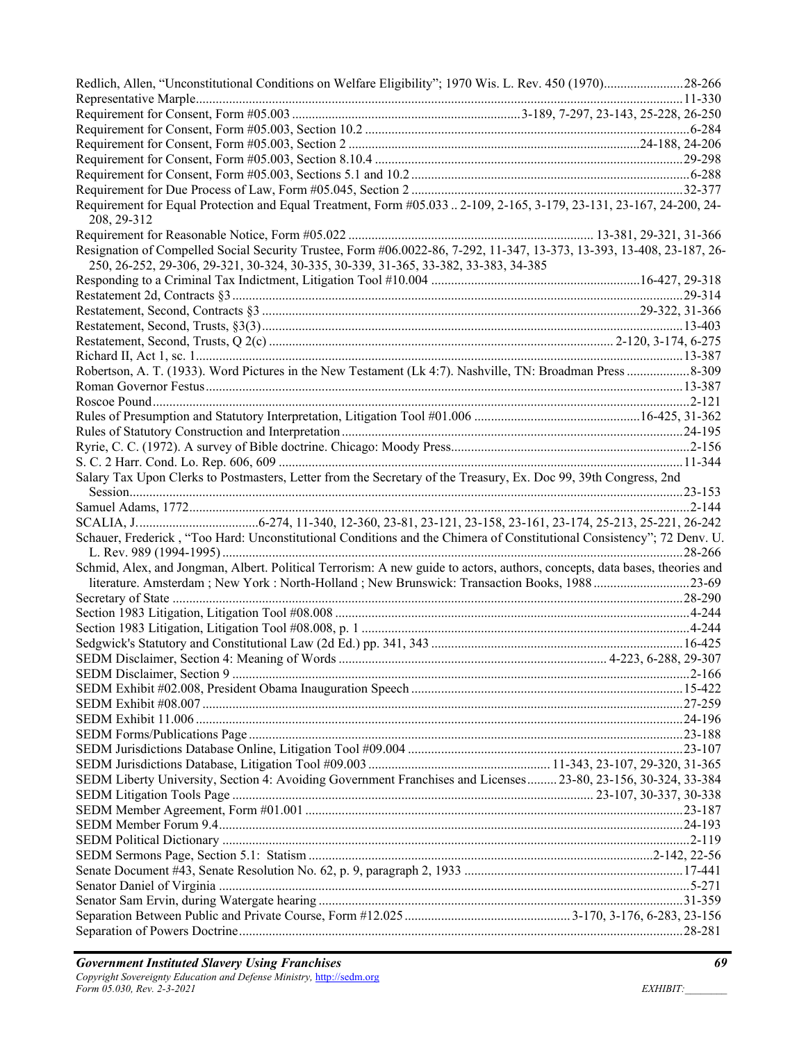Redlich, Allen, "Unconstitutional Conditions on Welfare Eligibility"; 1970 Wis. L. Rev. 450 (1970)........................28-266
Representative Marple.................................................................................................................................11-330
Requirement for Consent, Form #05.003 ....................................................................3-189, 7-297, 23-143, 25-228, 26-250
Requirement for Consent, Form #05.003, Section 10.2 .................................................................................................6-284
Requirement for Consent, Form #05.003, Section 2 ......................................................................................24-188, 24-206
Requirement for Consent, Form #05.003, Section 8.10.4 ............................................................................................29-298
Requirement for Consent, Form #05.003, Sections 5.1 and 10.2 ...................................................................................6-288
Requirement for Due Process of Law, Form #05.045, Section 2 .................................................................................32-377
Requirement for Equal Protection and Equal Treatment, Form #05.033 .. 2-109, 2-165, 3-179, 23-131, 23-167, 24-200, 24-208, 29-312
Requirement for Reasonable Notice, Form #05.022 .......................................................................... 13-381, 29-321, 31-366
Resignation of Compelled Social Security Trustee, Form #06.0022-86, 7-292, 11-347, 13-373, 13-393, 13-408, 23-187, 26-250, 26-252, 29-306, 29-321, 30-324, 30-335, 30-339, 31-365, 33-382, 33-383, 34-385
Responding to a Criminal Tax Indictment, Litigation Tool #10.004 ..............................................................16-427, 29-318
Restatement 2d, Contracts §3 .......................................................................................................................................29-314
Restatement, Second, Contracts §3 ...............................................................................................................29-322, 31-366
Restatement, Second, Trusts, §3(3).............................................................................................................................13-403
Restatement, Second, Trusts, Q 2(c) ........................................................................................................ 2-120, 3-174, 6-275
Richard II, Act 1, sc. 1.................................................................................................................................................13-387
Robertson, A. T. (1933). Word Pictures in the New Testament (Lk 4:7). Nashville, TN: Broadman Press ...................8-309
Roman Governor Festus..............................................................................................................................................13-387
Roscoe Pound................................................................................................................................................................2-121
Rules of Presumption and Statutory Interpretation, Litigation Tool #01.006 .................................................16-425, 31-362
Rules of Statutory Construction and Interpretation......................................................................................................24-195
Ryrie, C. C. (1972). A survey of Bible doctrine. Chicago: Moody Press.......................................................................2-156
S. C. 2 Harr. Cond. Lo. Rep. 606, 609 .........................................................................................................................11-344
Salary Tax Upon Clerks to Postmasters, Letter from the Secretary of the Treasury, Ex. Doc 99, 39th Congress, 2nd Session.........................................................................................................................................................23-153
Samuel Adams, 1772.....................................................................................................................................................2-144
SCALIA, J.....................................6-274, 11-340, 12-360, 23-81, 23-121, 23-158, 23-161, 23-174, 25-213, 25-221, 26-242
Schauer, Frederick , "Too Hard: Unconstitutional Conditions and the Chimera of Constitutional Consistency"; 72 Denv. U. L. Rev. 989 (1994-1995) ..........................................................................................................................28-266
Schmid, Alex, and Jongman, Albert. Political Terrorism: A new guide to actors, authors, concepts, data bases, theories and literature. Amsterdam ; New York : North-Holland ; New Brunswick: Transaction Books, 1988 .............................23-69
Secretary of State ........................................................................................................................................................28-290
Section 1983 Litigation, Litigation Tool #08.008 .........................................................................................................4-244
Section 1983 Litigation, Litigation Tool #08.008, p. 1 .................................................................................................4-244
Sedgwick's Statutory and Constitutional Law (2d Ed.) pp. 341, 343 ...........................................................................16-425
SEDM Disclaimer, Section 4: Meaning of Words ................................................................................ 4-223, 6-288, 29-307
SEDM Disclaimer, Section 9 ........................................................................................................................................2-166
SEDM Exhibit #02.008, President Obama Inauguration Speech .................................................................................15-422
SEDM Exhibit #08.007 ...............................................................................................................................................27-259
SEDM Exhibit 11.006 .................................................................................................................................................24-196
SEDM Forms/Publications Page .................................................................................................................................23-188
SEDM Jurisdictions Database Online, Litigation Tool #09.004 .................................................................................23-107
SEDM Jurisdictions Database, Litigation Tool #09.003 ....................................................... 11-343, 23-107, 29-320, 31-365
SEDM Liberty University, Section 4: Avoiding Government Franchises and Licenses......... 23-80, 23-156, 30-324, 33-384
SEDM Litigation Tools Page ........................................................................................................... 23-107, 30-337, 30-338
SEDM Member Agreement, Form #01.001 .................................................................................................................23-187
SEDM Member Forum 9.4..........................................................................................................................................24-193
SEDM Political Dictionary ...........................................................................................................................................2-119
SEDM Sermons Page, Section 5.1: Statism .....................................................................................................2-142, 22-56
Senate Document #43, Senate Resolution No. 62, p. 9, paragraph 2, 1933 .................................................................17-441
Senator Daniel of Virginia ............................................................................................................................................5-271
Senator Sam Ervin, during Watergate hearing .............................................................................................................31-359
Separation Between Public and Private Course, Form #12.025 ................................................. 3-170, 3-176, 6-283, 23-156
Separation of Powers Doctrine.....................................................................................................................................28-281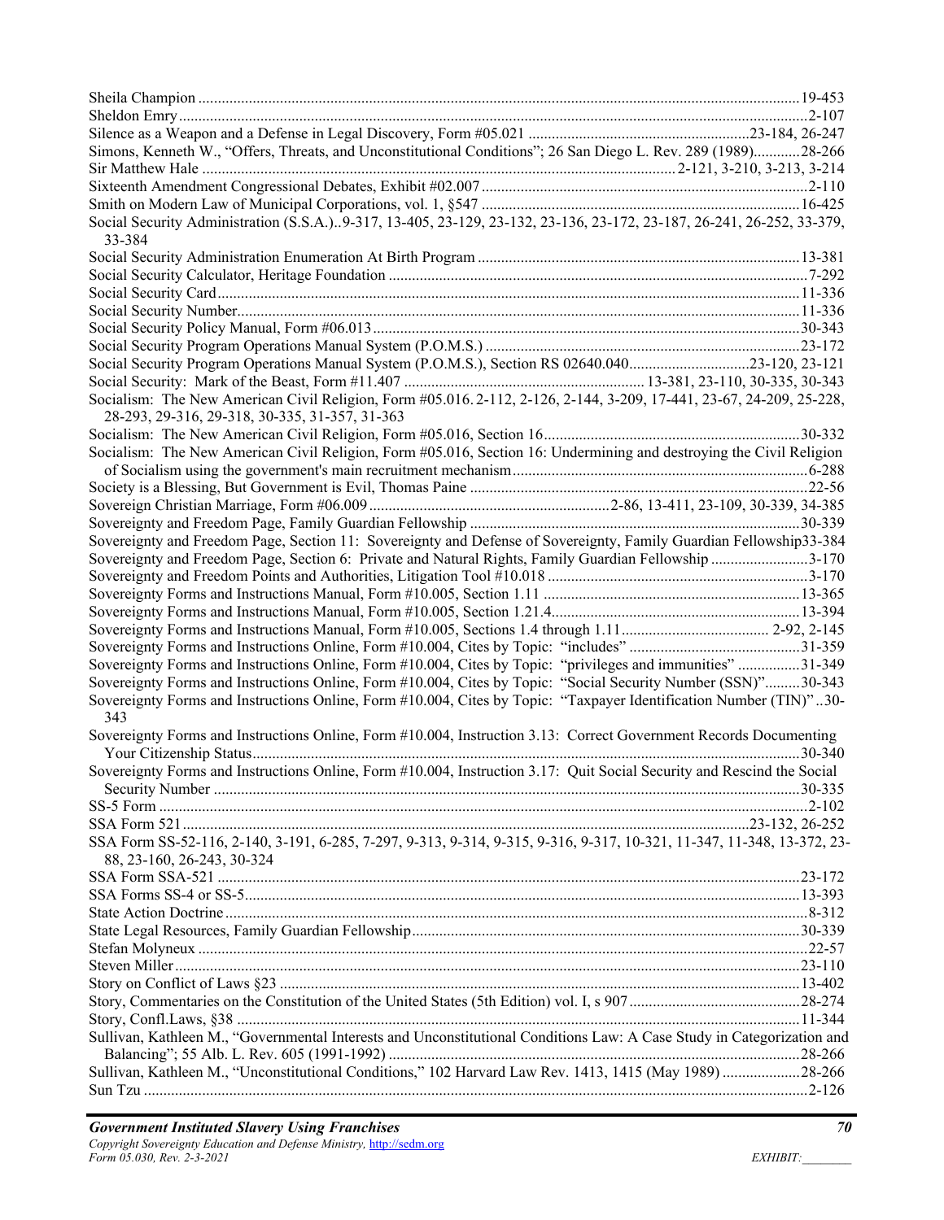Sheila Champion ........................................................................................................................................19-453
Sheldon Emry..................................................................................................................................................2-107
Silence as a Weapon and a Defense in Legal Discovery, Form #05.021 ........................................................23-184, 26-247
Simons, Kenneth W., "Offers, Threats, and Unconstitutional Conditions"; 26 San Diego L. Rev. 289 (1989)............28-266
Sir Matthew Hale .......................................................................................................... 2-121, 3-210, 3-213, 3-214
Sixteenth Amendment Congressional Debates, Exhibit #02.007 ...................................................................2-110
Smith on Modern Law of Municipal Corporations, vol. 1, §547 ....................................................................16-425
Social Security Administration (S.S.A.)..9-317, 13-405, 23-129, 23-132, 23-136, 23-172, 23-187, 26-241, 26-252, 33-379, 33-384
Social Security Administration Enumeration At Birth Program ....................................................................13-381
Social Security Calculator, Heritage Foundation ..........................................................................................7-292
Social Security Card.....................................................................................................................................11-336
Social Security Number................................................................................................................................11-336
Social Security Policy Manual, Form #06.013 ...............................................................................................30-343
Social Security Program Operations Manual System (P.O.M.S.) ..................................................................23-172
Social Security Program Operations Manual System (P.O.M.S.), Section RS 02640.040...............................23-120, 23-121
Social Security: Mark of the Beast, Form #11.407 .............................................................. 13-381, 23-110, 30-335, 30-343
Socialism: The New American Civil Religion, Form #05.016. 2-112, 2-126, 2-144, 3-209, 17-441, 23-67, 24-209, 25-228, 28-293, 29-316, 29-318, 30-335, 31-357, 31-363
Socialism: The New American Civil Religion, Form #05.016, Section 16...................................................30-332
Socialism: The New American Civil Religion, Form #05.016, Section 16: Undermining and destroying the Civil Religion of Socialism using the government's main recruitment mechanism............................................................................6-288
Society is a Blessing, But Government is Evil, Thomas Paine ......................................................................22-56
Sovereign Christian Marriage, Form #06.009 .............................................................2-86, 13-411, 23-109, 30-339, 34-385
Sovereignty and Freedom Page, Family Guardian Fellowship ......................................................................30-339
Sovereignty and Freedom Page, Section 11: Sovereignty and Defense of Sovereignty, Family Guardian Fellowship33-384
Sovereignty and Freedom Page, Section 6: Private and Natural Rights, Family Guardian Fellowship .........................3-170
Sovereignty and Freedom Points and Authorities, Litigation Tool #10.018 ...................................................3-170
Sovereignty Forms and Instructions Manual, Form #10.005, Section 1.11 ....................................................13-365
Sovereignty Forms and Instructions Manual, Form #10.005, Section 1.21.4...................................................13-394
Sovereignty Forms and Instructions Manual, Form #10.005, Sections 1.4 through 1.11..................................... 2-92, 2-145
Sovereignty Forms and Instructions Online, Form #10.004, Cites by Topic: "includes" ............................................31-359
Sovereignty Forms and Instructions Online, Form #10.004, Cites by Topic: "privileges and immunities" ................31-349
Sovereignty Forms and Instructions Online, Form #10.004, Cites by Topic: "Social Security Number (SSN)".........30-343
Sovereignty Forms and Instructions Online, Form #10.004, Cites by Topic: "Taxpayer Identification Number (TIN)" ..30-343
Sovereignty Forms and Instructions Online, Form #10.004, Instruction 3.13: Correct Government Records Documenting Your Citizenship Status..............................................................................................................................30-340
Sovereignty Forms and Instructions Online, Form #10.004, Instruction 3.17: Quit Social Security and Rescind the Social Security Number ......................................................................................................................30-335
SS-5 Form .....................................................................................................................................................2-102
SSA Form 521................................................................................................................................23-132, 26-252
SSA Form SS-52-116, 2-140, 3-191, 6-285, 7-297, 9-313, 9-314, 9-315, 9-316, 9-317, 10-321, 11-347, 11-348, 13-372, 23-88, 23-160, 26-243, 30-324
SSA Form SSA-521 ......................................................................................................................................23-172
SSA Forms SS-4 or SS-5...............................................................................................................................13-393
State Action Doctrine.....................................................................................................................................8-312
State Legal Resources, Family Guardian Fellowship....................................................................................30-339
Stefan Molyneux ...........................................................................................................................................22-57
Steven Miller.................................................................................................................................................23-110
Story on Conflict of Laws §23 .....................................................................................................................13-402
Story, Commentaries on the Constitution of the United States (5th Edition) vol. I, s 907............................................28-274
Story, Confl.Laws, §38 ...............................................................................................................................11-344
Sullivan, Kathleen M., "Governmental Interests and Unconstitutional Conditions Law: A Case Study in Categorization and Balancing"; 55 Alb. L. Rev. 605 (1991-1992) ..........................................................................................28-266
Sullivan, Kathleen M., "Unconstitutional Conditions," 102 Harvard Law Rev. 1413, 1415 (May 1989) ....................28-266
Sun Tzu ..........................................................................................................................................................2-126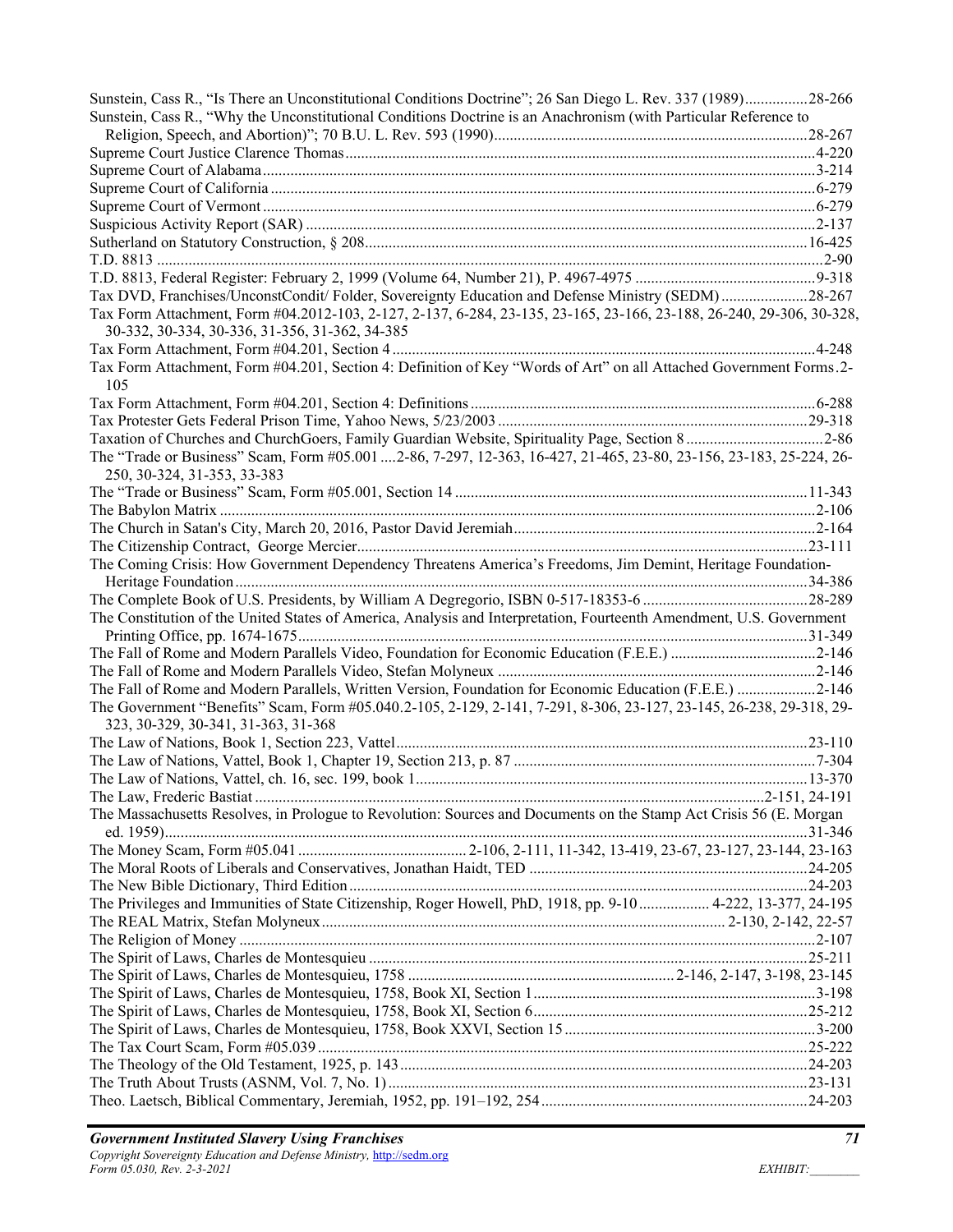Sunstein, Cass R., "Is There an Unconstitutional Conditions Doctrine"; 26 San Diego L. Rev. 337 (1989)................28-266
Sunstein, Cass R., "Why the Unconstitutional Conditions Doctrine is an Anachronism (with Particular Reference to Religion, Speech, and Abortion)"; 70 B.U. L. Rev. 593 (1990)................28-267
Supreme Court Justice Clarence Thomas................4-220
Supreme Court of Alabama................3-214
Supreme Court of California................6-279
Supreme Court of Vermont................6-279
Suspicious Activity Report (SAR)................2-137
Sutherland on Statutory Construction, § 208................16-425
T.D. 8813................2-90
T.D. 8813, Federal Register: February 2, 1999 (Volume 64, Number 21), P. 4967-4975................9-318
Tax DVD, Franchises/UnconstCondit/ Folder, Sovereignty Education and Defense Ministry (SEDM)................28-267
Tax Form Attachment, Form #04.2012-103, 2-127, 2-137, 6-284, 23-135, 23-165, 23-166, 23-188, 26-240, 29-306, 30-328, 30-332, 30-334, 30-336, 31-356, 31-362, 34-385
Tax Form Attachment, Form #04.201, Section 4................4-248
Tax Form Attachment, Form #04.201, Section 4: Definition of Key "Words of Art" on all Attached Government Forms.2-105
Tax Form Attachment, Form #04.201, Section 4: Definitions................6-288
Tax Protester Gets Federal Prison Time, Yahoo News, 5/23/2003................29-318
Taxation of Churches and ChurchGoers, Family Guardian Website, Spirituality Page, Section 8................2-86
The "Trade or Business" Scam, Form #05.001 ....2-86, 7-297, 12-363, 16-427, 21-465, 23-80, 23-156, 23-183, 25-224, 26-250, 30-324, 31-353, 33-383
The "Trade or Business" Scam, Form #05.001, Section 14................11-343
The Babylon Matrix................2-106
The Church in Satan's City, March 20, 2016, Pastor David Jeremiah................2-164
The Citizenship Contract, George Mercier................23-111
The Coming Crisis: How Government Dependency Threatens America's Freedoms, Jim Demint, Heritage Foundation-Heritage Foundation................34-386
The Complete Book of U.S. Presidents, by William A Degregorio, ISBN 0-517-18353-6................28-289
The Constitution of the United States of America, Analysis and Interpretation, Fourteenth Amendment, U.S. Government Printing Office, pp. 1674-1675................31-349
The Fall of Rome and Modern Parallels Video, Foundation for Economic Education (F.E.E.)................2-146
The Fall of Rome and Modern Parallels Video, Stefan Molyneux................2-146
The Fall of Rome and Modern Parallels, Written Version, Foundation for Economic Education (F.E.E.)................2-146
The Government "Benefits" Scam, Form #05.040.2-105, 2-129, 2-141, 7-291, 8-306, 23-127, 23-145, 26-238, 29-318, 29-323, 30-329, 30-341, 31-363, 31-368
The Law of Nations, Book 1, Section 223, Vattel................23-110
The Law of Nations, Vattel, Book 1, Chapter 19, Section 213, p. 87................7-304
The Law of Nations, Vattel, ch. 16, sec. 199, book 1................13-370
The Law, Frederic Bastiat................2-151, 24-191
The Massachusetts Resolves, in Prologue to Revolution: Sources and Documents on the Stamp Act Crisis 56 (E. Morgan ed. 1959)................31-346
The Money Scam, Form #05.041................2-106, 2-111, 11-342, 13-419, 23-67, 23-127, 23-144, 23-163
The Moral Roots of Liberals and Conservatives, Jonathan Haidt, TED................24-205
The New Bible Dictionary, Third Edition................24-203
The Privileges and Immunities of State Citizenship, Roger Howell, PhD, 1918, pp. 9-10................4-222, 13-377, 24-195
The REAL Matrix, Stefan Molyneux................2-130, 2-142, 22-57
The Religion of Money................2-107
The Spirit of Laws, Charles de Montesquieu................25-211
The Spirit of Laws, Charles de Montesquieu, 1758................2-146, 2-147, 3-198, 23-145
The Spirit of Laws, Charles de Montesquieu, 1758, Book XI, Section 1................3-198
The Spirit of Laws, Charles de Montesquieu, 1758, Book XI, Section 6................25-212
The Spirit of Laws, Charles de Montesquieu, 1758, Book XXVI, Section 15................3-200
The Tax Court Scam, Form #05.039................25-222
The Theology of the Old Testament, 1925, p. 143................24-203
The Truth About Trusts (ASNM, Vol. 7, No. 1)................23-131
Theo. Laetsch, Biblical Commentary, Jeremiah, 1952, pp. 191–192, 254................24-203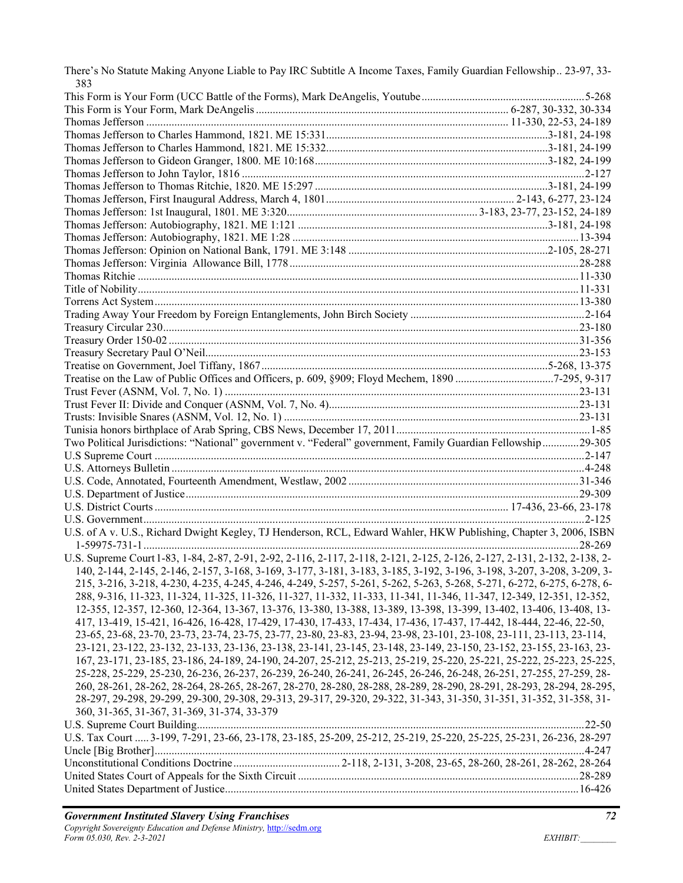There's No Statute Making Anyone Liable to Pay IRC Subtitle A Income Taxes, Family Guardian Fellowship.. 23-97, 33-383

This Form is Your Form (UCC Battle of the Forms), Mark DeAngelis, Youtube ........................................................ 5-268

This Form is Your Form, Mark DeAngelis ........................................................................................ 6-287, 30-332, 30-334

Thomas Jefferson ............................................................................................................... 11-330, 22-53, 24-189

Thomas Jefferson to Charles Hammond, 1821. ME 15:331............................................................................3-181, 24-198

Thomas Jefferson to Charles Hammond, 1821. ME 15:332............................................................................3-181, 24-199

Thomas Jefferson to Gideon Granger, 1800. ME 10:168.................................................................................3-182, 24-199

Thomas Jefferson to John Taylor, 1816 .......................................................................................................................2-127

Thomas Jefferson to Thomas Ritchie, 1820. ME 15:297 .................................................................................3-181, 24-199

Thomas Jefferson, First Inaugural Address, March 4, 1801 .................................................................. 2-143, 6-277, 23-124

Thomas Jefferson: 1st Inaugural, 1801. ME 3:320.................................................................. 3-183, 23-77, 23-152, 24-189

Thomas Jefferson: Autobiography, 1821. ME 1:121 ......................................................................................3-181, 24-198

Thomas Jefferson: Autobiography, 1821. ME 1:28 ..........................................................................................................13-394

Thomas Jefferson: Opinion on National Bank, 1791. ME 3:148 .....................................................................2-105, 28-271

Thomas Jefferson: Virginia Allowance Bill, 1778 ...........................................................................................................28-288

Thomas Ritchie ..............................................................................................................................................11-330

Title of Nobility..............................................................................................................................................11-331

Torrens Act System........................................................................................................................................13-380

Trading Away Your Freedom by Foreign Entanglements, John Birch Society ...............................................................2-164

Treasury Circular 230.....................................................................................................................................23-180

Treasury Order 150-02 ...................................................................................................................................31-356

Treasury Secretary Paul O'Neil.......................................................................................................................23-153

Treatise on Government, Joel Tiffany, 1867 ..................................................................................................5-268, 13-375

Treatise on the Law of Public Offices and Officers, p. 609, §909; Floyd Mechem, 1890 ..................................7-295, 9-317

Trust Fever (ASNM, Vol. 7, No. 1) ...............................................................................................................23-131

Trust Fever II: Divide and Conquer (ASNM, Vol. 7, No. 4).............................................................................23-131

Trusts: Invisible Snares (ASNM, Vol. 12, No. 1) ...........................................................................................23-131

Tunisia honors birthplace of Arab Spring, CBS News, December 17, 2011.........................................................1-85

Two Political Jurisdictions: "National" government v. "Federal" government, Family Guardian Fellowship.............29-305

U.S Supreme Court ..........................................................................................................................................2-147

U.S. Attorneys Bulletin ....................................................................................................................................4-248

U.S. Code, Annotated, Fourteenth Amendment, Westlaw, 2002 .......................................................................31-346

U.S. Department of Justice..............................................................................................................................29-309

U.S. District Courts ................................................................................................................ 17-436, 23-66, 23-178

U.S. Government..............................................................................................................................................2-125

U.S. of A v. U.S., Richard Dwight Kegley, TJ Henderson, RCL, Edward Wahler, HKW Publishing, Chapter 3, 2006, ISBN 1-59975-731-1 .......................................................................................................................................28-269

U.S. Supreme Court 1-83, 1-84, 2-87, 2-91, 2-92, 2-116, 2-117, 2-118, 2-121, 2-125, 2-126, 2-127, 2-131, 2-132, 2-138, 2-140, 2-144, 2-145, 2-146, 2-157, 3-168, 3-169, 3-177, 3-181, 3-183, 3-185, 3-192, 3-196, 3-198, 3-207, 3-208, 3-209, 3-215, 3-216, 3-218, 4-230, 4-235, 4-245, 4-246, 4-249, 5-257, 5-261, 5-262, 5-263, 5-268, 5-271, 6-272, 6-275, 6-278, 6-288, 9-316, 11-323, 11-324, 11-325, 11-326, 11-327, 11-332, 11-333, 11-341, 11-346, 11-347, 12-349, 12-351, 12-352, 12-355, 12-357, 12-360, 12-364, 13-367, 13-376, 13-380, 13-388, 13-389, 13-398, 13-399, 13-402, 13-406, 13-408, 13-417, 13-419, 15-421, 16-426, 16-428, 17-429, 17-430, 17-433, 17-434, 17-436, 17-437, 17-442, 18-444, 22-46, 22-50, 23-65, 23-68, 23-70, 23-73, 23-74, 23-75, 23-77, 23-80, 23-83, 23-94, 23-98, 23-101, 23-108, 23-111, 23-113, 23-114, 23-121, 23-122, 23-132, 23-133, 23-136, 23-138, 23-141, 23-145, 23-148, 23-149, 23-150, 23-152, 23-155, 23-163, 23-167, 23-171, 23-185, 23-186, 24-189, 24-190, 24-207, 25-212, 25-213, 25-219, 25-220, 25-221, 25-222, 25-223, 25-225, 25-228, 25-229, 25-230, 26-236, 26-237, 26-239, 26-240, 26-241, 26-245, 26-246, 26-248, 26-251, 27-255, 27-259, 28-260, 28-261, 28-262, 28-264, 28-265, 28-267, 28-270, 28-280, 28-288, 28-289, 28-290, 28-291, 28-293, 28-294, 28-295, 28-297, 29-298, 29-299, 29-300, 29-308, 29-313, 29-317, 29-320, 29-322, 31-343, 31-350, 31-351, 31-352, 31-358, 31-360, 31-365, 31-367, 31-369, 31-374, 33-379

U.S. Supreme Court Building.............................................................................................................................22-50

U.S. Tax Court ..... 3-199, 7-291, 23-66, 23-178, 23-185, 25-209, 25-212, 25-219, 25-220, 25-225, 25-231, 26-236, 28-297

Uncle [Big Brother].........................................................................................................................................4-247

Unconstitutional Conditions Doctrine...................................... 2-118, 2-131, 3-208, 23-65, 28-260, 28-261, 28-262, 28-264

United States Court of Appeals for the Sixth Circuit ......................................................................................28-289

United States Department of Justice...............................................................................................................16-426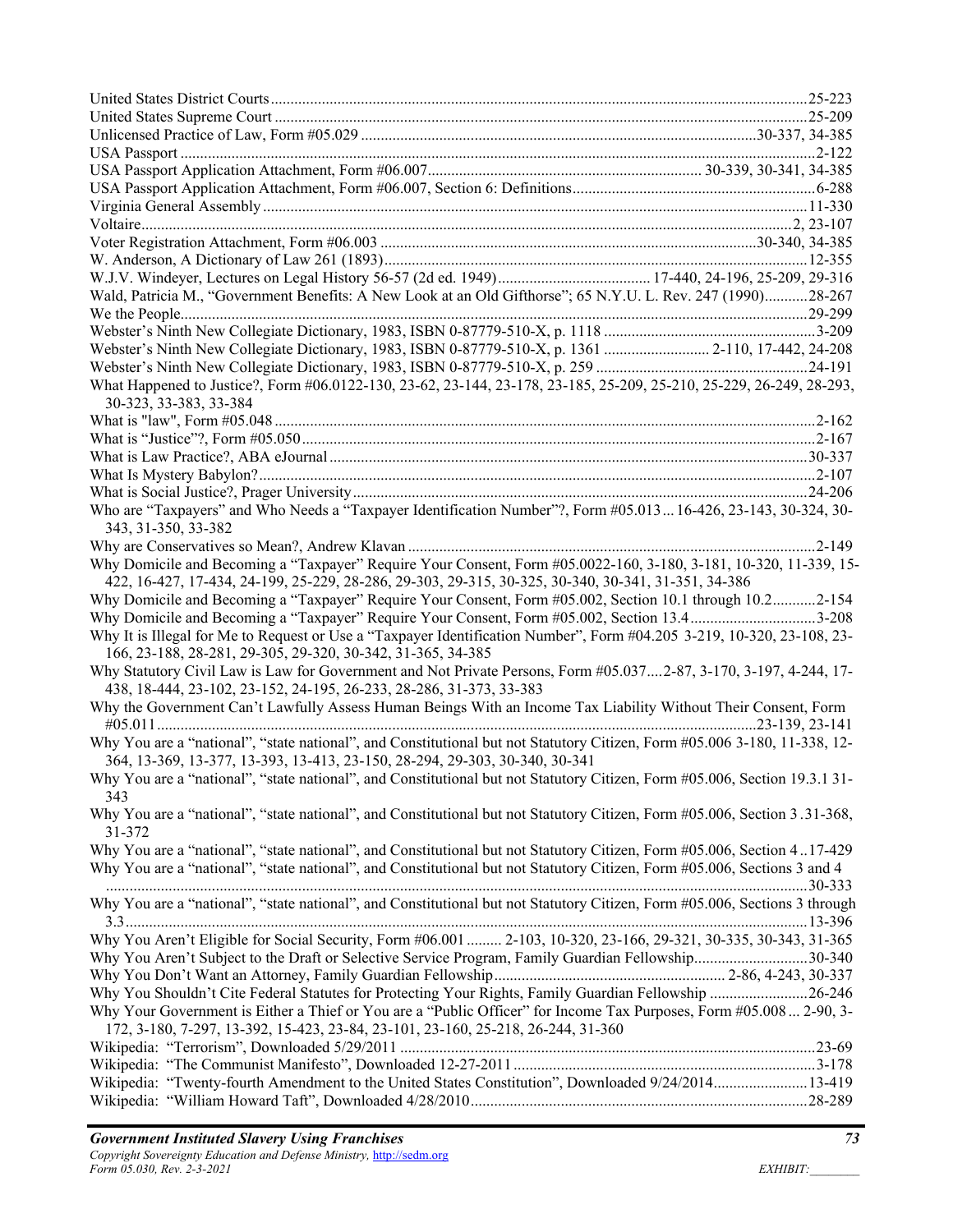United States District Courts........................................................................................................................25-223
United States Supreme Court ........................................................................................................................25-209
Unlicensed Practice of Law, Form #05.029 ...................................................................................30-337, 34-385
USA Passport .................................................................................................................................................2-122
USA Passport Application Attachment, Form #06.007..................................................................... 30-339, 30-341, 34-385
USA Passport Application Attachment, Form #06.007, Section 6: Definitions.............................................................6-288
Virginia General Assembly .........................................................................................................................11-330
Voltaire....................................................................................................................................................2, 23-107
Voter Registration Attachment, Form #06.003 ..............................................................................................30-340, 34-385
W. Anderson, A Dictionary of Law 261 (1893).............................................................................................12-355
W.J.V. Windeyer, Lectures on Legal History 56-57 (2d ed. 1949)....................................... 17-440, 24-196, 25-209, 29-316
Wald, Patricia M., "Government Benefits: A New Look at an Old Gifthorse"; 65 N.Y.U. L. Rev. 247 (1990)...........28-267
We the People...............................................................................................................................................29-299
Webster's Ninth New Collegiate Dictionary, 1983, ISBN 0-87779-510-X, p. 1118 ......................................................3-209
Webster's Ninth New Collegiate Dictionary, 1983, ISBN 0-87779-510-X, p. 1361 ........................... 2-110, 17-442, 24-208
Webster's Ninth New Collegiate Dictionary, 1983, ISBN 0-87779-510-X, p. 259 ......................................................24-191
What Happened to Justice?, Form #06.0122-130, 23-62, 23-144, 23-178, 23-185, 25-209, 25-210, 25-229, 26-249, 28-293, 30-323, 33-383, 33-384
What is "law", Form #05.048 .........................................................................................................................2-162
What is "Justice"?, Form #05.050.................................................................................................................2-167
What is Law Practice?, ABA eJournal .........................................................................................................30-337
What Is Mystery Babylon?............................................................................................................................2-107
What is Social Justice?, Prager University...................................................................................................24-206
Who are "Taxpayers" and Who Needs a "Taxpayer Identification Number"?, Form #05.013... 16-426, 23-143, 30-324, 30-343, 31-350, 33-382
Why are Conservatives so Mean?, Andrew Klavan ........................................................................................2-149
Why Domicile and Becoming a "Taxpayer" Require Your Consent, Form #05.0022-160, 3-180, 3-181, 10-320, 11-339, 15-422, 16-427, 17-434, 24-199, 25-229, 28-286, 29-303, 29-315, 30-325, 30-340, 30-341, 31-351, 34-386
Why Domicile and Becoming a "Taxpayer" Require Your Consent, Form #05.002, Section 10.1 through 10.2...........2-154
Why Domicile and Becoming a "Taxpayer" Require Your Consent, Form #05.002, Section 13.4................................3-208
Why It is Illegal for Me to Request or Use a "Taxpayer Identification Number", Form #04.205 3-219, 10-320, 23-108, 23-166, 23-188, 28-281, 29-305, 29-320, 30-342, 31-365, 34-385
Why Statutory Civil Law is Law for Government and Not Private Persons, Form #05.037....2-87, 3-170, 3-197, 4-244, 17-438, 18-444, 23-102, 23-152, 24-195, 26-233, 28-286, 31-373, 33-383
Why the Government Can't Lawfully Assess Human Beings With an Income Tax Liability Without Their Consent, Form #05.011.......................................................................................................................................23-139, 23-141
Why You are a "national", "state national", and Constitutional but not Statutory Citizen, Form #05.006 3-180, 11-338, 12-364, 13-369, 13-377, 13-393, 13-413, 23-150, 28-294, 29-303, 30-340, 30-341
Why You are a "national", "state national", and Constitutional but not Statutory Citizen, Form #05.006, Section 19.3.1 31-343
Why You are a "national", "state national", and Constitutional but not Statutory Citizen, Form #05.006, Section 3 .31-368, 31-372
Why You are a "national", "state national", and Constitutional but not Statutory Citizen, Form #05.006, Section 4 ..17-429
Why You are a "national", "state national", and Constitutional but not Statutory Citizen, Form #05.006, Sections 3 and 4 ..........................................................................................................................................................30-333
Why You are a "national", "state national", and Constitutional but not Statutory Citizen, Form #05.006, Sections 3 through 3.3...........................................................................................................................................................13-396
Why You Aren't Eligible for Social Security, Form #06.001 ......... 2-103, 10-320, 23-166, 29-321, 30-335, 30-343, 31-365
Why You Aren't Subject to the Draft or Selective Service Program, Family Guardian Fellowship............................30-340
Why You Don't Want an Attorney, Family Guardian Fellowship........................................................... 2-86, 4-243, 30-337
Why You Shouldn't Cite Federal Statutes for Protecting Your Rights, Family Guardian Fellowship .........................26-246
Why Your Government is Either a Thief or You are a "Public Officer" for Income Tax Purposes, Form #05.008 ... 2-90, 3-172, 3-180, 7-297, 13-392, 15-423, 23-84, 23-101, 23-160, 25-218, 26-244, 31-360
Wikipedia: "Terrorism", Downloaded 5/29/2011 ........................................................................................23-69
Wikipedia: "The Communist Manifesto", Downloaded 12-27-2011 ............................................................3-178
Wikipedia: "Twenty-fourth Amendment to the United States Constitution", Downloaded 9/24/2014........................13-419
Wikipedia: "William Howard Taft", Downloaded 4/28/2010.....................................................................28-289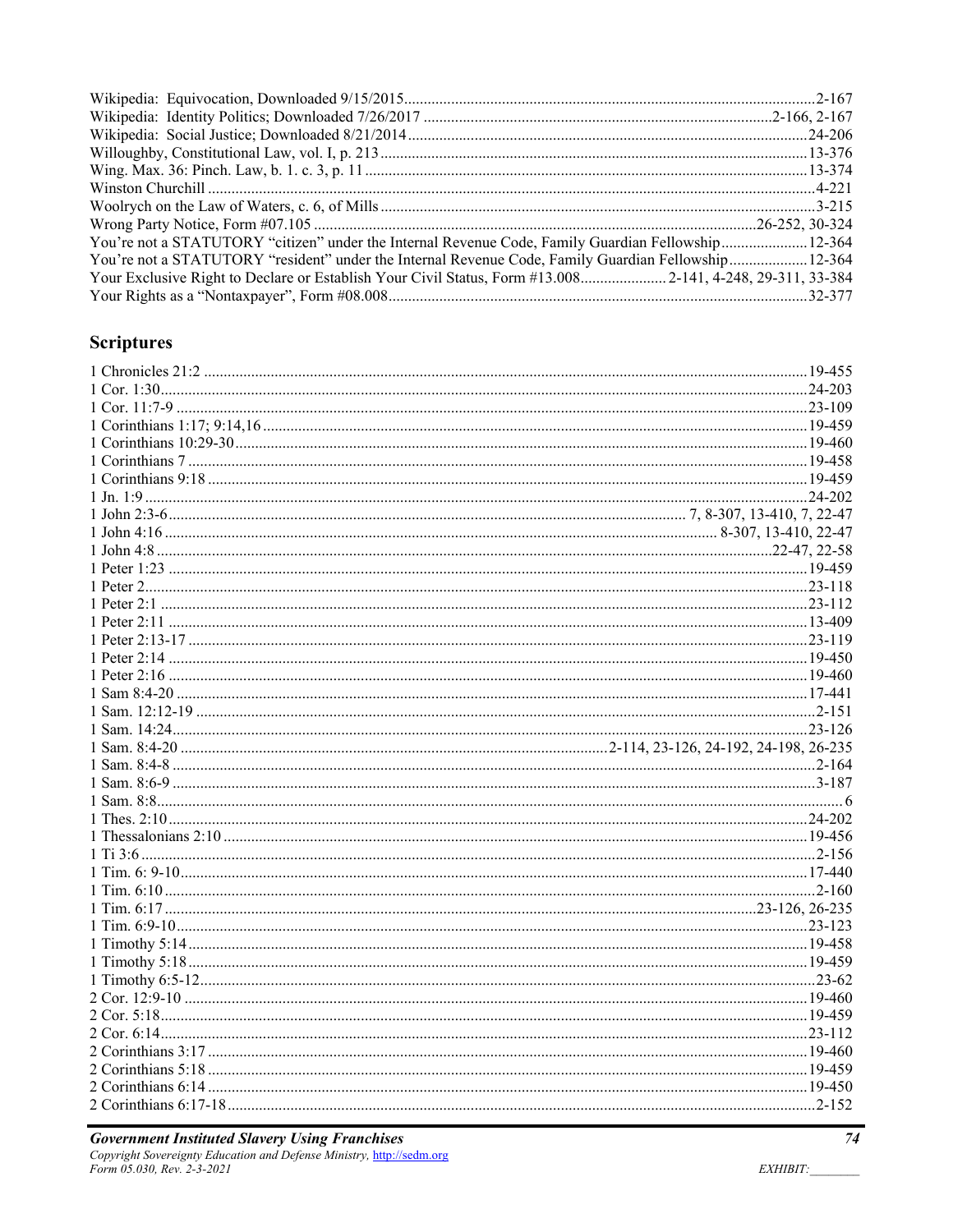Wikipedia: Equivocation, Downloaded 9/15/2015 ........ 2-167
Wikipedia: Identity Politics; Downloaded 7/26/2017 ........ 2-166, 2-167
Wikipedia: Social Justice; Downloaded 8/21/2014 ........ 24-206
Willoughby, Constitutional Law, vol. I, p. 213 ........ 13-376
Wing. Max. 36: Pinch. Law, b. 1. c. 3, p. 11 ........ 13-374
Winston Churchill ........ 4-221
Woolrych on the Law of Waters, c. 6, of Mills ........ 3-215
Wrong Party Notice, Form #07.105 ........ 26-252, 30-324
You're not a STATUTORY "citizen" under the Internal Revenue Code, Family Guardian Fellowship ........ 12-364
You're not a STATUTORY "resident" under the Internal Revenue Code, Family Guardian Fellowship ........ 12-364
Your Exclusive Right to Declare or Establish Your Civil Status, Form #13.008 ........ 2-141, 4-248, 29-311, 33-384
Your Rights as a "Nontaxpayer", Form #08.008 ........ 32-377

## Scriptures

1 Chronicles 21:2 ........ 19-455
1 Cor. 1:30 ........ 24-203
1 Cor. 11:7-9 ........ 23-109
1 Corinthians 1:17; 9:14,16 ........ 19-459
1 Corinthians 10:29-30 ........ 19-460
1 Corinthians 7 ........ 19-458
1 Corinthians 9:18 ........ 19-459
1 Jn. 1:9 ........ 24-202
1 John 2:3-6 ........ 7, 8-307, 13-410, 7, 22-47
1 John 4:16 ........ 8-307, 13-410, 22-47
1 John 4:8 ........ 22-47, 22-58
1 Peter 1:23 ........ 19-459
1 Peter 2 ........ 23-118
1 Peter 2:1 ........ 23-112
1 Peter 2:11 ........ 13-409
1 Peter 2:13-17 ........ 23-119
1 Peter 2:14 ........ 19-450
1 Peter 2:16 ........ 19-460
1 Sam 8:4-20 ........ 17-441
1 Sam. 12:12-19 ........ 2-151
1 Sam. 14:24 ........ 23-126
1 Sam. 8:4-20 ........ 2-114, 23-126, 24-192, 24-198, 26-235
1 Sam. 8:4-8 ........ 2-164
1 Sam. 8:6-9 ........ 3-187
1 Sam. 8:8 ........ 6
1 Thes. 2:10 ........ 24-202
1 Thessalonians 2:10 ........ 19-456
1 Ti 3:6 ........ 2-156
1 Tim. 6: 9-10 ........ 17-440
1 Tim. 6:10 ........ 2-160
1 Tim. 6:17 ........ 23-126, 26-235
1 Tim. 6:9-10 ........ 23-123
1 Timothy 5:14 ........ 19-458
1 Timothy 5:18 ........ 19-459
1 Timothy 6:5-12 ........ 23-62
2 Cor. 12:9-10 ........ 19-460
2 Cor. 5:18 ........ 19-459
2 Cor. 6:14 ........ 23-112
2 Corinthians 3:17 ........ 19-460
2 Corinthians 5:18 ........ 19-459
2 Corinthians 6:14 ........ 19-450
2 Corinthians 6:17-18 ........ 2-152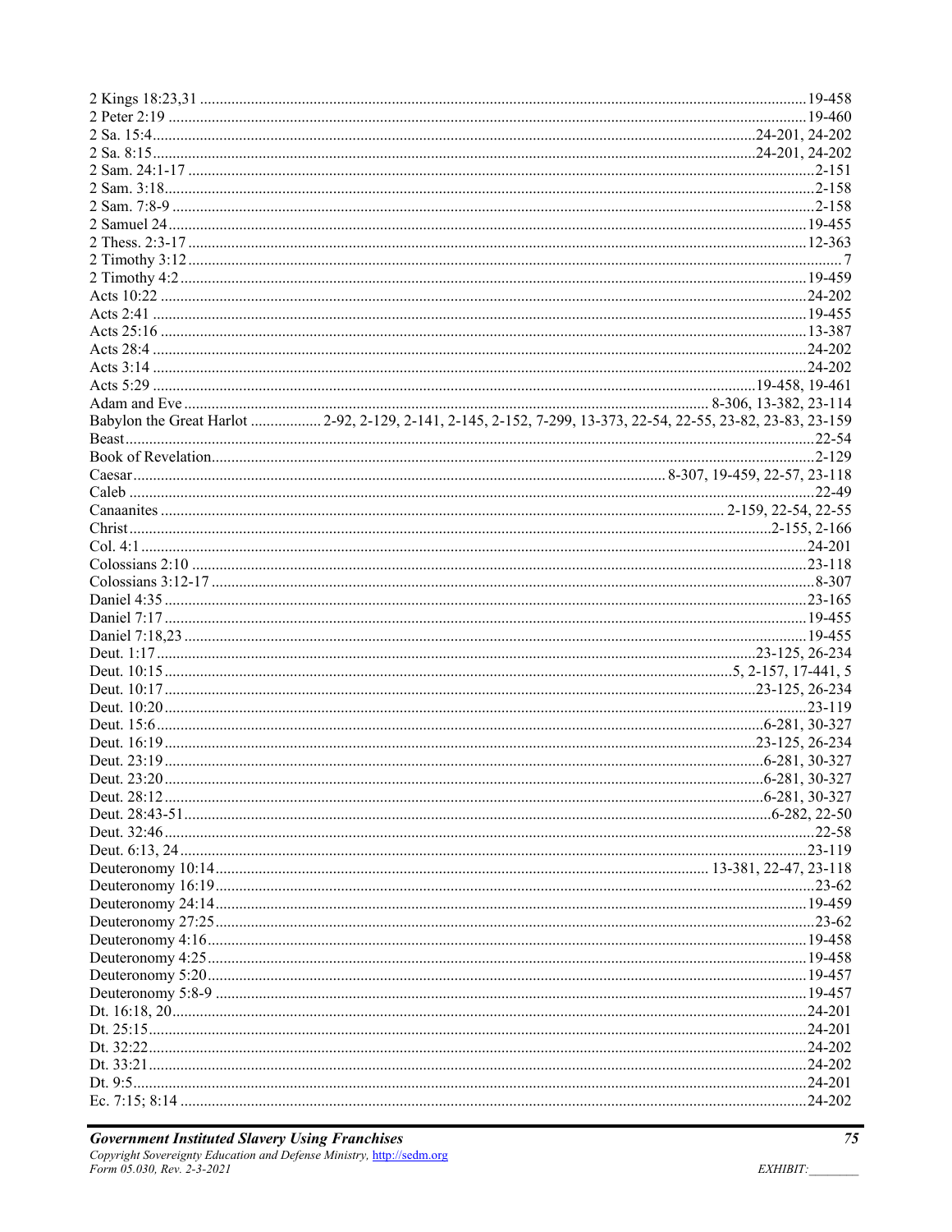2 Kings 18:23,31 ....................19-458
2 Peter 2:19 ....................19-460
2 Sa. 15:4....................24-201, 24-202
2 Sa. 8:15....................24-201, 24-202
2 Sam. 24:1-17 ....................2-151
2 Sam. 3:18....................2-158
2 Sam. 7:8-9 ....................2-158
2 Samuel 24....................19-455
2 Thess. 2:3-17....................12-363
2 Timothy 3:12....................7
2 Timothy 4:2....................19-459
Acts 10:22 ....................24-202
Acts 2:41 ....................19-455
Acts 25:16 ....................13-387
Acts 28:4 ....................24-202
Acts 3:14 ....................24-202
Acts 5:29 ....................19-458, 19-461
Adam and Eve ....................8-306, 13-382, 23-114
Babylon the Great Harlot ....................2-92, 2-129, 2-141, 2-145, 2-152, 7-299, 13-373, 22-54, 22-55, 23-82, 23-83, 23-159
Beast....................22-54
Book of Revelation....................2-129
Caesar....................8-307, 19-459, 22-57, 23-118
Caleb ....................22-49
Canaanites ....................2-159, 22-54, 22-55
Christ....................2-155, 2-166
Col. 4:1....................24-201
Colossians 2:10 ....................23-118
Colossians 3:12-17....................8-307
Daniel 4:35....................23-165
Daniel 7:17....................19-455
Daniel 7:18,23....................19-455
Deut. 1:17....................23-125, 26-234
Deut. 10:15....................5, 2-157, 17-441, 5
Deut. 10:17....................23-125, 26-234
Deut. 10:20....................23-119
Deut. 15:6....................6-281, 30-327
Deut. 16:19....................23-125, 26-234
Deut. 23:19....................6-281, 30-327
Deut. 23:20....................6-281, 30-327
Deut. 28:12....................6-281, 30-327
Deut. 28:43-51....................6-282, 22-50
Deut. 32:46....................22-58
Deut. 6:13, 24....................23-119
Deuteronomy 10:14....................13-381, 22-47, 23-118
Deuteronomy 16:19....................23-62
Deuteronomy 24:14....................19-459
Deuteronomy 27:25....................23-62
Deuteronomy 4:16....................19-458
Deuteronomy 4:25....................19-458
Deuteronomy 5:20....................19-457
Deuteronomy 5:8-9 ....................19-457
Dt. 16:18, 20....................24-201
Dt. 25:15....................24-201
Dt. 32:22....................24-202
Dt. 33:21....................24-202
Dt. 9:5....................24-201
Ec. 7:15; 8:14 ....................24-202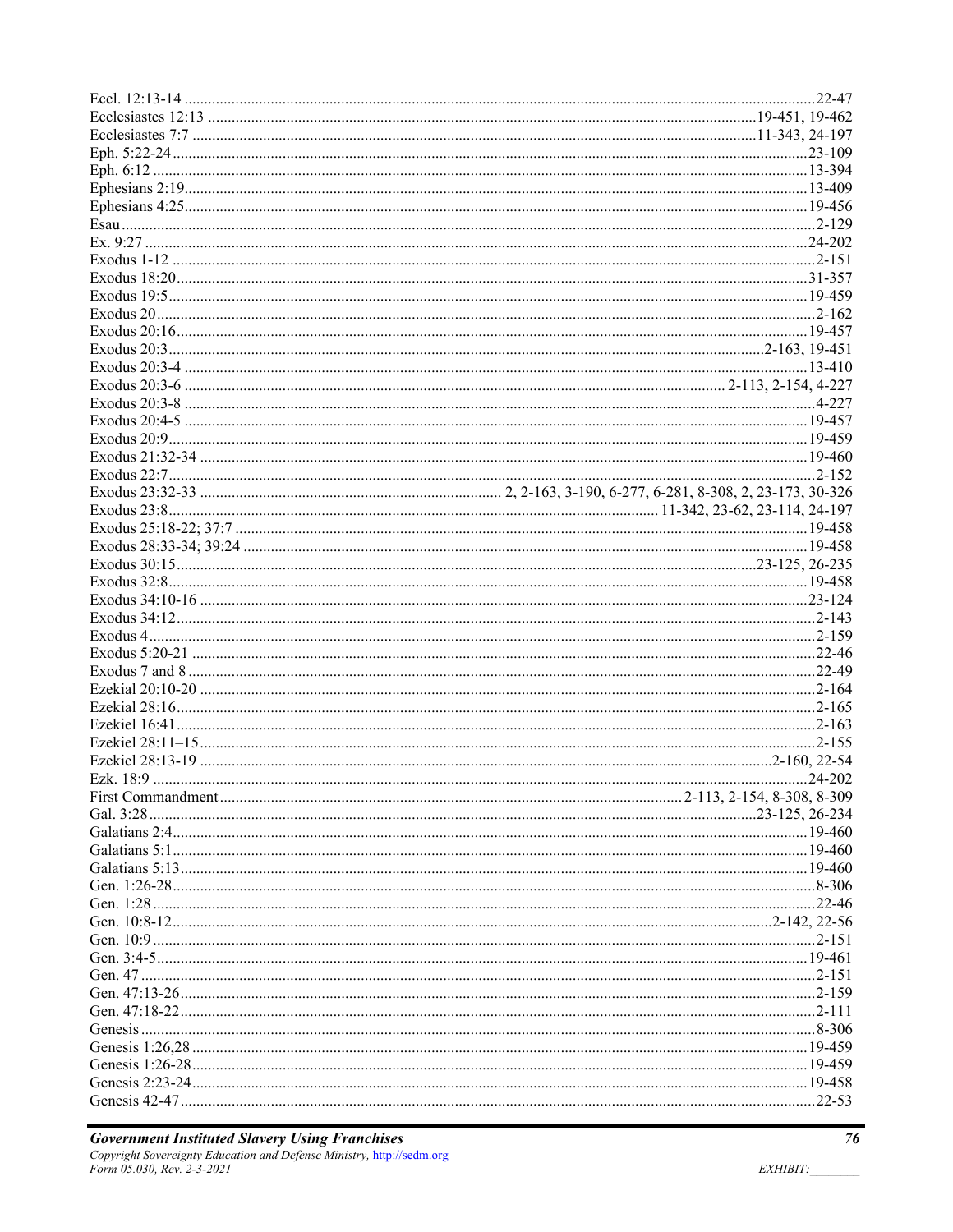Eccl. 12:13-14 ....................22-47
Ecclesiastes 12:13 ....................19-451, 19-462
Ecclesiastes 7:7 ....................11-343, 24-197
Eph. 5:22-24....................23-109
Eph. 6:12 ....................13-394
Ephesians 2:19....................13-409
Ephesians 4:25....................19-456
Esau....................2-129
Ex. 9:27 ....................24-202
Exodus 1-12 ....................2-151
Exodus 18:20....................31-357
Exodus 19:5....................19-459
Exodus 20....................2-162
Exodus 20:16....................19-457
Exodus 20:3....................2-163, 19-451
Exodus 20:3-4 ....................13-410
Exodus 20:3-6 .................... 2-113, 2-154, 4-227
Exodus 20:3-8 ....................4-227
Exodus 20:4-5 ....................19-457
Exodus 20:9....................19-459
Exodus 21:32-34 ....................19-460
Exodus 22:7....................2-152
Exodus 23:32-33 .................... 2, 2-163, 3-190, 6-277, 6-281, 8-308, 2, 23-173, 30-326
Exodus 23:8.................... 11-342, 23-62, 23-114, 24-197
Exodus 25:18-22; 37:7 ....................19-458
Exodus 28:33-34; 39:24 ....................19-458
Exodus 30:15....................23-125, 26-235
Exodus 32:8....................19-458
Exodus 34:10-16 ....................23-124
Exodus 34:12....................2-143
Exodus 4....................2-159
Exodus 5:20-21 ....................22-46
Exodus 7 and 8....................22-49
Ezekial 20:10-20 ....................2-164
Ezekial 28:16....................2-165
Ezekiel 16:41....................2-163
Ezekiel 28:11–15....................2-155
Ezekiel 28:13-19 ....................2-160, 22-54
Ezk. 18:9 ....................24-202
First Commandment.................... 2-113, 2-154, 8-308, 8-309
Gal. 3:28....................23-125, 26-234
Galatians 2:4....................19-460
Galatians 5:1....................19-460
Galatians 5:13....................19-460
Gen. 1:26-28....................8-306
Gen. 1:28....................22-46
Gen. 10:8-12....................2-142, 22-56
Gen. 10:9....................2-151
Gen. 3:4-5....................19-461
Gen. 47....................2-151
Gen. 47:13-26....................2-159
Gen. 47:18-22....................2-111
Genesis....................8-306
Genesis 1:26,28 ....................19-459
Genesis 1:26-28....................19-459
Genesis 2:23-24....................19-458
Genesis 42-47....................22-53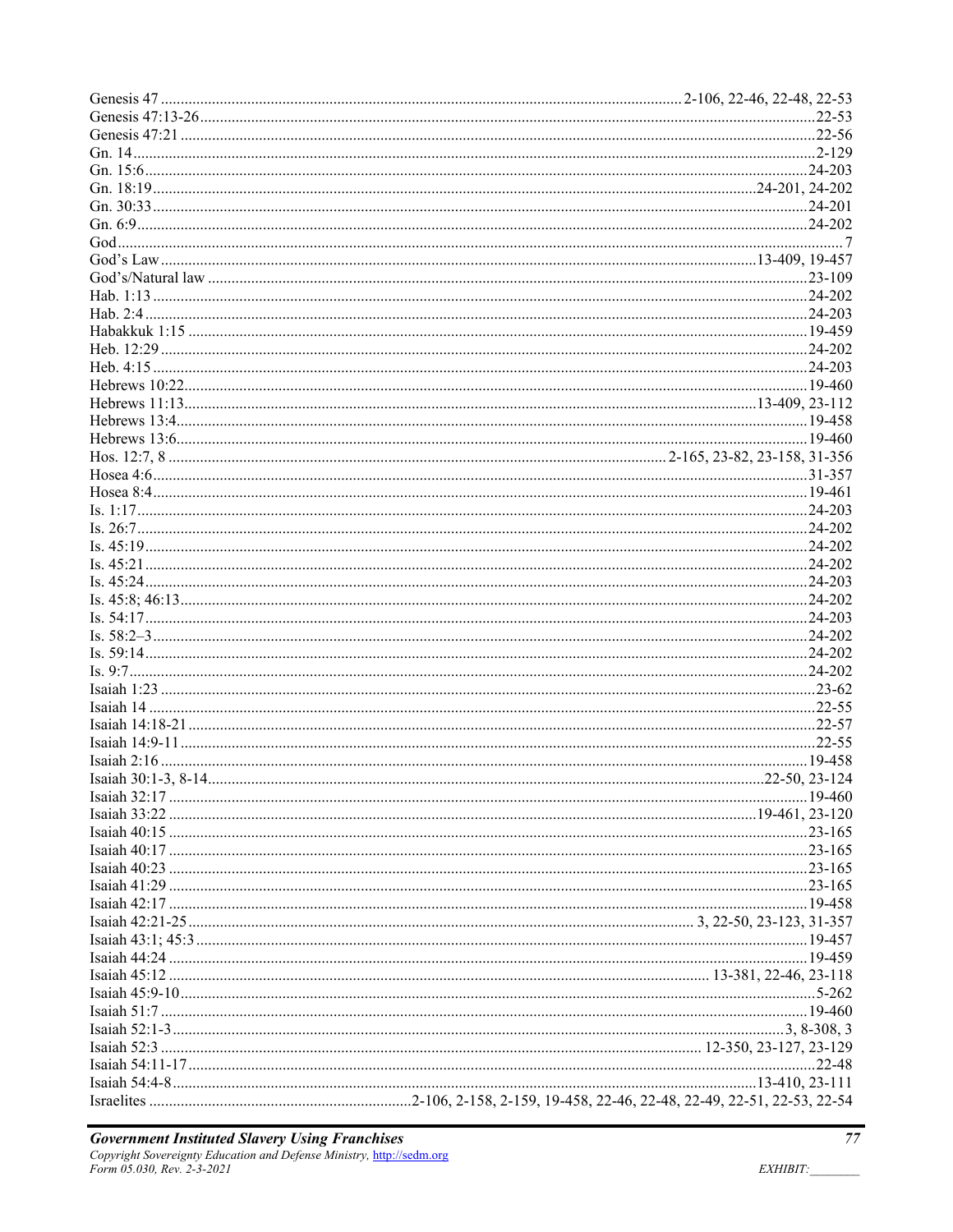Genesis 47 .......... 2-106, 22-46, 22-48, 22-53
Genesis 47:13-26 .......... 22-53
Genesis 47:21 .......... 22-56
Gn. 14 .......... 2-129
Gn. 15:6 .......... 24-203
Gn. 18:19 .......... 24-201, 24-202
Gn. 30:33 .......... 24-201
Gn. 6:9 .......... 24-202
God .......... 7
God's Law .......... 13-409, 19-457
God's/Natural law .......... 23-109
Hab. 1:13 .......... 24-202
Hab. 2:4 .......... 24-203
Habakkuk 1:15 .......... 19-459
Heb. 12:29 .......... 24-202
Heb. 4:15 .......... 24-203
Hebrews 10:22 .......... 19-460
Hebrews 11:13 .......... 13-409, 23-112
Hebrews 13:4 .......... 19-458
Hebrews 13:6 .......... 19-460
Hos. 12:7, 8 .......... 2-165, 23-82, 23-158, 31-356
Hosea 4:6 .......... 31-357
Hosea 8:4 .......... 19-461
Is. 1:17 .......... 24-203
Is. 26:7 .......... 24-202
Is. 45:19 .......... 24-202
Is. 45:21 .......... 24-202
Is. 45:24 .......... 24-203
Is. 45:8; 46:13 .......... 24-202
Is. 54:17 .......... 24-203
Is. 58:2–3 .......... 24-202
Is. 59:14 .......... 24-202
Is. 9:7 .......... 24-202
Isaiah 1:23 .......... 23-62
Isaiah 14 .......... 22-55
Isaiah 14:18-21 .......... 22-57
Isaiah 14:9-11 .......... 22-55
Isaiah 2:16 .......... 19-458
Isaiah 30:1-3, 8-14 .......... 22-50, 23-124
Isaiah 32:17 .......... 19-460
Isaiah 33:22 .......... 19-461, 23-120
Isaiah 40:15 .......... 23-165
Isaiah 40:17 .......... 23-165
Isaiah 40:23 .......... 23-165
Isaiah 41:29 .......... 23-165
Isaiah 42:17 .......... 19-458
Isaiah 42:21-25 .......... 3, 22-50, 23-123, 31-357
Isaiah 43:1; 45:3 .......... 19-457
Isaiah 44:24 .......... 19-459
Isaiah 45:12 .......... 13-381, 22-46, 23-118
Isaiah 45:9-10 .......... 5-262
Isaiah 51:7 .......... 19-460
Isaiah 52:1-3 .......... 3, 8-308, 3
Isaiah 52:3 .......... 12-350, 23-127, 23-129
Isaiah 54:11-17 .......... 22-48
Isaiah 54:4-8 .......... 13-410, 23-111
Israelites .......... 2-106, 2-158, 2-159, 19-458, 22-46, 22-48, 22-49, 22-51, 22-53, 22-54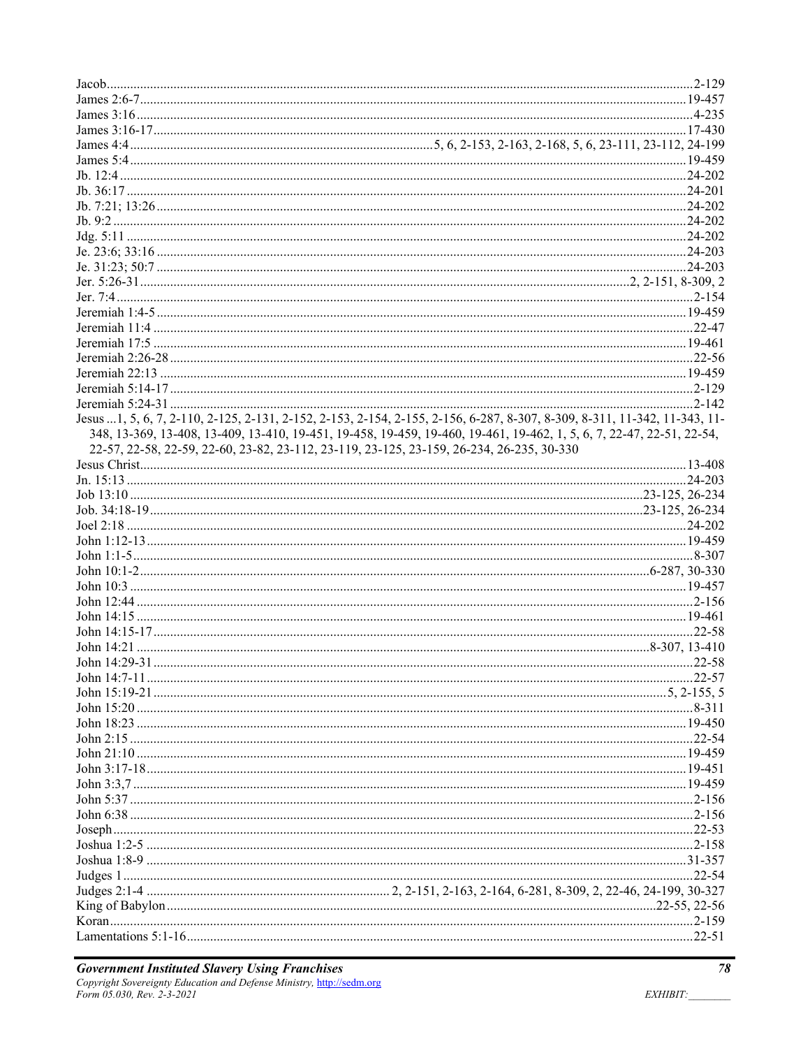Jacob ..... 2-129
James 2:6-7 ..... 19-457
James 3:16 ..... 4-235
James 3:16-17 ..... 17-430
James 4:4 ..... 5, 6, 2-153, 2-163, 2-168, 5, 6, 23-111, 23-112, 24-199
James 5:4 ..... 19-459
Jb. 12:4 ..... 24-202
Jb. 36:17 ..... 24-201
Jb. 7:21; 13:26 ..... 24-202
Jb. 9:2 ..... 24-202
Jdg. 5:11 ..... 24-202
Je. 23:6; 33:16 ..... 24-203
Je. 31:23; 50:7 ..... 24-203
Jer. 5:26-31 ..... 2, 2-151, 8-309, 2
Jer. 7:4 ..... 2-154
Jeremiah 1:4-5 ..... 19-459
Jeremiah 11:4 ..... 22-47
Jeremiah 17:5 ..... 19-461
Jeremiah 2:26-28 ..... 22-56
Jeremiah 22:13 ..... 19-459
Jeremiah 5:14-17 ..... 2-129
Jeremiah 5:24-31 ..... 2-142
Jesus ... 1, 5, 6, 7, 2-110, 2-125, 2-131, 2-152, 2-153, 2-154, 2-155, 2-156, 6-287, 8-307, 8-309, 8-311, 11-342, 11-343, 11-348, 13-369, 13-408, 13-409, 13-410, 19-451, 19-458, 19-459, 19-460, 19-461, 19-462, 1, 5, 6, 7, 22-47, 22-51, 22-54, 22-57, 22-58, 22-59, 22-60, 23-82, 23-112, 23-119, 23-125, 23-159, 26-234, 26-235, 30-330
Jesus Christ ..... 13-408
Jn. 15:13 ..... 24-203
Job 13:10 ..... 23-125, 26-234
Job. 34:18-19 ..... 23-125, 26-234
Joel 2:18 ..... 24-202
John 1:12-13 ..... 19-459
John 1:1-5 ..... 8-307
John 10:1-2 ..... 6-287, 30-330
John 10:3 ..... 19-457
John 12:44 ..... 2-156
John 14:15 ..... 19-461
John 14:15-17 ..... 22-58
John 14:21 ..... 8-307, 13-410
John 14:29-31 ..... 22-58
John 14:7-11 ..... 22-57
John 15:19-21 ..... 5, 2-155, 5
John 15:20 ..... 8-311
John 18:23 ..... 19-450
John 2:15 ..... 22-54
John 21:10 ..... 19-459
John 3:17-18 ..... 19-451
John 3:3,7 ..... 19-459
John 5:37 ..... 2-156
John 6:38 ..... 2-156
Joseph ..... 22-53
Joshua 1:2-5 ..... 2-158
Joshua 1:8-9 ..... 31-357
Judges 1 ..... 22-54
Judges 2:1-4 ..... 2, 2-151, 2-163, 2-164, 6-281, 8-309, 2, 22-46, 24-199, 30-327
King of Babylon ..... 22-55, 22-56
Koran ..... 2-159
Lamentations 5:1-16 ..... 22-51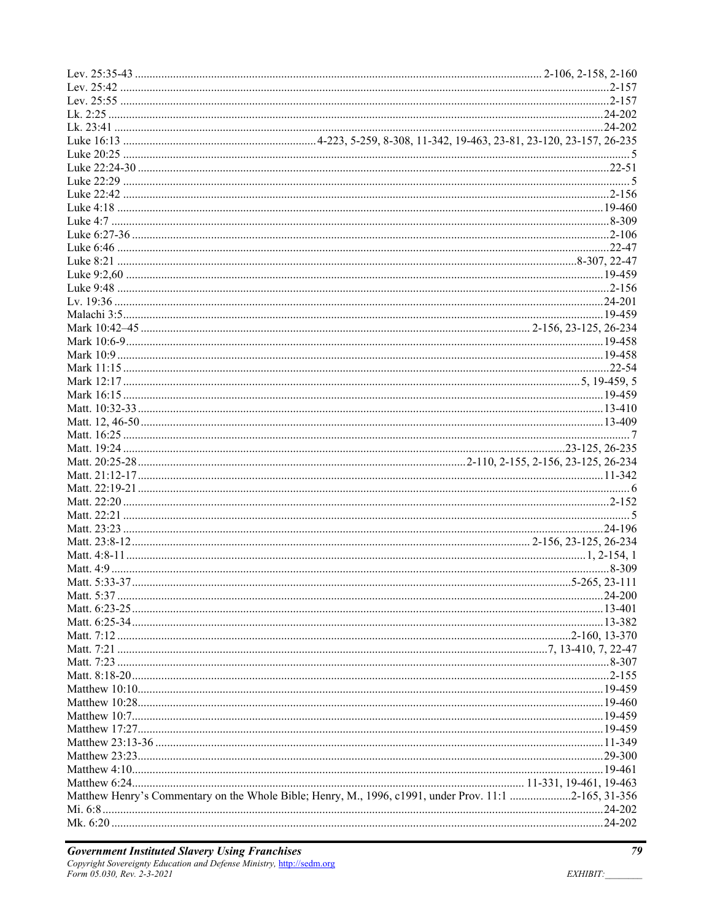Lev. 25:35-43 ........................................................................................................................ 2-106, 2-158, 2-160
Lev. 25:42 ..............................................................................................................................................2-157
Lev. 25:55 ..............................................................................................................................................2-157
Lk. 2:25 .................................................................................................................................................24-202
Lk. 23:41 ...............................................................................................................................................24-202
Luke 16:13 ................................................................4-223, 5-259, 8-308, 11-342, 19-463, 23-81, 23-120, 23-157, 26-235
Luke 20:25 ..................................................................................................................................................... 5
Luke 22:24-30 ..........................................................................................................................................22-51
Luke 22:29 ..................................................................................................................................................... 5
Luke 22:42 ..............................................................................................................................................2-156
Luke 4:18 ..............................................................................................................................................19-460
Luke 4:7 ..................................................................................................................................................8-309
Luke 6:27-36 ..........................................................................................................................................2-106
Luke 6:46 ................................................................................................................................................22-47
Luke 8:21 ......................................................................................................................................8-307, 22-47
Luke 9:2,60 ...........................................................................................................................................19-459
Luke 9:48 ................................................................................................................................................2-156
Lv. 19:36 ...............................................................................................................................................24-201
Malachi 3:5............................................................................................................................................19-459
Mark 10:42–45 ................................................................................................................. 2-156, 23-125, 26-234
Mark 10:6-9...........................................................................................................................................19-458
Mark 10:9 ..............................................................................................................................................19-458
Mark 11:15 ..............................................................................................................................................22-54
Mark 12:17 ..................................................................................................................................5, 19-459, 5
Mark 16:15 ............................................................................................................................................19-459
Matt. 10:32-33 .......................................................................................................................................13-410
Matt. 12, 46-50 ......................................................................................................................................13-409
Matt. 16:25 .................................................................................................................................................... 7
Matt. 19:24 .................................................................................................................................23-125, 26-235
Matt. 20:25-28..........................................................................................2-110, 2-155, 2-156, 23-125, 26-234
Matt. 21:12-17........................................................................................................................................11-342
Matt. 22:19-21 ............................................................................................................................................... 6
Matt. 22:20 ..............................................................................................................................................2-152
Matt. 22:21 .................................................................................................................................................... 5
Matt. 23:23 ............................................................................................................................................24-196
Matt. 23:8-12................................................................................................................. 2-156, 23-125, 26-234
Matt. 4:8-11 .........................................................................................................................................1, 2-154, 1
Matt. 4:9 ..................................................................................................................................................8-309
Matt. 5:33-37 ............................................................................................................................5-265, 23-111
Matt. 5:37 ..............................................................................................................................................24-200
Matt. 6:23-25 .........................................................................................................................................13-401
Matt. 6:25-34 .........................................................................................................................................13-382
Matt. 7:12 ......................................................................................................................................2-160, 13-370
Matt. 7:21 ...................................................................................................................7, 13-410, 7, 22-47
Matt. 7:23 ................................................................................................................................................8-307
Matt. 8:18-20............................................................................................................................................2-155
Matthew 10:10.......................................................................................................................................19-459
Matthew 10:28.......................................................................................................................................19-460
Matthew 10:7.........................................................................................................................................19-459
Matthew 17:27.......................................................................................................................................19-459
Matthew 23:13-36 ..................................................................................................................................11-349
Matthew 23:23.......................................................................................................................................29-300
Matthew 4:10.........................................................................................................................................19-461
Matthew 6:24............................................................................................................... 11-331, 19-461, 19-463
Matthew Henry's Commentary on the Whole Bible; Henry, M., 1996, c1991, under Prov. 11:1 ....................2-165, 31-356
Mi. 6:8...................................................................................................................................................24-202
Mk. 6:20 ...............................................................................................................................................24-202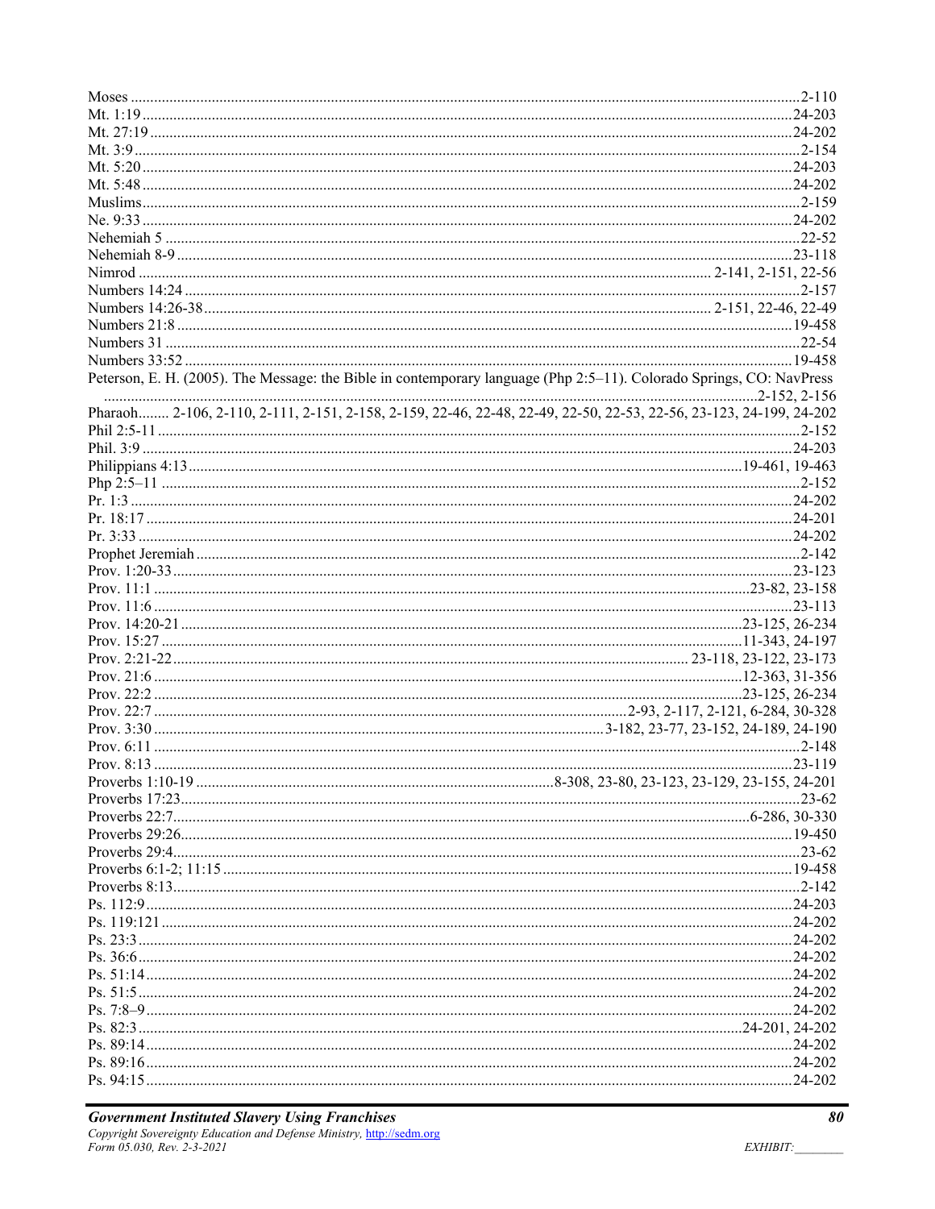Moses ....................................................................................................................................................2-110
Mt. 1:19 ..................................................................................................................................................24-203
Mt. 27:19 ................................................................................................................................................24-202
Mt. 3:9 ....................................................................................................................................................2-154
Mt. 5:20 ..................................................................................................................................................24-203
Mt. 5:48 ..................................................................................................................................................24-202
Muslims...................................................................................................................................................2-159
Ne. 9:33 ..................................................................................................................................................24-202
Nehemiah 5 ............................................................................................................................................22-52
Nehemiah 8-9 ........................................................................................................................................23-118
Nimrod ...................................................................................................................... 2-141, 2-151, 22-56
Numbers 14:24 .......................................................................................................................................2-157
Numbers 14:26-38 ..................................................................................................... 2-151, 22-46, 22-49
Numbers 21:8 ........................................................................................................................................19-458
Numbers 31 ............................................................................................................................................22-54
Numbers 33:52 ......................................................................................................................................19-458
Peterson, E. H. (2005). The Message: the Bible in contemporary language (Php 2:5–11). Colorado Springs, CO: NavPress ..........................................................................................................................................2-152, 2-156
Pharaoh........ 2-106, 2-110, 2-111, 2-151, 2-158, 2-159, 22-46, 22-48, 22-49, 22-50, 22-53, 22-56, 23-123, 24-199, 24-202
Phil 2:5-11 ..............................................................................................................................................2-152
Phil. 3:9 .................................................................................................................................................24-203
Philippians 4:13 ............................................................................................................................19-461, 19-463
Php 2:5–11 ............................................................................................................................................2-152
Pr. 1:3 ...................................................................................................................................................24-202
Pr. 18:17 ...............................................................................................................................................24-201
Pr. 3:33 .................................................................................................................................................24-202
Prophet Jeremiah ...................................................................................................................................2-142
Prov. 1:20-33 .......................................................................................................................................23-123
Prov. 11:1 ...................................................................................................................................23-82, 23-158
Prov. 11:6 .............................................................................................................................................23-113
Prov. 14:20-21 .............................................................................................................................23-125, 26-234
Prov. 15:27 ..................................................................................................................................11-343, 24-197
Prov. 2:21-22 ...................................................................................................................... 23-118, 23-122, 23-173
Prov. 21:6 ....................................................................................................................................12-363, 31-356
Prov. 22:2 ....................................................................................................................................23-125, 26-234
Prov. 22:7 ..................................................................................................................2-93, 2-117, 2-121, 6-284, 30-328
Prov. 3:30 ...................................................................................................3-182, 23-77, 23-152, 24-189, 24-190
Prov. 6:11 ..............................................................................................................................................2-148
Prov. 8:13 .............................................................................................................................................23-119
Proverbs 1:10-19 .......................................................................................8-308, 23-80, 23-123, 23-129, 23-155, 24-201
Proverbs 17:23 ........................................................................................................................................23-62
Proverbs 22:7 ........................................................................................................................................6-286, 30-330
Proverbs 29:26 ......................................................................................................................................19-450
Proverbs 29:4 ..........................................................................................................................................23-62
Proverbs 6:1-2; 11:15 ............................................................................................................................19-458
Proverbs 8:13 ..........................................................................................................................................2-142
Ps. 112:9 ...............................................................................................................................................24-203
Ps. 119:121 ...........................................................................................................................................24-202
Ps. 23:3 .................................................................................................................................................24-202
Ps. 36:6 .................................................................................................................................................24-202
Ps. 51:14 ...............................................................................................................................................24-202
Ps. 51:5 .................................................................................................................................................24-202
Ps. 7:8–9 ...............................................................................................................................................24-202
Ps. 82:3 ........................................................................................................................................24-201, 24-202
Ps. 89:14 ...............................................................................................................................................24-202
Ps. 89:16 ...............................................................................................................................................24-202
Ps. 94:15 ...............................................................................................................................................24-202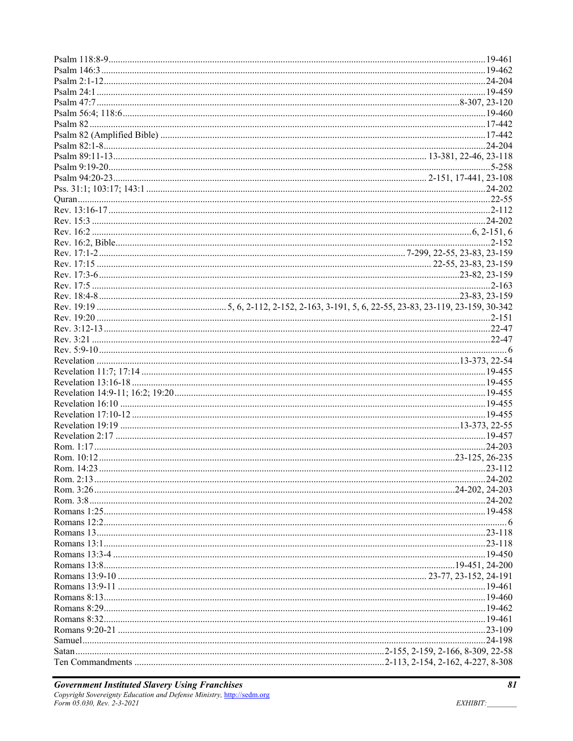Psalm 118:8-9............................................................................................................................................19-461
Psalm 146:3 ...............................................................................................................................................19-462
Psalm 2:1-12..............................................................................................................................................24-204
Psalm 24:1 .................................................................................................................................................19-459
Psalm 47:7....................................................................................................................................8-307, 23-120
Psalm 56:4; 118:6......................................................................................................................................19-460
Psalm 82 ....................................................................................................................................................17-442
Psalm 82 (Amplified Bible) .......................................................................................................................17-442
Psalm 82:1-8..............................................................................................................................................24-204
Psalm 89:11-13................................................................................................................. 13-381, 22-46, 23-118
Psalm 9:19-20..............................................................................................................................................5-258
Psalm 94:20-23................................................................................................................ 2-151, 17-441, 23-108
Pss. 31:1; 103:17; 143:1 ............................................................................................................................24-202
Quran..........................................................................................................................................................22-55
Rev. 13:16-17...............................................................................................................................................2-112
Rev. 15:3 ...................................................................................................................................................24-202
Rev. 16:2 .................................................................................................................................................6, 2-151, 6
Rev. 16:2, Bible............................................................................................................................................2-152
Rev. 17:1-2................................................................................................................7-299, 22-55, 23-83, 23-159
Rev. 17:15 ........................................................................................................................ 22-55, 23-83, 23-159
Rev. 17:3-6..................................................................................................................................23-82, 23-159
Rev. 17:5 .....................................................................................................................................................2-163
Rev. 18:4-8..................................................................................................................................23-83, 23-159
Rev. 19:19 ...................................................... 5, 6, 2-112, 2-152, 2-163, 3-191, 5, 6, 22-55, 23-83, 23-119, 23-159, 30-342
Rev. 19:20 ...................................................................................................................................................2-151
Rev. 3:12-13.................................................................................................................................................22-47
Rev. 3:21 .....................................................................................................................................................22-47
Rev. 5:9-10........................................................................................................................................................ 6
Revelation .....................................................................................................................................13-373, 22-54
Revelation 11:7; 17:14 ..............................................................................................................................19-455
Revelation 13:16-18 ..................................................................................................................................19-455
Revelation 14:9-11; 16:2; 19:20................................................................................................................19-455
Revelation 16:10 .......................................................................................................................................19-455
Revelation 17:10-12 ..................................................................................................................................19-455
Revelation 19:19 ..........................................................................................................................13-373, 22-55
Revelation 2:17 .........................................................................................................................................19-457
Rom. 1:17...................................................................................................................................................24-203
Rom. 10:12.................................................................................................................................23-125, 26-235
Rom. 14:23 ................................................................................................................................................23-112
Rom. 2:13...................................................................................................................................................24-202
Rom. 3:26.................................................................................................................................24-202, 24-203
Rom. 3:8.....................................................................................................................................................24-202
Romans 1:25..............................................................................................................................................19-458
Romans 12:2.......................................................................................................................................................... 6
Romans 13.................................................................................................................................................23-118
Romans 13:1..............................................................................................................................................23-118
Romans 13:3-4 ..........................................................................................................................................19-450
Romans 13:8.............................................................................................................................19-451, 24-200
Romans 13:9-10 ............................................................................................................... 23-77, 23-152, 24-191
Romans 13:9-11 ........................................................................................................................................19-461
Romans 8:13..............................................................................................................................................19-460
Romans 8:29..............................................................................................................................................19-462
Romans 8:32..............................................................................................................................................19-461
Romans 9:20-21 ........................................................................................................................................23-109
Samuel.......................................................................................................................................................24-198
Satan...............................................................................................................2-155, 2-159, 2-166, 8-309, 22-58
Ten Commandments ......................................................................................2-113, 2-154, 2-162, 4-227, 8-308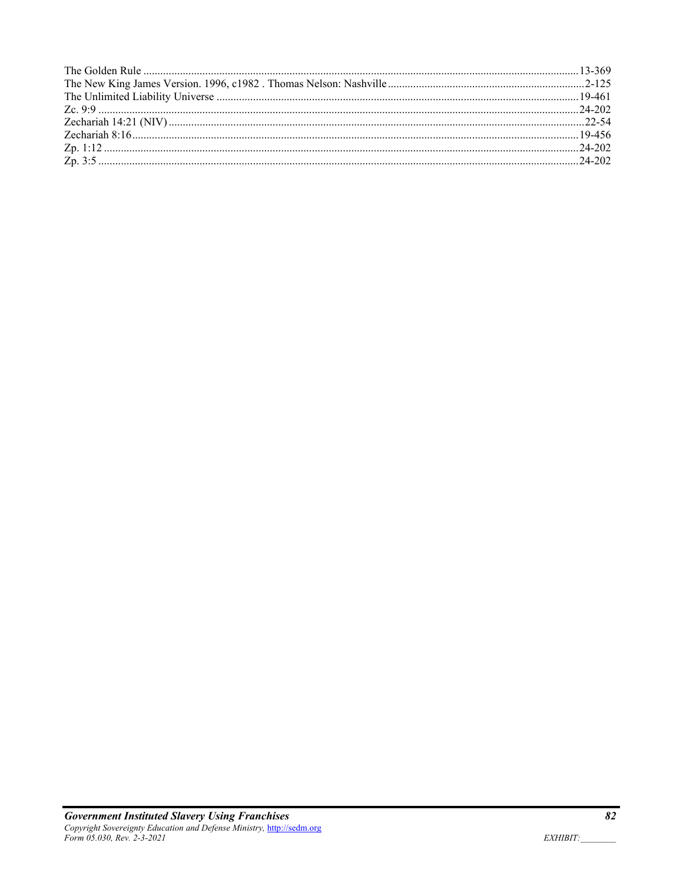The Golden Rule ........................................................................................................................................... 13-369
The New King James Version. 1996, c1982 . Thomas Nelson: Nashville ...................................................................... 2-125
The Unlimited Liability Universe ............................................................................................................... 19-461
Zc. 9:9 ........................................................................................................................................................... 24-202
Zechariah 14:21 (NIV) .................................................................................................................................. 22-54
Zechariah 8:16 .............................................................................................................................................. 19-456
Zp. 1:12 ........................................................................................................................................................ 24-202
Zp. 3:5 .......................................................................................................................................................... 24-202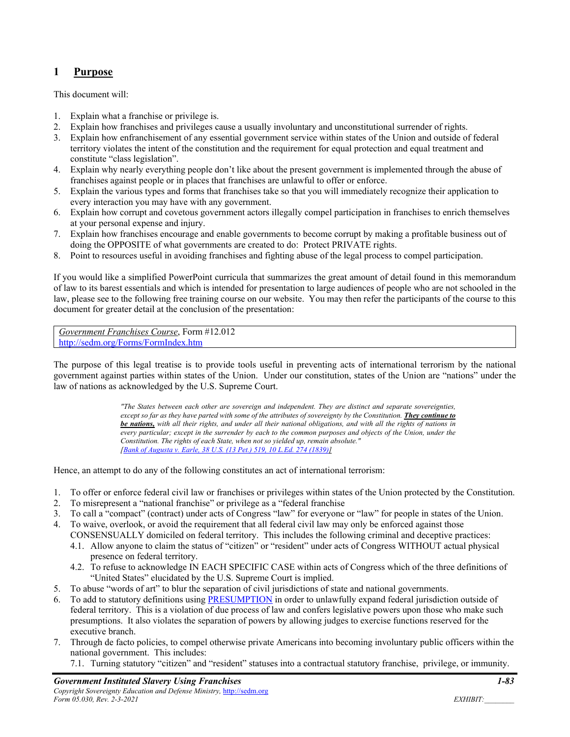## 1 Purpose

This document will:

1. Explain what a franchise or privilege is.
2. Explain how franchises and privileges cause a usually involuntary and unconstitutional surrender of rights.
3. Explain how enfranchisement of any essential government service within states of the Union and outside of federal territory violates the intent of the constitution and the requirement for equal protection and equal treatment and constitute "class legislation".
4. Explain why nearly everything people don't like about the present government is implemented through the abuse of franchises against people or in places that franchises are unlawful to offer or enforce.
5. Explain the various types and forms that franchises take so that you will immediately recognize their application to every interaction you may have with any government.
6. Explain how corrupt and covetous government actors illegally compel participation in franchises to enrich themselves at your personal expense and injury.
7. Explain how franchises encourage and enable governments to become corrupt by making a profitable business out of doing the OPPOSITE of what governments are created to do: Protect PRIVATE rights.
8. Point to resources useful in avoiding franchises and fighting abuse of the legal process to compel participation.

If you would like a simplified PowerPoint curricula that summarizes the great amount of detail found in this memorandum of law to its barest essentials and which is intended for presentation to large audiences of people who are not schooled in the law, please see to the following free training course on our website. You may then refer the participants of the course to this document for greater detail at the conclusion of the presentation:

| *Government Franchises Course*, Form #12.012<br>http://sedm.org/Forms/FormIndex.htm |
|---|

The purpose of this legal treatise is to provide tools useful in preventing acts of international terrorism by the national government against parties within states of the Union. Under our constitution, states of the Union are "nations" under the law of nations as acknowledged by the U.S. Supreme Court.

> *"The States between each other are sovereign and independent. They are distinct and separate sovereignties, except so far as they have parted with some of the attributes of sovereignty by the Constitution.* ***They continue to be nations,*** *with all their rights, and under all their national obligations, and with all the rights of nations in every particular; except in the surrender by each to the common purposes and objects of the Union, under the Constitution. The rights of each State, when not so yielded up, remain absolute."*
> *[Bank of Augusta v. Earle, 38 U.S. (13 Pet.) 519, 10 L.Ed. 274 (1839)]*

Hence, an attempt to do any of the following constitutes an act of international terrorism:

1. To offer or enforce federal civil law or franchises or privileges within states of the Union protected by the Constitution.
2. To misrepresent a "national franchise" or privilege as a "federal franchise
3. To call a "compact" (contract) under acts of Congress "law" for everyone or "law" for people in states of the Union.
4. To waive, overlook, or avoid the requirement that all federal civil law may only be enforced against those CONSENSUALLY domiciled on federal territory. This includes the following criminal and deceptive practices:
   4.1. Allow anyone to claim the status of "citizen" or "resident" under acts of Congress WITHOUT actual physical presence on federal territory.
   4.2. To refuse to acknowledge IN EACH SPECIFIC CASE within acts of Congress which of the three definitions of "United States" elucidated by the U.S. Supreme Court is implied.
5. To abuse "words of art" to blur the separation of civil jurisdictions of state and national governments.
6. To add to statutory definitions using PRESUMPTION in order to unlawfully expand federal jurisdiction outside of federal territory. This is a violation of due process of law and confers legislative powers upon those who make such presumptions. It also violates the separation of powers by allowing judges to exercise functions reserved for the executive branch.
7. Through de facto policies, to compel otherwise private Americans into becoming involuntary public officers within the national government. This includes:
   7.1. Turning statutory "citizen" and "resident" statuses into a contractual statutory franchise, privilege, or immunity.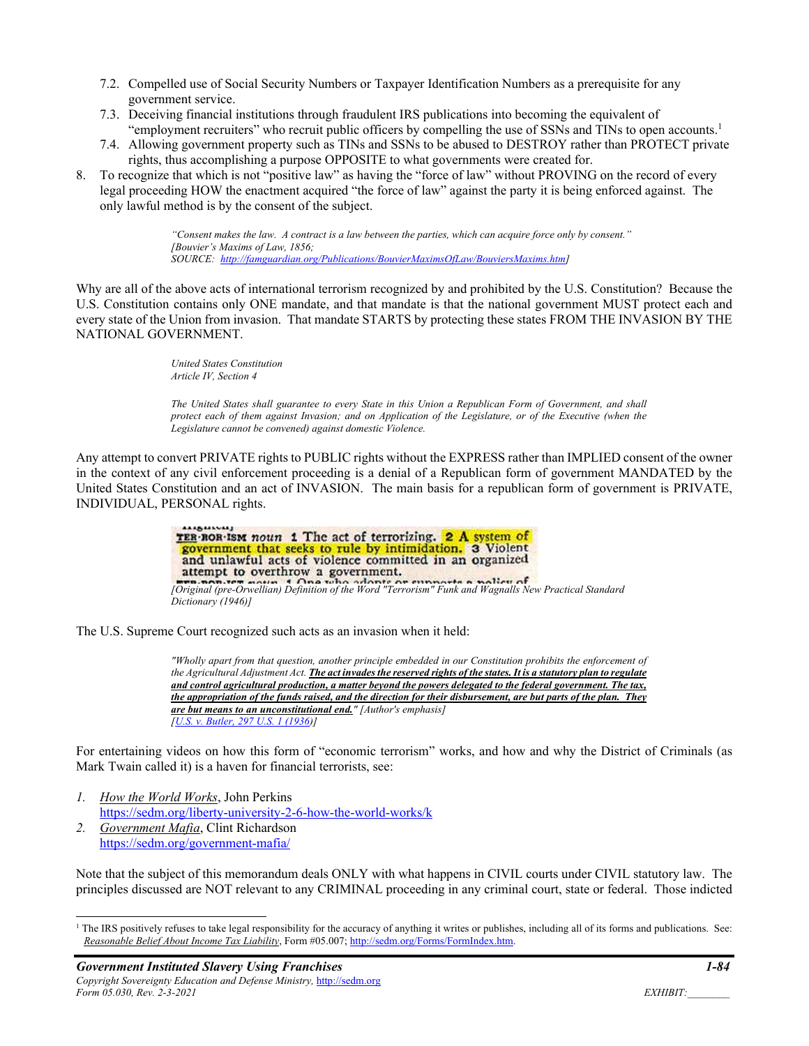7.2. Compelled use of Social Security Numbers or Taxpayer Identification Numbers as a prerequisite for any government service.

7.3. Deceiving financial institutions through fraudulent IRS publications into becoming the equivalent of "employment recruiters" who recruit public officers by compelling the use of SSNs and TINs to open accounts.[1]

7.4. Allowing government property such as TINs and SSNs to be abused to DESTROY rather than PROTECT private rights, thus accomplishing a purpose OPPOSITE to what governments were created for.

8. To recognize that which is not "positive law" as having the "force of law" without PROVING on the record of every legal proceeding HOW the enactment acquired "the force of law" against the party it is being enforced against. The only lawful method is by the consent of the subject.

> *"Consent makes the law. A contract is a law between the parties, which can acquire force only by consent."*
> *[Bouvier's Maxims of Law, 1856;*
> *SOURCE: http://famguardian.org/Publications/BouvierMaximsOfLaw/BouviersMaxims.htm]*

Why are all of the above acts of international terrorism recognized by and prohibited by the U.S. Constitution? Because the U.S. Constitution contains only ONE mandate, and that mandate is that the national government MUST protect each and every state of the Union from invasion. That mandate STARTS by protecting these states FROM THE INVASION BY THE NATIONAL GOVERNMENT.

> *United States Constitution*
> *Article IV, Section 4*
>
> *The United States shall guarantee to every State in this Union a Republican Form of Government, and shall protect each of them against Invasion; and on Application of the Legislature, or of the Executive (when the Legislature cannot be convened) against domestic Violence.*

Any attempt to convert PRIVATE rights to PUBLIC rights without the EXPRESS rather than IMPLIED consent of the owner in the context of any civil enforcement proceeding is a denial of a Republican form of government MANDATED by the United States Constitution and an act of INVASION. The main basis for a republican form of government is PRIVATE, INDIVIDUAL, PERSONAL rights.

> TER·ROR·ISM *noun* **1** The act of terrorizing. **2** A system of government that seeks to rule by intimidation. **3** Violent and unlawful acts of violence committed in an organized attempt to overthrow a government.
>
> *[Original (pre-Orwellian) Definition of the Word "Terrorism" Funk and Wagnalls New Practical Standard Dictionary (1946)]*

The U.S. Supreme Court recognized such acts as an invasion when it held:

> *"Wholly apart from that question, another principle embedded in our Constitution prohibits the enforcement of the Agricultural Adjustment Act.* ***The act invades the reserved rights of the states. It is a statutory plan to regulate and control agricultural production, a matter beyond the powers delegated to the federal government. The tax, the appropriation of the funds raised, and the direction for their disbursement, are but parts of the plan. They are but means to an unconstitutional end.****" [Author's emphasis]*
> *[U.S. v. Butler, 297 U.S. 1 (1936)]*

For entertaining videos on how this form of "economic terrorism" works, and how and why the District of Criminals (as Mark Twain called it) is a haven for financial terrorists, see:

1. *How the World Works*, John Perkins
   https://sedm.org/liberty-university-2-6-how-the-world-works/k
2. *Government Mafia*, Clint Richardson
   https://sedm.org/government-mafia/

Note that the subject of this memorandum deals ONLY with what happens in CIVIL courts under CIVIL statutory law. The principles discussed are NOT relevant to any CRIMINAL proceeding in any criminal court, state or federal. Those indicted

[1] The IRS positively refuses to take legal responsibility for the accuracy of anything it writes or publishes, including all of its forms and publications. See: *Reasonable Belief About Income Tax Liability*, Form #05.007; http://sedm.org/Forms/FormIndex.htm.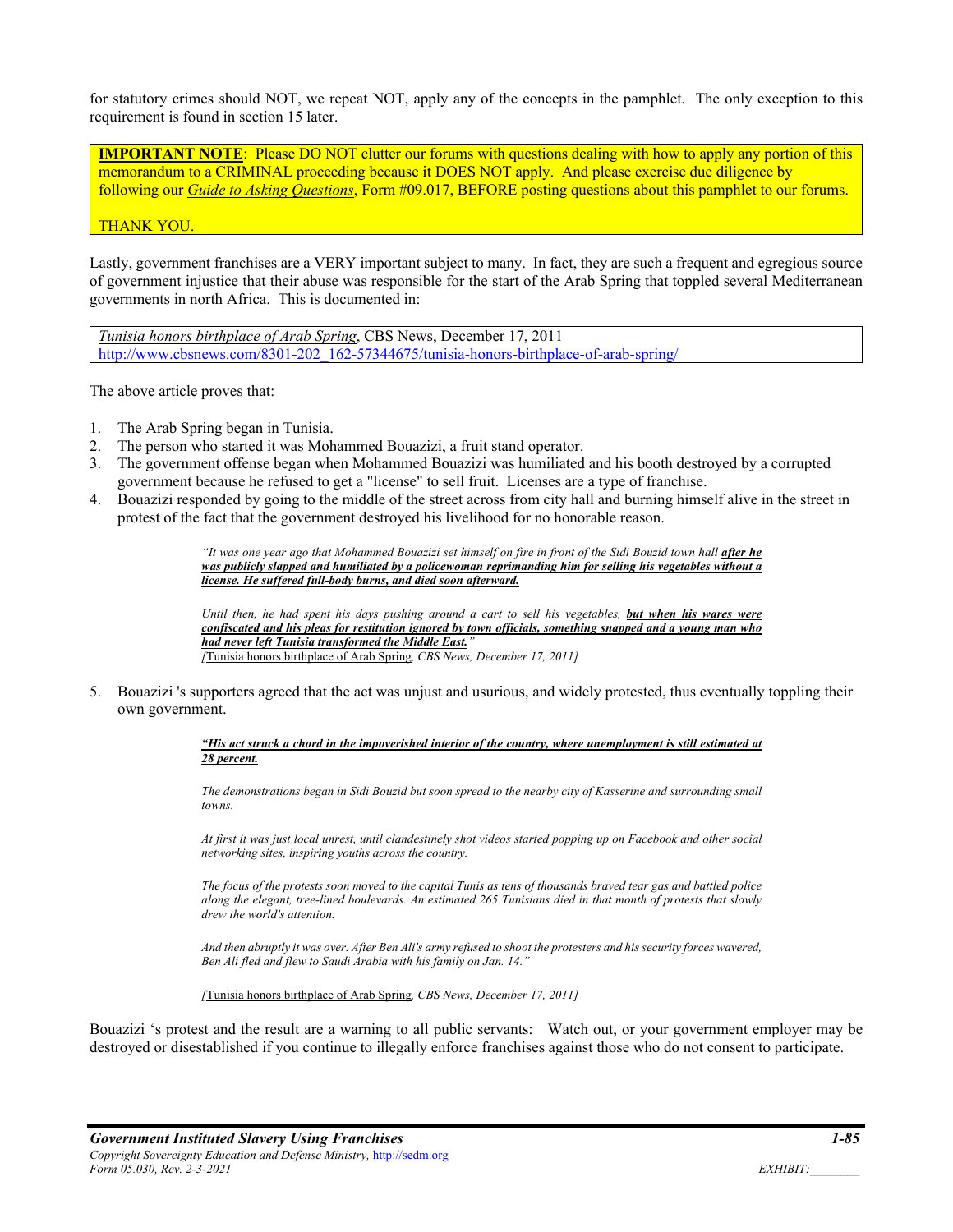for statutory crimes should NOT, we repeat NOT, apply any of the concepts in the pamphlet. The only exception to this requirement is found in section 15 later.

> **IMPORTANT NOTE**: Please DO NOT clutter our forums with questions dealing with how to apply any portion of this memorandum to a CRIMINAL proceeding because it DOES NOT apply. And please exercise due diligence by following our *Guide to Asking Questions*, Form #09.017, BEFORE posting questions about this pamphlet to our forums.
>
> THANK YOU.

Lastly, government franchises are a VERY important subject to many. In fact, they are such a frequent and egregious source of government injustice that their abuse was responsible for the start of the Arab Spring that toppled several Mediterranean governments in north Africa. This is documented in:

> *Tunisia honors birthplace of Arab Spring*, CBS News, December 17, 2011
> http://www.cbsnews.com/8301-202_162-57344675/tunisia-honors-birthplace-of-arab-spring/

The above article proves that:

1. The Arab Spring began in Tunisia.
2. The person who started it was Mohammed Bouazizi, a fruit stand operator.
3. The government offense began when Mohammed Bouazizi was humiliated and his booth destroyed by a corrupted government because he refused to get a "license" to sell fruit. Licenses are a type of franchise.
4. Bouazizi responded by going to the middle of the street across from city hall and burning himself alive in the street in protest of the fact that the government destroyed his livelihood for no honorable reason.

> *"It was one year ago that Mohammed Bouazizi set himself on fire in front of the Sidi Bouzid town hall **after he was publicly slapped and humiliated by a policewoman reprimanding him for selling his vegetables without a license. He suffered full-body burns, and died soon afterward.***
>
> *Until then, he had spent his days pushing around a cart to sell his vegetables, **but when his wares were confiscated and his pleas for restitution ignored by town officials, something snapped and a young man who had never left Tunisia transformed the Middle East.**"*
> *[Tunisia honors birthplace of Arab Spring, CBS News, December 17, 2011]*

5. Bouazizi 's supporters agreed that the act was unjust and usurious, and widely protested, thus eventually toppling their own government.

> ***"His act struck a chord in the impoverished interior of the country, where unemployment is still estimated at 28 percent.***
>
> *The demonstrations began in Sidi Bouzid but soon spread to the nearby city of Kasserine and surrounding small towns.*
>
> *At first it was just local unrest, until clandestinely shot videos started popping up on Facebook and other social networking sites, inspiring youths across the country.*
>
> *The focus of the protests soon moved to the capital Tunis as tens of thousands braved tear gas and battled police along the elegant, tree-lined boulevards. An estimated 265 Tunisians died in that month of protests that slowly drew the world's attention.*
>
> *And then abruptly it was over. After Ben Ali's army refused to shoot the protesters and his security forces wavered, Ben Ali fled and flew to Saudi Arabia with his family on Jan. 14."*
>
> *[Tunisia honors birthplace of Arab Spring, CBS News, December 17, 2011]*

Bouazizi 's protest and the result are a warning to all public servants: Watch out, or your government employer may be destroyed or disestablished if you continue to illegally enforce franchises against those who do not consent to participate.